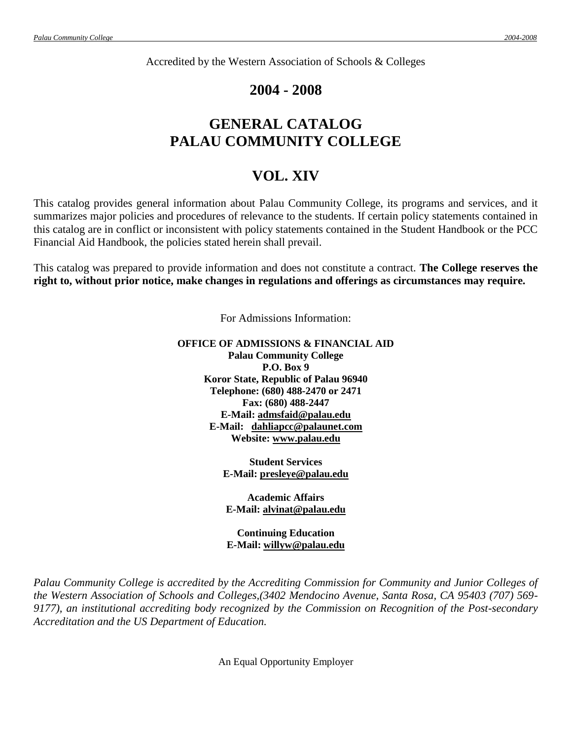Accredited by the Western Association of Schools & Colleges

# 2004 - 2008

# GENERAL CATALOG
# PALAU COMMUNITY COLLEGE

# VOL. XIV

This catalog provides general information about Palau Community College, its programs and services, and it summarizes major policies and procedures of relevance to the students. If certain policy statements contained in this catalog are in conflict or inconsistent with policy statements contained in the Student Handbook or the PCC Financial Aid Handbook, the policies stated herein shall prevail.

This catalog was prepared to provide information and does not constitute a contract. **The College reserves the right to, without prior notice, make changes in regulations and offerings as circumstances may require.**

For Admissions Information:

**OFFICE OF ADMISSIONS & FINANCIAL AID**
**Palau Community College**
**P.O. Box 9**
**Koror State, Republic of Palau 96940**
**Telephone: (680) 488-2470 or 2471**
**Fax: (680) 488-2447**
**E-Mail: admsfaid@palau.edu**
**E-Mail: dahliapcc@palaunet.com**
**Website: www.palau.edu**

**Student Services**
**E-Mail: presleye@palau.edu**

**Academic Affairs**
**E-Mail: alvinat@palau.edu**

**Continuing Education**
**E-Mail: willyw@palau.edu**

*Palau Community College is accredited by the Accrediting Commission for Community and Junior Colleges of the Western Association of Schools and Colleges,(3402 Mendocino Avenue, Santa Rosa, CA 95403 (707) 569-9177), an institutional accrediting body recognized by the Commission on Recognition of the Post-secondary Accreditation and the US Department of Education.*

An Equal Opportunity Employer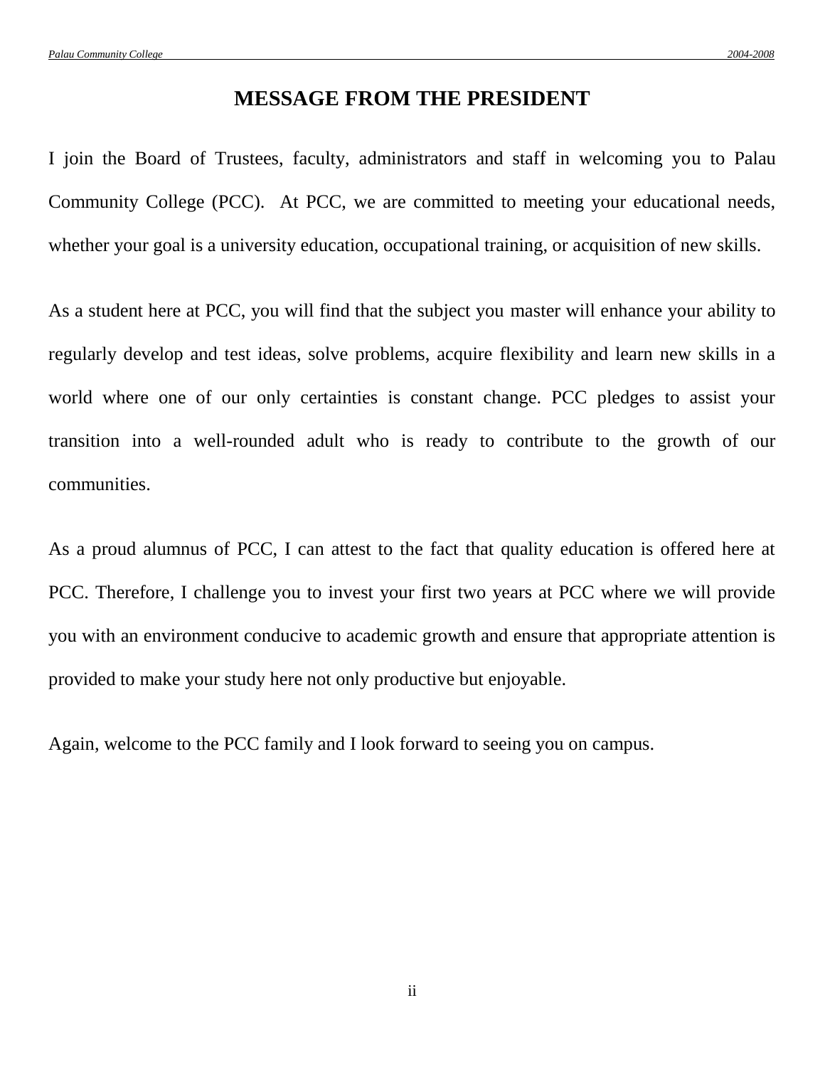# MESSAGE FROM THE PRESIDENT

I join the Board of Trustees, faculty, administrators and staff in welcoming you to Palau Community College (PCC). At PCC, we are committed to meeting your educational needs, whether your goal is a university education, occupational training, or acquisition of new skills.

As a student here at PCC, you will find that the subject you master will enhance your ability to regularly develop and test ideas, solve problems, acquire flexibility and learn new skills in a world where one of our only certainties is constant change. PCC pledges to assist your transition into a well-rounded adult who is ready to contribute to the growth of our communities.

As a proud alumnus of PCC, I can attest to the fact that quality education is offered here at PCC. Therefore, I challenge you to invest your first two years at PCC where we will provide you with an environment conducive to academic growth and ensure that appropriate attention is provided to make your study here not only productive but enjoyable.

Again, welcome to the PCC family and I look forward to seeing you on campus.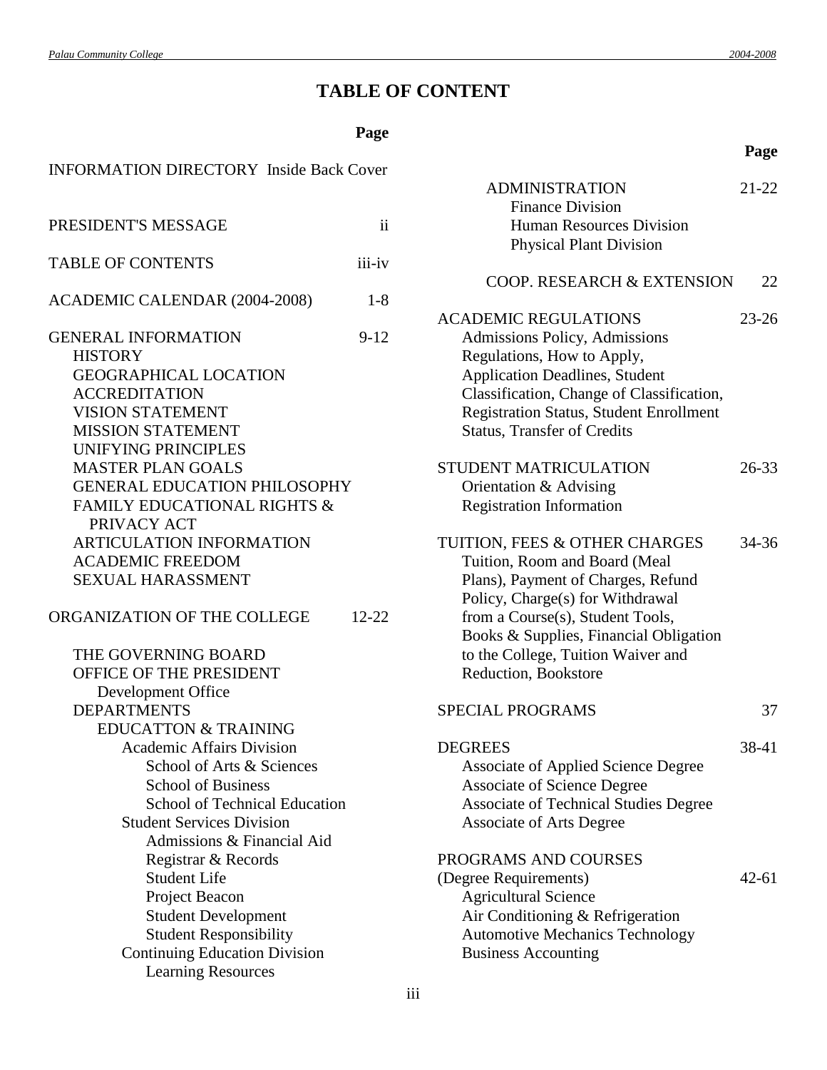# TABLE OF CONTENT

| | Page |
|---|---|
| INFORMATION DIRECTORY | Inside Back Cover |
| PRESIDENT'S MESSAGE | ii |
| TABLE OF CONTENTS | iii-iv |
| ACADEMIC CALENDAR (2004-2008) | 1-8 |
| GENERAL INFORMATION | 9-12 |
| HISTORY | |
| GEOGRAPHICAL LOCATION | |
| ACCREDITATION | |
| VISION STATEMENT | |
| MISSION STATEMENT | |
| UNIFYING PRINCIPLES | |
| MASTER PLAN GOALS | |
| GENERAL EDUCATION PHILOSOPHY | |
| FAMILY EDUCATIONAL RIGHTS & PRIVACY ACT | |
| ARTICULATION INFORMATION | |
| ACADEMIC FREEDOM | |
| SEXUAL HARASSMENT | |
| ORGANIZATION OF THE COLLEGE | 12-22 |
| THE GOVERNING BOARD | |
| OFFICE OF THE PRESIDENT | |
| Development Office | |
| DEPARTMENTS | |
| EDUCATTON & TRAINING | |
| Academic Affairs Division | |
| School of Arts & Sciences | |
| School of Business | |
| School of Technical Education | |
| Student Services Division | |
| Admissions & Financial Aid | |
| Registrar & Records | |
| Student Life | |
| Project Beacon | |
| Student Development | |
| Student Responsibility | |
| Continuing Education Division | |
| Learning Resources | |
| ADMINISTRATION | 21-22 |
| Finance Division | |
| Human Resources Division | |
| Physical Plant Division | |
| COOP. RESEARCH & EXTENSION | 22 |
| ACADEMIC REGULATIONS | 23-26 |
| Admissions Policy, Admissions Regulations, How to Apply, Application Deadlines, Student Classification, Change of Classification, Registration Status, Student Enrollment Status, Transfer of Credits | |
| STUDENT MATRICULATION | 26-33 |
| Orientation & Advising | |
| Registration Information | |
| TUITION, FEES & OTHER CHARGES | 34-36 |
| Tuition, Room and Board (Meal Plans), Payment of Charges, Refund Policy, Charge(s) for Withdrawal from a Course(s), Student Tools, Books & Supplies, Financial Obligation to the College, Tuition Waiver and Reduction, Bookstore | |
| SPECIAL PROGRAMS | 37 |
| DEGREES | 38-41 |
| Associate of Applied Science Degree | |
| Associate of Science Degree | |
| Associate of Technical Studies Degree | |
| Associate of Arts Degree | |
| PROGRAMS AND COURSES (Degree Requirements) | 42-61 |
| Agricultural Science | |
| Air Conditioning & Refrigeration | |
| Automotive Mechanics Technology | |
| Business Accounting | |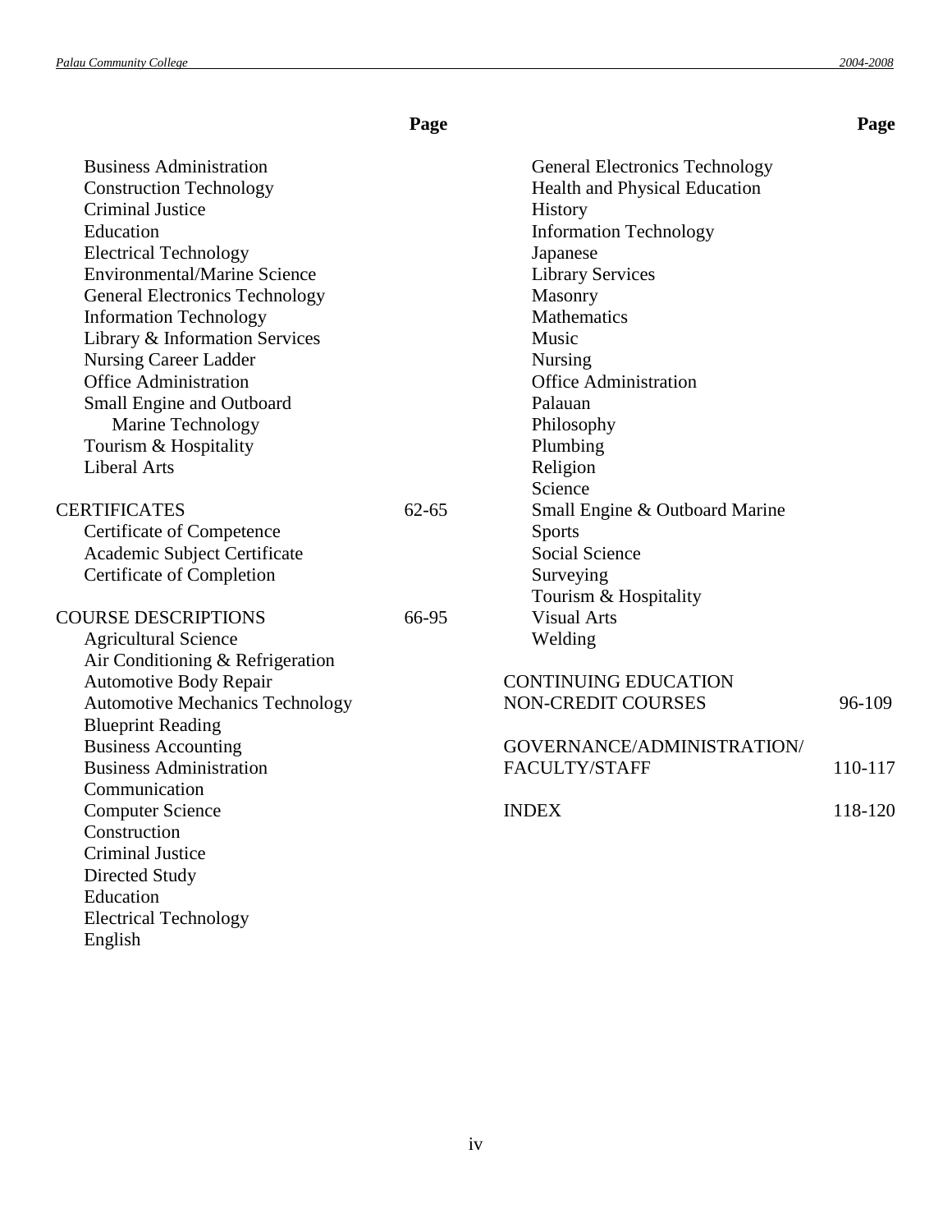| | Page |
|---|---|
| Business Administration | |
| Construction Technology | |
| Criminal Justice | |
| Education | |
| Electrical Technology | |
| Environmental/Marine Science | |
| General Electronics Technology | |
| Information Technology | |
| Library & Information Services | |
| Nursing Career Ladder | |
| Office Administration | |
| Small Engine and Outboard Marine Technology | |
| Tourism & Hospitality | |
| Liberal Arts | |
| CERTIFICATES | 62-65 |
| Certificate of Competence | |
| Academic Subject Certificate | |
| Certificate of Completion | |
| COURSE DESCRIPTIONS | 66-95 |
| Agricultural Science | |
| Air Conditioning & Refrigeration | |
| Automotive Body Repair | |
| Automotive Mechanics Technology | |
| Blueprint Reading | |
| Business Accounting | |
| Business Administration | |
| Communication | |
| Computer Science | |
| Construction | |
| Criminal Justice | |
| Directed Study | |
| Education | |
| Electrical Technology | |
| English | |
| General Electronics Technology | |
| Health and Physical Education | |
| History | |
| Information Technology | |
| Japanese | |
| Library Services | |
| Masonry | |
| Mathematics | |
| Music | |
| Nursing | |
| Office Administration | |
| Palauan | |
| Philosophy | |
| Plumbing | |
| Religion | |
| Science | |
| Small Engine & Outboard Marine | |
| Sports | |
| Social Science | |
| Surveying | |
| Tourism & Hospitality | |
| Visual Arts | |
| Welding | |
| CONTINUING EDUCATION NON-CREDIT COURSES | 96-109 |
| GOVERNANCE/ADMINISTRATION/ FACULTY/STAFF | 110-117 |
| INDEX | 118-120 |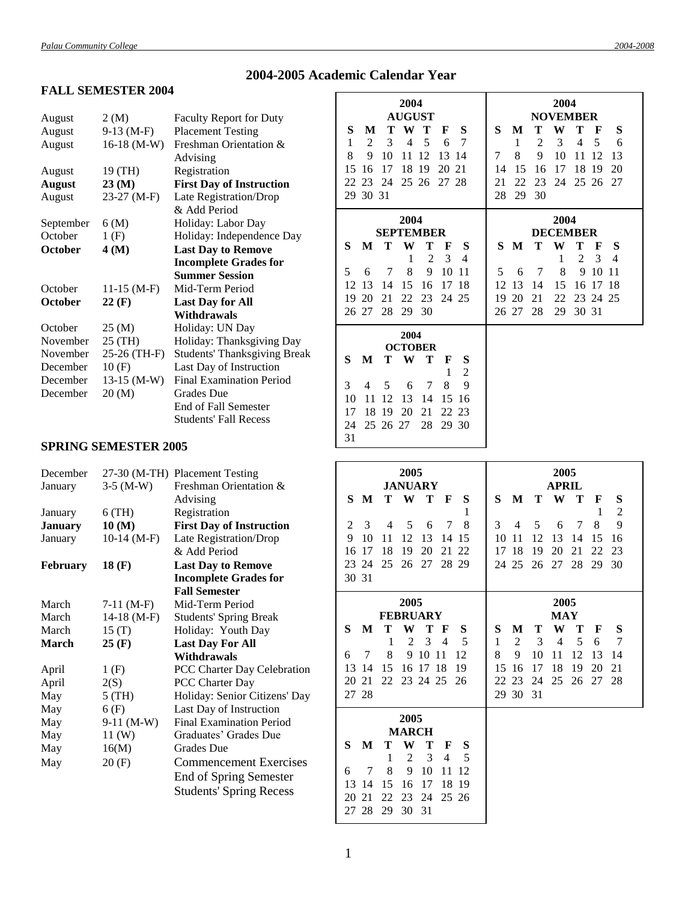# 2004-2005 Academic Calendar Year

## FALL SEMESTER 2004

| Month | Date | Event |
|---|---|---|
| August | 2 (M) | Faculty Report for Duty |
| August | 9-13 (M-F) | Placement Testing |
| August | 16-18 (M-W) | Freshman Orientation & Advising |
| August | 19 (TH) | Registration |
| **August** | **23 (M)** | **First Day of Instruction** |
| August | 23-27 (M-F) | Late Registration/Drop & Add Period |
| September | 6 (M) | Holiday: Labor Day |
| October | 1 (F) | Holiday: Independence Day |
| **October** | **4 (M)** | **Last Day to Remove Incomplete Grades for Summer Session** |
| October | 11-15 (M-F) | Mid-Term Period |
| **October** | **22 (F)** | **Last Day for All Withdrawals** |
| October | 25 (M) | Holiday: UN Day |
| November | 25 (TH) | Holiday: Thanksgiving Day |
| November | 25-26 (TH-F) | Students' Thanksgiving Break |
| December | 10 (F) | Last Day of Instruction |
| December | 13-15 (M-W) | Final Examination Period |
| December | 20 (M) | Grades Due<br>End of Fall Semester<br>Students' Fall Recess |

## SPRING SEMESTER 2005

| Month | Date | Event |
|---|---|---|
| December | 27-30 (M-TH) | Placement Testing |
| January | 3-5 (M-W) | Freshman Orientation & Advising |
| January | 6 (TH) | Registration |
| **January** | **10 (M)** | **First Day of Instruction** |
| January | 10-14 (M-F) | Late Registration/Drop & Add Period |
| **February** | **18 (F)** | **Last Day to Remove Incomplete Grades for Fall Semester** |
| March | 7-11 (M-F) | Mid-Term Period |
| March | 14-18 (M-F) | Students' Spring Break |
| March | 15 (T) | Holiday: Youth Day |
| **March** | **25 (F)** | **Last Day For All Withdrawals** |
| April | 1 (F) | PCC Charter Day Celebration |
| April | 2(S) | PCC Charter Day |
| May | 5 (TH) | Holiday: Senior Citizens' Day |
| May | 6 (F) | Last Day of Instruction |
| May | 9-11 (M-W) | Final Examination Period |
| May | 11 (W) | Graduates' Grades Due |
| May | 16(M) | Grades Due |
| May | 20 (F) | Commencement Exercises<br>End of Spring Semester<br>Students' Spring Recess |

### 2004 AUGUST

| S | M | T | W | T | F | S |
|---|---|---|---|---|---|---|
| 1 | 2 | 3 | 4 | 5 | 6 | 7 |
| 8 | 9 | 10 | 11 | 12 | 13 | 14 |
| 15 | 16 | 17 | 18 | 19 | 20 | 21 |
| 22 | 23 | 24 | 25 | 26 | 27 | 28 |
| 29 | 30 | 31 | | | | |

### 2004 SEPTEMBER

| S | M | T | W | T | F | S |
|---|---|---|---|---|---|---|
| | | | 1 | 2 | 3 | 4 |
| 5 | 6 | 7 | 8 | 9 | 10 | 11 |
| 12 | 13 | 14 | 15 | 16 | 17 | 18 |
| 19 | 20 | 21 | 22 | 23 | 24 | 25 |
| 26 | 27 | 28 | 29 | 30 | | |

### 2004 OCTOBER

| S | M | T | W | T | F | S |
|---|---|---|---|---|---|---|
| | | | | | 1 | 2 |
| 3 | 4 | 5 | 6 | 7 | 8 | 9 |
| 10 | 11 | 12 | 13 | 14 | 15 | 16 |
| 17 | 18 | 19 | 20 | 21 | 22 | 23 |
| 24 | 25 | 26 | 27 | 28 | 29 | 30 |
| 31 | | | | | | |

### 2004 NOVEMBER

| S | M | T | W | T | F | S |
|---|---|---|---|---|---|---|
| | 1 | 2 | 3 | 4 | 5 | 6 |
| 7 | 8 | 9 | 10 | 11 | 12 | 13 |
| 14 | 15 | 16 | 17 | 18 | 19 | 20 |
| 21 | 22 | 23 | 24 | 25 | 26 | 27 |
| 28 | 29 | 30 | | | | |

### 2004 DECEMBER

| S | M | T | W | T | F | S |
|---|---|---|---|---|---|---|
| | | | 1 | 2 | 3 | 4 |
| 5 | 6 | 7 | 8 | 9 | 10 | 11 |
| 12 | 13 | 14 | 15 | 16 | 17 | 18 |
| 19 | 20 | 21 | 22 | 23 | 24 | 25 |
| 26 | 27 | 28 | 29 | 30 | 31 | |

### 2005 JANUARY

| S | M | T | W | T | F | S |
|---|---|---|---|---|---|---|
| | | | | | | 1 |
| 2 | 3 | 4 | 5 | 6 | 7 | 8 |
| 9 | 10 | 11 | 12 | 13 | 14 | 15 |
| 16 | 17 | 18 | 19 | 20 | 21 | 22 |
| 23 | 24 | 25 | 26 | 27 | 28 | 29 |
| 30 | 31 | | | | | |

### 2005 FEBRUARY

| S | M | T | W | T | F | S |
|---|---|---|---|---|---|---|
| | | 1 | 2 | 3 | 4 | 5 |
| 6 | 7 | 8 | 9 | 10 | 11 | 12 |
| 13 | 14 | 15 | 16 | 17 | 18 | 19 |
| 20 | 21 | 22 | 23 | 24 | 25 | 26 |
| 27 | 28 | | | | | |

### 2005 MARCH

| S | M | T | W | T | F | S |
|---|---|---|---|---|---|---|
| | | 1 | 2 | 3 | 4 | 5 |
| 6 | 7 | 8 | 9 | 10 | 11 | 12 |
| 13 | 14 | 15 | 16 | 17 | 18 | 19 |
| 20 | 21 | 22 | 23 | 24 | 25 | 26 |
| 27 | 28 | 29 | 30 | 31 | | |

### 2005 APRIL

| S | M | T | W | T | F | S |
|---|---|---|---|---|---|---|
| | | | | | 1 | 2 |
| 3 | 4 | 5 | 6 | 7 | 8 | 9 |
| 10 | 11 | 12 | 13 | 14 | 15 | 16 |
| 17 | 18 | 19 | 20 | 21 | 22 | 23 |
| 24 | 25 | 26 | 27 | 28 | 29 | 30 |

### 2005 MAY

| S | M | T | W | T | F | S |
|---|---|---|---|---|---|---|
| 1 | 2 | 3 | 4 | 5 | 6 | 7 |
| 8 | 9 | 10 | 11 | 12 | 13 | 14 |
| 15 | 16 | 17 | 18 | 19 | 20 | 21 |
| 22 | 23 | 24 | 25 | 26 | 27 | 28 |
| 29 | 30 | 31 | | | | |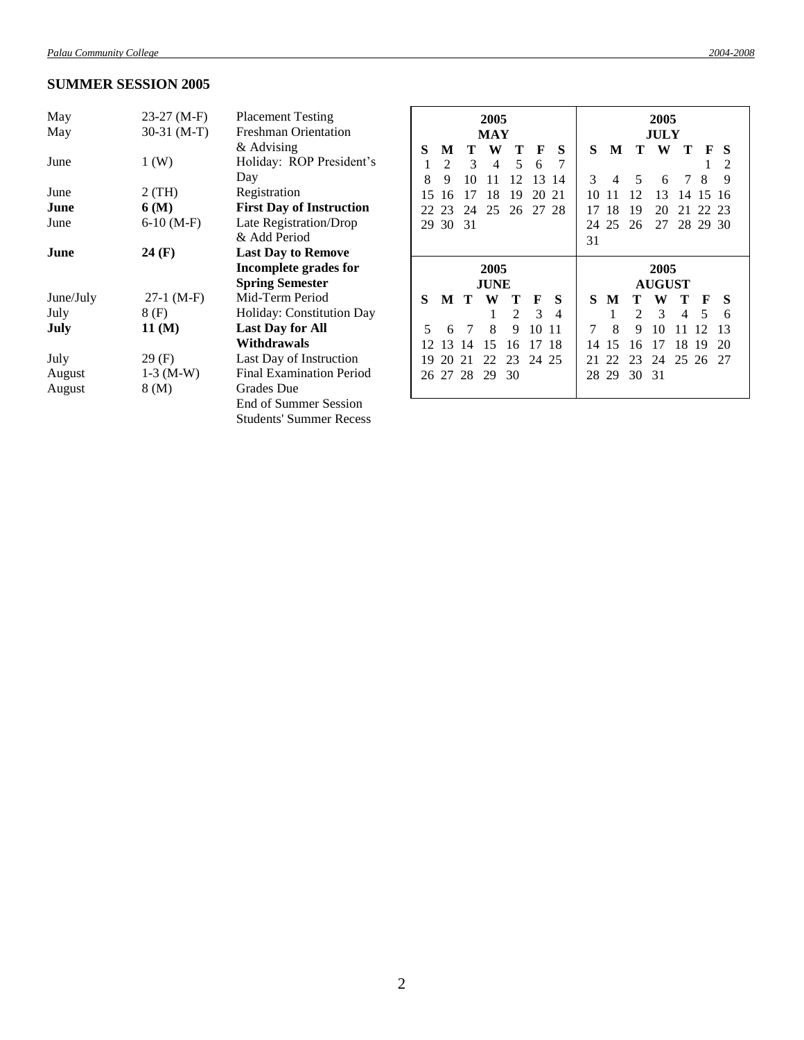## SUMMER SESSION 2005

| | | |
|---|---|---|
| May | 23-27 (M-F) | Placement Testing |
| May | 30-31 (M-T) | Freshman Orientation & Advising |
| June | 1 (W) | Holiday: ROP President's Day |
| June | 2 (TH) | Registration |
| **June** | **6 (M)** | **First Day of Instruction** |
| June | 6-10 (M-F) | Late Registration/Drop & Add Period |
| **June** | **24 (F)** | **Last Day to Remove Incomplete grades for Spring Semester** |
| June/July | 27-1 (M-F) | Mid-Term Period |
| July | 8 (F) | Holiday: Constitution Day |
| **July** | **11 (M)** | **Last Day for All Withdrawals** |
| July | 29 (F) | Last Day of Instruction |
| August | 1-3 (M-W) | Final Examination Period |
| August | 8 (M) | Grades Due |
| | | End of Summer Session |
| | | Students' Summer Recess |

**2005 MAY**

| S | M | T | W | T | F | S |
|---|---|---|---|---|---|---|
| 1 | 2 | 3 | 4 | 5 | 6 | 7 |
| 8 | 9 | 10 | 11 | 12 | 13 | 14 |
| 15 | 16 | 17 | 18 | 19 | 20 | 21 |
| 22 | 23 | 24 | 25 | 26 | 27 | 28 |
| 29 | 30 | 31 | | | | |

**2005 JULY**

| S | M | T | W | T | F | S |
|---|---|---|---|---|---|---|
| | | | | | 1 | 2 |
| 3 | 4 | 5 | 6 | 7 | 8 | 9 |
| 10 | 11 | 12 | 13 | 14 | 15 | 16 |
| 17 | 18 | 19 | 20 | 21 | 22 | 23 |
| 24 | 25 | 26 | 27 | 28 | 29 | 30 |
| 31 | | | | | | |

**2005 JUNE**

| S | M | T | W | T | F | S |
|---|---|---|---|---|---|---|
| | | | 1 | 2 | 3 | 4 |
| 5 | 6 | 7 | 8 | 9 | 10 | 11 |
| 12 | 13 | 14 | 15 | 16 | 17 | 18 |
| 19 | 20 | 21 | 22 | 23 | 24 | 25 |
| 26 | 27 | 28 | 29 | 30 | | |

**2005 AUGUST**

| S | M | T | W | T | F | S |
|---|---|---|---|---|---|---|
| | 1 | 2 | 3 | 4 | 5 | 6 |
| 7 | 8 | 9 | 10 | 11 | 12 | 13 |
| 14 | 15 | 16 | 17 | 18 | 19 | 20 |
| 21 | 22 | 23 | 24 | 25 | 26 | 27 |
| 28 | 29 | 30 | 31 | | | |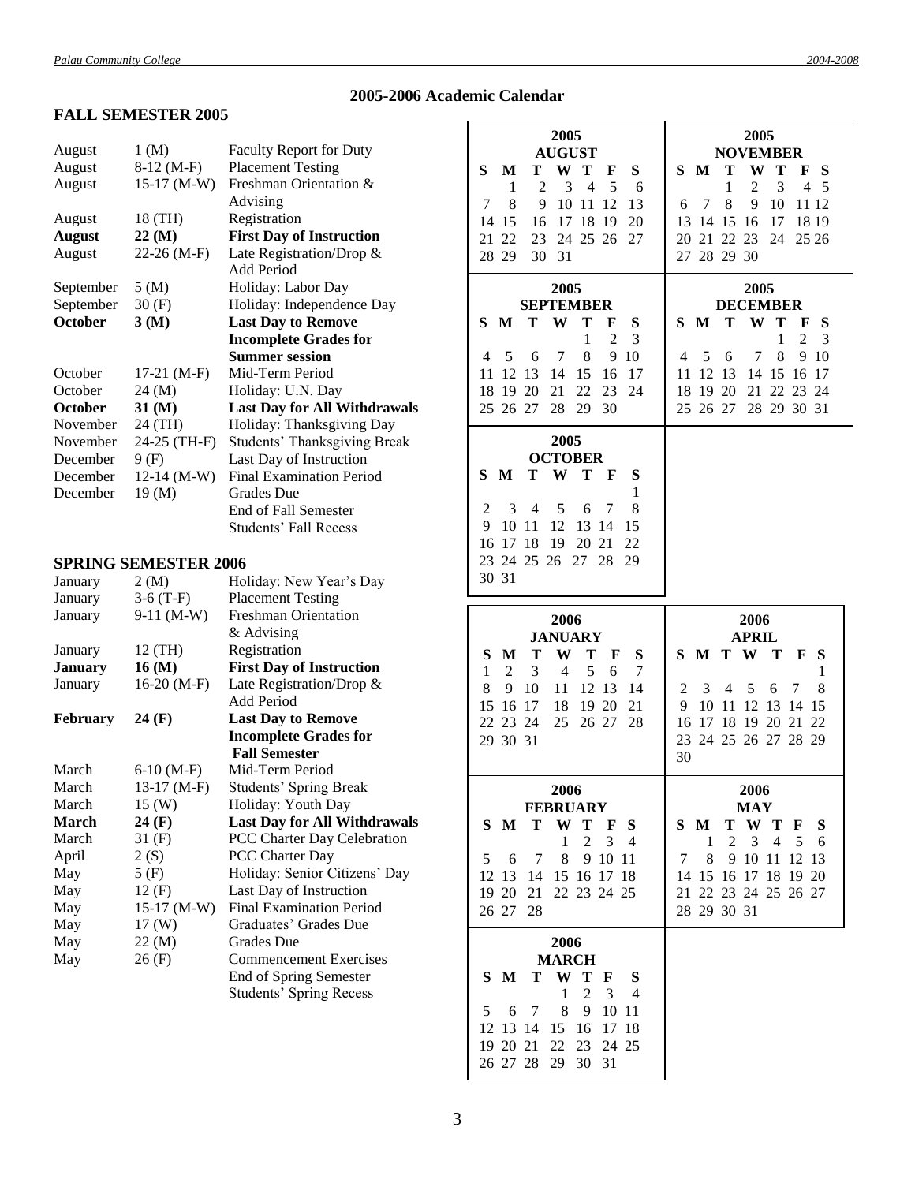## 2005-2006 Academic Calendar

### FALL SEMESTER 2005

| Month | Date | Event |
|---|---|---|
| August | 1 (M) | Faculty Report for Duty |
| August | 8-12 (M-F) | Placement Testing |
| August | 15-17 (M-W) | Freshman Orientation & Advising |
| August | 18 (TH) | Registration |
| **August** | **22 (M)** | **First Day of Instruction** |
| August | 22-26 (M-F) | Late Registration/Drop & Add Period |
| September | 5 (M) | Holiday: Labor Day |
| September | 30 (F) | Holiday: Independence Day |
| **October** | **3 (M)** | **Last Day to Remove Incomplete Grades for Summer session** |
| October | 17-21 (M-F) | Mid-Term Period |
| October | 24 (M) | Holiday: U.N. Day |
| **October** | **31 (M)** | **Last Day for All Withdrawals** |
| November | 24 (TH) | Holiday: Thanksgiving Day |
| November | 24-25 (TH-F) | Students' Thanksgiving Break |
| December | 9 (F) | Last Day of Instruction |
| December | 12-14 (M-W) | Final Examination Period |
| December | 19 (M) | Grades Due |
| | | End of Fall Semester |
| | | Students' Fall Recess |

### SPRING SEMESTER 2006

| Month | Date | Event |
|---|---|---|
| January | 2 (M) | Holiday: New Year's Day |
| January | 3-6 (T-F) | Placement Testing |
| January | 9-11 (M-W) | Freshman Orientation & Advising |
| January | 12 (TH) | Registration |
| **January** | **16 (M)** | **First Day of Instruction** |
| January | 16-20 (M-F) | Late Registration/Drop & Add Period |
| **February** | **24 (F)** | **Last Day to Remove Incomplete Grades for Fall Semester** |
| March | 6-10 (M-F) | Mid-Term Period |
| March | 13-17 (M-F) | Students' Spring Break |
| March | 15 (W) | Holiday: Youth Day |
| **March** | **24 (F)** | **Last Day for All Withdrawals** |
| March | 31 (F) | PCC Charter Day Celebration |
| April | 2 (S) | PCC Charter Day |
| May | 5 (F) | Holiday: Senior Citizens' Day |
| May | 12 (F) | Last Day of Instruction |
| May | 15-17 (M-W) | Final Examination Period |
| May | 17 (W) | Graduates' Grades Due |
| May | 22 (M) | Grades Due |
| May | 26 (F) | Commencement Exercises |
| | | End of Spring Semester |
| | | Students' Spring Recess |

**2005 AUGUST**

| S | M | T | W | T | F | S |
|---|---|---|---|---|---|---|
| | 1 | 2 | 3 | 4 | 5 | 6 |
| 7 | 8 | 9 | 10 | 11 | 12 | 13 |
| 14 | 15 | 16 | 17 | 18 | 19 | 20 |
| 21 | 22 | 23 | 24 | 25 | 26 | 27 |
| 28 | 29 | 30 | 31 | | | |

**2005 SEPTEMBER**

| S | M | T | W | T | F | S |
|---|---|---|---|---|---|---|
| | | | | 1 | 2 | 3 |
| 4 | 5 | 6 | 7 | 8 | 9 | 10 |
| 11 | 12 | 13 | 14 | 15 | 16 | 17 |
| 18 | 19 | 20 | 21 | 22 | 23 | 24 |
| 25 | 26 | 27 | 28 | 29 | 30 | |

**2005 OCTOBER**

| S | M | T | W | T | F | S |
|---|---|---|---|---|---|---|
| | | | | | | 1 |
| 2 | 3 | 4 | 5 | 6 | 7 | 8 |
| 9 | 10 | 11 | 12 | 13 | 14 | 15 |
| 16 | 17 | 18 | 19 | 20 | 21 | 22 |
| 23 | 24 | 25 | 26 | 27 | 28 | 29 |
| 30 | 31 | | | | | |

**2005 NOVEMBER**

| S | M | T | W | T | F | S |
|---|---|---|---|---|---|---|
| | | 1 | 2 | 3 | 4 | 5 |
| 6 | 7 | 8 | 9 | 10 | 11 | 12 |
| 13 | 14 | 15 | 16 | 17 | 18 | 19 |
| 20 | 21 | 22 | 23 | 24 | 25 | 26 |
| 27 | 28 | 29 | 30 | | | |

**2005 DECEMBER**

| S | M | T | W | T | F | S |
|---|---|---|---|---|---|---|
| | | | | 1 | 2 | 3 |
| 4 | 5 | 6 | 7 | 8 | 9 | 10 |
| 11 | 12 | 13 | 14 | 15 | 16 | 17 |
| 18 | 19 | 20 | 21 | 22 | 23 | 24 |
| 25 | 26 | 27 | 28 | 29 | 30 | 31 |

**2006 JANUARY**

| S | M | T | W | T | F | S |
|---|---|---|---|---|---|---|
| 1 | 2 | 3 | 4 | 5 | 6 | 7 |
| 8 | 9 | 10 | 11 | 12 | 13 | 14 |
| 15 | 16 | 17 | 18 | 19 | 20 | 21 |
| 22 | 23 | 24 | 25 | 26 | 27 | 28 |
| 29 | 30 | 31 | | | | |

**2006 FEBRUARY**

| S | M | T | W | T | F | S |
|---|---|---|---|---|---|---|
| | | | 1 | 2 | 3 | 4 |
| 5 | 6 | 7 | 8 | 9 | 10 | 11 |
| 12 | 13 | 14 | 15 | 16 | 17 | 18 |
| 19 | 20 | 21 | 22 | 23 | 24 | 25 |
| 26 | 27 | 28 | | | | |

**2006 MARCH**

| S | M | T | W | T | F | S |
|---|---|---|---|---|---|---|
| | | | 1 | 2 | 3 | 4 |
| 5 | 6 | 7 | 8 | 9 | 10 | 11 |
| 12 | 13 | 14 | 15 | 16 | 17 | 18 |
| 19 | 20 | 21 | 22 | 23 | 24 | 25 |
| 26 | 27 | 28 | 29 | 30 | 31 | |

**2006 APRIL**

| S | M | T | W | T | F | S |
|---|---|---|---|---|---|---|
| | | | | | | 1 |
| 2 | 3 | 4 | 5 | 6 | 7 | 8 |
| 9 | 10 | 11 | 12 | 13 | 14 | 15 |
| 16 | 17 | 18 | 19 | 20 | 21 | 22 |
| 23 | 24 | 25 | 26 | 27 | 28 | 29 |
| 30 | | | | | | |

**2006 MAY**

| S | M | T | W | T | F | S |
|---|---|---|---|---|---|---|
| | 1 | 2 | 3 | 4 | 5 | 6 |
| 7 | 8 | 9 | 10 | 11 | 12 | 13 |
| 14 | 15 | 16 | 17 | 18 | 19 | 20 |
| 21 | 22 | 23 | 24 | 25 | 26 | 27 |
| 28 | 29 | 30 | 31 | | | |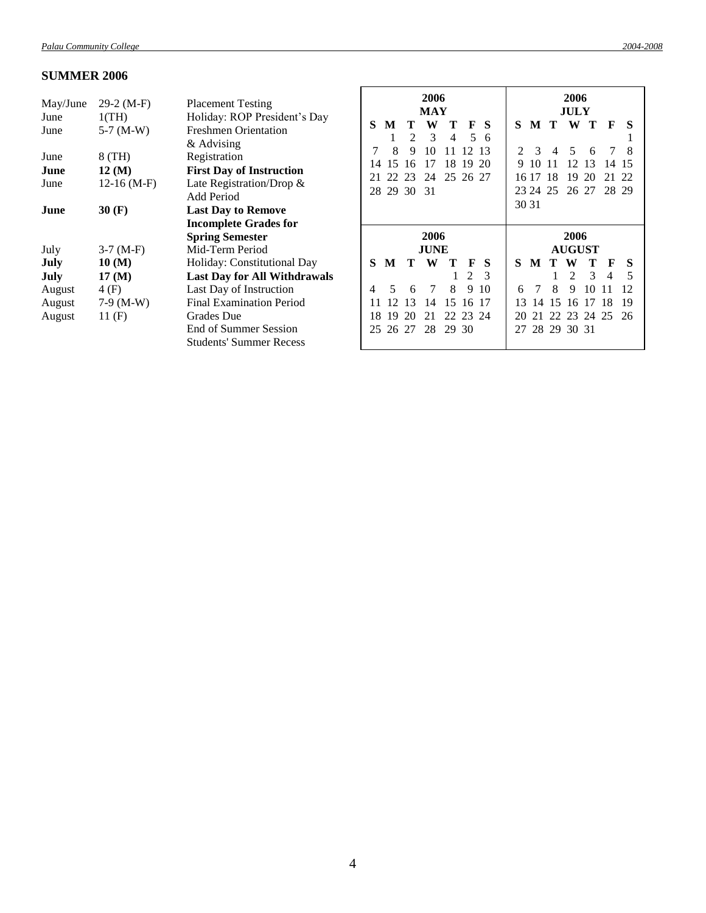## SUMMER 2006

| Month | Date | Event |
|---|---|---|
| May/June | 29-2 (M-F) | Placement Testing |
| June | 1(TH) | Holiday: ROP President's Day |
| June | 5-7 (M-W) | Freshmen Orientation & Advising |
| June | 8 (TH) | Registration |
| **June** | **12 (M)** | **First Day of Instruction** |
| June | 12-16 (M-F) | Late Registration/Drop & Add Period |
| **June** | **30 (F)** | **Last Day to Remove Incomplete Grades for Spring Semester** |
| July | 3-7 (M-F) | Mid-Term Period |
| **July** | **10 (M)** | Holiday: Constitutional Day |
| **July** | **17 (M)** | **Last Day for All Withdrawals** |
| August | 4 (F) | Last Day of Instruction |
| August | 7-9 (M-W) | Final Examination Period |
| August | 11 (F) | Grades Due<br>End of Summer Session<br>Students' Summer Recess |

**2006 MAY**

| S | M | T | W | T | F | S |
|---|---|---|---|---|---|---|
| | 1 | 2 | 3 | 4 | 5 | 6 |
| 7 | 8 | 9 | 10 | 11 | 12 | 13 |
| 14 | 15 | 16 | 17 | 18 | 19 | 20 |
| 21 | 22 | 23 | 24 | 25 | 26 | 27 |
| 28 | 29 | 30 | 31 | | | |

**2006 JULY**

| S | M | T | W | T | F | S |
|---|---|---|---|---|---|---|
| | | | | | | 1 |
| 2 | 3 | 4 | 5 | 6 | 7 | 8 |
| 9 | 10 | 11 | 12 | 13 | 14 | 15 |
| 16 | 17 | 18 | 19 | 20 | 21 | 22 |
| 23 | 24 | 25 | 26 | 27 | 28 | 29 |
| 30 | 31 | | | | | |

**2006 JUNE**

| S | M | T | W | T | F | S |
|---|---|---|---|---|---|---|
| | | | | 1 | 2 | 3 |
| 4 | 5 | 6 | 7 | 8 | 9 | 10 |
| 11 | 12 | 13 | 14 | 15 | 16 | 17 |
| 18 | 19 | 20 | 21 | 22 | 23 | 24 |
| 25 | 26 | 27 | 28 | 29 | 30 | |

**2006 AUGUST**

| S | M | T | W | T | F | S |
|---|---|---|---|---|---|---|
| | | 1 | 2 | 3 | 4 | 5 |
| 6 | 7 | 8 | 9 | 10 | 11 | 12 |
| 13 | 14 | 15 | 16 | 17 | 18 | 19 |
| 20 | 21 | 22 | 23 | 24 | 25 | 26 |
| 27 | 28 | 29 | 30 | 31 | | |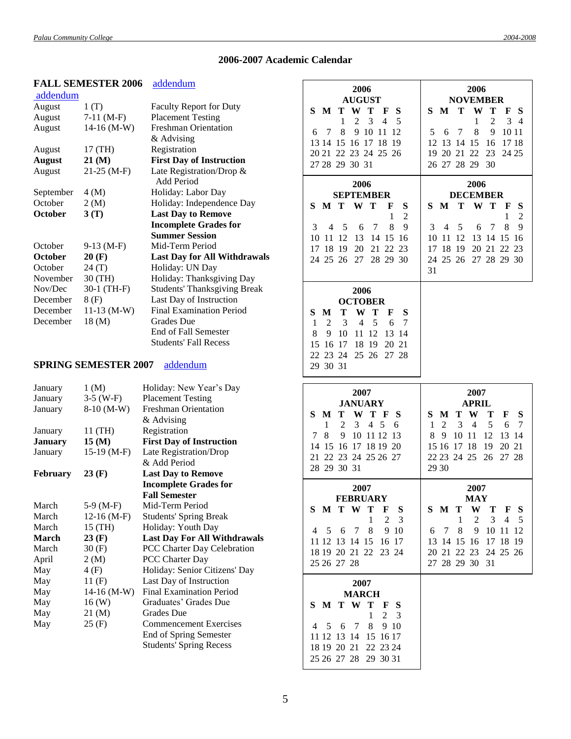## 2006-2007 Academic Calendar

### FALL SEMESTER 2006 addendum

addendum

| | | |
|---|---|---|
| August | 1 (T) | Faculty Report for Duty |
| August | 7-11 (M-F) | Placement Testing |
| August | 14-16 (M-W) | Freshman Orientation & Advising |
| August | 17 (TH) | Registration |
| **August** | **21 (M)** | **First Day of Instruction** |
| August | 21-25 (M-F) | Late Registration/Drop & Add Period |
| September | 4 (M) | Holiday: Labor Day |
| October | 2 (M) | Holiday: Independence Day |
| **October** | **3 (T)** | **Last Day to Remove Incomplete Grades for Summer Session** |
| October | 9-13 (M-F) | Mid-Term Period |
| **October** | **20 (F)** | **Last Day for All Withdrawals** |
| October | 24 (T) | Holiday: UN Day |
| November | 30 (TH) | Holiday: Thanksgiving Day |
| Nov/Dec | 30-1 (TH-F) | Students' Thanksgiving Break |
| December | 8 (F) | Last Day of Instruction |
| December | 11-13 (M-W) | Final Examination Period |
| December | 18 (M) | Grades Due |
| | | End of Fall Semester |
| | | Students' Fall Recess |

### SPRING SEMESTER 2007 addendum

| | | |
|---|---|---|
| January | 1 (M) | Holiday: New Year's Day |
| January | 3-5 (W-F) | Placement Testing |
| January | 8-10 (M-W) | Freshman Orientation & Advising |
| January | 11 (TH) | Registration |
| **January** | **15 (M)** | **First Day of Instruction** |
| January | 15-19 (M-F) | Late Registration/Drop & Add Period |
| **February** | **23 (F)** | **Last Day to Remove Incomplete Grades for Fall Semester** |
| March | 5-9 (M-F) | Mid-Term Period |
| March | 12-16 (M-F) | Students' Spring Break |
| March | 15 (TH) | Holiday: Youth Day |
| **March** | **23 (F)** | **Last Day For All Withdrawals** |
| March | 30 (F) | PCC Charter Day Celebration |
| April | 2 (M) | PCC Charter Day |
| May | 4 (F) | Holiday: Senior Citizens' Day |
| May | 11 (F) | Last Day of Instruction |
| May | 14-16 (M-W) | Final Examination Period |
| May | 16 (W) | Graduates' Grades Due |
| May | 21 (M) | Grades Due |
| May | 25 (F) | Commencement Exercises |
| | | End of Spring Semester |
| | | Students' Spring Recess |

**2006 AUGUST**

| S | M | T | W | T | F | S |
|---|---|---|---|---|---|---|
| | | 1 | 2 | 3 | 4 | 5 |
| 6 | 7 | 8 | 9 | 10 | 11 | 12 |
| 13 | 14 | 15 | 16 | 17 | 18 | 19 |
| 20 | 21 | 22 | 23 | 24 | 25 | 26 |
| 27 | 28 | 29 | 30 | 31 | | |

**2006 SEPTEMBER**

| S | M | T | W | T | F | S |
|---|---|---|---|---|---|---|
| | | | | | 1 | 2 |
| 3 | 4 | 5 | 6 | 7 | 8 | 9 |
| 10 | 11 | 12 | 13 | 14 | 15 | 16 |
| 17 | 18 | 19 | 20 | 21 | 22 | 23 |
| 24 | 25 | 26 | 27 | 28 | 29 | 30 |

**2006 OCTOBER**

| S | M | T | W | T | F | S |
|---|---|---|---|---|---|---|
| 1 | 2 | 3 | 4 | 5 | 6 | 7 |
| 8 | 9 | 10 | 11 | 12 | 13 | 14 |
| 15 | 16 | 17 | 18 | 19 | 20 | 21 |
| 22 | 23 | 24 | 25 | 26 | 27 | 28 |
| 29 | 30 | 31 | | | | |

**2006 NOVEMBER**

| S | M | T | W | T | F | S |
|---|---|---|---|---|---|---|
| | | | 1 | 2 | 3 | 4 |
| 5 | 6 | 7 | 8 | 9 | 10 | 11 |
| 12 | 13 | 14 | 15 | 16 | 17 | 18 |
| 19 | 20 | 21 | 22 | 23 | 24 | 25 |
| 26 | 27 | 28 | 29 | 30 | | |

**2006 DECEMBER**

| S | M | T | W | T | F | S |
|---|---|---|---|---|---|---|
| | | | | | 1 | 2 |
| 3 | 4 | 5 | 6 | 7 | 8 | 9 |
| 10 | 11 | 12 | 13 | 14 | 15 | 16 |
| 17 | 18 | 19 | 20 | 21 | 22 | 23 |
| 24 | 25 | 26 | 27 | 28 | 29 | 30 |
| 31 | | | | | | |

**2007 JANUARY**

| S | M | T | W | T | F | S |
|---|---|---|---|---|---|---|
| | 1 | 2 | 3 | 4 | 5 | 6 |
| 7 | 8 | 9 | 10 | 11 | 12 | 13 |
| 14 | 15 | 16 | 17 | 18 | 19 | 20 |
| 21 | 22 | 23 | 24 | 25 | 26 | 27 |
| 28 | 29 | 30 | 31 | | | |

**2007 FEBRUARY**

| S | M | T | W | T | F | S |
|---|---|---|---|---|---|---|
| | | | | 1 | 2 | 3 |
| 4 | 5 | 6 | 7 | 8 | 9 | 10 |
| 11 | 12 | 13 | 14 | 15 | 16 | 17 |
| 18 | 19 | 20 | 21 | 22 | 23 | 24 |
| 25 | 26 | 27 | 28 | | | |

**2007 MARCH**

| S | M | T | W | T | F | S |
|---|---|---|---|---|---|---|
| | | | | 1 | 2 | 3 |
| 4 | 5 | 6 | 7 | 8 | 9 | 10 |
| 11 | 12 | 13 | 14 | 15 | 16 | 17 |
| 18 | 19 | 20 | 21 | 22 | 23 | 24 |
| 25 | 26 | 27 | 28 | 29 | 30 | 31 |

**2007 APRIL**

| S | M | T | W | T | F | S |
|---|---|---|---|---|---|---|
| 1 | 2 | 3 | 4 | 5 | 6 | 7 |
| 8 | 9 | 10 | 11 | 12 | 13 | 14 |
| 15 | 16 | 17 | 18 | 19 | 20 | 21 |
| 22 | 23 | 24 | 25 | 26 | 27 | 28 |
| 29 | 30 | | | | | |

**2007 MAY**

| S | M | T | W | T | F | S |
|---|---|---|---|---|---|---|
| | | 1 | 2 | 3 | 4 | 5 |
| 6 | 7 | 8 | 9 | 10 | 11 | 12 |
| 13 | 14 | 15 | 16 | 17 | 18 | 19 |
| 20 | 21 | 22 | 23 | 24 | 25 | 26 |
| 27 | 28 | 29 | 30 | 31 | | |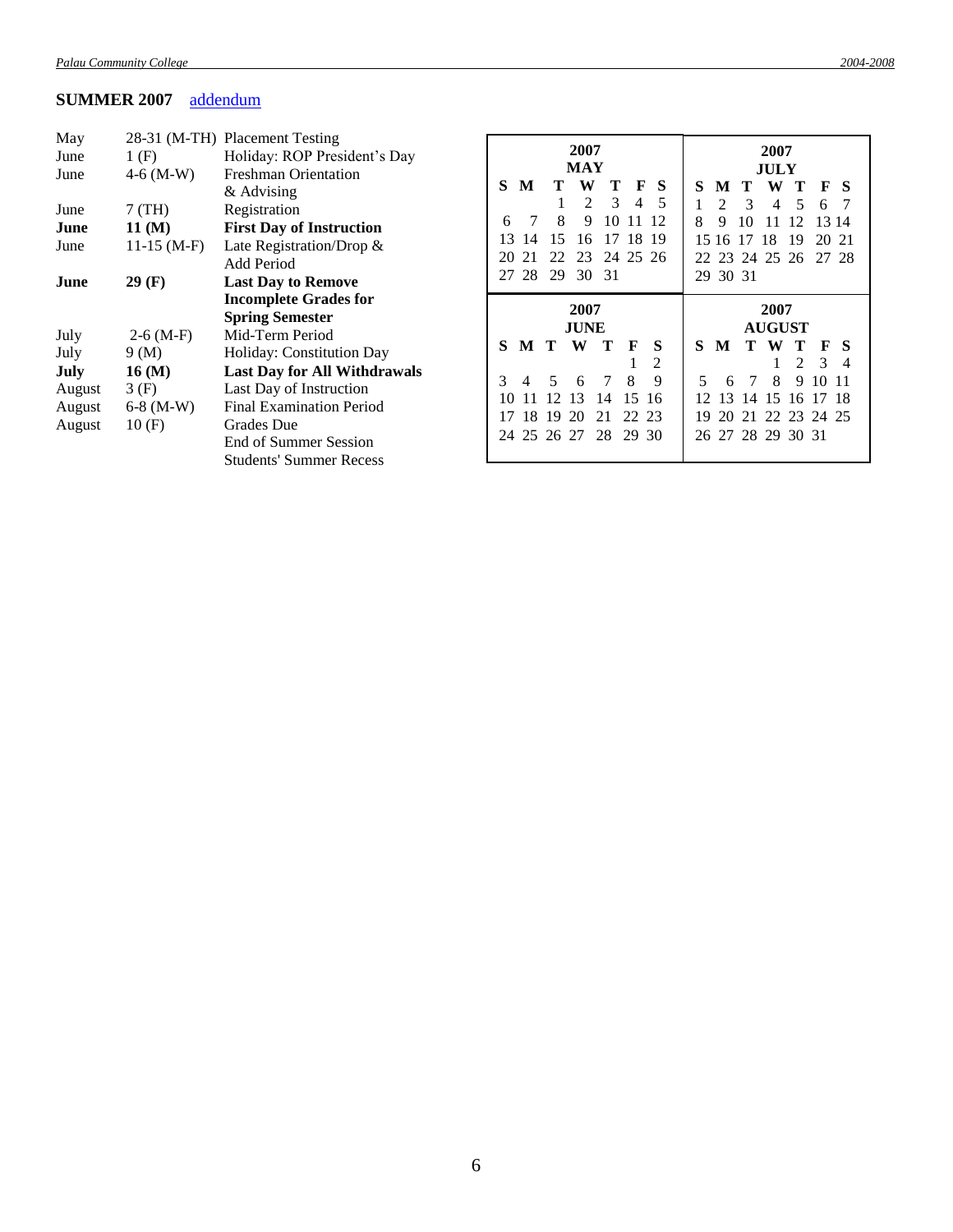## SUMMER 2007 addendum

| | | |
|---|---|---|
| May | 28-31 (M-TH) | Placement Testing |
| June | 1 (F) | Holiday: ROP President's Day |
| June | 4-6 (M-W) | Freshman Orientation & Advising |
| June | 7 (TH) | Registration |
| **June** | **11 (M)** | **First Day of Instruction** |
| June | 11-15 (M-F) | Late Registration/Drop & Add Period |
| **June** | **29 (F)** | **Last Day to Remove Incomplete Grades for Spring Semester** |
| July | 2-6 (M-F) | Mid-Term Period |
| July | 9 (M) | Holiday: Constitution Day |
| **July** | **16 (M)** | **Last Day for All Withdrawals** |
| August | 3 (F) | Last Day of Instruction |
| August | 6-8 (M-W) | Final Examination Period |
| August | 10 (F) | Grades Due<br>End of Summer Session<br>Students' Summer Recess |

**2007 MAY**

| S | M | T | W | T | F | S |
|---|---|---|---|---|---|---|
| | | 1 | 2 | 3 | 4 | 5 |
| 6 | 7 | 8 | 9 | 10 | 11 | 12 |
| 13 | 14 | 15 | 16 | 17 | 18 | 19 |
| 20 | 21 | 22 | 23 | 24 | 25 | 26 |
| 27 | 28 | 29 | 30 | 31 | | |

**2007 JULY**

| S | M | T | W | T | F | S |
|---|---|---|---|---|---|---|
| 1 | 2 | 3 | 4 | 5 | 6 | 7 |
| 8 | 9 | 10 | 11 | 12 | 13 | 14 |
| 15 | 16 | 17 | 18 | 19 | 20 | 21 |
| 22 | 23 | 24 | 25 | 26 | 27 | 28 |
| 29 | 30 | 31 | | | | |

**2007 JUNE**

| S | M | T | W | T | F | S |
|---|---|---|---|---|---|---|
| | | | | | 1 | 2 |
| 3 | 4 | 5 | 6 | 7 | 8 | 9 |
| 10 | 11 | 12 | 13 | 14 | 15 | 16 |
| 17 | 18 | 19 | 20 | 21 | 22 | 23 |
| 24 | 25 | 26 | 27 | 28 | 29 | 30 |

**2007 AUGUST**

| S | M | T | W | T | F | S |
|---|---|---|---|---|---|---|
| | | | 1 | 2 | 3 | 4 |
| 5 | 6 | 7 | 8 | 9 | 10 | 11 |
| 12 | 13 | 14 | 15 | 16 | 17 | 18 |
| 19 | 20 | 21 | 22 | 23 | 24 | 25 |
| 26 | 27 | 28 | 29 | 30 | 31 | |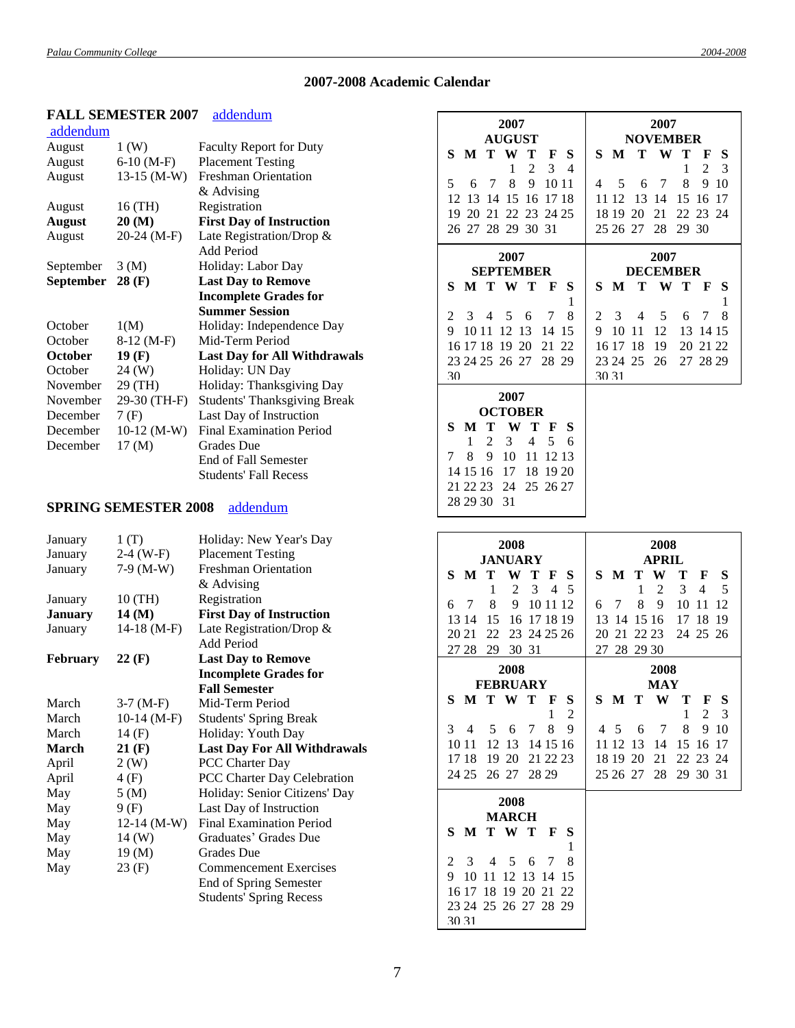## 2007-2008 Academic Calendar

### FALL SEMESTER 2007 addendum

addendum

| Month | Date | Event |
|---|---|---|
| August | 1 (W) | Faculty Report for Duty |
| August | 6-10 (M-F) | Placement Testing |
| August | 13-15 (M-W) | Freshman Orientation & Advising |
| August | 16 (TH) | Registration |
| **August** | **20 (M)** | **First Day of Instruction** |
| August | 20-24 (M-F) | Late Registration/Drop & Add Period |
| September | 3 (M) | Holiday: Labor Day |
| **September** | **28 (F)** | **Last Day to Remove Incomplete Grades for Summer Session** |
| October | 1(M) | Holiday: Independence Day |
| October | 8-12 (M-F) | Mid-Term Period |
| **October** | **19 (F)** | **Last Day for All Withdrawals** |
| October | 24 (W) | Holiday: UN Day |
| November | 29 (TH) | Holiday: Thanksgiving Day |
| November | 29-30 (TH-F) | Students' Thanksgiving Break |
| December | 7 (F) | Last Day of Instruction |
| December | 10-12 (M-W) | Final Examination Period |
| December | 17 (M) | Grades Due<br>End of Fall Semester<br>Students' Fall Recess |

### SPRING SEMESTER 2008 addendum

| Month | Date | Event |
|---|---|---|
| January | 1 (T) | Holiday: New Year's Day |
| January | 2-4 (W-F) | Placement Testing |
| January | 7-9 (M-W) | Freshman Orientation & Advising |
| January | 10 (TH) | Registration |
| **January** | **14 (M)** | **First Day of Instruction** |
| January | 14-18 (M-F) | Late Registration/Drop & Add Period |
| **February** | **22 (F)** | **Last Day to Remove Incomplete Grades for Fall Semester** |
| March | 3-7 (M-F) | Mid-Term Period |
| March | 10-14 (M-F) | Students' Spring Break |
| March | 14 (F) | Holiday: Youth Day |
| **March** | **21 (F)** | **Last Day For All Withdrawals** |
| April | 2 (W) | PCC Charter Day |
| April | 4 (F) | PCC Charter Day Celebration |
| May | 5 (M) | Holiday: Senior Citizens' Day |
| May | 9 (F) | Last Day of Instruction |
| May | 12-14 (M-W) | Final Examination Period |
| May | 14 (W) | Graduates' Grades Due |
| May | 19 (M) | Grades Due |
| May | 23 (F) | Commencement Exercises<br>End of Spring Semester<br>Students' Spring Recess |

**2007 AUGUST**

| S | M | T | W | T | F | S |
|---|---|---|---|---|---|---|
| | | | 1 | 2 | 3 | 4 |
| 5 | 6 | 7 | 8 | 9 | 10 | 11 |
| 12 | 13 | 14 | 15 | 16 | 17 | 18 |
| 19 | 20 | 21 | 22 | 23 | 24 | 25 |
| 26 | 27 | 28 | 29 | 30 | 31 | |

**2007 SEPTEMBER**

| S | M | T | W | T | F | S |
|---|---|---|---|---|---|---|
| | | | | | | 1 |
| 2 | 3 | 4 | 5 | 6 | 7 | 8 |
| 9 | 10 | 11 | 12 | 13 | 14 | 15 |
| 16 | 17 | 18 | 19 | 20 | 21 | 22 |
| 23 | 24 | 25 | 26 | 27 | 28 | 29 |
| 30 | | | | | | |

**2007 OCTOBER**

| S | M | T | W | T | F | S |
|---|---|---|---|---|---|---|
| | 1 | 2 | 3 | 4 | 5 | 6 |
| 7 | 8 | 9 | 10 | 11 | 12 | 13 |
| 14 | 15 | 16 | 17 | 18 | 19 | 20 |
| 21 | 22 | 23 | 24 | 25 | 26 | 27 |
| 28 | 29 | 30 | 31 | | | |

**2007 NOVEMBER**

| S | M | T | W | T | F | S |
|---|---|---|---|---|---|---|
| | | | | 1 | 2 | 3 |
| 4 | 5 | 6 | 7 | 8 | 9 | 10 |
| 11 | 12 | 13 | 14 | 15 | 16 | 17 |
| 18 | 19 | 20 | 21 | 22 | 23 | 24 |
| 25 | 26 | 27 | 28 | 29 | 30 | |

**2007 DECEMBER**

| S | M | T | W | T | F | S |
|---|---|---|---|---|---|---|
| | | | | | | 1 |
| 2 | 3 | 4 | 5 | 6 | 7 | 8 |
| 9 | 10 | 11 | 12 | 13 | 14 | 15 |
| 16 | 17 | 18 | 19 | 20 | 21 | 22 |
| 23 | 24 | 25 | 26 | 27 | 28 | 29 |
| 30 | 31 | | | | | |

**2008 JANUARY**

| S | M | T | W | T | F | S |
|---|---|---|---|---|---|---|
| | | 1 | 2 | 3 | 4 | 5 |
| 6 | 7 | 8 | 9 | 10 | 11 | 12 |
| 13 | 14 | 15 | 16 | 17 | 18 | 19 |
| 20 | 21 | 22 | 23 | 24 | 25 | 26 |
| 27 | 28 | 29 | 30 | 31 | | |

**2008 FEBRUARY**

| S | M | T | W | T | F | S |
|---|---|---|---|---|---|---|
| | | | | | 1 | 2 |
| 3 | 4 | 5 | 6 | 7 | 8 | 9 |
| 10 | 11 | 12 | 13 | 14 | 15 | 16 |
| 17 | 18 | 19 | 20 | 21 | 22 | 23 |
| 24 | 25 | 26 | 27 | 28 | 29 | |

**2008 MARCH**

| S | M | T | W | T | F | S |
|---|---|---|---|---|---|---|
| | | | | | | 1 |
| 2 | 3 | 4 | 5 | 6 | 7 | 8 |
| 9 | 10 | 11 | 12 | 13 | 14 | 15 |
| 16 | 17 | 18 | 19 | 20 | 21 | 22 |
| 23 | 24 | 25 | 26 | 27 | 28 | 29 |
| 30 | 31 | | | | | |

**2008 APRIL**

| S | M | T | W | T | F | S |
|---|---|---|---|---|---|---|
| | | 1 | 2 | 3 | 4 | 5 |
| 6 | 7 | 8 | 9 | 10 | 11 | 12 |
| 13 | 14 | 15 | 16 | 17 | 18 | 19 |
| 20 | 21 | 22 | 23 | 24 | 25 | 26 |
| 27 | 28 | 29 | 30 | | | |

**2008 MAY**

| S | M | T | W | T | F | S |
|---|---|---|---|---|---|---|
| | | | | 1 | 2 | 3 |
| 4 | 5 | 6 | 7 | 8 | 9 | 10 |
| 11 | 12 | 13 | 14 | 15 | 16 | 17 |
| 18 | 19 | 20 | 21 | 22 | 23 | 24 |
| 25 | 26 | 27 | 28 | 29 | 30 | 31 |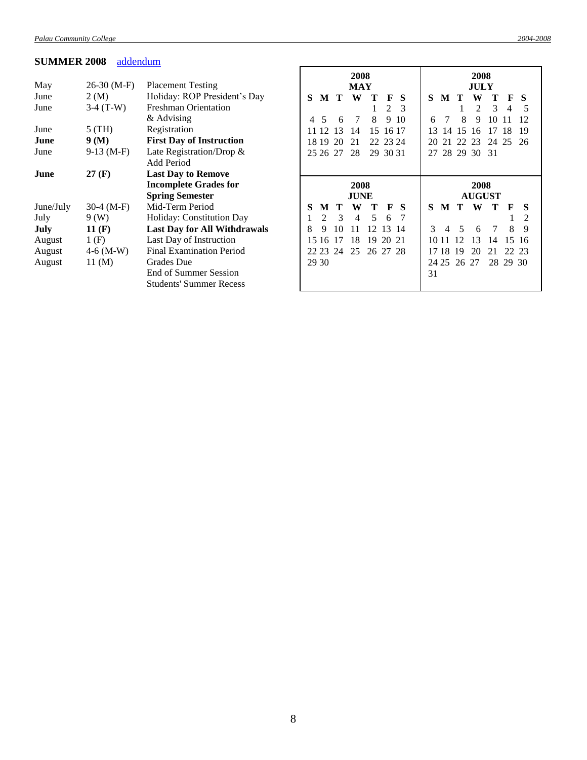## SUMMER 2008 addendum

| | | |
|---|---|---|
| May | 26-30 (M-F) | Placement Testing |
| June | 2 (M) | Holiday: ROP President's Day |
| June | 3-4 (T-W) | Freshman Orientation & Advising |
| June | 5 (TH) | Registration |
| **June** | **9 (M)** | **First Day of Instruction** |
| June | 9-13 (M-F) | Late Registration/Drop & Add Period |
| **June** | **27 (F)** | **Last Day to Remove Incomplete Grades for Spring Semester** |
| June/July | 30-4 (M-F) | Mid-Term Period |
| July | 9 (W) | Holiday: Constitution Day |
| **July** | **11 (F)** | **Last Day for All Withdrawals** |
| August | 1 (F) | Last Day of Instruction |
| August | 4-6 (M-W) | Final Examination Period |
| August | 11 (M) | Grades Due<br>End of Summer Session<br>Students' Summer Recess |

**2008 MAY**

| S | M | T | W | T | F | S |
|---|---|---|---|---|---|---|
| | | | | 1 | 2 | 3 |
| 4 | 5 | 6 | 7 | 8 | 9 | 10 |
| 11 | 12 | 13 | 14 | 15 | 16 | 17 |
| 18 | 19 | 20 | 21 | 22 | 23 | 24 |
| 25 | 26 | 27 | 28 | 29 | 30 | 31 |

**2008 JULY**

| S | M | T | W | T | F | S |
|---|---|---|---|---|---|---|
| | | 1 | 2 | 3 | 4 | 5 |
| 6 | 7 | 8 | 9 | 10 | 11 | 12 |
| 13 | 14 | 15 | 16 | 17 | 18 | 19 |
| 20 | 21 | 22 | 23 | 24 | 25 | 26 |
| 27 | 28 | 29 | 30 | 31 | | |

**2008 JUNE**

| S | M | T | W | T | F | S |
|---|---|---|---|---|---|---|
| 1 | 2 | 3 | 4 | 5 | 6 | 7 |
| 8 | 9 | 10 | 11 | 12 | 13 | 14 |
| 15 | 16 | 17 | 18 | 19 | 20 | 21 |
| 22 | 23 | 24 | 25 | 26 | 27 | 28 |
| 29 | 30 | | | | | |

**2008 AUGUST**

| S | M | T | W | T | F | S |
|---|---|---|---|---|---|---|
| | | | | | 1 | 2 |
| 3 | 4 | 5 | 6 | 7 | 8 | 9 |
| 10 | 11 | 12 | 13 | 14 | 15 | 16 |
| 17 | 18 | 19 | 20 | 21 | 22 | 23 |
| 24 | 25 | 26 | 27 | 28 | 29 | 30 |
| 31 | | | | | | |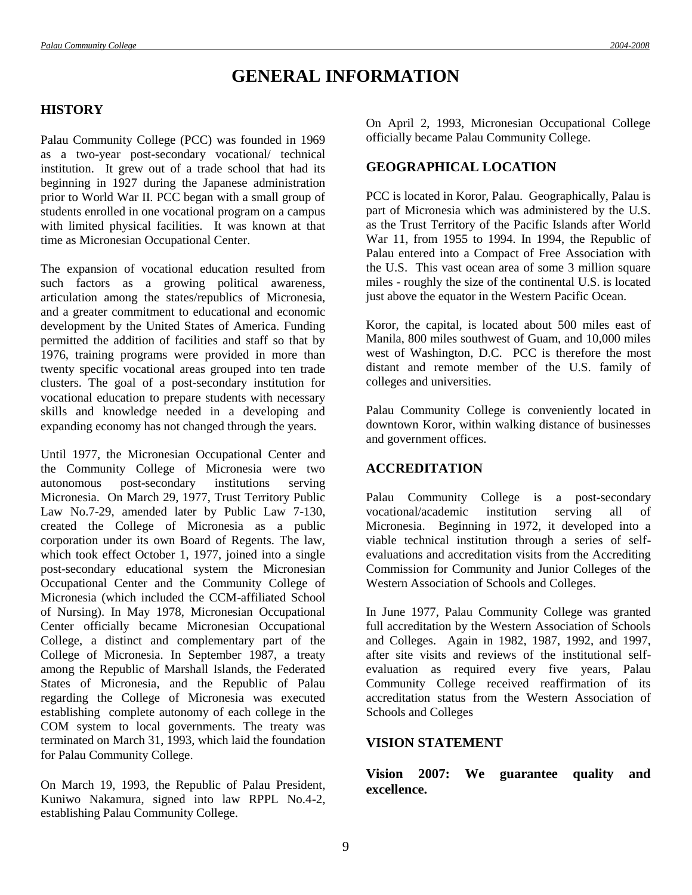# GENERAL INFORMATION

## HISTORY

Palau Community College (PCC) was founded in 1969 as a two-year post-secondary vocational/ technical institution. It grew out of a trade school that had its beginning in 1927 during the Japanese administration prior to World War II. PCC began with a small group of students enrolled in one vocational program on a campus with limited physical facilities. It was known at that time as Micronesian Occupational Center.

The expansion of vocational education resulted from such factors as a growing political awareness, articulation among the states/republics of Micronesia, and a greater commitment to educational and economic development by the United States of America. Funding permitted the addition of facilities and staff so that by 1976, training programs were provided in more than twenty specific vocational areas grouped into ten trade clusters. The goal of a post-secondary institution for vocational education to prepare students with necessary skills and knowledge needed in a developing and expanding economy has not changed through the years.

Until 1977, the Micronesian Occupational Center and the Community College of Micronesia were two autonomous post-secondary institutions serving Micronesia. On March 29, 1977, Trust Territory Public Law No.7-29, amended later by Public Law 7-130, created the College of Micronesia as a public corporation under its own Board of Regents. The law, which took effect October 1, 1977, joined into a single post-secondary educational system the Micronesian Occupational Center and the Community College of Micronesia (which included the CCM-affiliated School of Nursing). In May 1978, Micronesian Occupational Center officially became Micronesian Occupational College, a distinct and complementary part of the College of Micronesia. In September 1987, a treaty among the Republic of Marshall Islands, the Federated States of Micronesia, and the Republic of Palau regarding the College of Micronesia was executed establishing complete autonomy of each college in the COM system to local governments. The treaty was terminated on March 31, 1993, which laid the foundation for Palau Community College.

On March 19, 1993, the Republic of Palau President, Kuniwo Nakamura, signed into law RPPL No.4-2, establishing Palau Community College.

On April 2, 1993, Micronesian Occupational College officially became Palau Community College.

## GEOGRAPHICAL LOCATION

PCC is located in Koror, Palau. Geographically, Palau is part of Micronesia which was administered by the U.S. as the Trust Territory of the Pacific Islands after World War 11, from 1955 to 1994. In 1994, the Republic of Palau entered into a Compact of Free Association with the U.S. This vast ocean area of some 3 million square miles - roughly the size of the continental U.S. is located just above the equator in the Western Pacific Ocean.

Koror, the capital, is located about 500 miles east of Manila, 800 miles southwest of Guam, and 10,000 miles west of Washington, D.C. PCC is therefore the most distant and remote member of the U.S. family of colleges and universities.

Palau Community College is conveniently located in downtown Koror, within walking distance of businesses and government offices.

## ACCREDITATION

Palau Community College is a post-secondary vocational/academic institution serving all of Micronesia. Beginning in 1972, it developed into a viable technical institution through a series of self-evaluations and accreditation visits from the Accrediting Commission for Community and Junior Colleges of the Western Association of Schools and Colleges.

In June 1977, Palau Community College was granted full accreditation by the Western Association of Schools and Colleges. Again in 1982, 1987, 1992, and 1997, after site visits and reviews of the institutional self-evaluation as required every five years, Palau Community College received reaffirmation of its accreditation status from the Western Association of Schools and Colleges

## VISION STATEMENT

**Vision 2007: We guarantee quality and excellence.**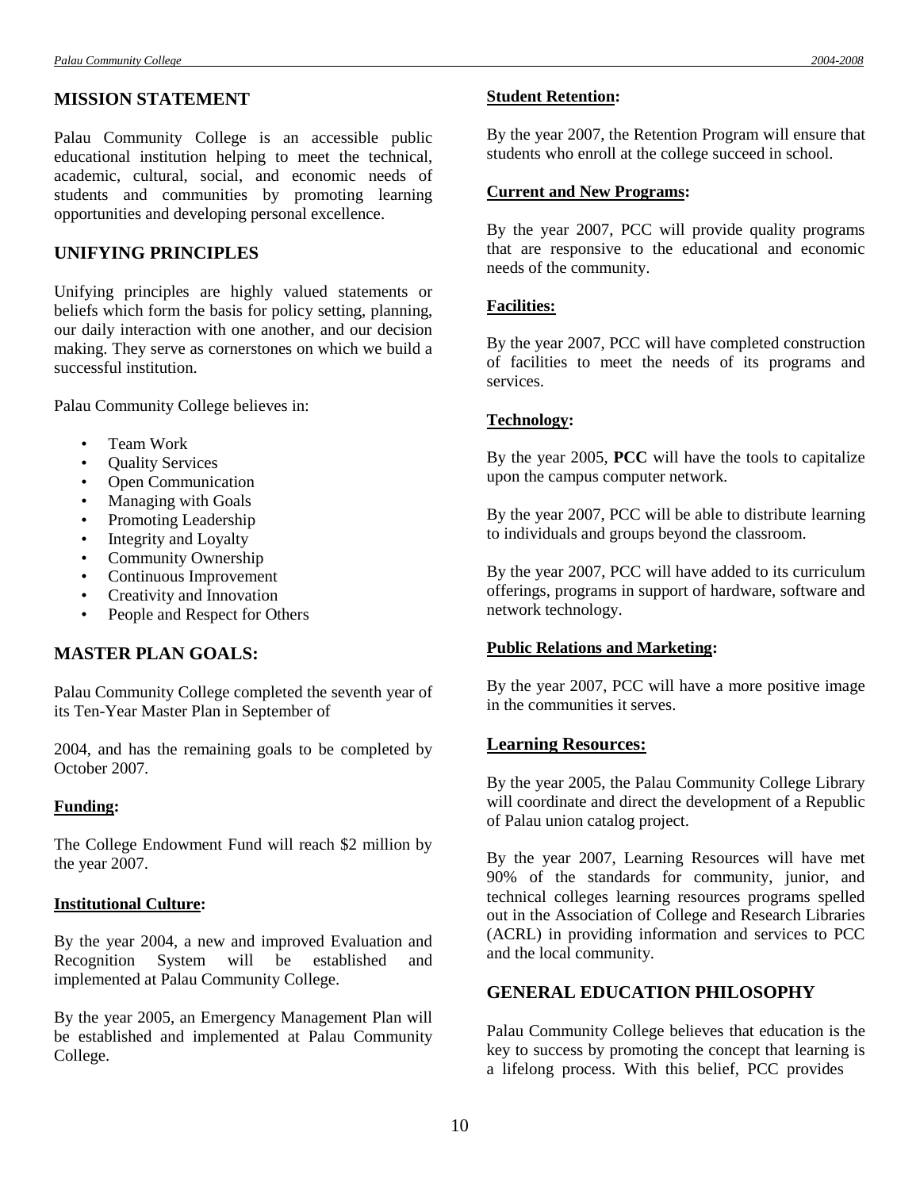## MISSION STATEMENT

Palau Community College is an accessible public educational institution helping to meet the technical, academic, cultural, social, and economic needs of students and communities by promoting learning opportunities and developing personal excellence.

## UNIFYING PRINCIPLES

Unifying principles are highly valued statements or beliefs which form the basis for policy setting, planning, our daily interaction with one another, and our decision making. They serve as cornerstones on which we build a successful institution.

Palau Community College believes in:

- Team Work
- Quality Services
- Open Communication
- Managing with Goals
- Promoting Leadership
- Integrity and Loyalty
- Community Ownership
- Continuous Improvement
- Creativity and Innovation
- People and Respect for Others

## MASTER PLAN GOALS:

Palau Community College completed the seventh year of its Ten-Year Master Plan in September of

2004, and has the remaining goals to be completed by October 2007.

**Funding:**

The College Endowment Fund will reach $2 million by the year 2007.

**Institutional Culture:**

By the year 2004, a new and improved Evaluation and Recognition System will be established and implemented at Palau Community College.

By the year 2005, an Emergency Management Plan will be established and implemented at Palau Community College.

**Student Retention:**

By the year 2007, the Retention Program will ensure that students who enroll at the college succeed in school.

**Current and New Programs:**

By the year 2007, PCC will provide quality programs that are responsive to the educational and economic needs of the community.

**Facilities:**

By the year 2007, PCC will have completed construction of facilities to meet the needs of its programs and services.

**Technology:**

By the year 2005, **PCC** will have the tools to capitalize upon the campus computer network.

By the year 2007, PCC will be able to distribute learning to individuals and groups beyond the classroom.

By the year 2007, PCC will have added to its curriculum offerings, programs in support of hardware, software and network technology.

**Public Relations and Marketing:**

By the year 2007, PCC will have a more positive image in the communities it serves.

### Learning Resources:

By the year 2005, the Palau Community College Library will coordinate and direct the development of a Republic of Palau union catalog project.

By the year 2007, Learning Resources will have met 90% of the standards for community, junior, and technical colleges learning resources programs spelled out in the Association of College and Research Libraries (ACRL) in providing information and services to PCC and the local community.

## GENERAL EDUCATION PHILOSOPHY

Palau Community College believes that education is the key to success by promoting the concept that learning is a lifelong process. With this belief, PCC provides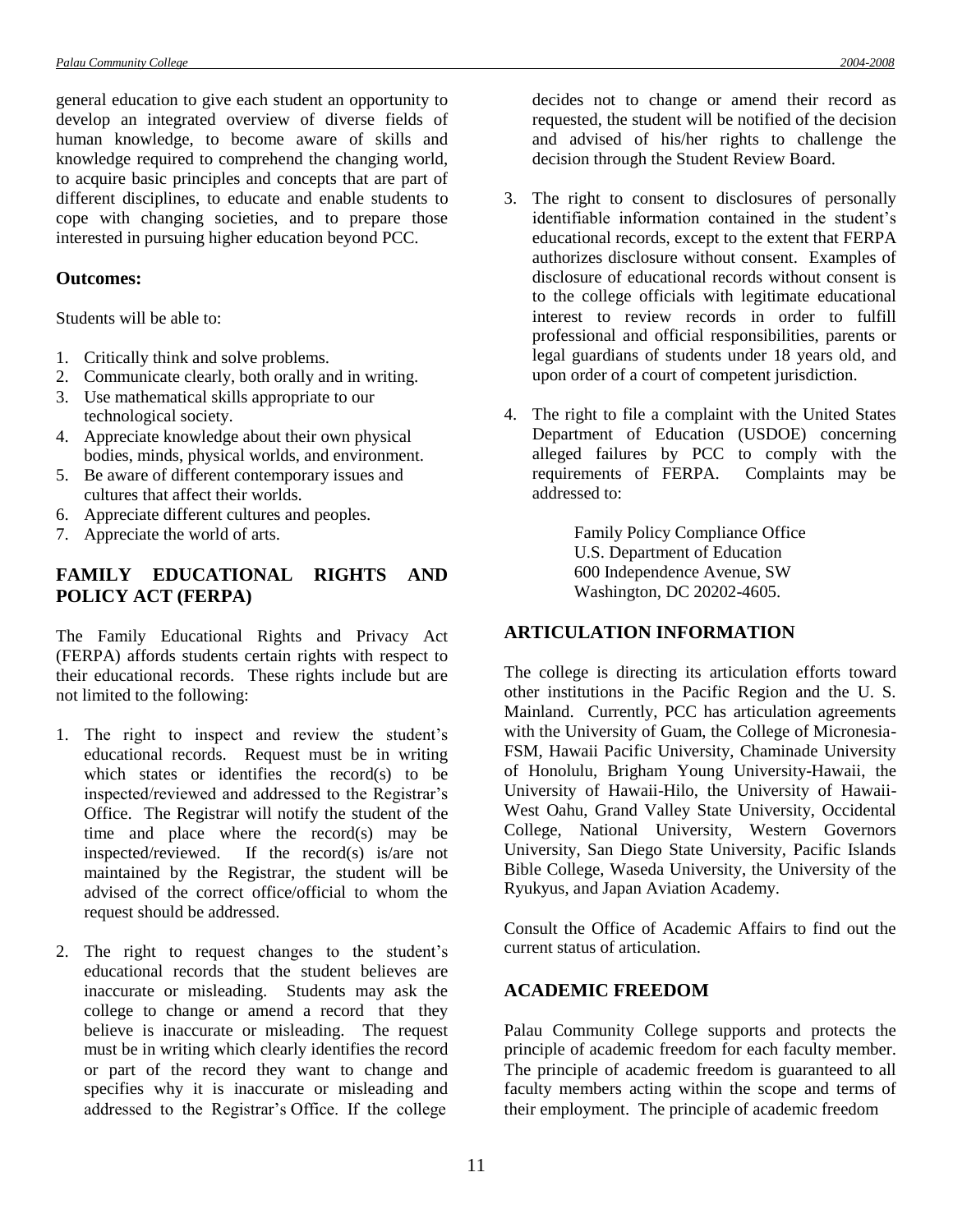general education to give each student an opportunity to develop an integrated overview of diverse fields of human knowledge, to become aware of skills and knowledge required to comprehend the changing world, to acquire basic principles and concepts that are part of different disciplines, to educate and enable students to cope with changing societies, and to prepare those interested in pursuing higher education beyond PCC.

**Outcomes:**

Students will be able to:

1. Critically think and solve problems.
2. Communicate clearly, both orally and in writing.
3. Use mathematical skills appropriate to our technological society.
4. Appreciate knowledge about their own physical bodies, minds, physical worlds, and environment.
5. Be aware of different contemporary issues and cultures that affect their worlds.
6. Appreciate different cultures and peoples.
7. Appreciate the world of arts.

## FAMILY EDUCATIONAL RIGHTS AND POLICY ACT (FERPA)

The Family Educational Rights and Privacy Act (FERPA) affords students certain rights with respect to their educational records. These rights include but are not limited to the following:

1. The right to inspect and review the student's educational records. Request must be in writing which states or identifies the record(s) to be inspected/reviewed and addressed to the Registrar's Office. The Registrar will notify the student of the time and place where the record(s) may be inspected/reviewed. If the record(s) is/are not maintained by the Registrar, the student will be advised of the correct office/official to whom the request should be addressed.

2. The right to request changes to the student's educational records that the student believes are inaccurate or misleading. Students may ask the college to change or amend a record that they believe is inaccurate or misleading. The request must be in writing which clearly identifies the record or part of the record they want to change and specifies why it is inaccurate or misleading and addressed to the Registrar's Office. If the college decides not to change or amend their record as requested, the student will be notified of the decision and advised of his/her rights to challenge the decision through the Student Review Board.

3. The right to consent to disclosures of personally identifiable information contained in the student's educational records, except to the extent that FERPA authorizes disclosure without consent. Examples of disclosure of educational records without consent is to the college officials with legitimate educational interest to review records in order to fulfill professional and official responsibilities, parents or legal guardians of students under 18 years old, and upon order of a court of competent jurisdiction.

4. The right to file a complaint with the United States Department of Education (USDOE) concerning alleged failures by PCC to comply with the requirements of FERPA. Complaints may be addressed to:

   Family Policy Compliance Office
   U.S. Department of Education
   600 Independence Avenue, SW
   Washington, DC 20202-4605.

## ARTICULATION INFORMATION

The college is directing its articulation efforts toward other institutions in the Pacific Region and the U. S. Mainland. Currently, PCC has articulation agreements with the University of Guam, the College of Micronesia-FSM, Hawaii Pacific University, Chaminade University of Honolulu, Brigham Young University-Hawaii, the University of Hawaii-Hilo, the University of Hawaii-West Oahu, Grand Valley State University, Occidental College, National University, Western Governors University, San Diego State University, Pacific Islands Bible College, Waseda University, the University of the Ryukyus, and Japan Aviation Academy.

Consult the Office of Academic Affairs to find out the current status of articulation.

## ACADEMIC FREEDOM

Palau Community College supports and protects the principle of academic freedom for each faculty member. The principle of academic freedom is guaranteed to all faculty members acting within the scope and terms of their employment. The principle of academic freedom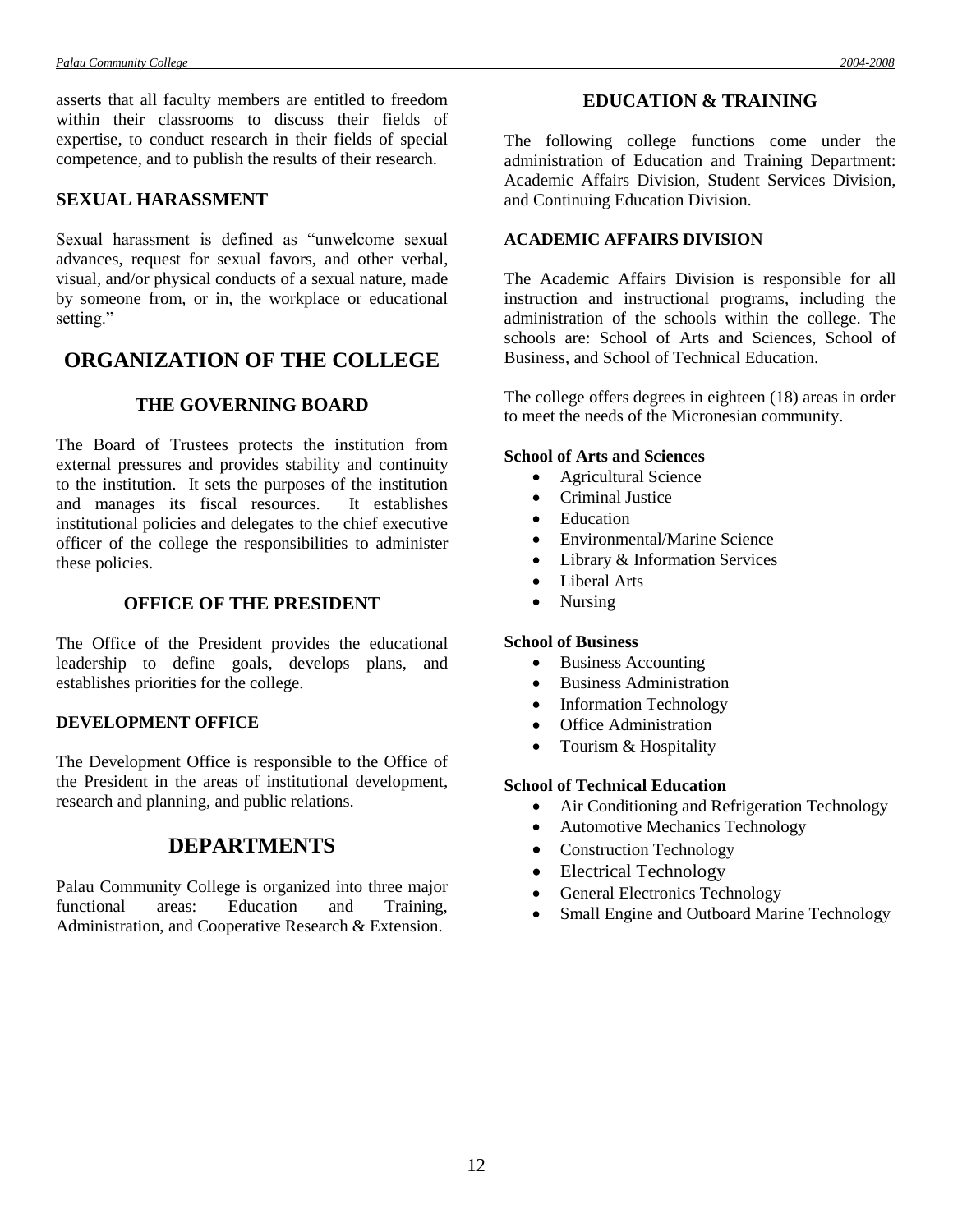asserts that all faculty members are entitled to freedom within their classrooms to discuss their fields of expertise, to conduct research in their fields of special competence, and to publish the results of their research.

### SEXUAL HARASSMENT

Sexual harassment is defined as "unwelcome sexual advances, request for sexual favors, and other verbal, visual, and/or physical conducts of a sexual nature, made by someone from, or in, the workplace or educational setting."

## ORGANIZATION OF THE COLLEGE

### THE GOVERNING BOARD

The Board of Trustees protects the institution from external pressures and provides stability and continuity to the institution. It sets the purposes of the institution and manages its fiscal resources. It establishes institutional policies and delegates to the chief executive officer of the college the responsibilities to administer these policies.

### OFFICE OF THE PRESIDENT

The Office of the President provides the educational leadership to define goals, develops plans, and establishes priorities for the college.

#### DEVELOPMENT OFFICE

The Development Office is responsible to the Office of the President in the areas of institutional development, research and planning, and public relations.

## DEPARTMENTS

Palau Community College is organized into three major functional areas: Education and Training, Administration, and Cooperative Research & Extension.

### EDUCATION & TRAINING

The following college functions come under the administration of Education and Training Department: Academic Affairs Division, Student Services Division, and Continuing Education Division.

#### ACADEMIC AFFAIRS DIVISION

The Academic Affairs Division is responsible for all instruction and instructional programs, including the administration of the schools within the college. The schools are: School of Arts and Sciences, School of Business, and School of Technical Education.

The college offers degrees in eighteen (18) areas in order to meet the needs of the Micronesian community.

**School of Arts and Sciences**

- Agricultural Science
- Criminal Justice
- Education
- Environmental/Marine Science
- Library & Information Services
- Liberal Arts
- Nursing

**School of Business**

- Business Accounting
- Business Administration
- Information Technology
- Office Administration
- Tourism & Hospitality

**School of Technical Education**

- Air Conditioning and Refrigeration Technology
- Automotive Mechanics Technology
- Construction Technology
- Electrical Technology
- General Electronics Technology
- Small Engine and Outboard Marine Technology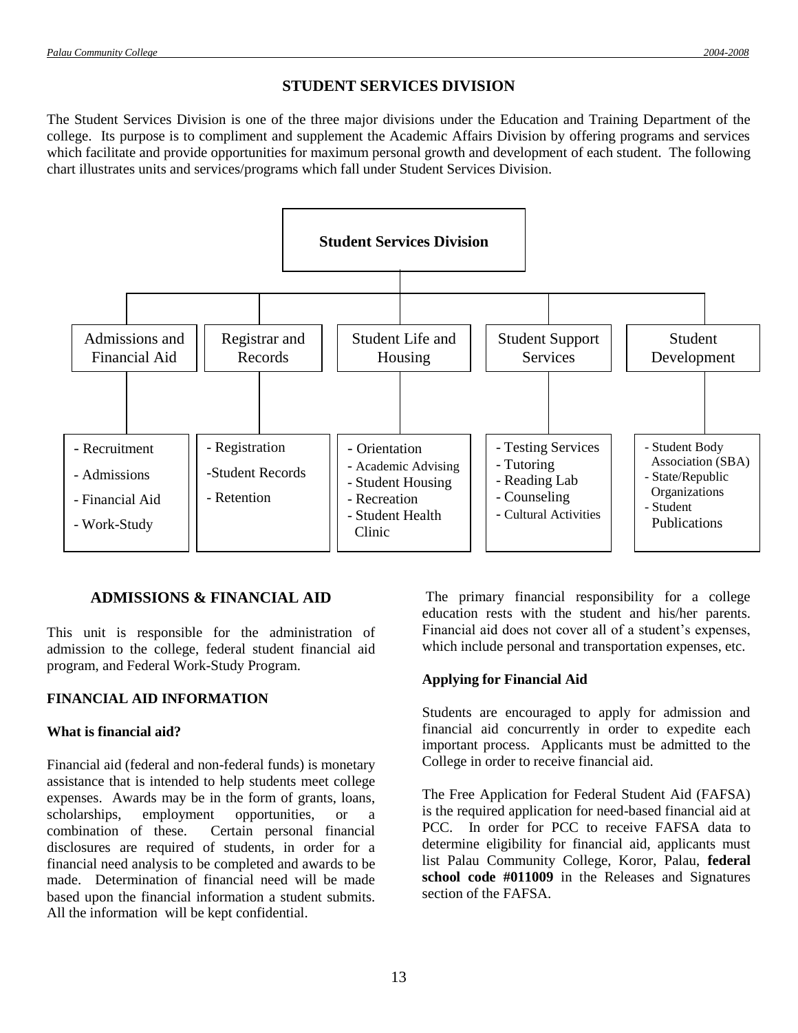## STUDENT SERVICES DIVISION

The Student Services Division is one of the three major divisions under the Education and Training Department of the college. Its purpose is to compliment and supplement the Academic Affairs Division by offering programs and services which facilitate and provide opportunities for maximum personal growth and development of each student. The following chart illustrates units and services/programs which fall under Student Services Division.

**Student Services Division**

- **Admissions and Financial Aid**
  - Recruitment
  - Admissions
  - Financial Aid
  - Work-Study
- **Registrar and Records**
  - Registration
  - Student Records
  - Retention
- **Student Life and Housing**
  - Orientation
  - Academic Advising
  - Student Housing
  - Recreation
  - Student Health Clinic
- **Student Support Services**
  - Testing Services
  - Tutoring
  - Reading Lab
  - Counseling
  - Cultural Activities
- **Student Development**
  - Student Body Association (SBA)
  - State/Republic Organizations
  - Student Publications

### ADMISSIONS & FINANCIAL AID

This unit is responsible for the administration of admission to the college, federal student financial aid program, and Federal Work-Study Program.

#### FINANCIAL AID INFORMATION

**What is financial aid?**

Financial aid (federal and non-federal funds) is monetary assistance that is intended to help students meet college expenses. Awards may be in the form of grants, loans, scholarships, employment opportunities, or a combination of these. Certain personal financial disclosures are required of students, in order for a financial need analysis to be completed and awards to be made. Determination of financial need will be made based upon the financial information a student submits. All the information will be kept confidential.

The primary financial responsibility for a college education rests with the student and his/her parents. Financial aid does not cover all of a student's expenses, which include personal and transportation expenses, etc.

**Applying for Financial Aid**

Students are encouraged to apply for admission and financial aid concurrently in order to expedite each important process. Applicants must be admitted to the College in order to receive financial aid.

The Free Application for Federal Student Aid (FAFSA) is the required application for need-based financial aid at PCC. In order for PCC to receive FAFSA data to determine eligibility for financial aid, applicants must list Palau Community College, Koror, Palau, **federal school code #011009** in the Releases and Signatures section of the FAFSA.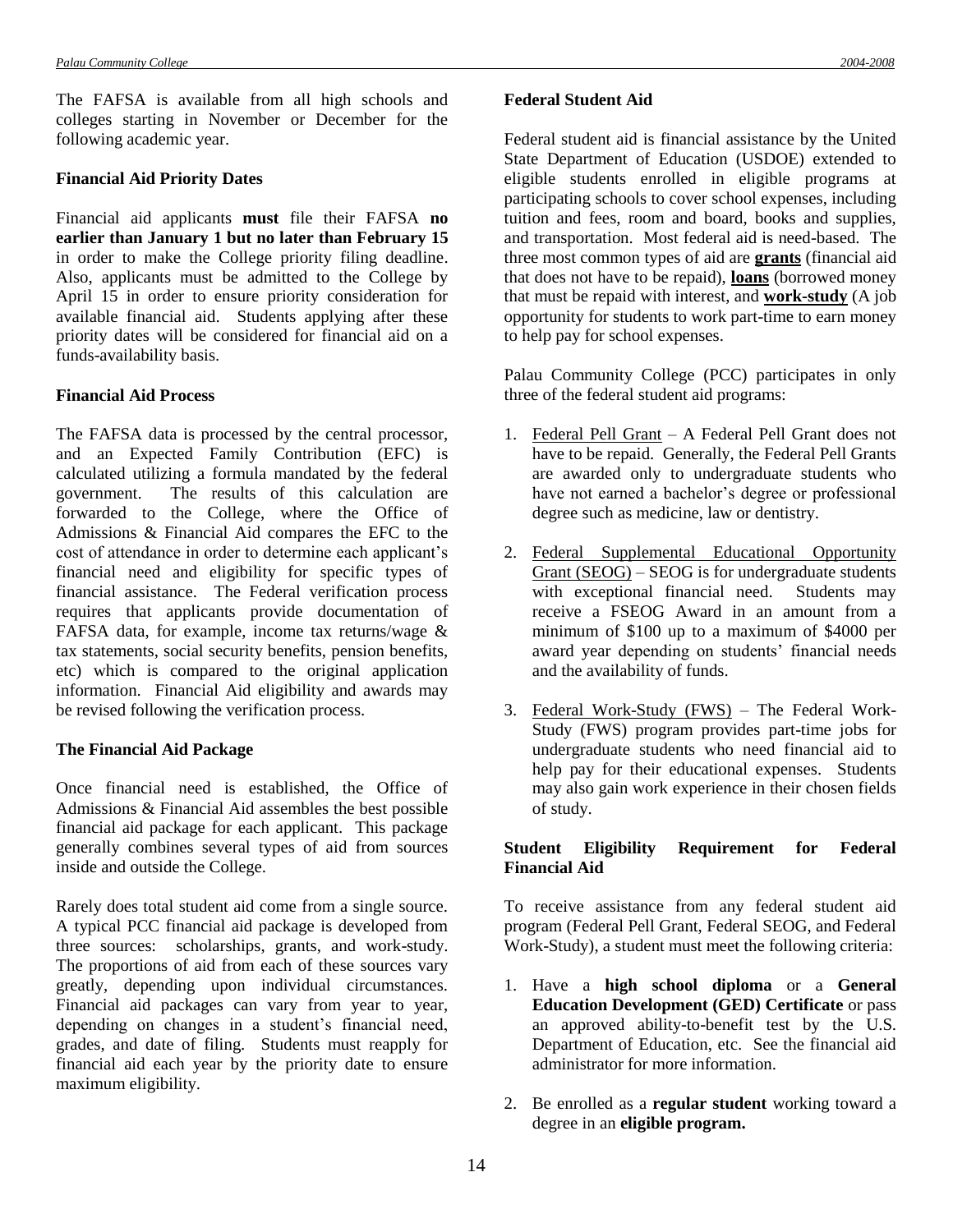The FAFSA is available from all high schools and colleges starting in November or December for the following academic year.

**Financial Aid Priority Dates**

Financial aid applicants **must** file their FAFSA **no earlier than January 1 but no later than February 15** in order to make the College priority filing deadline. Also, applicants must be admitted to the College by April 15 in order to ensure priority consideration for available financial aid. Students applying after these priority dates will be considered for financial aid on a funds-availability basis.

**Financial Aid Process**

The FAFSA data is processed by the central processor, and an Expected Family Contribution (EFC) is calculated utilizing a formula mandated by the federal government. The results of this calculation are forwarded to the College, where the Office of Admissions & Financial Aid compares the EFC to the cost of attendance in order to determine each applicant's financial need and eligibility for specific types of financial assistance. The Federal verification process requires that applicants provide documentation of FAFSA data, for example, income tax returns/wage & tax statements, social security benefits, pension benefits, etc) which is compared to the original application information. Financial Aid eligibility and awards may be revised following the verification process.

**The Financial Aid Package**

Once financial need is established, the Office of Admissions & Financial Aid assembles the best possible financial aid package for each applicant. This package generally combines several types of aid from sources inside and outside the College.

Rarely does total student aid come from a single source. A typical PCC financial aid package is developed from three sources: scholarships, grants, and work-study. The proportions of aid from each of these sources vary greatly, depending upon individual circumstances. Financial aid packages can vary from year to year, depending on changes in a student's financial need, grades, and date of filing. Students must reapply for financial aid each year by the priority date to ensure maximum eligibility.

**Federal Student Aid**

Federal student aid is financial assistance by the United State Department of Education (USDOE) extended to eligible students enrolled in eligible programs at participating schools to cover school expenses, including tuition and fees, room and board, books and supplies, and transportation. Most federal aid is need-based. The three most common types of aid are **grants** (financial aid that does not have to be repaid), **loans** (borrowed money that must be repaid with interest, and **work-study** (A job opportunity for students to work part-time to earn money to help pay for school expenses.

Palau Community College (PCC) participates in only three of the federal student aid programs:

1. Federal Pell Grant – A Federal Pell Grant does not have to be repaid. Generally, the Federal Pell Grants are awarded only to undergraduate students who have not earned a bachelor's degree or professional degree such as medicine, law or dentistry.
2. Federal Supplemental Educational Opportunity Grant (SEOG) – SEOG is for undergraduate students with exceptional financial need. Students may receive a FSEOG Award in an amount from a minimum of $100 up to a maximum of $4000 per award year depending on students' financial needs and the availability of funds.
3. Federal Work-Study (FWS) – The Federal Work-Study (FWS) program provides part-time jobs for undergraduate students who need financial aid to help pay for their educational expenses. Students may also gain work experience in their chosen fields of study.

**Student Eligibility Requirement for Federal Financial Aid**

To receive assistance from any federal student aid program (Federal Pell Grant, Federal SEOG, and Federal Work-Study), a student must meet the following criteria:

1. Have a **high school diploma** or a **General Education Development (GED) Certificate** or pass an approved ability-to-benefit test by the U.S. Department of Education, etc. See the financial aid administrator for more information.
2. Be enrolled as a **regular student** working toward a degree in an **eligible program.**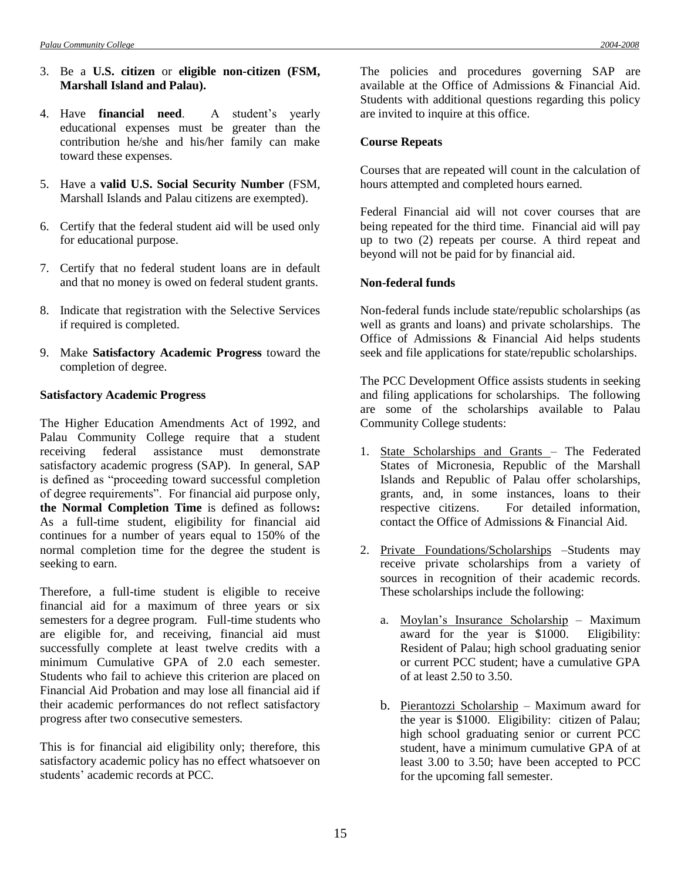3. Be a **U.S. citizen** or **eligible non-citizen (FSM, Marshall Island and Palau).**

4. Have **financial need**. A student's yearly educational expenses must be greater than the contribution he/she and his/her family can make toward these expenses.

5. Have a **valid U.S. Social Security Number** (FSM, Marshall Islands and Palau citizens are exempted).

6. Certify that the federal student aid will be used only for educational purpose.

7. Certify that no federal student loans are in default and that no money is owed on federal student grants.

8. Indicate that registration with the Selective Services if required is completed.

9. Make **Satisfactory Academic Progress** toward the completion of degree.

**Satisfactory Academic Progress**

The Higher Education Amendments Act of 1992, and Palau Community College require that a student receiving federal assistance must demonstrate satisfactory academic progress (SAP). In general, SAP is defined as "proceeding toward successful completion of degree requirements". For financial aid purpose only, **the Normal Completion Time** is defined as follows**:** As a full-time student, eligibility for financial aid continues for a number of years equal to 150% of the normal completion time for the degree the student is seeking to earn.

Therefore, a full-time student is eligible to receive financial aid for a maximum of three years or six semesters for a degree program. Full-time students who are eligible for, and receiving, financial aid must successfully complete at least twelve credits with a minimum Cumulative GPA of 2.0 each semester. Students who fail to achieve this criterion are placed on Financial Aid Probation and may lose all financial aid if their academic performances do not reflect satisfactory progress after two consecutive semesters.

This is for financial aid eligibility only; therefore, this satisfactory academic policy has no effect whatsoever on students' academic records at PCC.

The policies and procedures governing SAP are available at the Office of Admissions & Financial Aid. Students with additional questions regarding this policy are invited to inquire at this office.

**Course Repeats**

Courses that are repeated will count in the calculation of hours attempted and completed hours earned.

Federal Financial aid will not cover courses that are being repeated for the third time. Financial aid will pay up to two (2) repeats per course. A third repeat and beyond will not be paid for by financial aid.

**Non-federal funds**

Non-federal funds include state/republic scholarships (as well as grants and loans) and private scholarships. The Office of Admissions & Financial Aid helps students seek and file applications for state/republic scholarships.

The PCC Development Office assists students in seeking and filing applications for scholarships. The following are some of the scholarships available to Palau Community College students:

1. State Scholarships and Grants – The Federated States of Micronesia, Republic of the Marshall Islands and Republic of Palau offer scholarships, grants, and, in some instances, loans to their respective citizens. For detailed information, contact the Office of Admissions & Financial Aid.

2. Private Foundations/Scholarships –Students may receive private scholarships from a variety of sources in recognition of their academic records. These scholarships include the following:

   a. Moylan's Insurance Scholarship – Maximum award for the year is $1000. Eligibility: Resident of Palau; high school graduating senior or current PCC student; have a cumulative GPA of at least 2.50 to 3.50.

   b. Pierantozzi Scholarship – Maximum award for the year is $1000. Eligibility: citizen of Palau; high school graduating senior or current PCC student, have a minimum cumulative GPA of at least 3.00 to 3.50; have been accepted to PCC for the upcoming fall semester.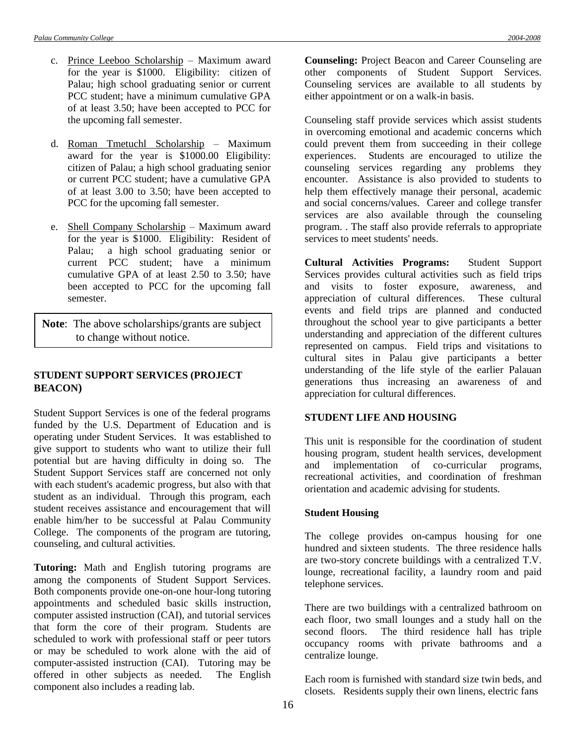c. Prince Leeboo Scholarship – Maximum award for the year is $1000. Eligibility: citizen of Palau; high school graduating senior or current PCC student; have a minimum cumulative GPA of at least 3.50; have been accepted to PCC for the upcoming fall semester.

d. Roman Tmetuchl Scholarship – Maximum award for the year is $1000.00 Eligibility: citizen of Palau; a high school graduating senior or current PCC student; have a cumulative GPA of at least 3.00 to 3.50; have been accepted to PCC for the upcoming fall semester.

e. Shell Company Scholarship – Maximum award for the year is $1000. Eligibility: Resident of Palau; a high school graduating senior or current PCC student; have a minimum cumulative GPA of at least 2.50 to 3.50; have been accepted to PCC for the upcoming fall semester.

**Note**: The above scholarships/grants are subject to change without notice.

## STUDENT SUPPORT SERVICES (PROJECT BEACON)

Student Support Services is one of the federal programs funded by the U.S. Department of Education and is operating under Student Services. It was established to give support to students who want to utilize their full potential but are having difficulty in doing so. The Student Support Services staff are concerned not only with each student's academic progress, but also with that student as an individual. Through this program, each student receives assistance and encouragement that will enable him/her to be successful at Palau Community College. The components of the program are tutoring, counseling, and cultural activities.

**Tutoring:** Math and English tutoring programs are among the components of Student Support Services. Both components provide one-on-one hour-long tutoring appointments and scheduled basic skills instruction, computer assisted instruction (CAI), and tutorial services that form the core of their program. Students are scheduled to work with professional staff or peer tutors or may be scheduled to work alone with the aid of computer-assisted instruction (CAI). Tutoring may be offered in other subjects as needed. The English component also includes a reading lab.

**Counseling:** Project Beacon and Career Counseling are other components of Student Support Services. Counseling services are available to all students by either appointment or on a walk-in basis.

Counseling staff provide services which assist students in overcoming emotional and academic concerns which could prevent them from succeeding in their college experiences. Students are encouraged to utilize the counseling services regarding any problems they encounter. Assistance is also provided to students to help them effectively manage their personal, academic and social concerns/values. Career and college transfer services are also available through the counseling program. . The staff also provide referrals to appropriate services to meet students' needs.

**Cultural Activities Programs:** Student Support Services provides cultural activities such as field trips and visits to foster exposure, awareness, and appreciation of cultural differences. These cultural events and field trips are planned and conducted throughout the school year to give participants a better understanding and appreciation of the different cultures represented on campus. Field trips and visitations to cultural sites in Palau give participants a better understanding of the life style of the earlier Palauan generations thus increasing an awareness of and appreciation for cultural differences.

## STUDENT LIFE AND HOUSING

This unit is responsible for the coordination of student housing program, student health services, development and implementation of co-curricular programs, recreational activities, and coordination of freshman orientation and academic advising for students.

### Student Housing

The college provides on-campus housing for one hundred and sixteen students. The three residence halls are two-story concrete buildings with a centralized T.V. lounge, recreational facility, a laundry room and paid telephone services.

There are two buildings with a centralized bathroom on each floor, two small lounges and a study hall on the second floors. The third residence hall has triple occupancy rooms with private bathrooms and a centralize lounge.

Each room is furnished with standard size twin beds, and closets. Residents supply their own linens, electric fans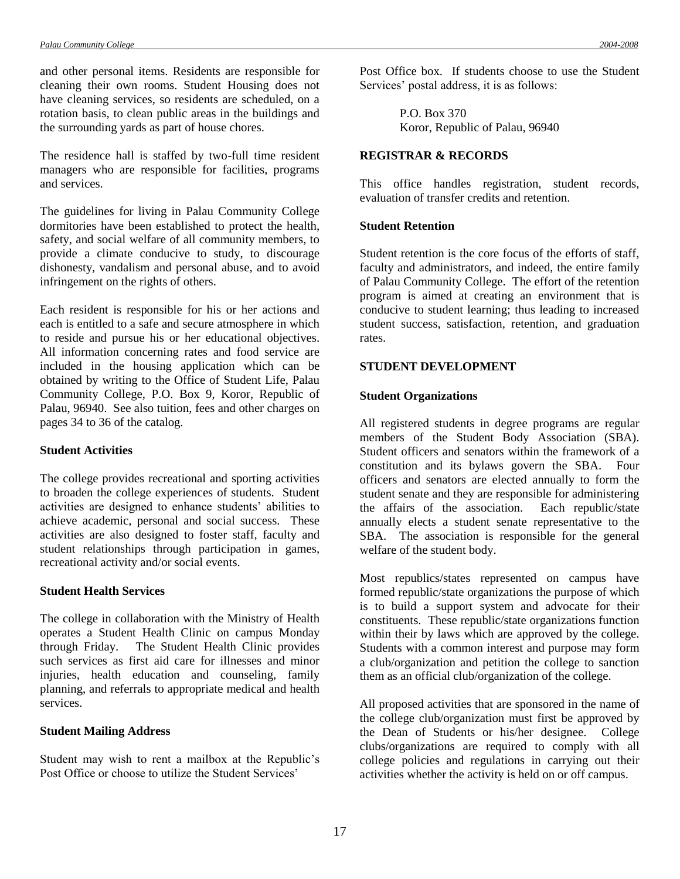and other personal items. Residents are responsible for cleaning their own rooms. Student Housing does not have cleaning services, so residents are scheduled, on a rotation basis, to clean public areas in the buildings and the surrounding yards as part of house chores.

The residence hall is staffed by two-full time resident managers who are responsible for facilities, programs and services.

The guidelines for living in Palau Community College dormitories have been established to protect the health, safety, and social welfare of all community members, to provide a climate conducive to study, to discourage dishonesty, vandalism and personal abuse, and to avoid infringement on the rights of others.

Each resident is responsible for his or her actions and each is entitled to a safe and secure atmosphere in which to reside and pursue his or her educational objectives. All information concerning rates and food service are included in the housing application which can be obtained by writing to the Office of Student Life, Palau Community College, P.O. Box 9, Koror, Republic of Palau, 96940. See also tuition, fees and other charges on pages 34 to 36 of the catalog.

**Student Activities**

The college provides recreational and sporting activities to broaden the college experiences of students. Student activities are designed to enhance students' abilities to achieve academic, personal and social success. These activities are also designed to foster staff, faculty and student relationships through participation in games, recreational activity and/or social events.

**Student Health Services**

The college in collaboration with the Ministry of Health operates a Student Health Clinic on campus Monday through Friday. The Student Health Clinic provides such services as first aid care for illnesses and minor injuries, health education and counseling, family planning, and referrals to appropriate medical and health services.

**Student Mailing Address**

Student may wish to rent a mailbox at the Republic's Post Office or choose to utilize the Student Services' Post Office box. If students choose to use the Student Services' postal address, it is as follows:

> P.O. Box 370
> Koror, Republic of Palau, 96940

**REGISTRAR & RECORDS**

This office handles registration, student records, evaluation of transfer credits and retention.

**Student Retention**

Student retention is the core focus of the efforts of staff, faculty and administrators, and indeed, the entire family of Palau Community College. The effort of the retention program is aimed at creating an environment that is conducive to student learning; thus leading to increased student success, satisfaction, retention, and graduation rates.

**STUDENT DEVELOPMENT**

**Student Organizations**

All registered students in degree programs are regular members of the Student Body Association (SBA). Student officers and senators within the framework of a constitution and its bylaws govern the SBA. Four officers and senators are elected annually to form the student senate and they are responsible for administering the affairs of the association. Each republic/state annually elects a student senate representative to the SBA. The association is responsible for the general welfare of the student body.

Most republics/states represented on campus have formed republic/state organizations the purpose of which is to build a support system and advocate for their constituents. These republic/state organizations function within their by laws which are approved by the college. Students with a common interest and purpose may form a club/organization and petition the college to sanction them as an official club/organization of the college.

All proposed activities that are sponsored in the name of the college club/organization must first be approved by the Dean of Students or his/her designee. College clubs/organizations are required to comply with all college policies and regulations in carrying out their activities whether the activity is held on or off campus.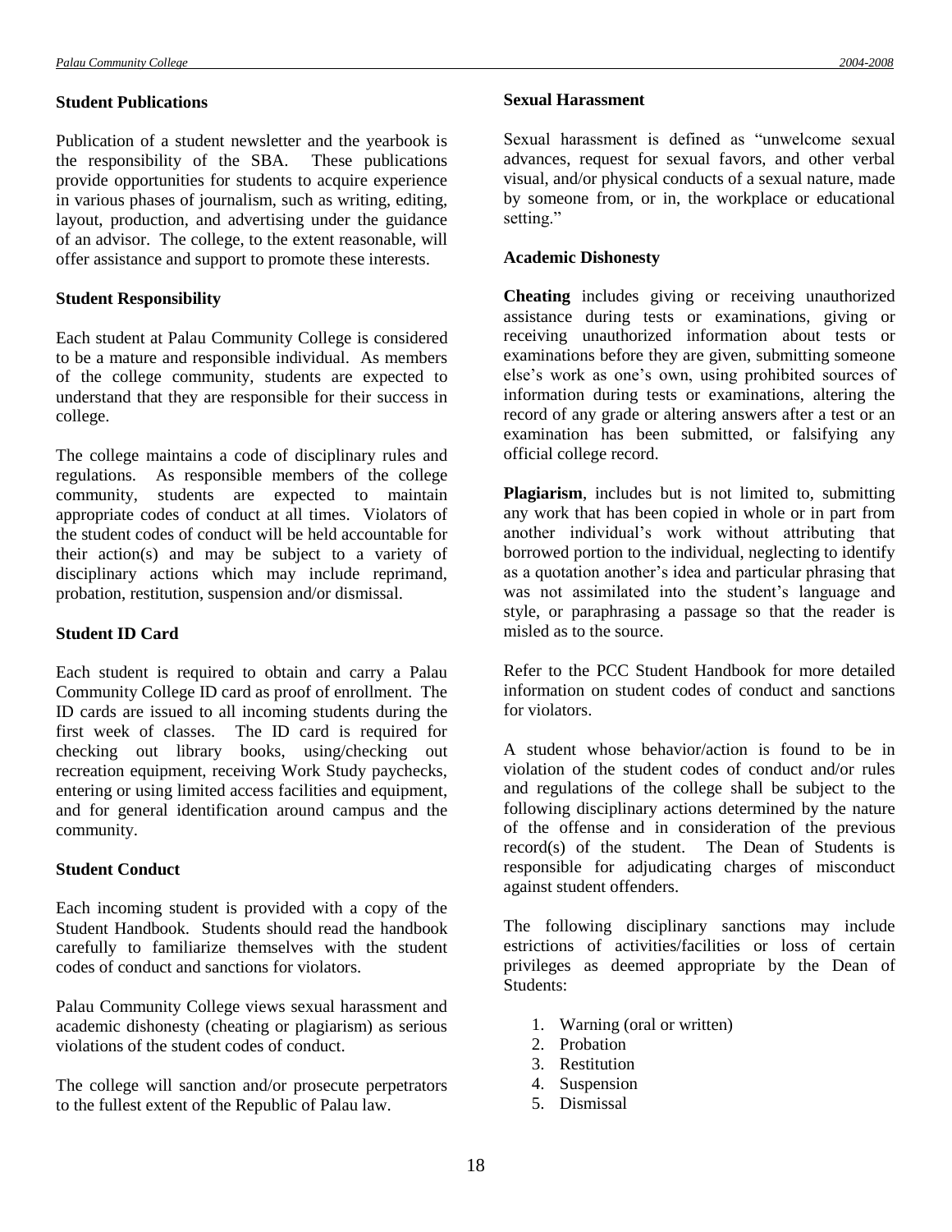### Student Publications

Publication of a student newsletter and the yearbook is the responsibility of the SBA. These publications provide opportunities for students to acquire experience in various phases of journalism, such as writing, editing, layout, production, and advertising under the guidance of an advisor. The college, to the extent reasonable, will offer assistance and support to promote these interests.

### Student Responsibility

Each student at Palau Community College is considered to be a mature and responsible individual. As members of the college community, students are expected to understand that they are responsible for their success in college.

The college maintains a code of disciplinary rules and regulations. As responsible members of the college community, students are expected to maintain appropriate codes of conduct at all times. Violators of the student codes of conduct will be held accountable for their action(s) and may be subject to a variety of disciplinary actions which may include reprimand, probation, restitution, suspension and/or dismissal.

### Student ID Card

Each student is required to obtain and carry a Palau Community College ID card as proof of enrollment. The ID cards are issued to all incoming students during the first week of classes. The ID card is required for checking out library books, using/checking out recreation equipment, receiving Work Study paychecks, entering or using limited access facilities and equipment, and for general identification around campus and the community.

### Student Conduct

Each incoming student is provided with a copy of the Student Handbook. Students should read the handbook carefully to familiarize themselves with the student codes of conduct and sanctions for violators.

Palau Community College views sexual harassment and academic dishonesty (cheating or plagiarism) as serious violations of the student codes of conduct.

The college will sanction and/or prosecute perpetrators to the fullest extent of the Republic of Palau law.

### Sexual Harassment

Sexual harassment is defined as "unwelcome sexual advances, request for sexual favors, and other verbal visual, and/or physical conducts of a sexual nature, made by someone from, or in, the workplace or educational setting."

### Academic Dishonesty

**Cheating** includes giving or receiving unauthorized assistance during tests or examinations, giving or receiving unauthorized information about tests or examinations before they are given, submitting someone else's work as one's own, using prohibited sources of information during tests or examinations, altering the record of any grade or altering answers after a test or an examination has been submitted, or falsifying any official college record.

**Plagiarism**, includes but is not limited to, submitting any work that has been copied in whole or in part from another individual's work without attributing that borrowed portion to the individual, neglecting to identify as a quotation another's idea and particular phrasing that was not assimilated into the student's language and style, or paraphrasing a passage so that the reader is misled as to the source.

Refer to the PCC Student Handbook for more detailed information on student codes of conduct and sanctions for violators.

A student whose behavior/action is found to be in violation of the student codes of conduct and/or rules and regulations of the college shall be subject to the following disciplinary actions determined by the nature of the offense and in consideration of the previous record(s) of the student. The Dean of Students is responsible for adjudicating charges of misconduct against student offenders.

The following disciplinary sanctions may include estrictions of activities/facilities or loss of certain privileges as deemed appropriate by the Dean of Students:

1. Warning (oral or written)
2. Probation
3. Restitution
4. Suspension
5. Dismissal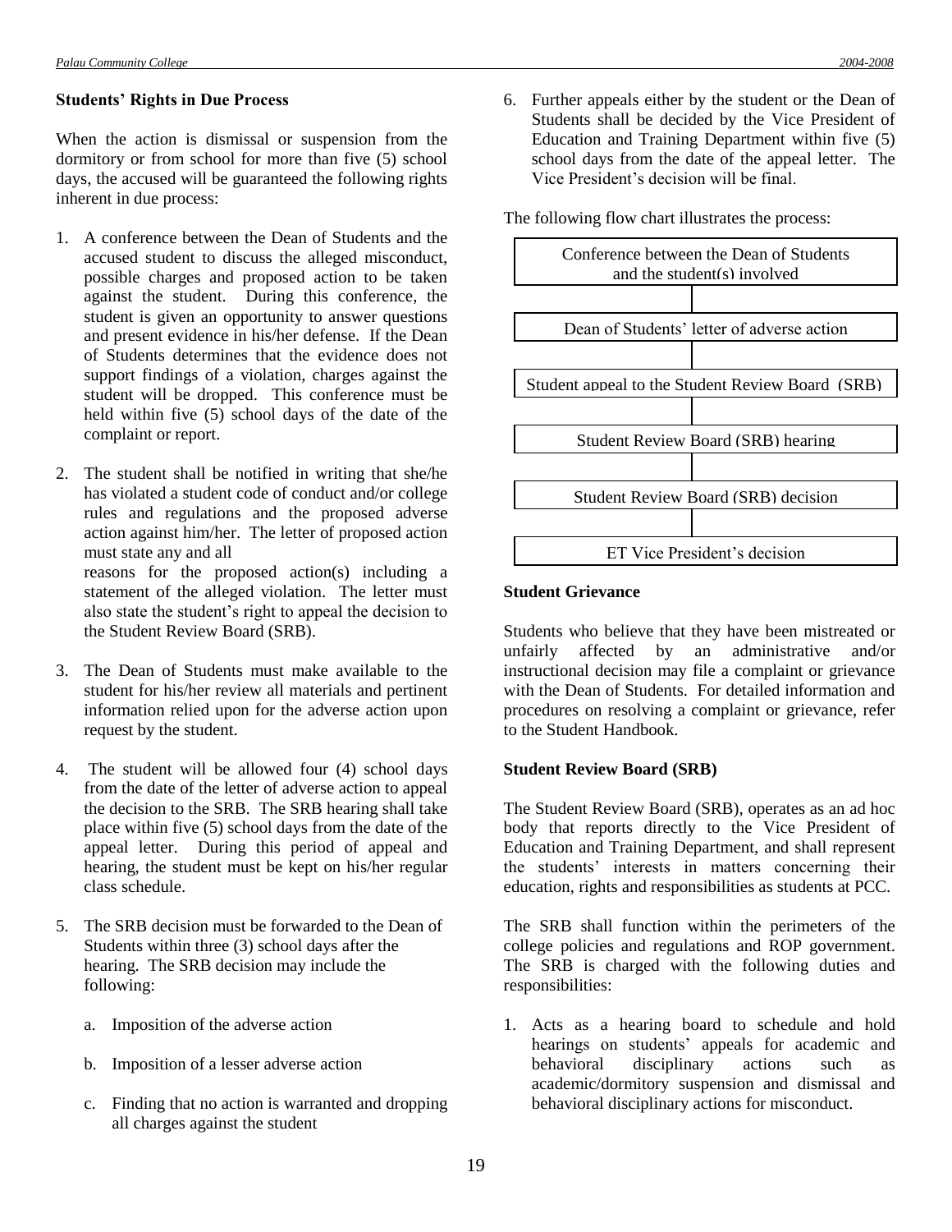**Students' Rights in Due Process**

When the action is dismissal or suspension from the dormitory or from school for more than five (5) school days, the accused will be guaranteed the following rights inherent in due process:

1. A conference between the Dean of Students and the accused student to discuss the alleged misconduct, possible charges and proposed action to be taken against the student. During this conference, the student is given an opportunity to answer questions and present evidence in his/her defense. If the Dean of Students determines that the evidence does not support findings of a violation, charges against the student will be dropped. This conference must be held within five (5) school days of the date of the complaint or report.

2. The student shall be notified in writing that she/he has violated a student code of conduct and/or college rules and regulations and the proposed adverse action against him/her. The letter of proposed action must state any and all reasons for the proposed action(s) including a statement of the alleged violation. The letter must also state the student's right to appeal the decision to the Student Review Board (SRB).

3. The Dean of Students must make available to the student for his/her review all materials and pertinent information relied upon for the adverse action upon request by the student.

4. The student will be allowed four (4) school days from the date of the letter of adverse action to appeal the decision to the SRB. The SRB hearing shall take place within five (5) school days from the date of the appeal letter. During this period of appeal and hearing, the student must be kept on his/her regular class schedule.

5. The SRB decision must be forwarded to the Dean of Students within three (3) school days after the hearing. The SRB decision may include the following:

   a. Imposition of the adverse action

   b. Imposition of a lesser adverse action

   c. Finding that no action is warranted and dropping all charges against the student

6. Further appeals either by the student or the Dean of Students shall be decided by the Vice President of Education and Training Department within five (5) school days from the date of the appeal letter. The Vice President's decision will be final.

The following flow chart illustrates the process:

Conference between the Dean of Students and the student(s) involved

↓

Dean of Students' letter of adverse action

↓

Student appeal to the Student Review Board (SRB)

↓

Student Review Board (SRB) hearing

↓

Student Review Board (SRB) decision

↓

ET Vice President's decision

**Student Grievance**

Students who believe that they have been mistreated or unfairly affected by an administrative and/or instructional decision may file a complaint or grievance with the Dean of Students. For detailed information and procedures on resolving a complaint or grievance, refer to the Student Handbook.

**Student Review Board (SRB)**

The Student Review Board (SRB), operates as an ad hoc body that reports directly to the Vice President of Education and Training Department, and shall represent the students' interests in matters concerning their education, rights and responsibilities as students at PCC.

The SRB shall function within the perimeters of the college policies and regulations and ROP government. The SRB is charged with the following duties and responsibilities:

1. Acts as a hearing board to schedule and hold hearings on students' appeals for academic and behavioral disciplinary actions such as academic/dormitory suspension and dismissal and behavioral disciplinary actions for misconduct.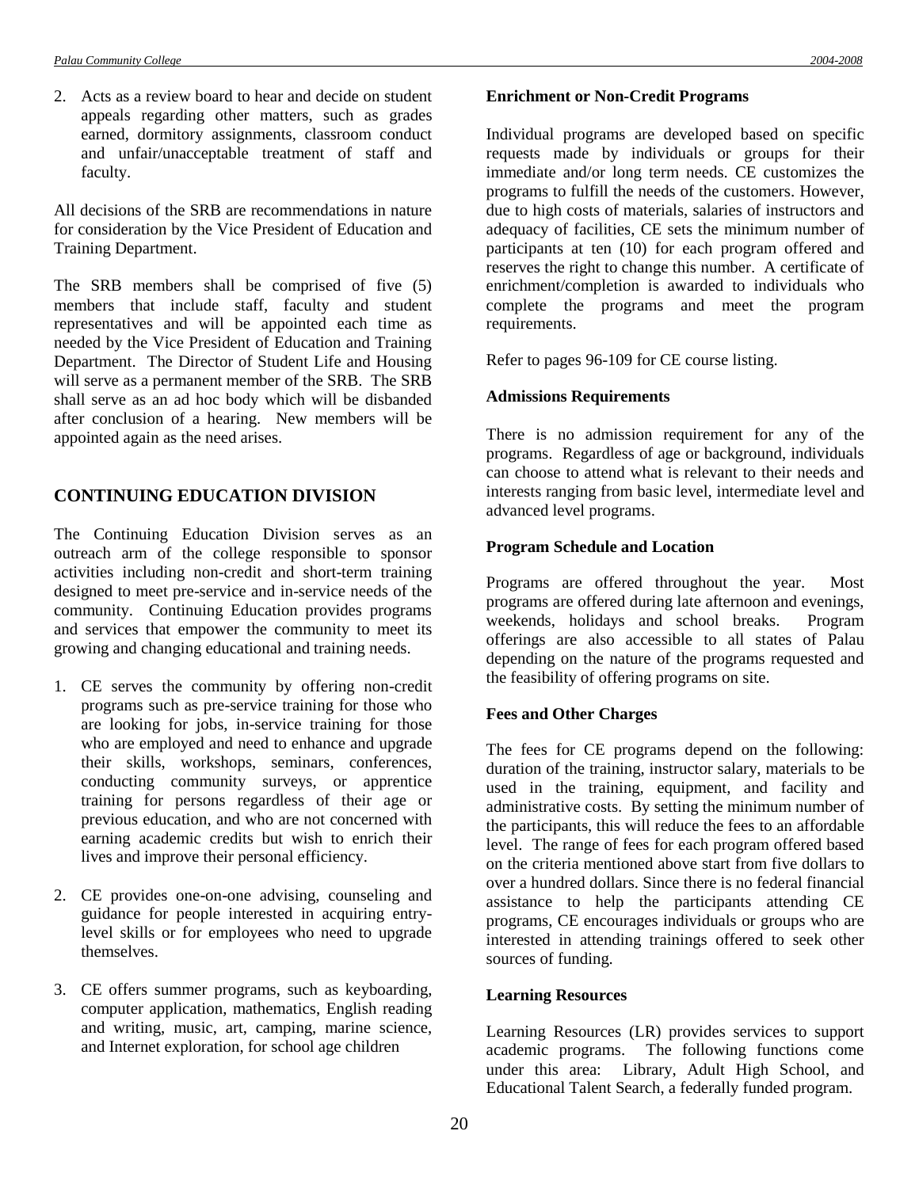2. Acts as a review board to hear and decide on student appeals regarding other matters, such as grades earned, dormitory assignments, classroom conduct and unfair/unacceptable treatment of staff and faculty.

All decisions of the SRB are recommendations in nature for consideration by the Vice President of Education and Training Department.

The SRB members shall be comprised of five (5) members that include staff, faculty and student representatives and will be appointed each time as needed by the Vice President of Education and Training Department. The Director of Student Life and Housing will serve as a permanent member of the SRB. The SRB shall serve as an ad hoc body which will be disbanded after conclusion of a hearing. New members will be appointed again as the need arises.

## CONTINUING EDUCATION DIVISION

The Continuing Education Division serves as an outreach arm of the college responsible to sponsor activities including non-credit and short-term training designed to meet pre-service and in-service needs of the community. Continuing Education provides programs and services that empower the community to meet its growing and changing educational and training needs.

1. CE serves the community by offering non-credit programs such as pre-service training for those who are looking for jobs, in-service training for those who are employed and need to enhance and upgrade their skills, workshops, seminars, conferences, conducting community surveys, or apprentice training for persons regardless of their age or previous education, and who are not concerned with earning academic credits but wish to enrich their lives and improve their personal efficiency.

2. CE provides one-on-one advising, counseling and guidance for people interested in acquiring entry-level skills or for employees who need to upgrade themselves.

3. CE offers summer programs, such as keyboarding, computer application, mathematics, English reading and writing, music, art, camping, marine science, and Internet exploration, for school age children

**Enrichment or Non-Credit Programs**

Individual programs are developed based on specific requests made by individuals or groups for their immediate and/or long term needs. CE customizes the programs to fulfill the needs of the customers. However, due to high costs of materials, salaries of instructors and adequacy of facilities, CE sets the minimum number of participants at ten (10) for each program offered and reserves the right to change this number. A certificate of enrichment/completion is awarded to individuals who complete the programs and meet the program requirements.

Refer to pages 96-109 for CE course listing.

**Admissions Requirements**

There is no admission requirement for any of the programs. Regardless of age or background, individuals can choose to attend what is relevant to their needs and interests ranging from basic level, intermediate level and advanced level programs.

**Program Schedule and Location**

Programs are offered throughout the year. Most programs are offered during late afternoon and evenings, weekends, holidays and school breaks. Program offerings are also accessible to all states of Palau depending on the nature of the programs requested and the feasibility of offering programs on site.

**Fees and Other Charges**

The fees for CE programs depend on the following: duration of the training, instructor salary, materials to be used in the training, equipment, and facility and administrative costs. By setting the minimum number of the participants, this will reduce the fees to an affordable level. The range of fees for each program offered based on the criteria mentioned above start from five dollars to over a hundred dollars. Since there is no federal financial assistance to help the participants attending CE programs, CE encourages individuals or groups who are interested in attending trainings offered to seek other sources of funding.

**Learning Resources**

Learning Resources (LR) provides services to support academic programs. The following functions come under this area: Library, Adult High School, and Educational Talent Search, a federally funded program.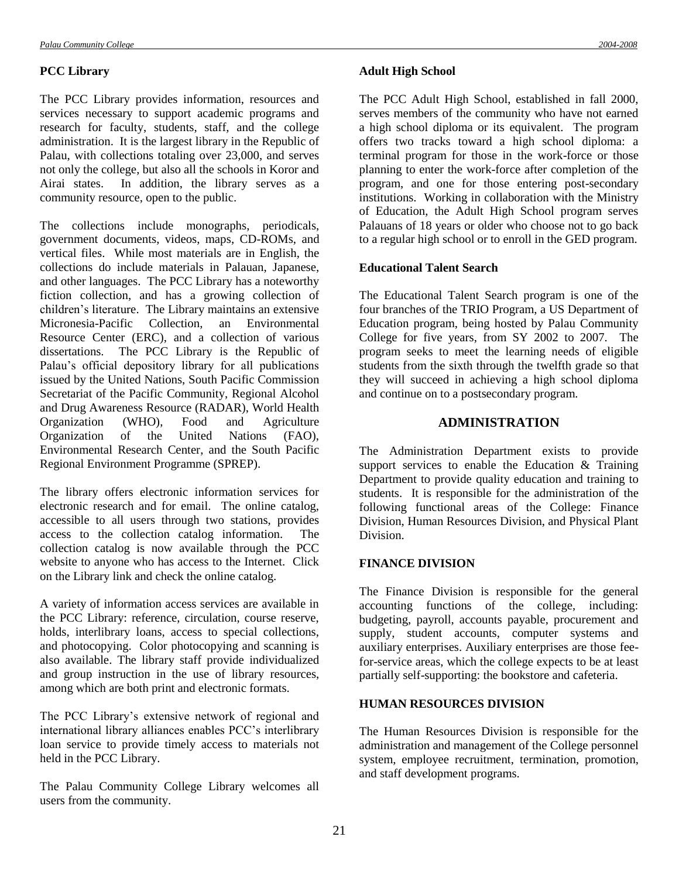### PCC Library

The PCC Library provides information, resources and services necessary to support academic programs and research for faculty, students, staff, and the college administration. It is the largest library in the Republic of Palau, with collections totaling over 23,000, and serves not only the college, but also all the schools in Koror and Airai states. In addition, the library serves as a community resource, open to the public.

The collections include monographs, periodicals, government documents, videos, maps, CD-ROMs, and vertical files. While most materials are in English, the collections do include materials in Palauan, Japanese, and other languages. The PCC Library has a noteworthy fiction collection, and has a growing collection of children's literature. The Library maintains an extensive Micronesia-Pacific Collection, an Environmental Resource Center (ERC), and a collection of various dissertations. The PCC Library is the Republic of Palau's official depository library for all publications issued by the United Nations, South Pacific Commission Secretariat of the Pacific Community, Regional Alcohol and Drug Awareness Resource (RADAR), World Health Organization (WHO), Food and Agriculture Organization of the United Nations (FAO), Environmental Research Center, and the South Pacific Regional Environment Programme (SPREP).

The library offers electronic information services for electronic research and for email. The online catalog, accessible to all users through two stations, provides access to the collection catalog information. The collection catalog is now available through the PCC website to anyone who has access to the Internet. Click on the Library link and check the online catalog.

A variety of information access services are available in the PCC Library: reference, circulation, course reserve, holds, interlibrary loans, access to special collections, and photocopying. Color photocopying and scanning is also available. The library staff provide individualized and group instruction in the use of library resources, among which are both print and electronic formats.

The PCC Library's extensive network of regional and international library alliances enables PCC's interlibrary loan service to provide timely access to materials not held in the PCC Library.

The Palau Community College Library welcomes all users from the community.

### Adult High School

The PCC Adult High School, established in fall 2000, serves members of the community who have not earned a high school diploma or its equivalent. The program offers two tracks toward a high school diploma: a terminal program for those in the work-force or those planning to enter the work-force after completion of the program, and one for those entering post-secondary institutions. Working in collaboration with the Ministry of Education, the Adult High School program serves Palauans of 18 years or older who choose not to go back to a regular high school or to enroll in the GED program.

### Educational Talent Search

The Educational Talent Search program is one of the four branches of the TRIO Program, a US Department of Education program, being hosted by Palau Community College for five years, from SY 2002 to 2007. The program seeks to meet the learning needs of eligible students from the sixth through the twelfth grade so that they will succeed in achieving a high school diploma and continue on to a postsecondary program.

## ADMINISTRATION

The Administration Department exists to provide support services to enable the Education & Training Department to provide quality education and training to students. It is responsible for the administration of the following functional areas of the College: Finance Division, Human Resources Division, and Physical Plant Division.

### FINANCE DIVISION

The Finance Division is responsible for the general accounting functions of the college, including: budgeting, payroll, accounts payable, procurement and supply, student accounts, computer systems and auxiliary enterprises. Auxiliary enterprises are those fee-for-service areas, which the college expects to be at least partially self-supporting: the bookstore and cafeteria.

### HUMAN RESOURCES DIVISION

The Human Resources Division is responsible for the administration and management of the College personnel system, employee recruitment, termination, promotion, and staff development programs.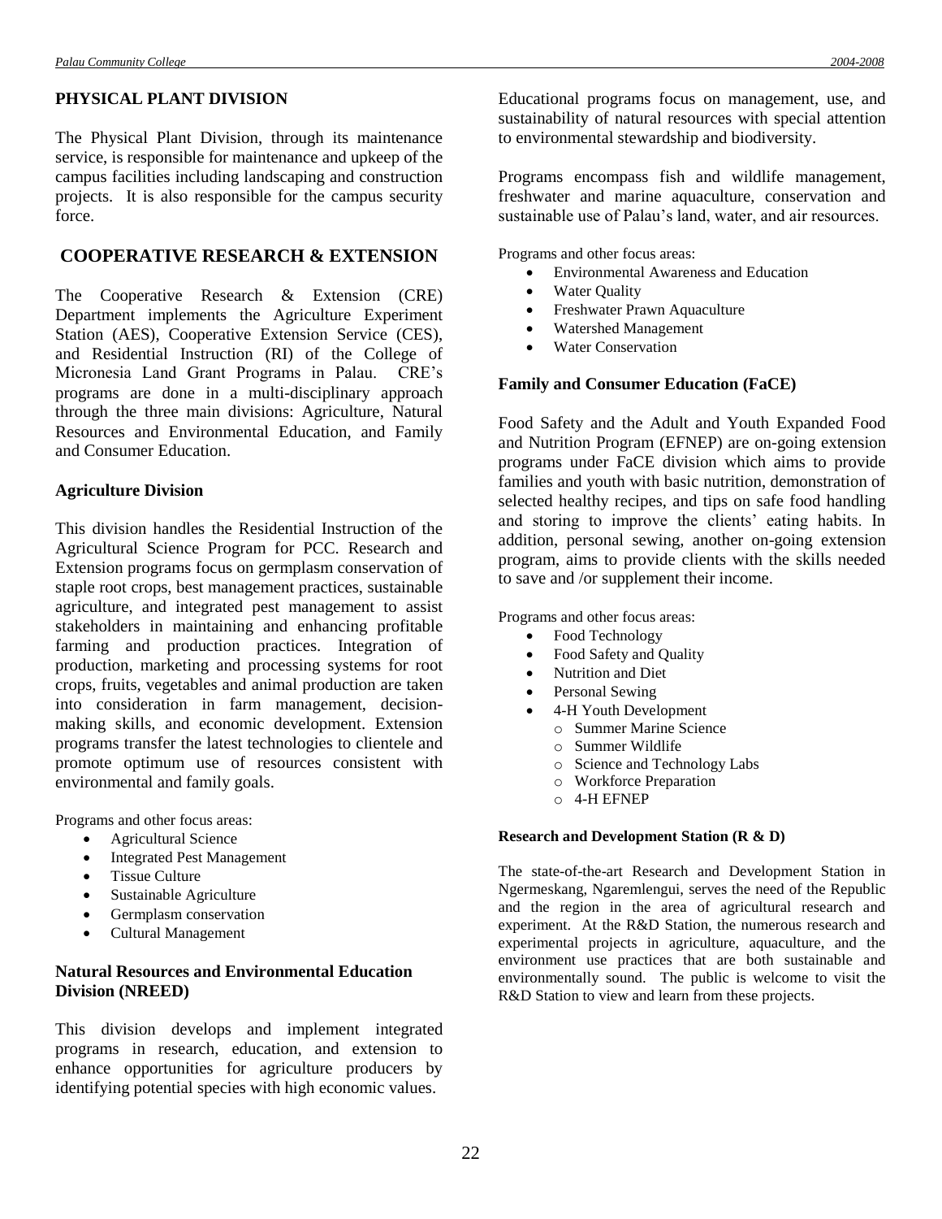## PHYSICAL PLANT DIVISION

The Physical Plant Division, through its maintenance service, is responsible for maintenance and upkeep of the campus facilities including landscaping and construction projects. It is also responsible for the campus security force.

## COOPERATIVE RESEARCH & EXTENSION

The Cooperative Research & Extension (CRE) Department implements the Agriculture Experiment Station (AES), Cooperative Extension Service (CES), and Residential Instruction (RI) of the College of Micronesia Land Grant Programs in Palau. CRE's programs are done in a multi-disciplinary approach through the three main divisions: Agriculture, Natural Resources and Environmental Education, and Family and Consumer Education.

### Agriculture Division

This division handles the Residential Instruction of the Agricultural Science Program for PCC. Research and Extension programs focus on germplasm conservation of staple root crops, best management practices, sustainable agriculture, and integrated pest management to assist stakeholders in maintaining and enhancing profitable farming and production practices. Integration of production, marketing and processing systems for root crops, fruits, vegetables and animal production are taken into consideration in farm management, decision-making skills, and economic development. Extension programs transfer the latest technologies to clientele and promote optimum use of resources consistent with environmental and family goals.

Programs and other focus areas:

- Agricultural Science
- Integrated Pest Management
- Tissue Culture
- Sustainable Agriculture
- Germplasm conservation
- Cultural Management

### Natural Resources and Environmental Education Division (NREED)

This division develops and implement integrated programs in research, education, and extension to enhance opportunities for agriculture producers by identifying potential species with high economic values. Educational programs focus on management, use, and sustainability of natural resources with special attention to environmental stewardship and biodiversity.

Programs encompass fish and wildlife management, freshwater and marine aquaculture, conservation and sustainable use of Palau's land, water, and air resources.

Programs and other focus areas:

- Environmental Awareness and Education
- Water Quality
- Freshwater Prawn Aquaculture
- Watershed Management
- Water Conservation

### Family and Consumer Education (FaCE)

Food Safety and the Adult and Youth Expanded Food and Nutrition Program (EFNEP) are on-going extension programs under FaCE division which aims to provide families and youth with basic nutrition, demonstration of selected healthy recipes, and tips on safe food handling and storing to improve the clients' eating habits. In addition, personal sewing, another on-going extension program, aims to provide clients with the skills needed to save and /or supplement their income.

Programs and other focus areas:

- Food Technology
- Food Safety and Quality
- Nutrition and Diet
- Personal Sewing
- 4-H Youth Development
  - Summer Marine Science
  - Summer Wildlife
  - Science and Technology Labs
  - Workforce Preparation
  - 4-H EFNEP

### Research and Development Station (R & D)

The state-of-the-art Research and Development Station in Ngermeskang, Ngaremlengui, serves the need of the Republic and the region in the area of agricultural research and experiment. At the R&D Station, the numerous research and experimental projects in agriculture, aquaculture, and the environment use practices that are both sustainable and environmentally sound. The public is welcome to visit the R&D Station to view and learn from these projects.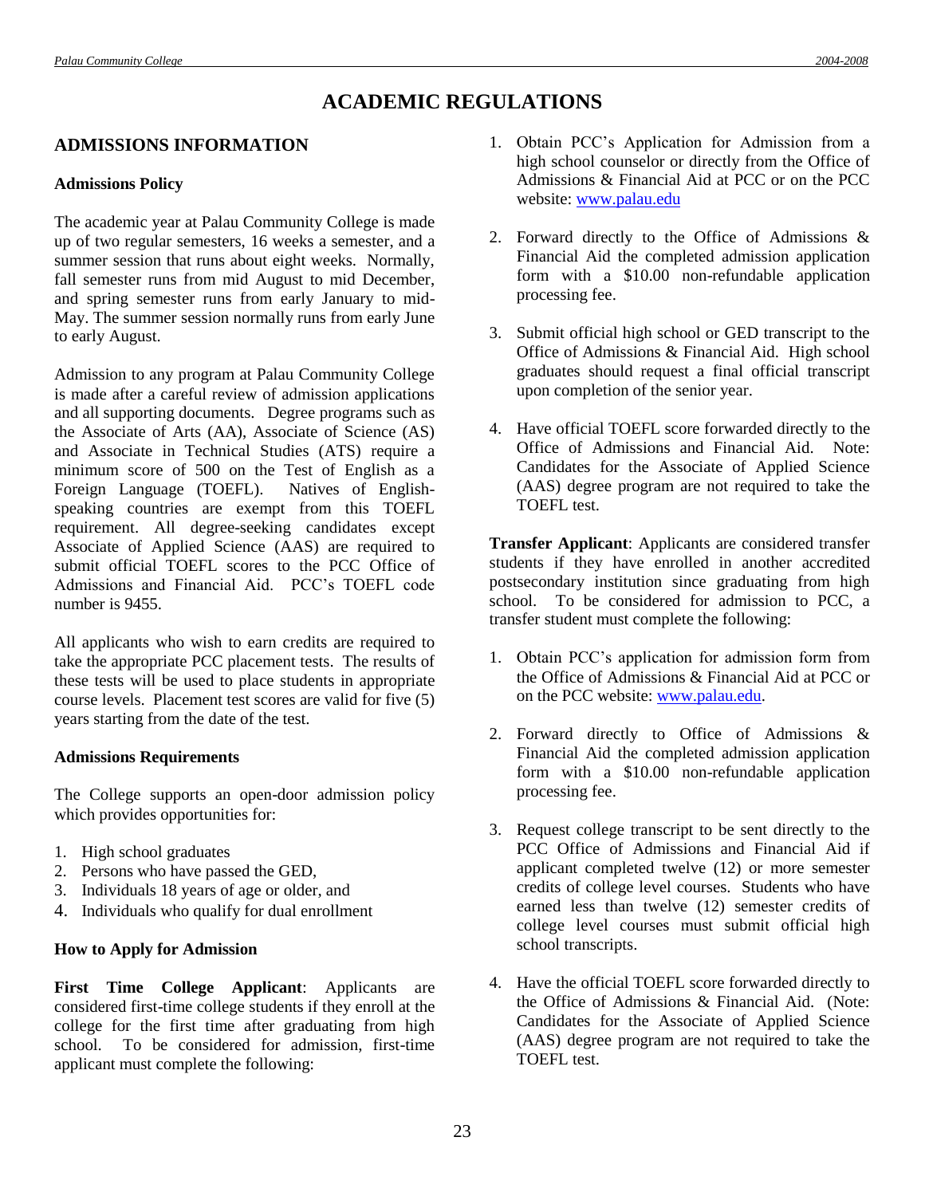# ACADEMIC REGULATIONS

## ADMISSIONS INFORMATION

### Admissions Policy

The academic year at Palau Community College is made up of two regular semesters, 16 weeks a semester, and a summer session that runs about eight weeks. Normally, fall semester runs from mid August to mid December, and spring semester runs from early January to mid-May. The summer session normally runs from early June to early August.

Admission to any program at Palau Community College is made after a careful review of admission applications and all supporting documents. Degree programs such as the Associate of Arts (AA), Associate of Science (AS) and Associate in Technical Studies (ATS) require a minimum score of 500 on the Test of English as a Foreign Language (TOEFL). Natives of English-speaking countries are exempt from this TOEFL requirement. All degree-seeking candidates except Associate of Applied Science (AAS) are required to submit official TOEFL scores to the PCC Office of Admissions and Financial Aid. PCC's TOEFL code number is 9455.

All applicants who wish to earn credits are required to take the appropriate PCC placement tests. The results of these tests will be used to place students in appropriate course levels. Placement test scores are valid for five (5) years starting from the date of the test.

### Admissions Requirements

The College supports an open-door admission policy which provides opportunities for:

1. High school graduates
2. Persons who have passed the GED,
3. Individuals 18 years of age or older, and
4. Individuals who qualify for dual enrollment

### How to Apply for Admission

**First Time College Applicant**: Applicants are considered first-time college students if they enroll at the college for the first time after graduating from high school. To be considered for admission, first-time applicant must complete the following:

1. Obtain PCC's Application for Admission from a high school counselor or directly from the Office of Admissions & Financial Aid at PCC or on the PCC website: www.palau.edu
2. Forward directly to the Office of Admissions & Financial Aid the completed admission application form with a $10.00 non-refundable application processing fee.
3. Submit official high school or GED transcript to the Office of Admissions & Financial Aid. High school graduates should request a final official transcript upon completion of the senior year.
4. Have official TOEFL score forwarded directly to the Office of Admissions and Financial Aid. Note: Candidates for the Associate of Applied Science (AAS) degree program are not required to take the TOEFL test.

**Transfer Applicant**: Applicants are considered transfer students if they have enrolled in another accredited postsecondary institution since graduating from high school. To be considered for admission to PCC, a transfer student must complete the following:

1. Obtain PCC's application for admission form from the Office of Admissions & Financial Aid at PCC or on the PCC website: www.palau.edu.
2. Forward directly to Office of Admissions & Financial Aid the completed admission application form with a $10.00 non-refundable application processing fee.
3. Request college transcript to be sent directly to the PCC Office of Admissions and Financial Aid if applicant completed twelve (12) or more semester credits of college level courses. Students who have earned less than twelve (12) semester credits of college level courses must submit official high school transcripts.
4. Have the official TOEFL score forwarded directly to the Office of Admissions & Financial Aid. (Note: Candidates for the Associate of Applied Science (AAS) degree program are not required to take the TOEFL test.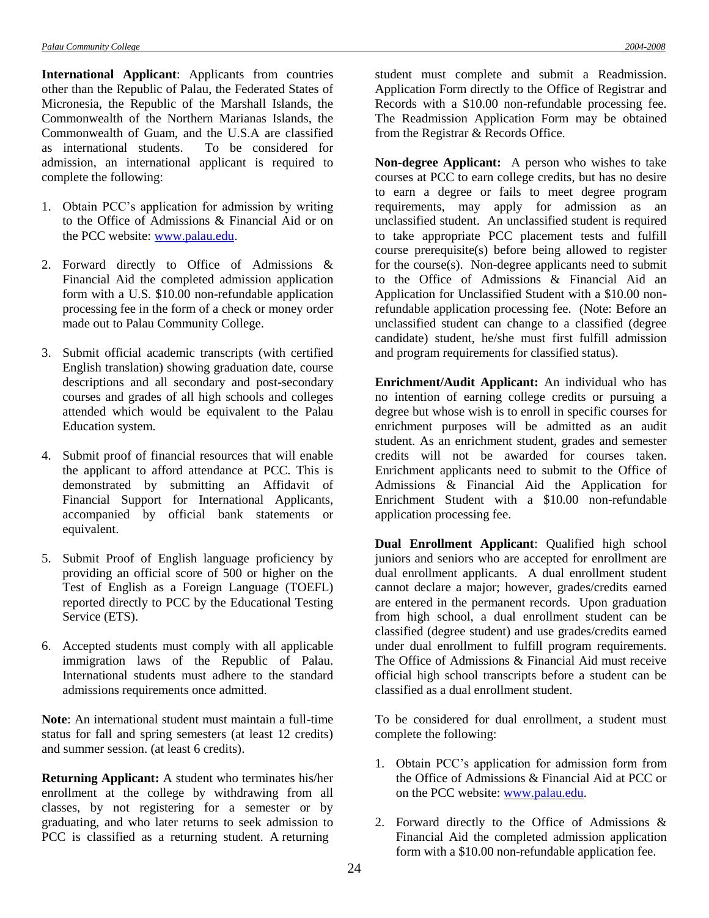**International Applicant**: Applicants from countries other than the Republic of Palau, the Federated States of Micronesia, the Republic of the Marshall Islands, the Commonwealth of the Northern Marianas Islands, the Commonwealth of Guam, and the U.S.A are classified as international students. To be considered for admission, an international applicant is required to complete the following:

1. Obtain PCC's application for admission by writing to the Office of Admissions & Financial Aid or on the PCC website: www.palau.edu.

2. Forward directly to Office of Admissions & Financial Aid the completed admission application form with a U.S. $10.00 non-refundable application processing fee in the form of a check or money order made out to Palau Community College.

3. Submit official academic transcripts (with certified English translation) showing graduation date, course descriptions and all secondary and post-secondary courses and grades of all high schools and colleges attended which would be equivalent to the Palau Education system.

4. Submit proof of financial resources that will enable the applicant to afford attendance at PCC. This is demonstrated by submitting an Affidavit of Financial Support for International Applicants, accompanied by official bank statements or equivalent.

5. Submit Proof of English language proficiency by providing an official score of 500 or higher on the Test of English as a Foreign Language (TOEFL) reported directly to PCC by the Educational Testing Service (ETS).

6. Accepted students must comply with all applicable immigration laws of the Republic of Palau. International students must adhere to the standard admissions requirements once admitted.

**Note**: An international student must maintain a full-time status for fall and spring semesters (at least 12 credits) and summer session. (at least 6 credits).

**Returning Applicant:** A student who terminates his/her enrollment at the college by withdrawing from all classes, by not registering for a semester or by graduating, and who later returns to seek admission to PCC is classified as a returning student. A returning student must complete and submit a Readmission. Application Form directly to the Office of Registrar and Records with a $10.00 non-refundable processing fee. The Readmission Application Form may be obtained from the Registrar & Records Office.

**Non-degree Applicant:** A person who wishes to take courses at PCC to earn college credits, but has no desire to earn a degree or fails to meet degree program requirements, may apply for admission as an unclassified student. An unclassified student is required to take appropriate PCC placement tests and fulfill course prerequisite(s) before being allowed to register for the course(s). Non-degree applicants need to submit to the Office of Admissions & Financial Aid an Application for Unclassified Student with a $10.00 non-refundable application processing fee. (Note: Before an unclassified student can change to a classified (degree candidate) student, he/she must first fulfill admission and program requirements for classified status).

**Enrichment/Audit Applicant:** An individual who has no intention of earning college credits or pursuing a degree but whose wish is to enroll in specific courses for enrichment purposes will be admitted as an audit student. As an enrichment student, grades and semester credits will not be awarded for courses taken. Enrichment applicants need to submit to the Office of Admissions & Financial Aid the Application for Enrichment Student with a $10.00 non-refundable application processing fee.

**Dual Enrollment Applicant**: Qualified high school juniors and seniors who are accepted for enrollment are dual enrollment applicants. A dual enrollment student cannot declare a major; however, grades/credits earned are entered in the permanent records. Upon graduation from high school, a dual enrollment student can be classified (degree student) and use grades/credits earned under dual enrollment to fulfill program requirements. The Office of Admissions & Financial Aid must receive official high school transcripts before a student can be classified as a dual enrollment student.

To be considered for dual enrollment, a student must complete the following:

1. Obtain PCC's application for admission form from the Office of Admissions & Financial Aid at PCC or on the PCC website: www.palau.edu.

2. Forward directly to the Office of Admissions & Financial Aid the completed admission application form with a $10.00 non-refundable application fee.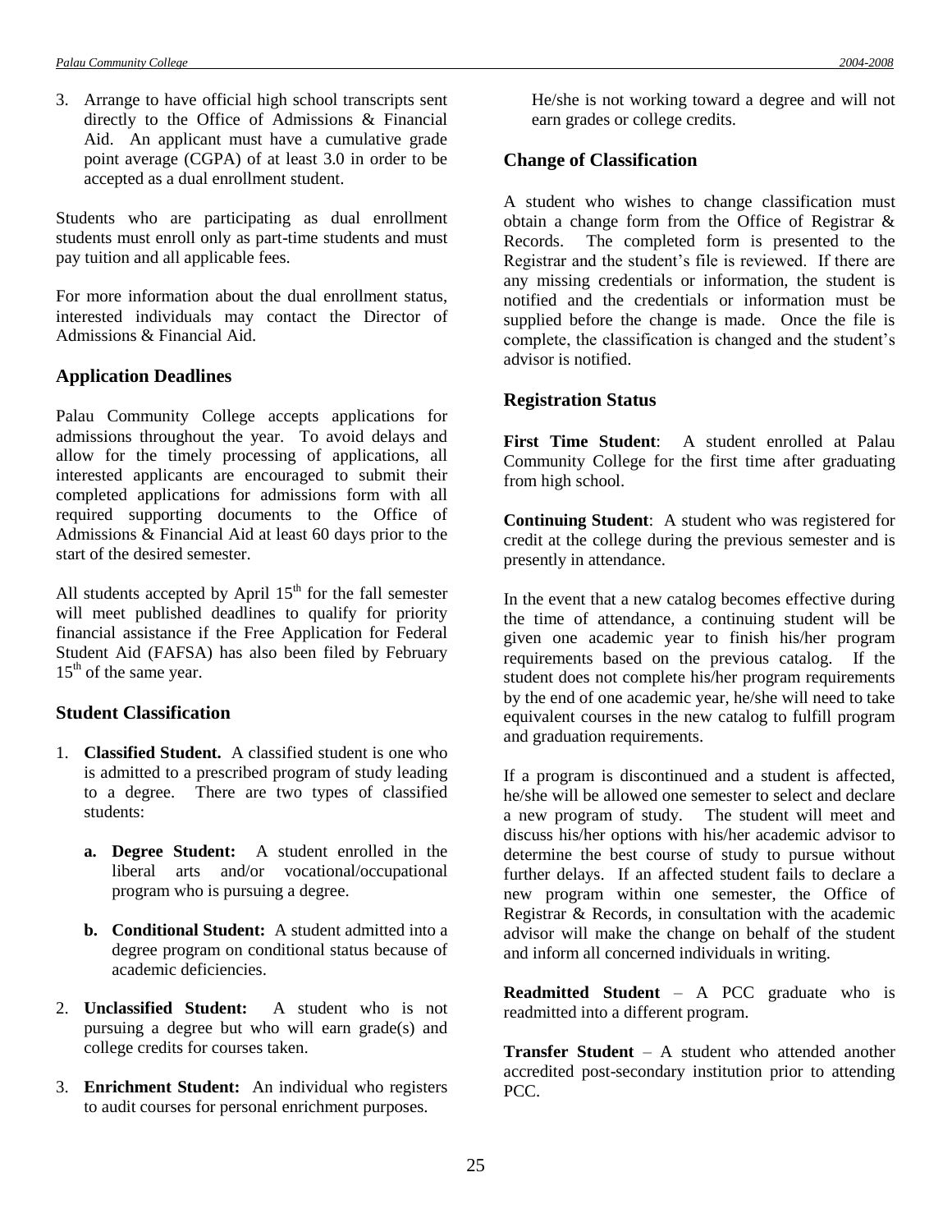3. Arrange to have official high school transcripts sent directly to the Office of Admissions & Financial Aid. An applicant must have a cumulative grade point average (CGPA) of at least 3.0 in order to be accepted as a dual enrollment student.

Students who are participating as dual enrollment students must enroll only as part-time students and must pay tuition and all applicable fees.

For more information about the dual enrollment status, interested individuals may contact the Director of Admissions & Financial Aid.

### Application Deadlines

Palau Community College accepts applications for admissions throughout the year. To avoid delays and allow for the timely processing of applications, all interested applicants are encouraged to submit their completed applications for admissions form with all required supporting documents to the Office of Admissions & Financial Aid at least 60 days prior to the start of the desired semester.

All students accepted by April 15th for the fall semester will meet published deadlines to qualify for priority financial assistance if the Free Application for Federal Student Aid (FAFSA) has also been filed by February 15th of the same year.

### Student Classification

1. **Classified Student.** A classified student is one who is admitted to a prescribed program of study leading to a degree. There are two types of classified students:

   **a. Degree Student:** A student enrolled in the liberal arts and/or vocational/occupational program who is pursuing a degree.

   **b. Conditional Student:** A student admitted into a degree program on conditional status because of academic deficiencies.

2. **Unclassified Student:** A student who is not pursuing a degree but who will earn grade(s) and college credits for courses taken.

3. **Enrichment Student:** An individual who registers to audit courses for personal enrichment purposes. He/she is not working toward a degree and will not earn grades or college credits.

### Change of Classification

A student who wishes to change classification must obtain a change form from the Office of Registrar & Records. The completed form is presented to the Registrar and the student's file is reviewed. If there are any missing credentials or information, the student is notified and the credentials or information must be supplied before the change is made. Once the file is complete, the classification is changed and the student's advisor is notified.

### Registration Status

**First Time Student**: A student enrolled at Palau Community College for the first time after graduating from high school.

**Continuing Student**: A student who was registered for credit at the college during the previous semester and is presently in attendance.

In the event that a new catalog becomes effective during the time of attendance, a continuing student will be given one academic year to finish his/her program requirements based on the previous catalog. If the student does not complete his/her program requirements by the end of one academic year, he/she will need to take equivalent courses in the new catalog to fulfill program and graduation requirements.

If a program is discontinued and a student is affected, he/she will be allowed one semester to select and declare a new program of study. The student will meet and discuss his/her options with his/her academic advisor to determine the best course of study to pursue without further delays. If an affected student fails to declare a new program within one semester, the Office of Registrar & Records, in consultation with the academic advisor will make the change on behalf of the student and inform all concerned individuals in writing.

**Readmitted Student** – A PCC graduate who is readmitted into a different program.

**Transfer Student** – A student who attended another accredited post-secondary institution prior to attending PCC.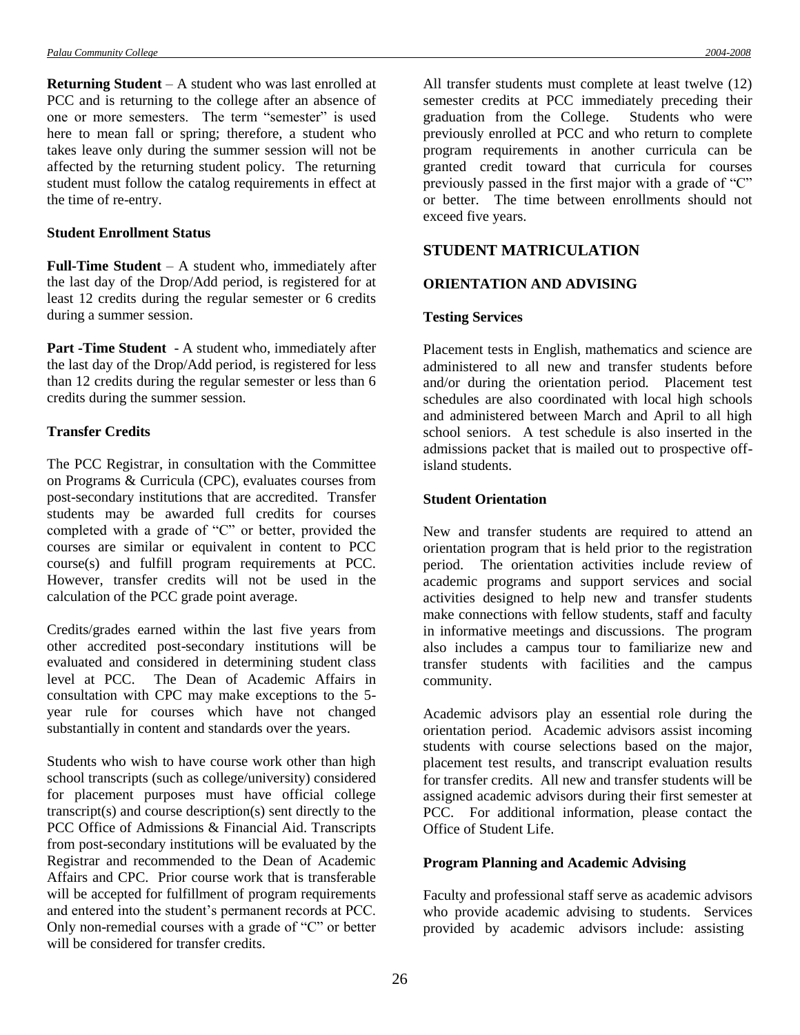**Returning Student** – A student who was last enrolled at PCC and is returning to the college after an absence of one or more semesters. The term "semester" is used here to mean fall or spring; therefore, a student who takes leave only during the summer session will not be affected by the returning student policy. The returning student must follow the catalog requirements in effect at the time of re-entry.

**Student Enrollment Status**

**Full-Time Student** – A student who, immediately after the last day of the Drop/Add period, is registered for at least 12 credits during the regular semester or 6 credits during a summer session.

**Part -Time Student** - A student who, immediately after the last day of the Drop/Add period, is registered for less than 12 credits during the regular semester or less than 6 credits during the summer session.

**Transfer Credits**

The PCC Registrar, in consultation with the Committee on Programs & Curricula (CPC), evaluates courses from post-secondary institutions that are accredited. Transfer students may be awarded full credits for courses completed with a grade of "C" or better, provided the courses are similar or equivalent in content to PCC course(s) and fulfill program requirements at PCC. However, transfer credits will not be used in the calculation of the PCC grade point average.

Credits/grades earned within the last five years from other accredited post-secondary institutions will be evaluated and considered in determining student class level at PCC. The Dean of Academic Affairs in consultation with CPC may make exceptions to the 5-year rule for courses which have not changed substantially in content and standards over the years.

Students who wish to have course work other than high school transcripts (such as college/university) considered for placement purposes must have official college transcript(s) and course description(s) sent directly to the PCC Office of Admissions & Financial Aid. Transcripts from post-secondary institutions will be evaluated by the Registrar and recommended to the Dean of Academic Affairs and CPC. Prior course work that is transferable will be accepted for fulfillment of program requirements and entered into the student's permanent records at PCC. Only non-remedial courses with a grade of "C" or better will be considered for transfer credits.

All transfer students must complete at least twelve (12) semester credits at PCC immediately preceding their graduation from the College. Students who were previously enrolled at PCC and who return to complete program requirements in another curricula can be granted credit toward that curricula for courses previously passed in the first major with a grade of "C" or better. The time between enrollments should not exceed five years.

## STUDENT MATRICULATION

### ORIENTATION AND ADVISING

**Testing Services**

Placement tests in English, mathematics and science are administered to all new and transfer students before and/or during the orientation period. Placement test schedules are also coordinated with local high schools and administered between March and April to all high school seniors. A test schedule is also inserted in the admissions packet that is mailed out to prospective off-island students.

**Student Orientation**

New and transfer students are required to attend an orientation program that is held prior to the registration period. The orientation activities include review of academic programs and support services and social activities designed to help new and transfer students make connections with fellow students, staff and faculty in informative meetings and discussions. The program also includes a campus tour to familiarize new and transfer students with facilities and the campus community.

Academic advisors play an essential role during the orientation period. Academic advisors assist incoming students with course selections based on the major, placement test results, and transcript evaluation results for transfer credits. All new and transfer students will be assigned academic advisors during their first semester at PCC. For additional information, please contact the Office of Student Life.

**Program Planning and Academic Advising**

Faculty and professional staff serve as academic advisors who provide academic advising to students. Services provided by academic advisors include: assisting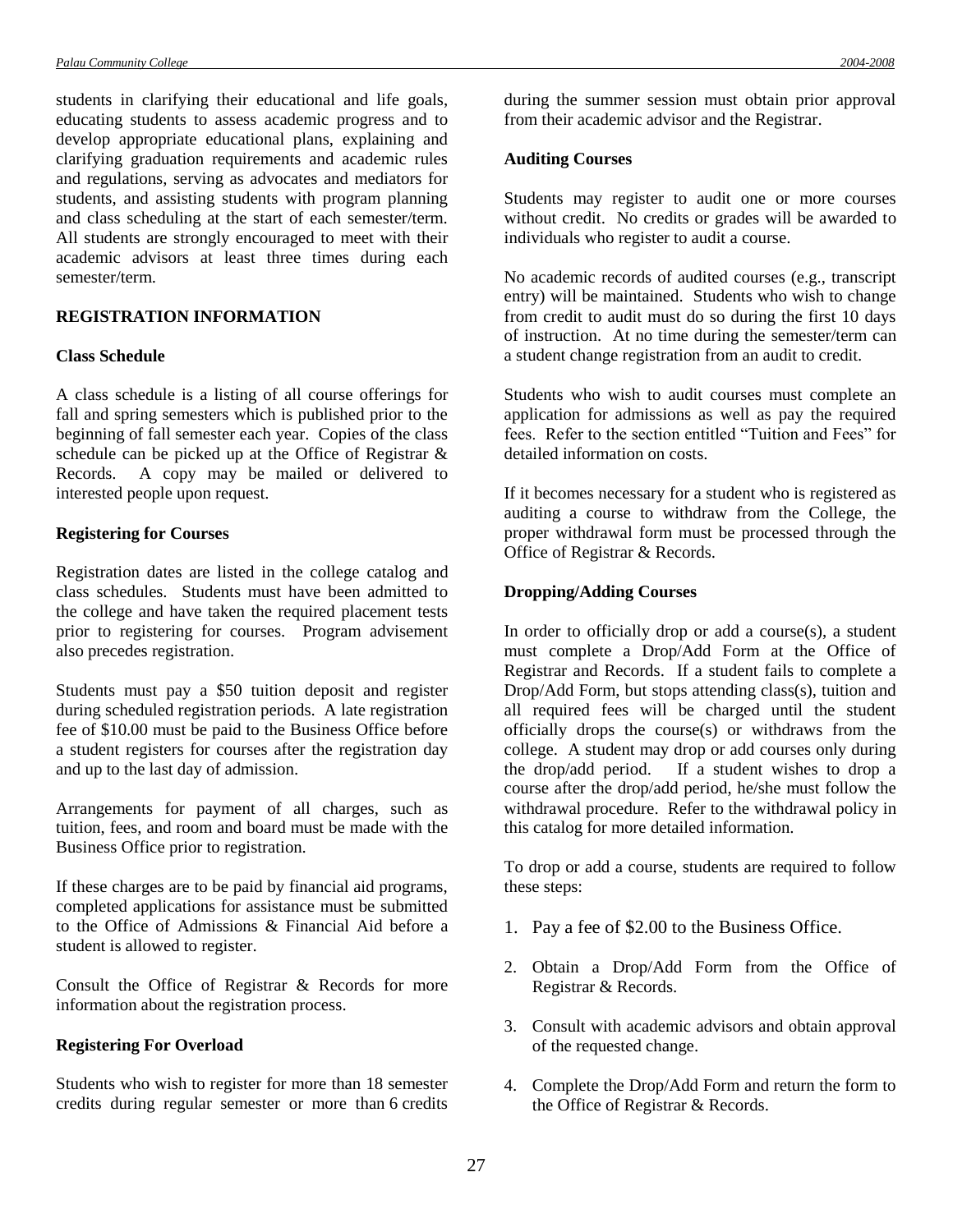students in clarifying their educational and life goals, educating students to assess academic progress and to develop appropriate educational plans, explaining and clarifying graduation requirements and academic rules and regulations, serving as advocates and mediators for students, and assisting students with program planning and class scheduling at the start of each semester/term. All students are strongly encouraged to meet with their academic advisors at least three times during each semester/term.

## REGISTRATION INFORMATION

### Class Schedule

A class schedule is a listing of all course offerings for fall and spring semesters which is published prior to the beginning of fall semester each year. Copies of the class schedule can be picked up at the Office of Registrar & Records. A copy may be mailed or delivered to interested people upon request.

### Registering for Courses

Registration dates are listed in the college catalog and class schedules. Students must have been admitted to the college and have taken the required placement tests prior to registering for courses. Program advisement also precedes registration.

Students must pay a $50 tuition deposit and register during scheduled registration periods. A late registration fee of $10.00 must be paid to the Business Office before a student registers for courses after the registration day and up to the last day of admission.

Arrangements for payment of all charges, such as tuition, fees, and room and board must be made with the Business Office prior to registration.

If these charges are to be paid by financial aid programs, completed applications for assistance must be submitted to the Office of Admissions & Financial Aid before a student is allowed to register.

Consult the Office of Registrar & Records for more information about the registration process.

### Registering For Overload

Students who wish to register for more than 18 semester credits during regular semester or more than 6 credits during the summer session must obtain prior approval from their academic advisor and the Registrar.

### Auditing Courses

Students may register to audit one or more courses without credit. No credits or grades will be awarded to individuals who register to audit a course.

No academic records of audited courses (e.g., transcript entry) will be maintained. Students who wish to change from credit to audit must do so during the first 10 days of instruction. At no time during the semester/term can a student change registration from an audit to credit.

Students who wish to audit courses must complete an application for admissions as well as pay the required fees. Refer to the section entitled "Tuition and Fees" for detailed information on costs.

If it becomes necessary for a student who is registered as auditing a course to withdraw from the College, the proper withdrawal form must be processed through the Office of Registrar & Records.

### Dropping/Adding Courses

In order to officially drop or add a course(s), a student must complete a Drop/Add Form at the Office of Registrar and Records. If a student fails to complete a Drop/Add Form, but stops attending class(s), tuition and all required fees will be charged until the student officially drops the course(s) or withdraws from the college. A student may drop or add courses only during the drop/add period. If a student wishes to drop a course after the drop/add period, he/she must follow the withdrawal procedure. Refer to the withdrawal policy in this catalog for more detailed information.

To drop or add a course, students are required to follow these steps:

1. Pay a fee of $2.00 to the Business Office.
2. Obtain a Drop/Add Form from the Office of Registrar & Records.
3. Consult with academic advisors and obtain approval of the requested change.
4. Complete the Drop/Add Form and return the form to the Office of Registrar & Records.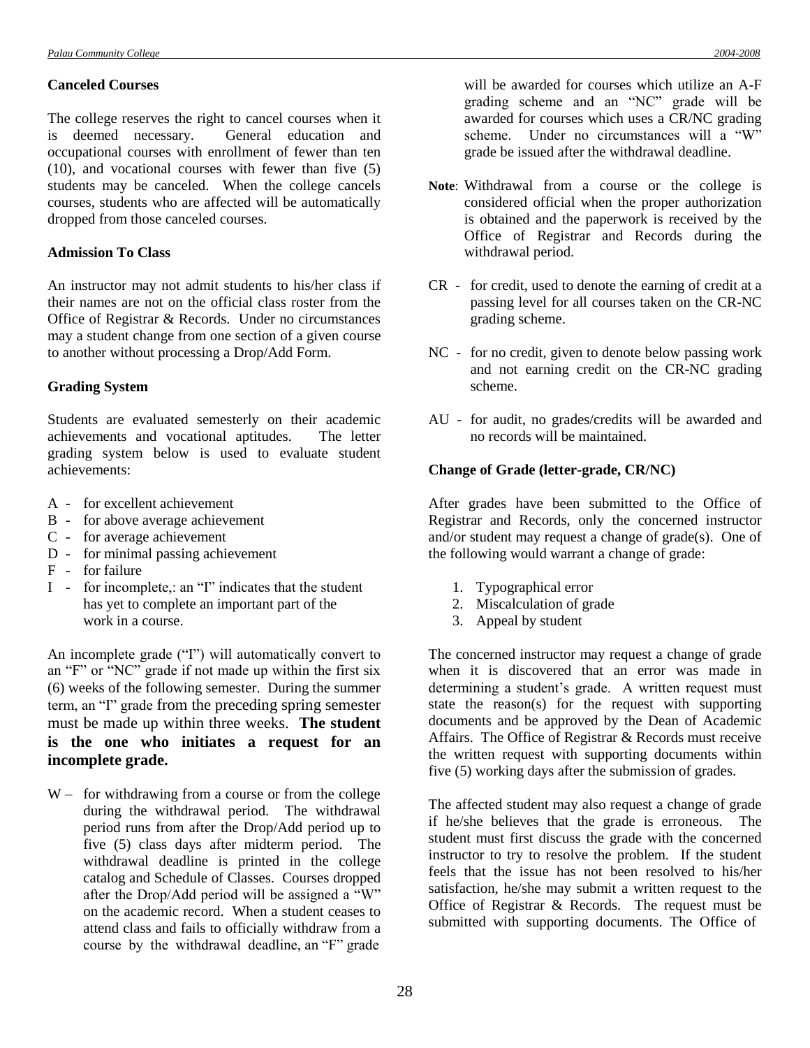**Canceled Courses**

The college reserves the right to cancel courses when it is deemed necessary. General education and occupational courses with enrollment of fewer than ten (10), and vocational courses with fewer than five (5) students may be canceled. When the college cancels courses, students who are affected will be automatically dropped from those canceled courses.

**Admission To Class**

An instructor may not admit students to his/her class if their names are not on the official class roster from the Office of Registrar & Records. Under no circumstances may a student change from one section of a given course to another without processing a Drop/Add Form.

**Grading System**

Students are evaluated semesterly on their academic achievements and vocational aptitudes. The letter grading system below is used to evaluate student achievements:

A - for excellent achievement
B - for above average achievement
C - for average achievement
D - for minimal passing achievement
F - for failure
I - for incomplete,: an "I" indicates that the student has yet to complete an important part of the work in a course.

An incomplete grade ("I") will automatically convert to an "F" or "NC" grade if not made up within the first six (6) weeks of the following semester. During the summer term, an "I" grade from the preceding spring semester must be made up within three weeks. **The student is the one who initiates a request for an incomplete grade.**

W – for withdrawing from a course or from the college during the withdrawal period. The withdrawal period runs from after the Drop/Add period up to five (5) class days after midterm period. The withdrawal deadline is printed in the college catalog and Schedule of Classes. Courses dropped after the Drop/Add period will be assigned a "W" on the academic record. When a student ceases to attend class and fails to officially withdraw from a course by the withdrawal deadline, an "F" grade will be awarded for courses which utilize an A-F grading scheme and an "NC" grade will be awarded for courses which uses a CR/NC grading scheme. Under no circumstances will a "W" grade be issued after the withdrawal deadline.

**Note**: Withdrawal from a course or the college is considered official when the proper authorization is obtained and the paperwork is received by the Office of Registrar and Records during the withdrawal period.

CR - for credit, used to denote the earning of credit at a passing level for all courses taken on the CR-NC grading scheme.

NC - for no credit, given to denote below passing work and not earning credit on the CR-NC grading scheme.

AU - for audit, no grades/credits will be awarded and no records will be maintained.

**Change of Grade (letter-grade, CR/NC)**

After grades have been submitted to the Office of Registrar and Records, only the concerned instructor and/or student may request a change of grade(s). One of the following would warrant a change of grade:

1. Typographical error
2. Miscalculation of grade
3. Appeal by student

The concerned instructor may request a change of grade when it is discovered that an error was made in determining a student's grade. A written request must state the reason(s) for the request with supporting documents and be approved by the Dean of Academic Affairs. The Office of Registrar & Records must receive the written request with supporting documents within five (5) working days after the submission of grades.

The affected student may also request a change of grade if he/she believes that the grade is erroneous. The student must first discuss the grade with the concerned instructor to try to resolve the problem. If the student feels that the issue has not been resolved to his/her satisfaction, he/she may submit a written request to the Office of Registrar & Records. The request must be submitted with supporting documents. The Office of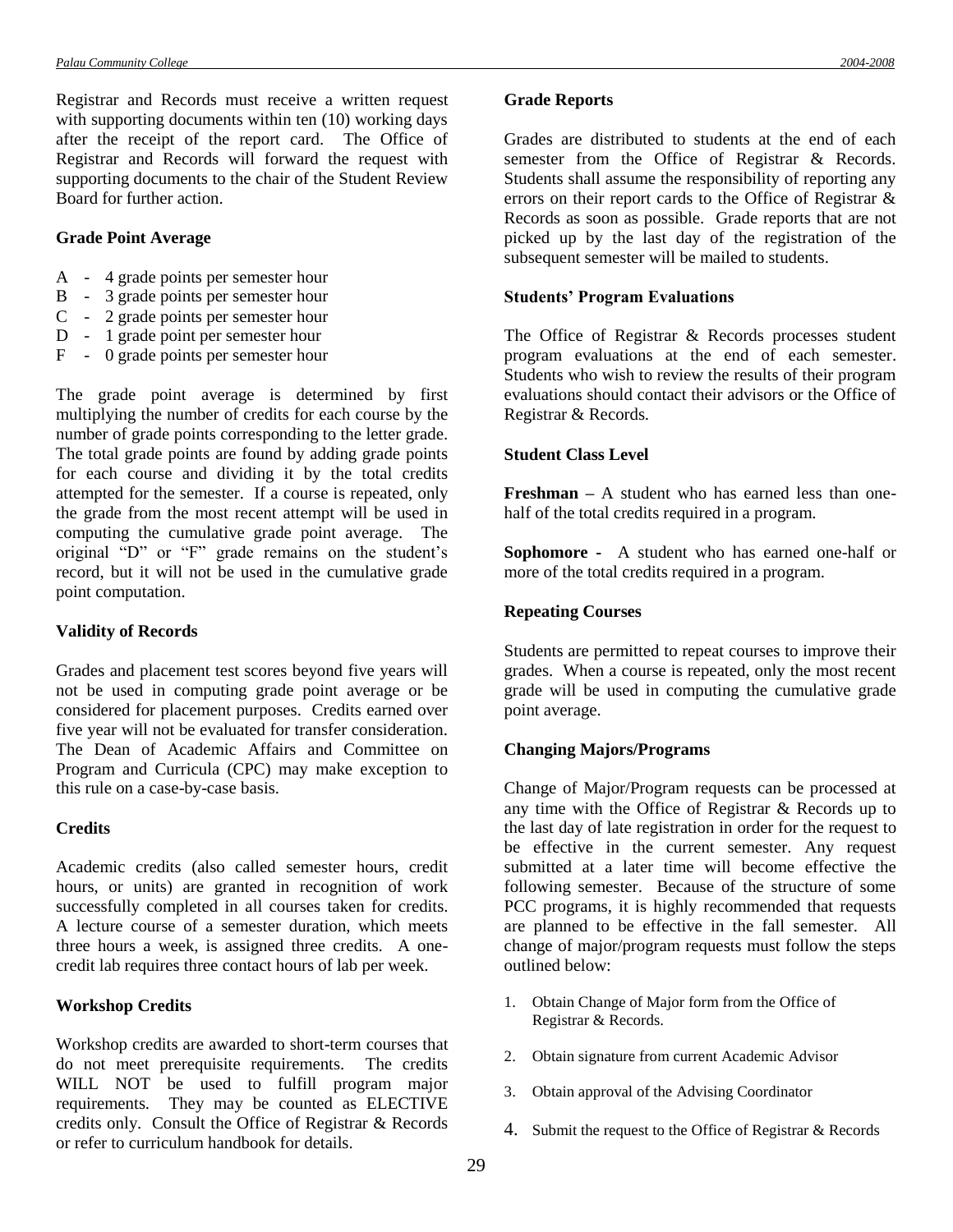Registrar and Records must receive a written request with supporting documents within ten (10) working days after the receipt of the report card. The Office of Registrar and Records will forward the request with supporting documents to the chair of the Student Review Board for further action.

### Grade Point Average

A - 4 grade points per semester hour
B - 3 grade points per semester hour
C - 2 grade points per semester hour
D - 1 grade point per semester hour
F - 0 grade points per semester hour

The grade point average is determined by first multiplying the number of credits for each course by the number of grade points corresponding to the letter grade. The total grade points are found by adding grade points for each course and dividing it by the total credits attempted for the semester. If a course is repeated, only the grade from the most recent attempt will be used in computing the cumulative grade point average. The original "D" or "F" grade remains on the student's record, but it will not be used in the cumulative grade point computation.

### Validity of Records

Grades and placement test scores beyond five years will not be used in computing grade point average or be considered for placement purposes. Credits earned over five year will not be evaluated for transfer consideration. The Dean of Academic Affairs and Committee on Program and Curricula (CPC) may make exception to this rule on a case-by-case basis.

### Credits

Academic credits (also called semester hours, credit hours, or units) are granted in recognition of work successfully completed in all courses taken for credits. A lecture course of a semester duration, which meets three hours a week, is assigned three credits. A one-credit lab requires three contact hours of lab per week.

### Workshop Credits

Workshop credits are awarded to short-term courses that do not meet prerequisite requirements. The credits WILL NOT be used to fulfill program major requirements. They may be counted as ELECTIVE credits only. Consult the Office of Registrar & Records or refer to curriculum handbook for details.

### Grade Reports

Grades are distributed to students at the end of each semester from the Office of Registrar & Records. Students shall assume the responsibility of reporting any errors on their report cards to the Office of Registrar & Records as soon as possible. Grade reports that are not picked up by the last day of the registration of the subsequent semester will be mailed to students.

### Students' Program Evaluations

The Office of Registrar & Records processes student program evaluations at the end of each semester. Students who wish to review the results of their program evaluations should contact their advisors or the Office of Registrar & Records.

### Student Class Level

**Freshman –** A student who has earned less than one-half of the total credits required in a program.

**Sophomore -** A student who has earned one-half or more of the total credits required in a program.

### Repeating Courses

Students are permitted to repeat courses to improve their grades. When a course is repeated, only the most recent grade will be used in computing the cumulative grade point average.

### Changing Majors/Programs

Change of Major/Program requests can be processed at any time with the Office of Registrar & Records up to the last day of late registration in order for the request to be effective in the current semester. Any request submitted at a later time will become effective the following semester. Because of the structure of some PCC programs, it is highly recommended that requests are planned to be effective in the fall semester. All change of major/program requests must follow the steps outlined below:

1. Obtain Change of Major form from the Office of Registrar & Records.
2. Obtain signature from current Academic Advisor
3. Obtain approval of the Advising Coordinator
4. Submit the request to the Office of Registrar & Records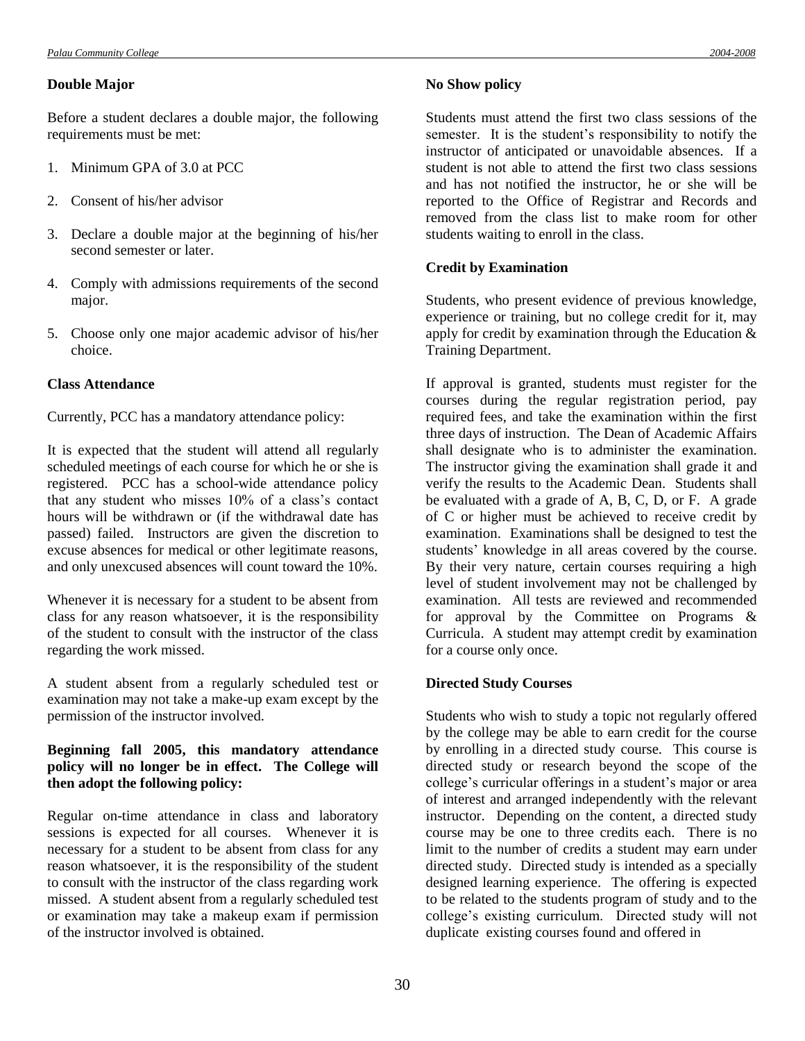### Double Major

Before a student declares a double major, the following requirements must be met:

1. Minimum GPA of 3.0 at PCC
2. Consent of his/her advisor
3. Declare a double major at the beginning of his/her second semester or later.
4. Comply with admissions requirements of the second major.
5. Choose only one major academic advisor of his/her choice.

### Class Attendance

Currently, PCC has a mandatory attendance policy:

It is expected that the student will attend all regularly scheduled meetings of each course for which he or she is registered. PCC has a school-wide attendance policy that any student who misses 10% of a class's contact hours will be withdrawn or (if the withdrawal date has passed) failed. Instructors are given the discretion to excuse absences for medical or other legitimate reasons, and only unexcused absences will count toward the 10%.

Whenever it is necessary for a student to be absent from class for any reason whatsoever, it is the responsibility of the student to consult with the instructor of the class regarding the work missed.

A student absent from a regularly scheduled test or examination may not take a make-up exam except by the permission of the instructor involved.

**Beginning fall 2005, this mandatory attendance policy will no longer be in effect. The College will then adopt the following policy:**

Regular on-time attendance in class and laboratory sessions is expected for all courses. Whenever it is necessary for a student to be absent from class for any reason whatsoever, it is the responsibility of the student to consult with the instructor of the class regarding work missed. A student absent from a regularly scheduled test or examination may take a makeup exam if permission of the instructor involved is obtained.

### No Show policy

Students must attend the first two class sessions of the semester. It is the student's responsibility to notify the instructor of anticipated or unavoidable absences. If a student is not able to attend the first two class sessions and has not notified the instructor, he or she will be reported to the Office of Registrar and Records and removed from the class list to make room for other students waiting to enroll in the class.

### Credit by Examination

Students, who present evidence of previous knowledge, experience or training, but no college credit for it, may apply for credit by examination through the Education & Training Department.

If approval is granted, students must register for the courses during the regular registration period, pay required fees, and take the examination within the first three days of instruction. The Dean of Academic Affairs shall designate who is to administer the examination. The instructor giving the examination shall grade it and verify the results to the Academic Dean. Students shall be evaluated with a grade of A, B, C, D, or F. A grade of C or higher must be achieved to receive credit by examination. Examinations shall be designed to test the students' knowledge in all areas covered by the course. By their very nature, certain courses requiring a high level of student involvement may not be challenged by examination. All tests are reviewed and recommended for approval by the Committee on Programs & Curricula. A student may attempt credit by examination for a course only once.

### Directed Study Courses

Students who wish to study a topic not regularly offered by the college may be able to earn credit for the course by enrolling in a directed study course. This course is directed study or research beyond the scope of the college's curricular offerings in a student's major or area of interest and arranged independently with the relevant instructor. Depending on the content, a directed study course may be one to three credits each. There is no limit to the number of credits a student may earn under directed study. Directed study is intended as a specially designed learning experience. The offering is expected to be related to the students program of study and to the college's existing curriculum. Directed study will not duplicate existing courses found and offered in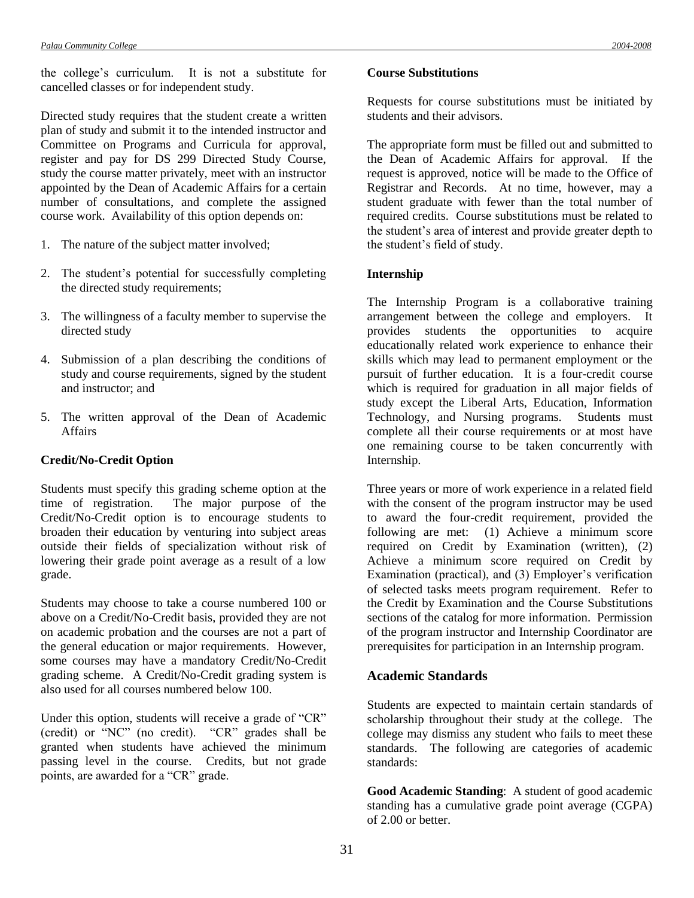the college's curriculum. It is not a substitute for cancelled classes or for independent study.

Directed study requires that the student create a written plan of study and submit it to the intended instructor and Committee on Programs and Curricula for approval, register and pay for DS 299 Directed Study Course, study the course matter privately, meet with an instructor appointed by the Dean of Academic Affairs for a certain number of consultations, and complete the assigned course work. Availability of this option depends on:

1. The nature of the subject matter involved;
2. The student's potential for successfully completing the directed study requirements;
3. The willingness of a faculty member to supervise the directed study
4. Submission of a plan describing the conditions of study and course requirements, signed by the student and instructor; and
5. The written approval of the Dean of Academic Affairs

**Credit/No-Credit Option**

Students must specify this grading scheme option at the time of registration. The major purpose of the Credit/No-Credit option is to encourage students to broaden their education by venturing into subject areas outside their fields of specialization without risk of lowering their grade point average as a result of a low grade.

Students may choose to take a course numbered 100 or above on a Credit/No-Credit basis, provided they are not on academic probation and the courses are not a part of the general education or major requirements. However, some courses may have a mandatory Credit/No-Credit grading scheme. A Credit/No-Credit grading system is also used for all courses numbered below 100.

Under this option, students will receive a grade of "CR" (credit) or "NC" (no credit). "CR" grades shall be granted when students have achieved the minimum passing level in the course. Credits, but not grade points, are awarded for a "CR" grade.

**Course Substitutions**

Requests for course substitutions must be initiated by students and their advisors.

The appropriate form must be filled out and submitted to the Dean of Academic Affairs for approval. If the request is approved, notice will be made to the Office of Registrar and Records. At no time, however, may a student graduate with fewer than the total number of required credits. Course substitutions must be related to the student's area of interest and provide greater depth to the student's field of study.

**Internship**

The Internship Program is a collaborative training arrangement between the college and employers. It provides students the opportunities to acquire educationally related work experience to enhance their skills which may lead to permanent employment or the pursuit of further education. It is a four-credit course which is required for graduation in all major fields of study except the Liberal Arts, Education, Information Technology, and Nursing programs. Students must complete all their course requirements or at most have one remaining course to be taken concurrently with Internship.

Three years or more of work experience in a related field with the consent of the program instructor may be used to award the four-credit requirement, provided the following are met: (1) Achieve a minimum score required on Credit by Examination (written), (2) Achieve a minimum score required on Credit by Examination (practical), and (3) Employer's verification of selected tasks meets program requirement. Refer to the Credit by Examination and the Course Substitutions sections of the catalog for more information. Permission of the program instructor and Internship Coordinator are prerequisites for participation in an Internship program.

## Academic Standards

Students are expected to maintain certain standards of scholarship throughout their study at the college. The college may dismiss any student who fails to meet these standards. The following are categories of academic standards:

**Good Academic Standing**: A student of good academic standing has a cumulative grade point average (CGPA) of 2.00 or better.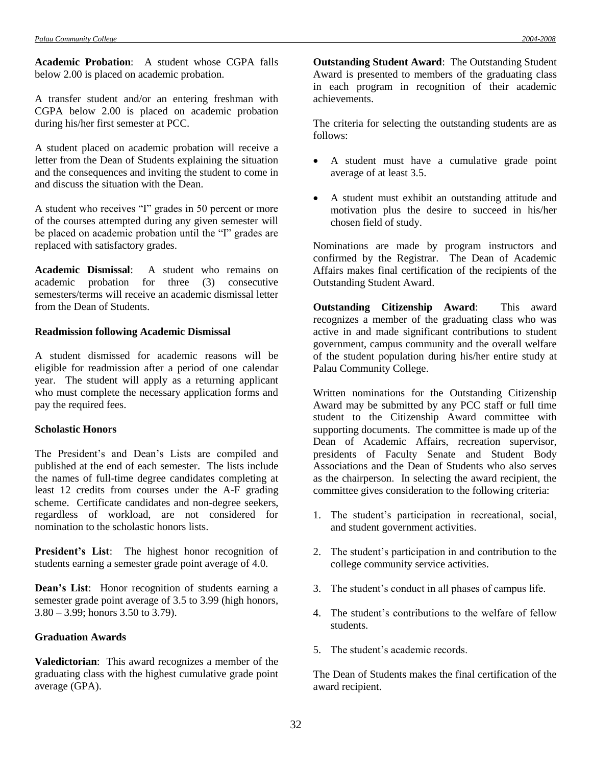**Academic Probation**: A student whose CGPA falls below 2.00 is placed on academic probation.

A transfer student and/or an entering freshman with CGPA below 2.00 is placed on academic probation during his/her first semester at PCC.

A student placed on academic probation will receive a letter from the Dean of Students explaining the situation and the consequences and inviting the student to come in and discuss the situation with the Dean.

A student who receives "I" grades in 50 percent or more of the courses attempted during any given semester will be placed on academic probation until the "I" grades are replaced with satisfactory grades.

**Academic Dismissal**: A student who remains on academic probation for three (3) consecutive semesters/terms will receive an academic dismissal letter from the Dean of Students.

**Readmission following Academic Dismissal**

A student dismissed for academic reasons will be eligible for readmission after a period of one calendar year. The student will apply as a returning applicant who must complete the necessary application forms and pay the required fees.

**Scholastic Honors**

The President's and Dean's Lists are compiled and published at the end of each semester. The lists include the names of full-time degree candidates completing at least 12 credits from courses under the A-F grading scheme. Certificate candidates and non-degree seekers, regardless of workload, are not considered for nomination to the scholastic honors lists.

**President's List**: The highest honor recognition of students earning a semester grade point average of 4.0.

**Dean's List**: Honor recognition of students earning a semester grade point average of 3.5 to 3.99 (high honors, 3.80 – 3.99; honors 3.50 to 3.79).

**Graduation Awards**

**Valedictorian**: This award recognizes a member of the graduating class with the highest cumulative grade point average (GPA).

**Outstanding Student Award**: The Outstanding Student Award is presented to members of the graduating class in each program in recognition of their academic achievements.

The criteria for selecting the outstanding students are as follows:

- A student must have a cumulative grade point average of at least 3.5.
- A student must exhibit an outstanding attitude and motivation plus the desire to succeed in his/her chosen field of study.

Nominations are made by program instructors and confirmed by the Registrar. The Dean of Academic Affairs makes final certification of the recipients of the Outstanding Student Award.

**Outstanding Citizenship Award**: This award recognizes a member of the graduating class who was active in and made significant contributions to student government, campus community and the overall welfare of the student population during his/her entire study at Palau Community College.

Written nominations for the Outstanding Citizenship Award may be submitted by any PCC staff or full time student to the Citizenship Award committee with supporting documents. The committee is made up of the Dean of Academic Affairs, recreation supervisor, presidents of Faculty Senate and Student Body Associations and the Dean of Students who also serves as the chairperson. In selecting the award recipient, the committee gives consideration to the following criteria:

1. The student's participation in recreational, social, and student government activities.
2. The student's participation in and contribution to the college community service activities.
3. The student's conduct in all phases of campus life.
4. The student's contributions to the welfare of fellow students.
5. The student's academic records.

The Dean of Students makes the final certification of the award recipient.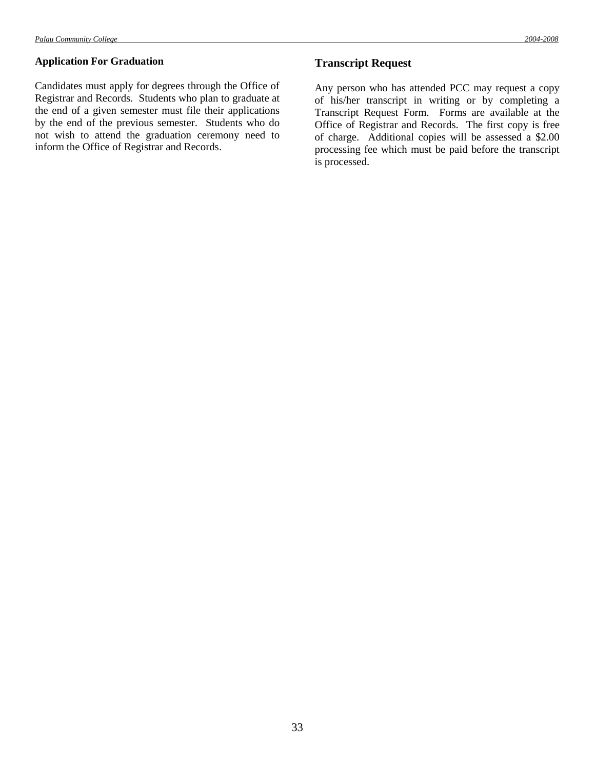### Application For Graduation

Candidates must apply for degrees through the Office of Registrar and Records. Students who plan to graduate at the end of a given semester must file their applications by the end of the previous semester. Students who do not wish to attend the graduation ceremony need to inform the Office of Registrar and Records.

## Transcript Request

Any person who has attended PCC may request a copy of his/her transcript in writing or by completing a Transcript Request Form. Forms are available at the Office of Registrar and Records. The first copy is free of charge. Additional copies will be assessed a $2.00 processing fee which must be paid before the transcript is processed.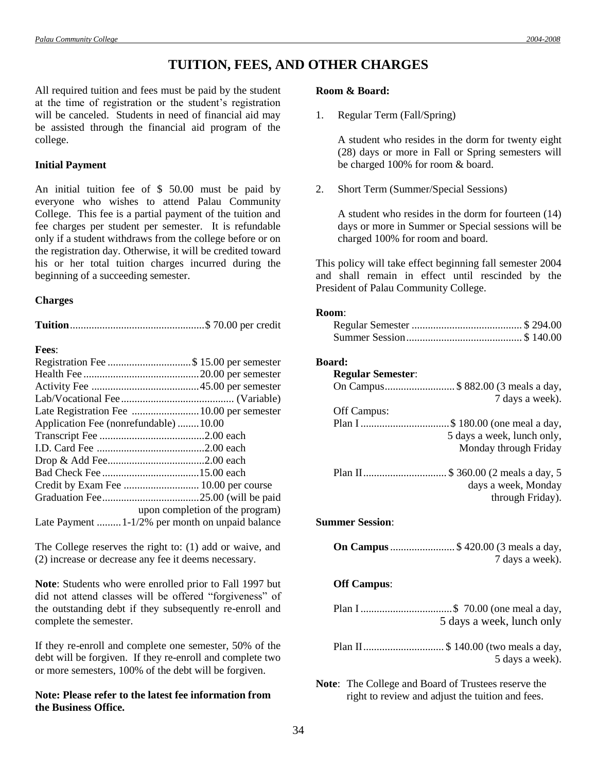# TUITION, FEES, AND OTHER CHARGES

All required tuition and fees must be paid by the student at the time of registration or the student's registration will be canceled. Students in need of financial aid may be assisted through the financial aid program of the college.

**Initial Payment**

An initial tuition fee of $ 50.00 must be paid by everyone who wishes to attend Palau Community College. This fee is a partial payment of the tuition and fee charges per student per semester. It is refundable only if a student withdraws from the college before or on the registration day. Otherwise, it will be credited toward his or her total tuition charges incurred during the beginning of a succeeding semester.

**Charges**

**Tuition**.................................................$ 70.00 per credit

**Fees**:

| | |
|---|---|
| Registration Fee | $ 15.00 per semester |
| Health Fee | 20.00 per semester |
| Activity Fee | 45.00 per semester |
| Lab/Vocational Fee | (Variable) |
| Late Registration Fee | 10.00 per semester |
| Application Fee (nonrefundable) | 10.00 |
| Transcript Fee | 2.00 each |
| I.D. Card Fee | 2.00 each |
| Drop & Add Fee | 2.00 each |
| Bad Check Fee | 15.00 each |
| Credit by Exam Fee | 10.00 per course |
| Graduation Fee | 25.00 (will be paid upon completion of the program) |
| Late Payment | 1-1/2% per month on unpaid balance |

The College reserves the right to: (1) add or waive, and (2) increase or decrease any fee it deems necessary.

**Note**: Students who were enrolled prior to Fall 1997 but did not attend classes will be offered "forgiveness" of the outstanding debt if they subsequently re-enroll and complete the semester.

If they re-enroll and complete one semester, 50% of the debt will be forgiven. If they re-enroll and complete two or more semesters, 100% of the debt will be forgiven.

**Note: Please refer to the latest fee information from the Business Office.**

**Room & Board:**

1. Regular Term (Fall/Spring)

   A student who resides in the dorm for twenty eight (28) days or more in Fall or Spring semesters will be charged 100% for room & board.

2. Short Term (Summer/Special Sessions)

   A student who resides in the dorm for fourteen (14) days or more in Summer or Special sessions will be charged 100% for room and board.

This policy will take effect beginning fall semester 2004 and shall remain in effect until rescinded by the President of Palau Community College.

**Room**:

| | |
|---|---|
| Regular Semester | $ 294.00 |
| Summer Session | $ 140.00 |

**Board:**

**Regular Semester**:

| | |
|---|---|
| On Campus | $ 882.00 (3 meals a day, 7 days a week). |
| Off Campus: | |
| Plan I | $ 180.00 (one meal a day, 5 days a week, lunch only, Monday through Friday |
| Plan II | $ 360.00 (2 meals a day, 5 days a week, Monday through Friday). |

**Summer Session**:

| | |
|---|---|
| **On Campus** | $ 420.00 (3 meals a day, 7 days a week). |

**Off Campus**:

| | |
|---|---|
| Plan I | $ 70.00 (one meal a day, 5 days a week, lunch only |
| Plan II | $ 140.00 (two meals a day, 5 days a week). |

**Note**: The College and Board of Trustees reserve the right to review and adjust the tuition and fees.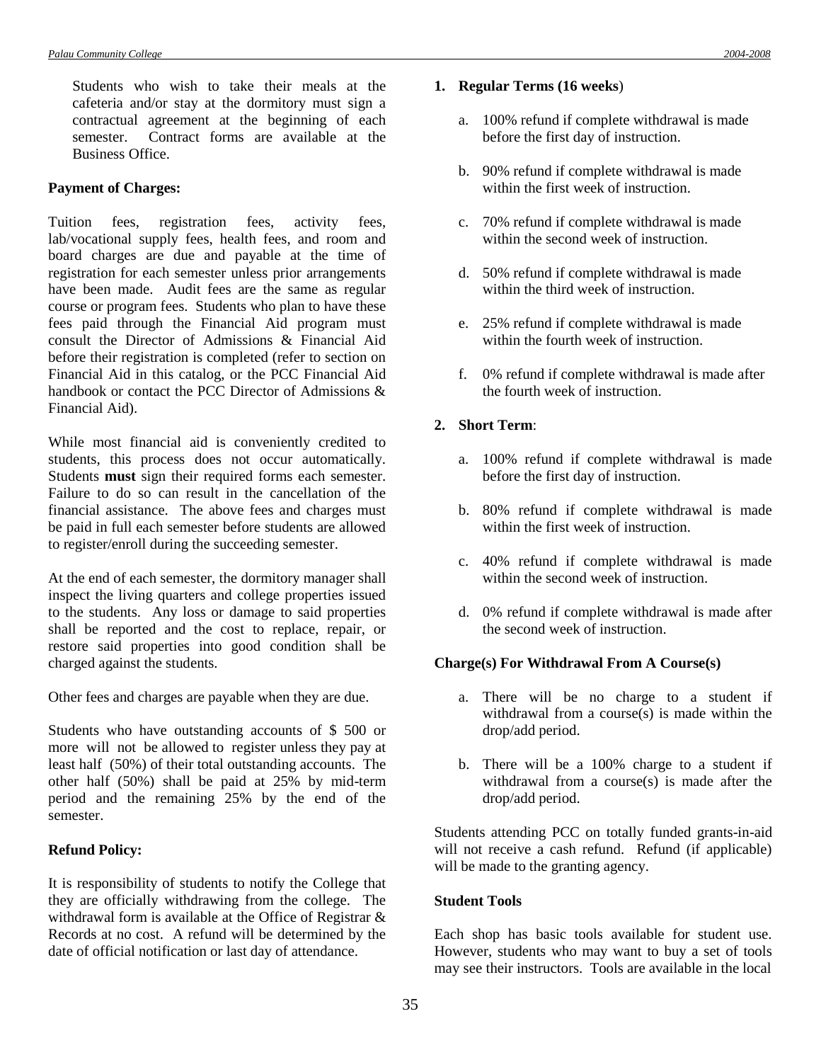Students who wish to take their meals at the cafeteria and/or stay at the dormitory must sign a contractual agreement at the beginning of each semester. Contract forms are available at the Business Office.

**Payment of Charges:**

Tuition fees, registration fees, activity fees, lab/vocational supply fees, health fees, and room and board charges are due and payable at the time of registration for each semester unless prior arrangements have been made. Audit fees are the same as regular course or program fees. Students who plan to have these fees paid through the Financial Aid program must consult the Director of Admissions & Financial Aid before their registration is completed (refer to section on Financial Aid in this catalog, or the PCC Financial Aid handbook or contact the PCC Director of Admissions & Financial Aid).

While most financial aid is conveniently credited to students, this process does not occur automatically. Students **must** sign their required forms each semester. Failure to do so can result in the cancellation of the financial assistance. The above fees and charges must be paid in full each semester before students are allowed to register/enroll during the succeeding semester.

At the end of each semester, the dormitory manager shall inspect the living quarters and college properties issued to the students. Any loss or damage to said properties shall be reported and the cost to replace, repair, or restore said properties into good condition shall be charged against the students.

Other fees and charges are payable when they are due.

Students who have outstanding accounts of $ 500 or more will not be allowed to register unless they pay at least half (50%) of their total outstanding accounts. The other half (50%) shall be paid at 25% by mid-term period and the remaining 25% by the end of the semester.

**Refund Policy:**

It is responsibility of students to notify the College that they are officially withdrawing from the college. The withdrawal form is available at the Office of Registrar & Records at no cost. A refund will be determined by the date of official notification or last day of attendance.

1. **Regular Terms (16 weeks**)
   - a. 100% refund if complete withdrawal is made before the first day of instruction.
   - b. 90% refund if complete withdrawal is made within the first week of instruction.
   - c. 70% refund if complete withdrawal is made within the second week of instruction.
   - d. 50% refund if complete withdrawal is made within the third week of instruction.
   - e. 25% refund if complete withdrawal is made within the fourth week of instruction.
   - f. 0% refund if complete withdrawal is made after the fourth week of instruction.

2. **Short Term**:
   - a. 100% refund if complete withdrawal is made before the first day of instruction.
   - b. 80% refund if complete withdrawal is made within the first week of instruction.
   - c. 40% refund if complete withdrawal is made within the second week of instruction.
   - d. 0% refund if complete withdrawal is made after the second week of instruction.

**Charge(s) For Withdrawal From A Course(s)**

- a. There will be no charge to a student if withdrawal from a course(s) is made within the drop/add period.
- b. There will be a 100% charge to a student if withdrawal from a course(s) is made after the drop/add period.

Students attending PCC on totally funded grants-in-aid will not receive a cash refund. Refund (if applicable) will be made to the granting agency.

**Student Tools**

Each shop has basic tools available for student use. However, students who may want to buy a set of tools may see their instructors. Tools are available in the local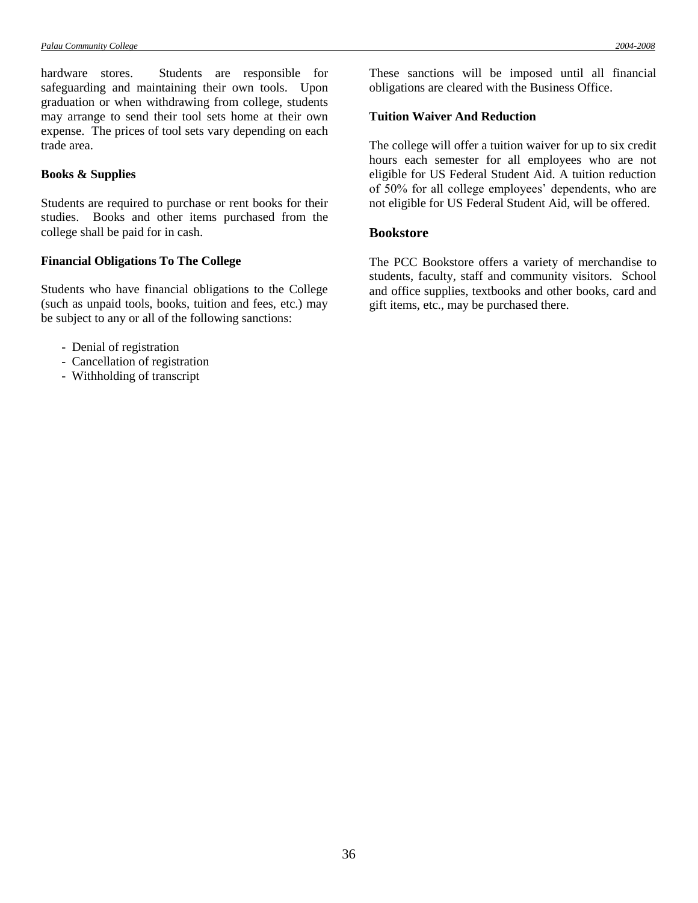hardware stores. Students are responsible for safeguarding and maintaining their own tools. Upon graduation or when withdrawing from college, students may arrange to send their tool sets home at their own expense. The prices of tool sets vary depending on each trade area.

**Books & Supplies**

Students are required to purchase or rent books for their studies. Books and other items purchased from the college shall be paid for in cash.

**Financial Obligations To The College**

Students who have financial obligations to the College (such as unpaid tools, books, tuition and fees, etc.) may be subject to any or all of the following sanctions:

- Denial of registration
- Cancellation of registration
- Withholding of transcript

These sanctions will be imposed until all financial obligations are cleared with the Business Office.

**Tuition Waiver And Reduction**

The college will offer a tuition waiver for up to six credit hours each semester for all employees who are not eligible for US Federal Student Aid. A tuition reduction of 50% for all college employees' dependents, who are not eligible for US Federal Student Aid, will be offered.

## Bookstore

The PCC Bookstore offers a variety of merchandise to students, faculty, staff and community visitors. School and office supplies, textbooks and other books, card and gift items, etc., may be purchased there.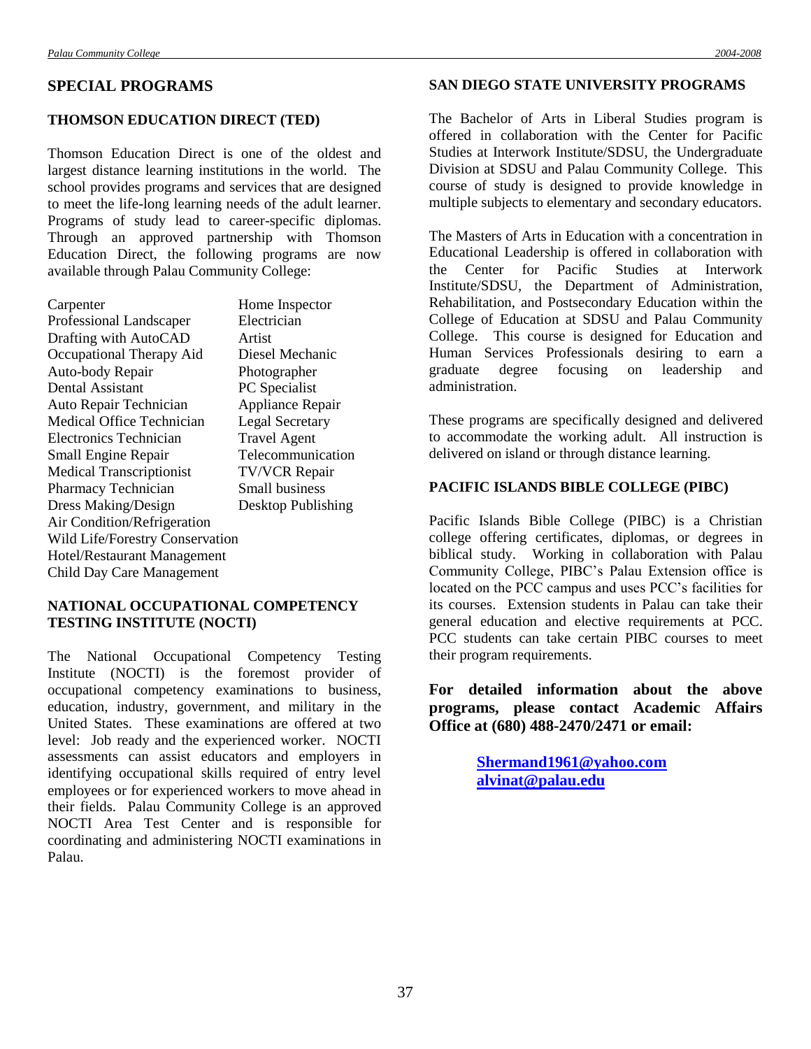## SPECIAL PROGRAMS

### THOMSON EDUCATION DIRECT (TED)

Thomson Education Direct is one of the oldest and largest distance learning institutions in the world. The school provides programs and services that are designed to meet the life-long learning needs of the adult learner. Programs of study lead to career-specific diplomas. Through an approved partnership with Thomson Education Direct, the following programs are now available through Palau Community College:

- Carpenter
- Professional Landscaper
- Drafting with AutoCAD
- Occupational Therapy Aid
- Auto-body Repair
- Dental Assistant
- Auto Repair Technician
- Medical Office Technician
- Electronics Technician
- Small Engine Repair
- Medical Transcriptionist
- Pharmacy Technician
- Dress Making/Design
- Air Condition/Refrigeration
- Wild Life/Forestry Conservation
- Hotel/Restaurant Management
- Child Day Care Management
- Home Inspector
- Electrician
- Artist
- Diesel Mechanic
- Photographer
- PC Specialist
- Appliance Repair
- Legal Secretary
- Travel Agent
- Telecommunication
- TV/VCR Repair
- Small business
- Desktop Publishing

### NATIONAL OCCUPATIONAL COMPETENCY TESTING INSTITUTE (NOCTI)

The National Occupational Competency Testing Institute (NOCTI) is the foremost provider of occupational competency examinations to business, education, industry, government, and military in the United States. These examinations are offered at two level: Job ready and the experienced worker. NOCTI assessments can assist educators and employers in identifying occupational skills required of entry level employees or for experienced workers to move ahead in their fields. Palau Community College is an approved NOCTI Area Test Center and is responsible for coordinating and administering NOCTI examinations in Palau.

### SAN DIEGO STATE UNIVERSITY PROGRAMS

The Bachelor of Arts in Liberal Studies program is offered in collaboration with the Center for Pacific Studies at Interwork Institute/SDSU, the Undergraduate Division at SDSU and Palau Community College. This course of study is designed to provide knowledge in multiple subjects to elementary and secondary educators.

The Masters of Arts in Education with a concentration in Educational Leadership is offered in collaboration with the Center for Pacific Studies at Interwork Institute/SDSU, the Department of Administration, Rehabilitation, and Postsecondary Education within the College of Education at SDSU and Palau Community College. This course is designed for Education and Human Services Professionals desiring to earn a graduate degree focusing on leadership and administration.

These programs are specifically designed and delivered to accommodate the working adult. All instruction is delivered on island or through distance learning.

### PACIFIC ISLANDS BIBLE COLLEGE (PIBC)

Pacific Islands Bible College (PIBC) is a Christian college offering certificates, diplomas, or degrees in biblical study. Working in collaboration with Palau Community College, PIBC's Palau Extension office is located on the PCC campus and uses PCC's facilities for its courses. Extension students in Palau can take their general education and elective requirements at PCC. PCC students can take certain PIBC courses to meet their program requirements.

**For detailed information about the above programs, please contact Academic Affairs Office at (680) 488-2470/2471 or email:**

**Shermand1961@yahoo.com**
**alvinat@palau.edu**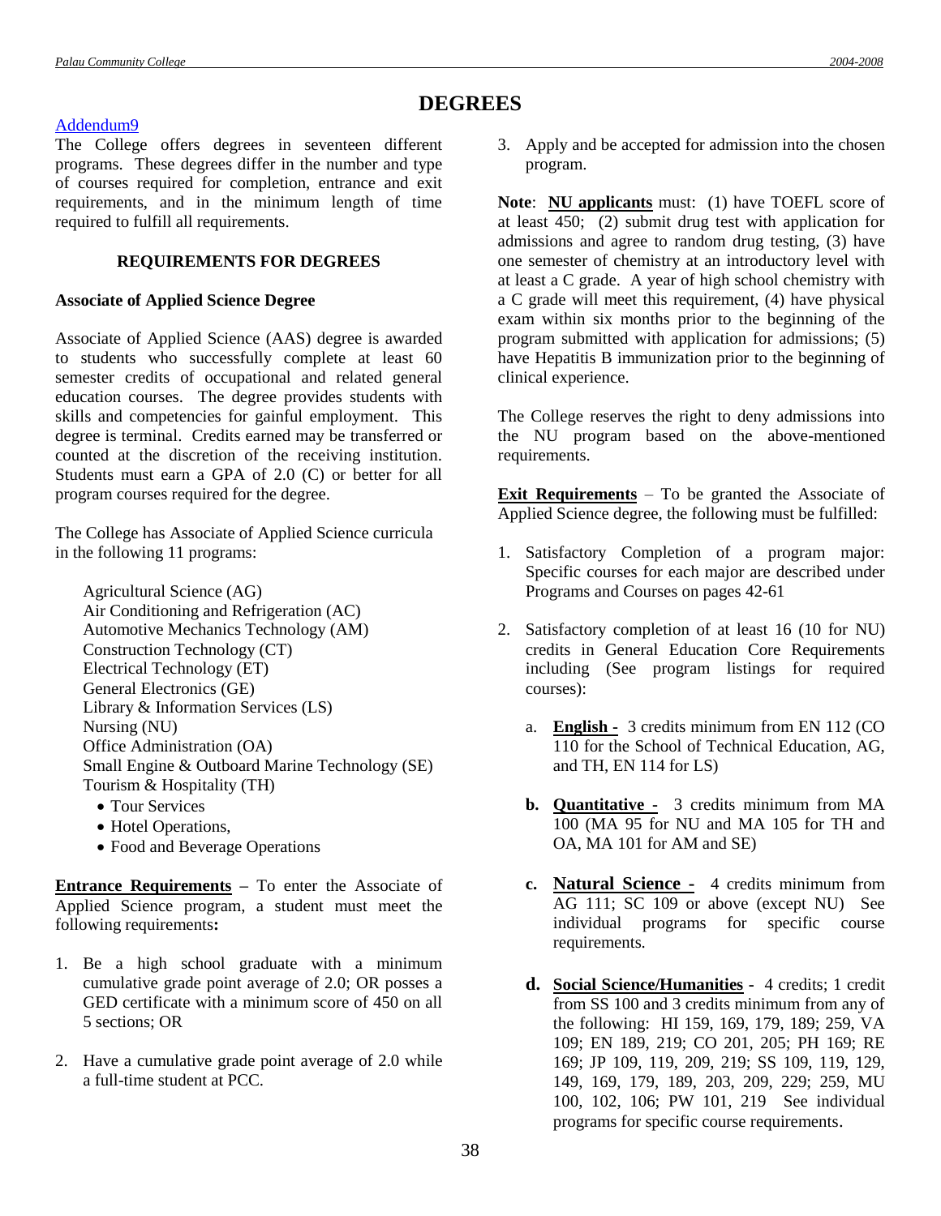# DEGREES

Addendum9

The College offers degrees in seventeen different programs. These degrees differ in the number and type of courses required for completion, entrance and exit requirements, and in the minimum length of time required to fulfill all requirements.

### REQUIREMENTS FOR DEGREES

**Associate of Applied Science Degree**

Associate of Applied Science (AAS) degree is awarded to students who successfully complete at least 60 semester credits of occupational and related general education courses. The degree provides students with skills and competencies for gainful employment. This degree is terminal. Credits earned may be transferred or counted at the discretion of the receiving institution. Students must earn a GPA of 2.0 (C) or better for all program courses required for the degree.

The College has Associate of Applied Science curricula in the following 11 programs:

Agricultural Science (AG)
Air Conditioning and Refrigeration (AC)
Automotive Mechanics Technology (AM)
Construction Technology (CT)
Electrical Technology (ET)
General Electronics (GE)
Library & Information Services (LS)
Nursing (NU)
Office Administration (OA)
Small Engine & Outboard Marine Technology (SE)
Tourism & Hospitality (TH)

- Tour Services
- Hotel Operations,
- Food and Beverage Operations

**Entrance Requirements** – To enter the Associate of Applied Science program, a student must meet the following requirements**:**

1. Be a high school graduate with a minimum cumulative grade point average of 2.0; OR posses a GED certificate with a minimum score of 450 on all 5 sections; OR
2. Have a cumulative grade point average of 2.0 while a full-time student at PCC.
3. Apply and be accepted for admission into the chosen program.

**Note**: **NU applicants** must: (1) have TOEFL score of at least 450; (2) submit drug test with application for admissions and agree to random drug testing, (3) have one semester of chemistry at an introductory level with at least a C grade. A year of high school chemistry with a C grade will meet this requirement, (4) have physical exam within six months prior to the beginning of the program submitted with application for admissions; (5) have Hepatitis B immunization prior to the beginning of clinical experience.

The College reserves the right to deny admissions into the NU program based on the above-mentioned requirements.

**Exit Requirements** – To be granted the Associate of Applied Science degree, the following must be fulfilled:

1. Satisfactory Completion of a program major: Specific courses for each major are described under Programs and Courses on pages 42-61
2. Satisfactory completion of at least 16 (10 for NU) credits in General Education Core Requirements including (See program listings for required courses):

   a. **English -** 3 credits minimum from EN 112 (CO 110 for the School of Technical Education, AG, and TH, EN 114 for LS)

   **b. Quantitative -** 3 credits minimum from MA 100 (MA 95 for NU and MA 105 for TH and OA, MA 101 for AM and SE)

   **c. Natural Science -** 4 credits minimum from AG 111; SC 109 or above (except NU) See individual programs for specific course requirements.

   **d. Social Science/Humanities** - 4 credits; 1 credit from SS 100 and 3 credits minimum from any of the following: HI 159, 169, 179, 189; 259, VA 109; EN 189, 219; CO 201, 205; PH 169; RE 169; JP 109, 119, 209, 219; SS 109, 119, 129, 149, 169, 179, 189, 203, 209, 229; 259, MU 100, 102, 106; PW 101, 219 See individual programs for specific course requirements.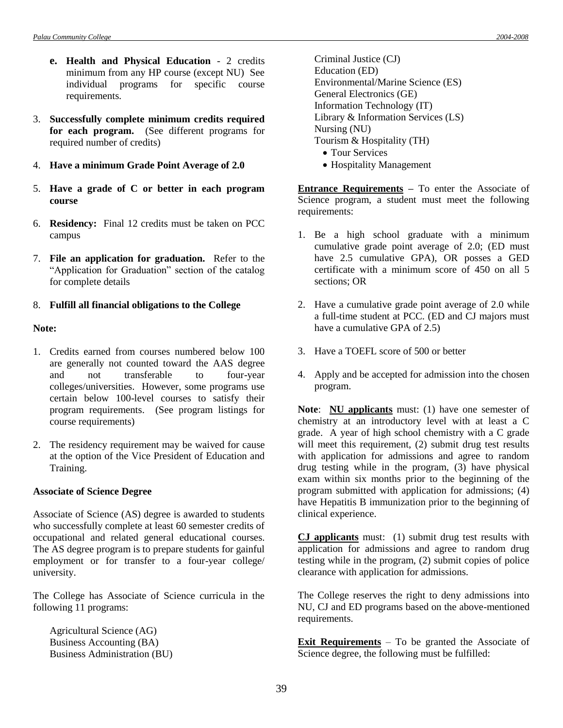e. **Health and Physical Education** - 2 credits minimum from any HP course (except NU) See individual programs for specific course requirements.

3. **Successfully complete minimum credits required for each program.** (See different programs for required number of credits)

4. **Have a minimum Grade Point Average of 2.0**

5. **Have a grade of C or better in each program course**

6. **Residency:** Final 12 credits must be taken on PCC campus

7. **File an application for graduation.** Refer to the "Application for Graduation" section of the catalog for complete details

8. **Fulfill all financial obligations to the College**

**Note:**

1. Credits earned from courses numbered below 100 are generally not counted toward the AAS degree and not transferable to four-year colleges/universities. However, some programs use certain below 100-level courses to satisfy their program requirements. (See program listings for course requirements)

2. The residency requirement may be waived for cause at the option of the Vice President of Education and Training.

**Associate of Science Degree**

Associate of Science (AS) degree is awarded to students who successfully complete at least 60 semester credits of occupational and related general educational courses. The AS degree program is to prepare students for gainful employment or for transfer to a four-year college/ university.

The College has Associate of Science curricula in the following 11 programs:

Agricultural Science (AG)
Business Accounting (BA)
Business Administration (BU)
Criminal Justice (CJ)
Education (ED)
Environmental/Marine Science (ES)
General Electronics (GE)
Information Technology (IT)
Library & Information Services (LS)
Nursing (NU)
Tourism & Hospitality (TH)

- Tour Services
- Hospitality Management

**Entrance Requirements** – To enter the Associate of Science program, a student must meet the following requirements:

1. Be a high school graduate with a minimum cumulative grade point average of 2.0; (ED must have 2.5 cumulative GPA), OR posses a GED certificate with a minimum score of 450 on all 5 sections; OR

2. Have a cumulative grade point average of 2.0 while a full-time student at PCC. (ED and CJ majors must have a cumulative GPA of 2.5)

3. Have a TOEFL score of 500 or better

4. Apply and be accepted for admission into the chosen program.

**Note**: **NU applicants** must: (1) have one semester of chemistry at an introductory level with at least a C grade. A year of high school chemistry with a C grade will meet this requirement, (2) submit drug test results with application for admissions and agree to random drug testing while in the program, (3) have physical exam within six months prior to the beginning of the program submitted with application for admissions; (4) have Hepatitis B immunization prior to the beginning of clinical experience.

**CJ applicants** must: (1) submit drug test results with application for admissions and agree to random drug testing while in the program, (2) submit copies of police clearance with application for admissions.

The College reserves the right to deny admissions into NU, CJ and ED programs based on the above-mentioned requirements.

**Exit Requirements** – To be granted the Associate of Science degree, the following must be fulfilled: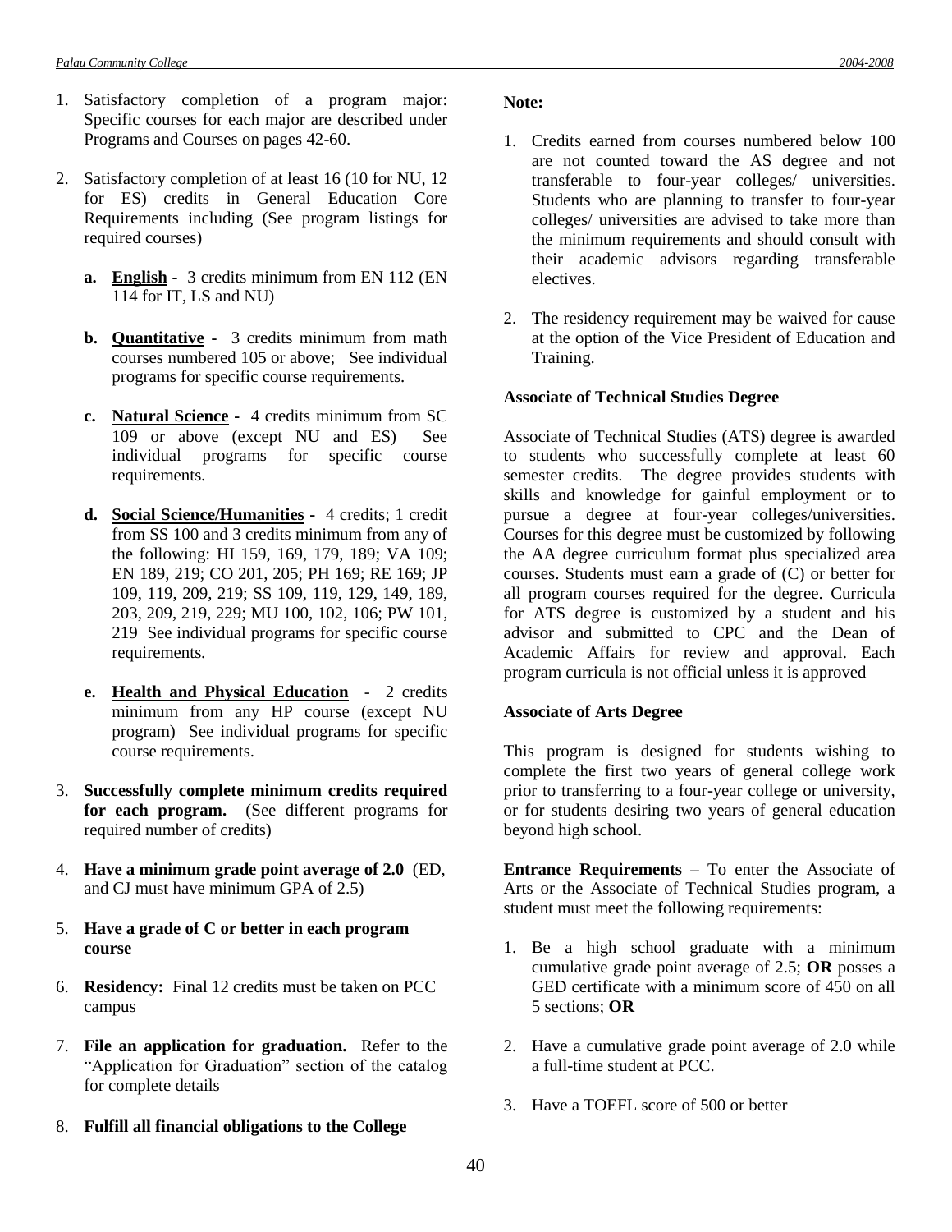1. Satisfactory completion of a program major: Specific courses for each major are described under Programs and Courses on pages 42-60.

2. Satisfactory completion of at least 16 (10 for NU, 12 for ES) credits in General Education Core Requirements including (See program listings for required courses)

   **a.** **English** - 3 credits minimum from EN 112 (EN 114 for IT, LS and NU)

   **b.** **Quantitative** - 3 credits minimum from math courses numbered 105 or above; See individual programs for specific course requirements.

   **c.** **Natural Science** - 4 credits minimum from SC 109 or above (except NU and ES) See individual programs for specific course requirements.

   **d.** **Social Science/Humanities** - 4 credits; 1 credit from SS 100 and 3 credits minimum from any of the following: HI 159, 169, 179, 189; VA 109; EN 189, 219; CO 201, 205; PH 169; RE 169; JP 109, 119, 209, 219; SS 109, 119, 129, 149, 189, 203, 209, 219, 229; MU 100, 102, 106; PW 101, 219 See individual programs for specific course requirements.

   **e.** **Health and Physical Education** - 2 credits minimum from any HP course (except NU program) See individual programs for specific course requirements.

3. **Successfully complete minimum credits required for each program.** (See different programs for required number of credits)

4. **Have a minimum grade point average of 2.0** (ED, and CJ must have minimum GPA of 2.5)

5. **Have a grade of C or better in each program course**

6. **Residency:** Final 12 credits must be taken on PCC campus

7. **File an application for graduation.** Refer to the "Application for Graduation" section of the catalog for complete details

8. **Fulfill all financial obligations to the College**

**Note:**

1. Credits earned from courses numbered below 100 are not counted toward the AS degree and not transferable to four-year colleges/ universities. Students who are planning to transfer to four-year colleges/ universities are advised to take more than the minimum requirements and should consult with their academic advisors regarding transferable electives.

2. The residency requirement may be waived for cause at the option of the Vice President of Education and Training.

**Associate of Technical Studies Degree**

Associate of Technical Studies (ATS) degree is awarded to students who successfully complete at least 60 semester credits. The degree provides students with skills and knowledge for gainful employment or to pursue a degree at four-year colleges/universities. Courses for this degree must be customized by following the AA degree curriculum format plus specialized area courses. Students must earn a grade of (C) or better for all program courses required for the degree. Curricula for ATS degree is customized by a student and his advisor and submitted to CPC and the Dean of Academic Affairs for review and approval. Each program curricula is not official unless it is approved

**Associate of Arts Degree**

This program is designed for students wishing to complete the first two years of general college work prior to transferring to a four-year college or university, or for students desiring two years of general education beyond high school.

**Entrance Requirements** – To enter the Associate of Arts or the Associate of Technical Studies program, a student must meet the following requirements:

1. Be a high school graduate with a minimum cumulative grade point average of 2.5; **OR** posses a GED certificate with a minimum score of 450 on all 5 sections; **OR**

2. Have a cumulative grade point average of 2.0 while a full-time student at PCC.

3. Have a TOEFL score of 500 or better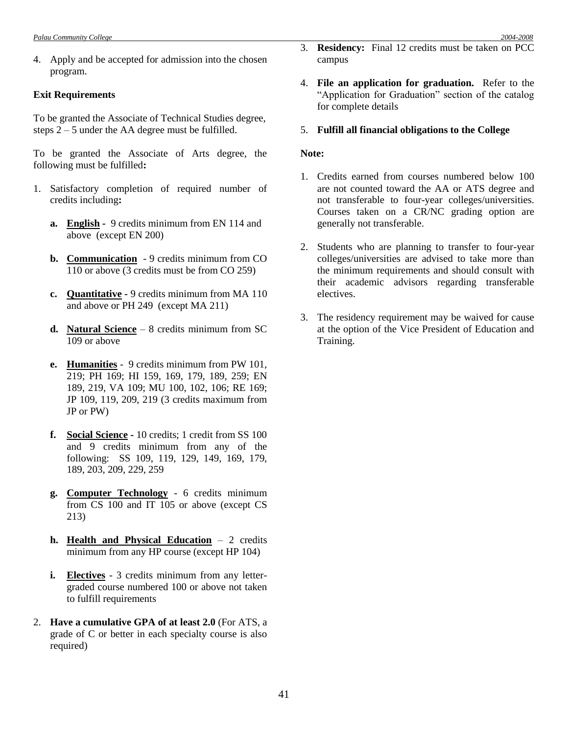4. Apply and be accepted for admission into the chosen program.

**Exit Requirements**

To be granted the Associate of Technical Studies degree, steps 2 – 5 under the AA degree must be fulfilled.

To be granted the Associate of Arts degree, the following must be fulfilled**:**

1. Satisfactory completion of required number of credits including**:**

   **a. English** - 9 credits minimum from EN 114 and above (except EN 200)

   **b. Communication** - 9 credits minimum from CO 110 or above (3 credits must be from CO 259)

   **c. Quantitative** - 9 credits minimum from MA 110 and above or PH 249 (except MA 211)

   **d. Natural Science** – 8 credits minimum from SC 109 or above

   **e. Humanities** - 9 credits minimum from PW 101, 219; PH 169; HI 159, 169, 179, 189, 259; EN 189, 219, VA 109; MU 100, 102, 106; RE 169; JP 109, 119, 209, 219 (3 credits maximum from JP or PW)

   **f. Social Science** - 10 credits; 1 credit from SS 100 and 9 credits minimum from any of the following: SS 109, 119, 129, 149, 169, 179, 189, 203, 209, 229, 259

   **g. Computer Technology** - 6 credits minimum from CS 100 and IT 105 or above (except CS 213)

   **h. Health and Physical Education** – 2 credits minimum from any HP course (except HP 104)

   **i. Electives** - 3 credits minimum from any letter-graded course numbered 100 or above not taken to fulfill requirements

2. **Have a cumulative GPA of at least 2.0** (For ATS, a grade of C or better in each specialty course is also required)

3. **Residency:** Final 12 credits must be taken on PCC campus

4. **File an application for graduation.** Refer to the "Application for Graduation" section of the catalog for complete details

5. **Fulfill all financial obligations to the College**

**Note:**

1. Credits earned from courses numbered below 100 are not counted toward the AA or ATS degree and not transferable to four-year colleges/universities. Courses taken on a CR/NC grading option are generally not transferable.

2. Students who are planning to transfer to four-year colleges/universities are advised to take more than the minimum requirements and should consult with their academic advisors regarding transferable electives.

3. The residency requirement may be waived for cause at the option of the Vice President of Education and Training.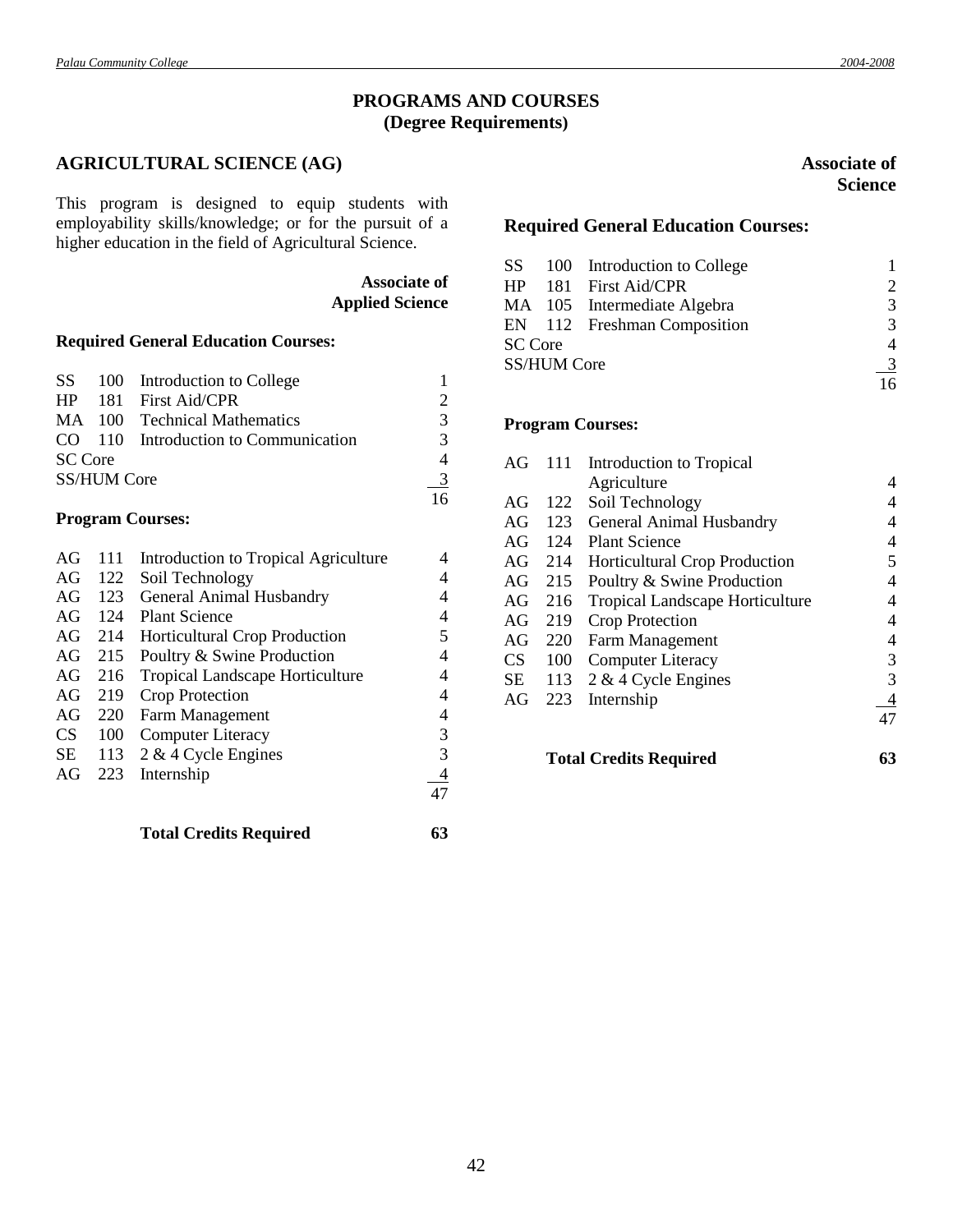# PROGRAMS AND COURSES
## (Degree Requirements)

## AGRICULTURAL SCIENCE (AG)

This program is designed to equip students with employability skills/knowledge; or for the pursuit of a higher education in the field of Agricultural Science.

### Associate of Applied Science

**Required General Education Courses:**

| | | | |
|---|---|---|---|
| SS | 100 | Introduction to College | 1 |
| HP | 181 | First Aid/CPR | 2 |
| MA | 100 | Technical Mathematics | 3 |
| CO | 110 | Introduction to Communication | 3 |
| SC Core | | | 4 |
| SS/HUM Core | | | 3 |
| | | | 16 |

**Program Courses:**

| | | | |
|---|---|---|---|
| AG | 111 | Introduction to Tropical Agriculture | 4 |
| AG | 122 | Soil Technology | 4 |
| AG | 123 | General Animal Husbandry | 4 |
| AG | 124 | Plant Science | 4 |
| AG | 214 | Horticultural Crop Production | 5 |
| AG | 215 | Poultry & Swine Production | 4 |
| AG | 216 | Tropical Landscape Horticulture | 4 |
| AG | 219 | Crop Protection | 4 |
| AG | 220 | Farm Management | 4 |
| CS | 100 | Computer Literacy | 3 |
| SE | 113 | 2 & 4 Cycle Engines | 3 |
| AG | 223 | Internship | 4 |
| | | | 47 |

**Total Credits Required 63**

### Associate of Science

**Required General Education Courses:**

| | | | |
|---|---|---|---|
| SS | 100 | Introduction to College | 1 |
| HP | 181 | First Aid/CPR | 2 |
| MA | 105 | Intermediate Algebra | 3 |
| EN | 112 | Freshman Composition | 3 |
| SC Core | | | 4 |
| SS/HUM Core | | | 3 |
| | | | 16 |

**Program Courses:**

| | | | |
|---|---|---|---|
| AG | 111 | Introduction to Tropical Agriculture | 4 |
| AG | 122 | Soil Technology | 4 |
| AG | 123 | General Animal Husbandry | 4 |
| AG | 124 | Plant Science | 4 |
| AG | 214 | Horticultural Crop Production | 5 |
| AG | 215 | Poultry & Swine Production | 4 |
| AG | 216 | Tropical Landscape Horticulture | 4 |
| AG | 219 | Crop Protection | 4 |
| AG | 220 | Farm Management | 4 |
| CS | 100 | Computer Literacy | 3 |
| SE | 113 | 2 & 4 Cycle Engines | 3 |
| AG | 223 | Internship | 4 |
| | | | 47 |

**Total Credits Required 63**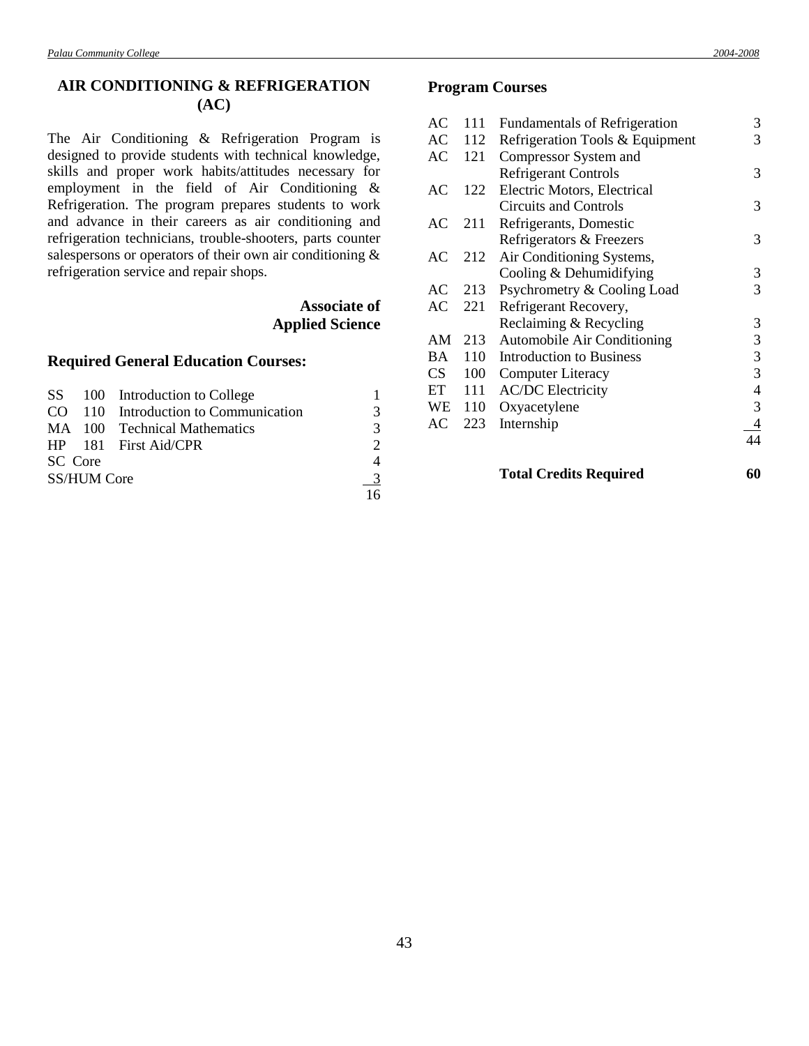## AIR CONDITIONING & REFRIGERATION (AC)

The Air Conditioning & Refrigeration Program is designed to provide students with technical knowledge, skills and proper work habits/attitudes necessary for employment in the field of Air Conditioning & Refrigeration. The program prepares students to work and advance in their careers as air conditioning and refrigeration technicians, trouble-shooters, parts counter salespersons or operators of their own air conditioning & refrigeration service and repair shops.

**Associate of Applied Science**

### Required General Education Courses:

| | | | |
|---|---|---|---|
| SS | 100 | Introduction to College | 1 |
| CO | 110 | Introduction to Communication | 3 |
| MA | 100 | Technical Mathematics | 3 |
| HP | 181 | First Aid/CPR | 2 |
| SC Core | | | 4 |
| SS/HUM Core | | | 3 |
| | | | 16 |

### Program Courses

| | | | |
|---|---|---|---|
| AC | 111 | Fundamentals of Refrigeration | 3 |
| AC | 112 | Refrigeration Tools & Equipment | 3 |
| AC | 121 | Compressor System and Refrigerant Controls | 3 |
| AC | 122 | Electric Motors, Electrical Circuits and Controls | 3 |
| AC | 211 | Refrigerants, Domestic Refrigerators & Freezers | 3 |
| AC | 212 | Air Conditioning Systems, Cooling & Dehumidifying | 3 |
| AC | 213 | Psychrometry & Cooling Load | 3 |
| AC | 221 | Refrigerant Recovery, Reclaiming & Recycling | 3 |
| AM | 213 | Automobile Air Conditioning | 3 |
| BA | 110 | Introduction to Business | 3 |
| CS | 100 | Computer Literacy | 3 |
| ET | 111 | AC/DC Electricity | 4 |
| WE | 110 | Oxyacetylene | 3 |
| AC | 223 | Internship | 4 |
| | | | 44 |
| | | **Total Credits Required** | **60** |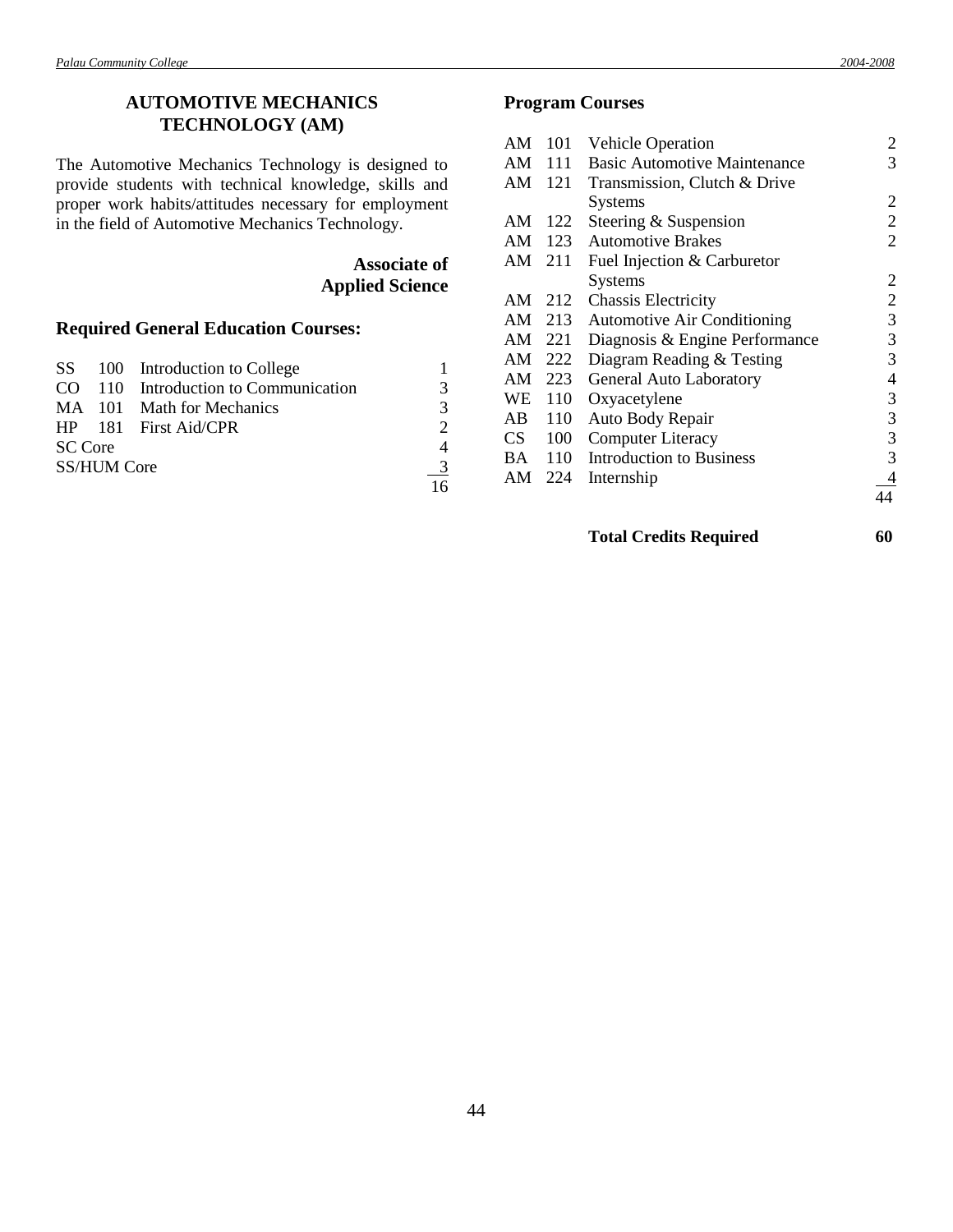## AUTOMOTIVE MECHANICS TECHNOLOGY (AM)

The Automotive Mechanics Technology is designed to provide students with technical knowledge, skills and proper work habits/attitudes necessary for employment in the field of Automotive Mechanics Technology.

**Associate of Applied Science**

### Required General Education Courses:

| | | | |
|---|---|---|---|
| SS | 100 | Introduction to College | 1 |
| CO | 110 | Introduction to Communication | 3 |
| MA | 101 | Math for Mechanics | 3 |
| HP | 181 | First Aid/CPR | 2 |
| SC Core | | | 4 |
| SS/HUM Core | | | 3 |
| | | | 16 |

### Program Courses

| | | | |
|---|---|---|---|
| AM | 101 | Vehicle Operation | 2 |
| AM | 111 | Basic Automotive Maintenance | 3 |
| AM | 121 | Transmission, Clutch & Drive Systems | 2 |
| AM | 122 | Steering & Suspension | 2 |
| AM | 123 | Automotive Brakes | 2 |
| AM | 211 | Fuel Injection & Carburetor Systems | 2 |
| AM | 212 | Chassis Electricity | 2 |
| AM | 213 | Automotive Air Conditioning | 3 |
| AM | 221 | Diagnosis & Engine Performance | 3 |
| AM | 222 | Diagram Reading & Testing | 3 |
| AM | 223 | General Auto Laboratory | 4 |
| WE | 110 | Oxyacetylene | 3 |
| AB | 110 | Auto Body Repair | 3 |
| CS | 100 | Computer Literacy | 3 |
| BA | 110 | Introduction to Business | 3 |
| AM | 224 | Internship | 4 |
| | | | 44 |

**Total Credits Required 60**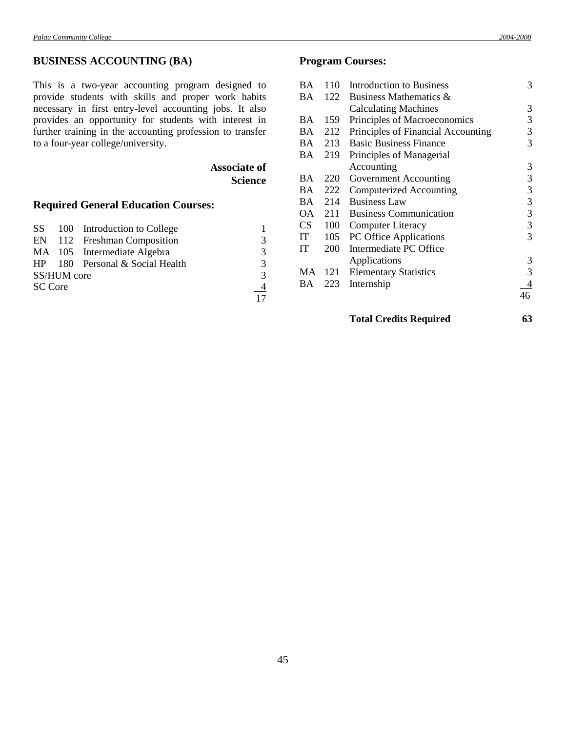## BUSINESS ACCOUNTING (BA)

This is a two-year accounting program designed to provide students with skills and proper work habits necessary in first entry-level accounting jobs. It also provides an opportunity for students with interest in further training in the accounting profession to transfer to a four-year college/university.

**Associate of Science**

### Required General Education Courses:

| | | | |
|---|---|---|---|
| SS | 100 | Introduction to College | 1 |
| EN | 112 | Freshman Composition | 3 |
| MA | 105 | Intermediate Algebra | 3 |
| HP | 180 | Personal & Social Health | 3 |
| SS/HUM core | | | 3 |
| SC Core | | | 4 |
| | | | 17 |

### Program Courses:

| | | | |
|---|---|---|---|
| BA | 110 | Introduction to Business | 3 |
| BA | 122 | Business Mathematics & Calculating Machines | 3 |
| BA | 159 | Principles of Macroeconomics | 3 |
| BA | 212 | Principles of Financial Accounting | 3 |
| BA | 213 | Basic Business Finance | 3 |
| BA | 219 | Principles of Managerial Accounting | 3 |
| BA | 220 | Government Accounting | 3 |
| BA | 222 | Computerized Accounting | 3 |
| BA | 214 | Business Law | 3 |
| OA | 211 | Business Communication | 3 |
| CS | 100 | Computer Literacy | 3 |
| IT | 105 | PC Office Applications | 3 |
| IT | 200 | Intermediate PC Office Applications | 3 |
| MA | 121 | Elementary Statistics | 3 |
| BA | 223 | Internship | 4 |
| | | | 46 |

**Total Credits Required** **63**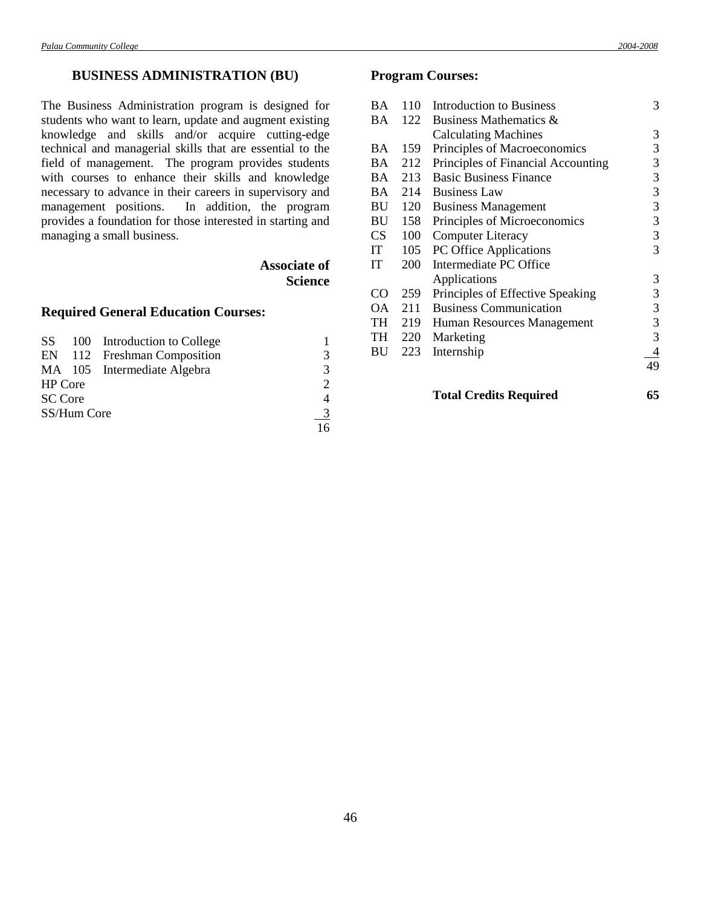## BUSINESS ADMINISTRATION (BU)

The Business Administration program is designed for students who want to learn, update and augment existing knowledge and skills and/or acquire cutting-edge technical and managerial skills that are essential to the field of management. The program provides students with courses to enhance their skills and knowledge necessary to advance in their careers in supervisory and management positions. In addition, the program provides a foundation for those interested in starting and managing a small business.

**Associate of Science**

### Required General Education Courses:

| | | | |
|---|---|---|---|
| SS | 100 | Introduction to College | 1 |
| EN | 112 | Freshman Composition | 3 |
| MA | 105 | Intermediate Algebra | 3 |
| HP Core | | | 2 |
| SC Core | | | 4 |
| SS/Hum Core | | | 3 |
| | | | 16 |

### Program Courses:

| | | | |
|---|---|---|---|
| BA | 110 | Introduction to Business | 3 |
| BA | 122 | Business Mathematics & Calculating Machines | 3 |
| BA | 159 | Principles of Macroeconomics | 3 |
| BA | 212 | Principles of Financial Accounting | 3 |
| BA | 213 | Basic Business Finance | 3 |
| BA | 214 | Business Law | 3 |
| BU | 120 | Business Management | 3 |
| BU | 158 | Principles of Microeconomics | 3 |
| CS | 100 | Computer Literacy | 3 |
| IT | 105 | PC Office Applications | 3 |
| IT | 200 | Intermediate PC Office Applications | 3 |
| CO | 259 | Principles of Effective Speaking | 3 |
| OA | 211 | Business Communication | 3 |
| TH | 219 | Human Resources Management | 3 |
| TH | 220 | Marketing | 3 |
| BU | 223 | Internship | 4 |
| | | | 49 |

**Total Credits Required** **65**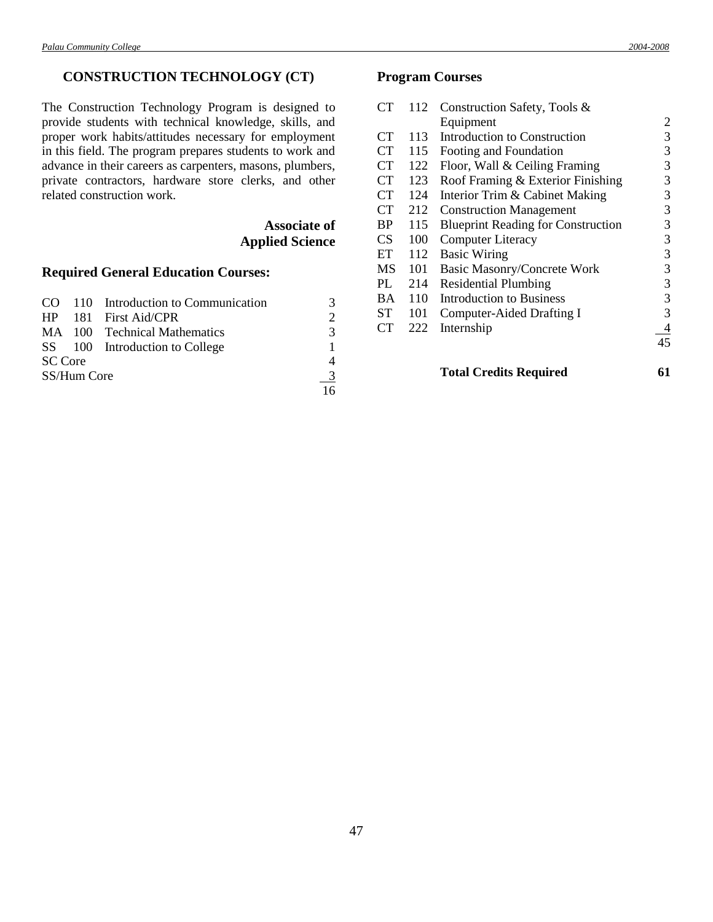## CONSTRUCTION TECHNOLOGY (CT)

The Construction Technology Program is designed to provide students with technical knowledge, skills, and proper work habits/attitudes necessary for employment in this field. The program prepares students to work and advance in their careers as carpenters, masons, plumbers, private contractors, hardware store clerks, and other related construction work.

**Associate of Applied Science**

### Required General Education Courses:

| | | | |
|---|---|---|---|
| CO | 110 | Introduction to Communication | 3 |
| HP | 181 | First Aid/CPR | 2 |
| MA | 100 | Technical Mathematics | 3 |
| SS | 100 | Introduction to College | 1 |
| SC Core | | | 4 |
| SS/Hum Core | | | 3 |
| | | | 16 |

### Program Courses

| | | | |
|---|---|---|---|
| CT | 112 | Construction Safety, Tools & Equipment | 2 |
| CT | 113 | Introduction to Construction | 3 |
| CT | 115 | Footing and Foundation | 3 |
| CT | 122 | Floor, Wall & Ceiling Framing | 3 |
| CT | 123 | Roof Framing & Exterior Finishing | 3 |
| CT | 124 | Interior Trim & Cabinet Making | 3 |
| CT | 212 | Construction Management | 3 |
| BP | 115 | Blueprint Reading for Construction | 3 |
| CS | 100 | Computer Literacy | 3 |
| ET | 112 | Basic Wiring | 3 |
| MS | 101 | Basic Masonry/Concrete Work | 3 |
| PL | 214 | Residential Plumbing | 3 |
| BA | 110 | Introduction to Business | 3 |
| ST | 101 | Computer-Aided Drafting I | 3 |
| CT | 222 | Internship | 4 |
| | | | 45 |

**Total Credits Required 61**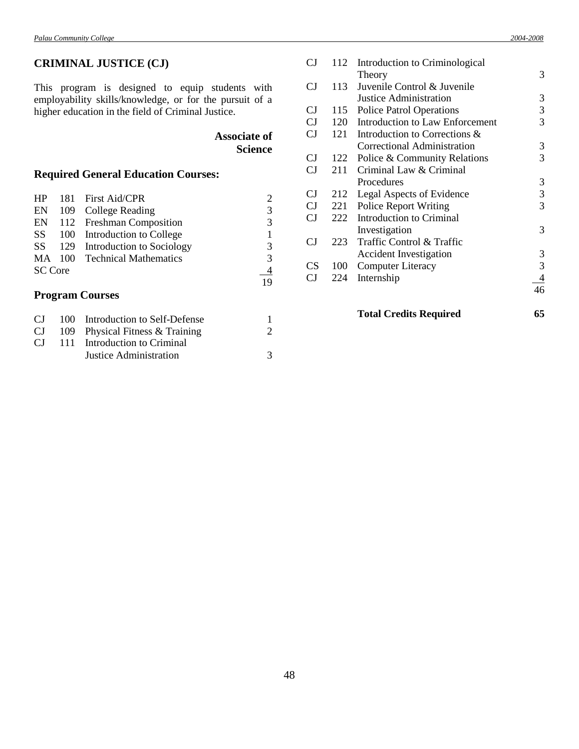## CRIMINAL JUSTICE (CJ)

This program is designed to equip students with employability skills/knowledge, or for the pursuit of a higher education in the field of Criminal Justice.

**Associate of Science**

### Required General Education Courses:

| | | | |
|---|---|---|---|
| HP | 181 | First Aid/CPR | 2 |
| EN | 109 | College Reading | 3 |
| EN | 112 | Freshman Composition | 3 |
| SS | 100 | Introduction to College | 1 |
| SS | 129 | Introduction to Sociology | 3 |
| MA | 100 | Technical Mathematics | 3 |
| SC Core | | | 4 |
| | | | 19 |

### Program Courses

| | | | |
|---|---|---|---|
| CJ | 100 | Introduction to Self-Defense | 1 |
| CJ | 109 | Physical Fitness & Training | 2 |
| CJ | 111 | Introduction to Criminal Justice Administration | 3 |
| CJ | 112 | Introduction to Criminological Theory | 3 |
| CJ | 113 | Juvenile Control & Juvenile Justice Administration | 3 |
| CJ | 115 | Police Patrol Operations | 3 |
| CJ | 120 | Introduction to Law Enforcement | 3 |
| CJ | 121 | Introduction to Corrections & Correctional Administration | 3 |
| CJ | 122 | Police & Community Relations | 3 |
| CJ | 211 | Criminal Law & Criminal Procedures | 3 |
| CJ | 212 | Legal Aspects of Evidence | 3 |
| CJ | 221 | Police Report Writing | 3 |
| CJ | 222 | Introduction to Criminal Investigation | 3 |
| CJ | 223 | Traffic Control & Traffic Accident Investigation | 3 |
| CS | 100 | Computer Literacy | 3 |
| CJ | 224 | Internship | 4 |
| | | | 46 |

**Total Credits Required** **65**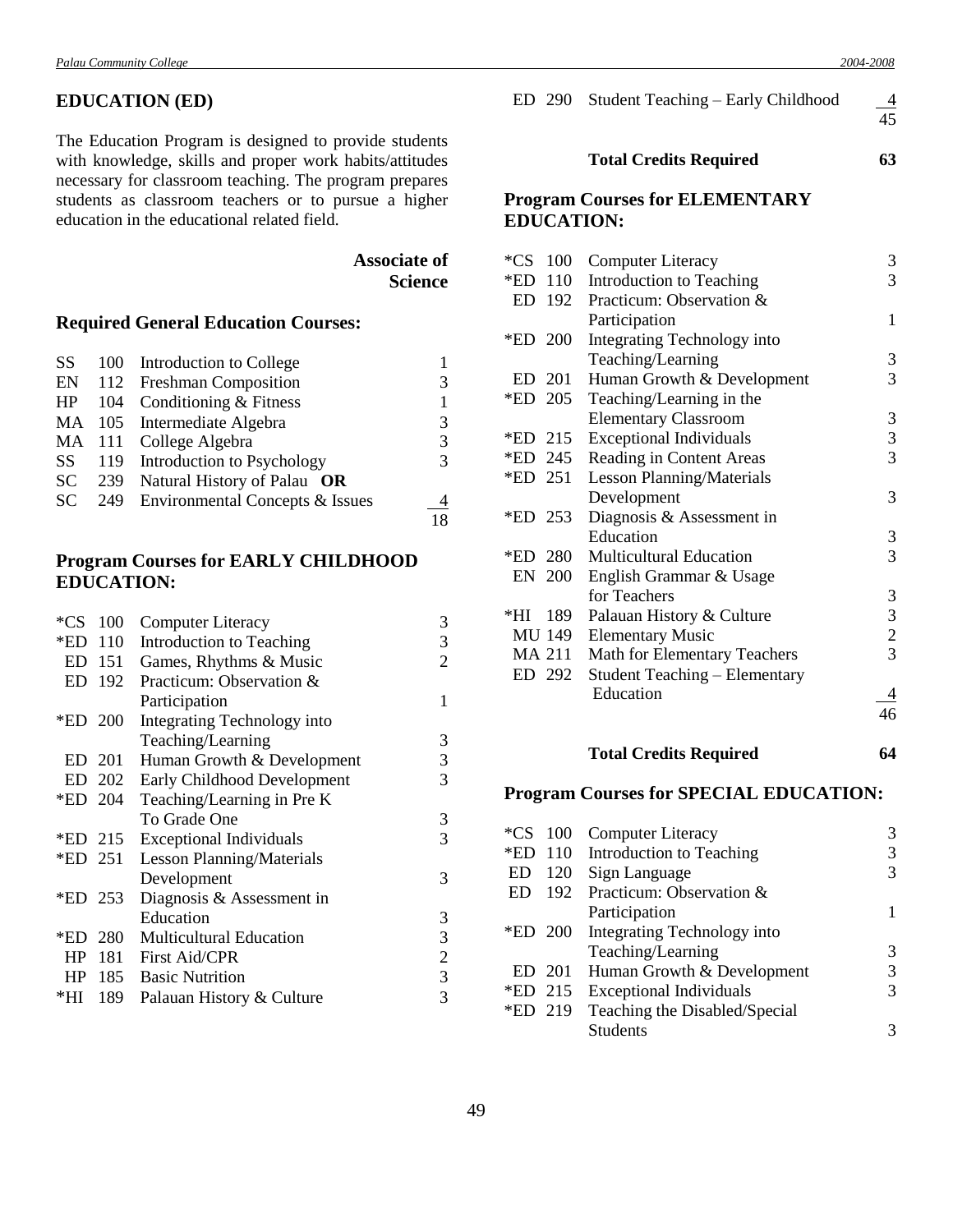## EDUCATION (ED)

The Education Program is designed to provide students with knowledge, skills and proper work habits/attitudes necessary for classroom teaching. The program prepares students as classroom teachers or to pursue a higher education in the educational related field.

**Associate of Science**

### Required General Education Courses:

| | | | |
|---|---|---|---|
| SS | 100 | Introduction to College | 1 |
| EN | 112 | Freshman Composition | 3 |
| HP | 104 | Conditioning & Fitness | 1 |
| MA | 105 | Intermediate Algebra | 3 |
| MA | 111 | College Algebra | 3 |
| SS | 119 | Introduction to Psychology | 3 |
| SC | 239 | Natural History of Palau **OR** | |
| SC | 249 | Environmental Concepts & Issues | 4 |
| | | | 18 |

### Program Courses for EARLY CHILDHOOD EDUCATION:

| | | | |
|---|---|---|---|
| *CS | 100 | Computer Literacy | 3 |
| *ED | 110 | Introduction to Teaching | 3 |
| ED | 151 | Games, Rhythms & Music | 2 |
| ED | 192 | Practicum: Observation & Participation | 1 |
| *ED | 200 | Integrating Technology into Teaching/Learning | 3 |
| ED | 201 | Human Growth & Development | 3 |
| ED | 202 | Early Childhood Development | 3 |
| *ED | 204 | Teaching/Learning in Pre K To Grade One | 3 |
| *ED | 215 | Exceptional Individuals | 3 |
| *ED | 251 | Lesson Planning/Materials Development | 3 |
| *ED | 253 | Diagnosis & Assessment in Education | 3 |
| *ED | 280 | Multicultural Education | 3 |
| HP | 181 | First Aid/CPR | 2 |
| HP | 185 | Basic Nutrition | 3 |
| *HI | 189 | Palauan History & Culture | 3 |
| ED | 290 | Student Teaching – Early Childhood | 4 |
| | | | 45 |
| | | **Total Credits Required** | **63** |

### Program Courses for ELEMENTARY EDUCATION:

| | | | |
|---|---|---|---|
| *CS | 100 | Computer Literacy | 3 |
| *ED | 110 | Introduction to Teaching | 3 |
| ED | 192 | Practicum: Observation & Participation | 1 |
| *ED | 200 | Integrating Technology into Teaching/Learning | 3 |
| ED | 201 | Human Growth & Development | 3 |
| *ED | 205 | Teaching/Learning in the Elementary Classroom | 3 |
| *ED | 215 | Exceptional Individuals | 3 |
| *ED | 245 | Reading in Content Areas | 3 |
| *ED | 251 | Lesson Planning/Materials Development | 3 |
| *ED | 253 | Diagnosis & Assessment in Education | 3 |
| *ED | 280 | Multicultural Education | 3 |
| EN | 200 | English Grammar & Usage for Teachers | 3 |
| *HI | 189 | Palauan History & Culture | 3 |
| MU | 149 | Elementary Music | 2 |
| MA | 211 | Math for Elementary Teachers | 3 |
| ED | 292 | Student Teaching – Elementary Education | 4 |
| | | | 46 |
| | | **Total Credits Required** | **64** |

### Program Courses for SPECIAL EDUCATION:

| | | | |
|---|---|---|---|
| *CS | 100 | Computer Literacy | 3 |
| *ED | 110 | Introduction to Teaching | 3 |
| ED | 120 | Sign Language | 3 |
| ED | 192 | Practicum: Observation & Participation | 1 |
| *ED | 200 | Integrating Technology into Teaching/Learning | 3 |
| ED | 201 | Human Growth & Development | 3 |
| *ED | 215 | Exceptional Individuals | 3 |
| *ED | 219 | Teaching the Disabled/Special Students | 3 |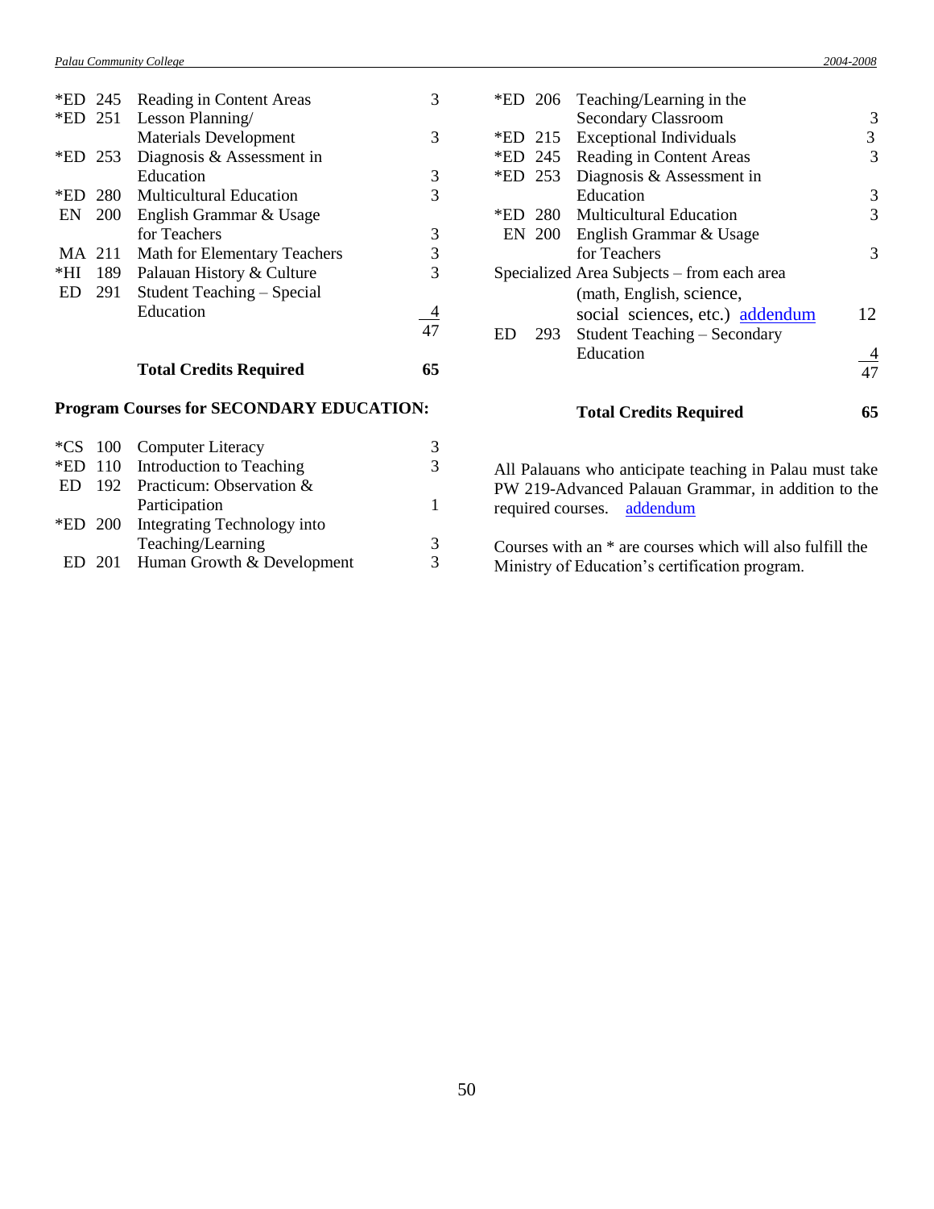| | | | |
|---|---|---|---|
| *ED | 245 | Reading in Content Areas | 3 |
| *ED | 251 | Lesson Planning/ Materials Development | 3 |
| *ED | 253 | Diagnosis & Assessment in Education | 3 |
| *ED | 280 | Multicultural Education | 3 |
| EN | 200 | English Grammar & Usage for Teachers | 3 |
| MA | 211 | Math for Elementary Teachers | 3 |
| *HI | 189 | Palauan History & Culture | 3 |
| ED | 291 | Student Teaching – Special Education | 4 |
| | | | 47 |
| | | **Total Credits Required** | **65** |

**Program Courses for SECONDARY EDUCATION:**

| | | | |
|---|---|---|---|
| *CS | 100 | Computer Literacy | 3 |
| *ED | 110 | Introduction to Teaching | 3 |
| ED | 192 | Practicum: Observation & Participation | 1 |
| *ED | 200 | Integrating Technology into Teaching/Learning | 3 |
| ED | 201 | Human Growth & Development | 3 |
| *ED | 206 | Teaching/Learning in the Secondary Classroom | 3 |
| *ED | 215 | Exceptional Individuals | 3 |
| *ED | 245 | Reading in Content Areas | 3 |
| *ED | 253 | Diagnosis & Assessment in Education | 3 |
| *ED | 280 | Multicultural Education | 3 |
| EN | 200 | English Grammar & Usage for Teachers | 3 |
| | | Specialized Area Subjects – from each area (math, English, science, social sciences, etc.) addendum | 12 |
| ED | 293 | Student Teaching – Secondary Education | 4 |
| | | | 47 |
| | | **Total Credits Required** | **65** |

All Palauans who anticipate teaching in Palau must take PW 219-Advanced Palauan Grammar, in addition to the required courses. addendum

Courses with an * are courses which will also fulfill the Ministry of Education's certification program.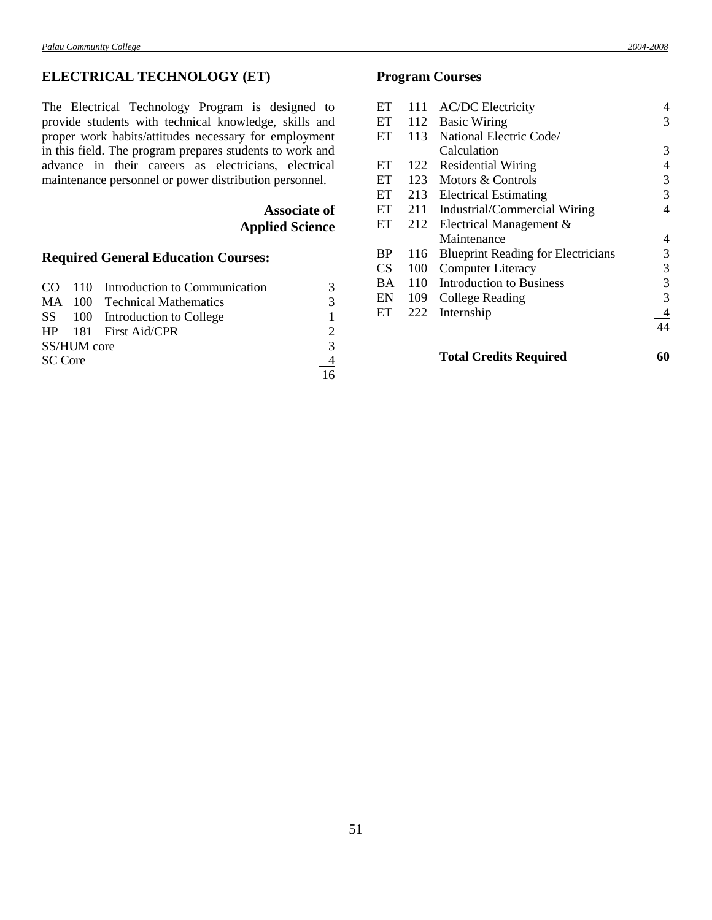## ELECTRICAL TECHNOLOGY (ET)

The Electrical Technology Program is designed to provide students with technical knowledge, skills and proper work habits/attitudes necessary for employment in this field. The program prepares students to work and advance in their careers as electricians, electrical maintenance personnel or power distribution personnel.

**Associate of Applied Science**

### Required General Education Courses:

| | | | |
|---|---|---|---|
| CO | 110 | Introduction to Communication | 3 |
| MA | 100 | Technical Mathematics | 3 |
| SS | 100 | Introduction to College | 1 |
| HP | 181 | First Aid/CPR | 2 |
| SS/HUM core | | | 3 |
| SC Core | | | 4 |
| | | | 16 |

### Program Courses

| | | | |
|---|---|---|---|
| ET | 111 | AC/DC Electricity | 4 |
| ET | 112 | Basic Wiring | 3 |
| ET | 113 | National Electric Code/ Calculation | 3 |
| ET | 122 | Residential Wiring | 4 |
| ET | 123 | Motors & Controls | 3 |
| ET | 213 | Electrical Estimating | 3 |
| ET | 211 | Industrial/Commercial Wiring | 4 |
| ET | 212 | Electrical Management & Maintenance | 4 |
| BP | 116 | Blueprint Reading for Electricians | 3 |
| CS | 100 | Computer Literacy | 3 |
| BA | 110 | Introduction to Business | 3 |
| EN | 109 | College Reading | 3 |
| ET | 222 | Internship | 4 |
| | | | 44 |

**Total Credits Required 60**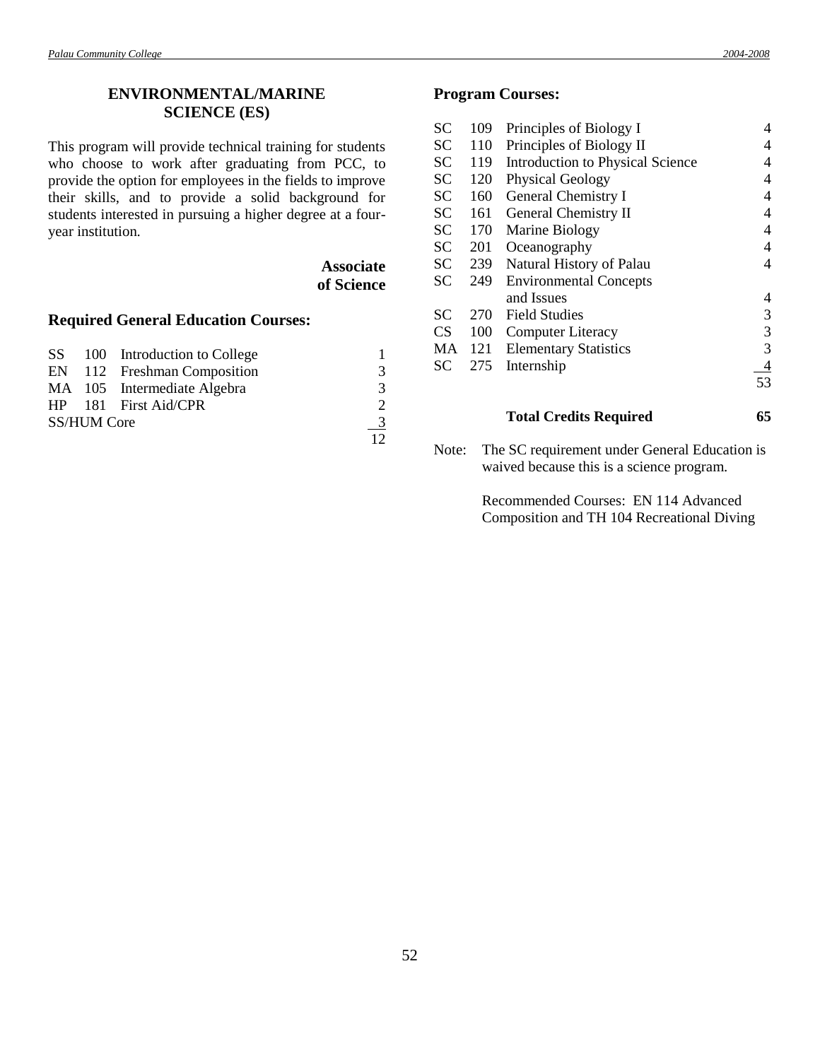## ENVIRONMENTAL/MARINE SCIENCE (ES)

This program will provide technical training for students who choose to work after graduating from PCC, to provide the option for employees in the fields to improve their skills, and to provide a solid background for students interested in pursuing a higher degree at a four-year institution.

**Associate of Science**

### Required General Education Courses:

| | | | |
|---|---|---|---|
| SS | 100 | Introduction to College | 1 |
| EN | 112 | Freshman Composition | 3 |
| MA | 105 | Intermediate Algebra | 3 |
| HP | 181 | First Aid/CPR | 2 |
| SS/HUM Core | | | 3 |
| | | | 12 |

### Program Courses:

| | | | |
|---|---|---|---|
| SC | 109 | Principles of Biology I | 4 |
| SC | 110 | Principles of Biology II | 4 |
| SC | 119 | Introduction to Physical Science | 4 |
| SC | 120 | Physical Geology | 4 |
| SC | 160 | General Chemistry I | 4 |
| SC | 161 | General Chemistry II | 4 |
| SC | 170 | Marine Biology | 4 |
| SC | 201 | Oceanography | 4 |
| SC | 239 | Natural History of Palau | 4 |
| SC | 249 | Environmental Concepts and Issues | 4 |
| SC | 270 | Field Studies | 3 |
| CS | 100 | Computer Literacy | 3 |
| MA | 121 | Elementary Statistics | 3 |
| SC | 275 | Internship | 4 |
| | | | 53 |

**Total Credits Required 65**

Note: The SC requirement under General Education is waived because this is a science program.

Recommended Courses: EN 114 Advanced Composition and TH 104 Recreational Diving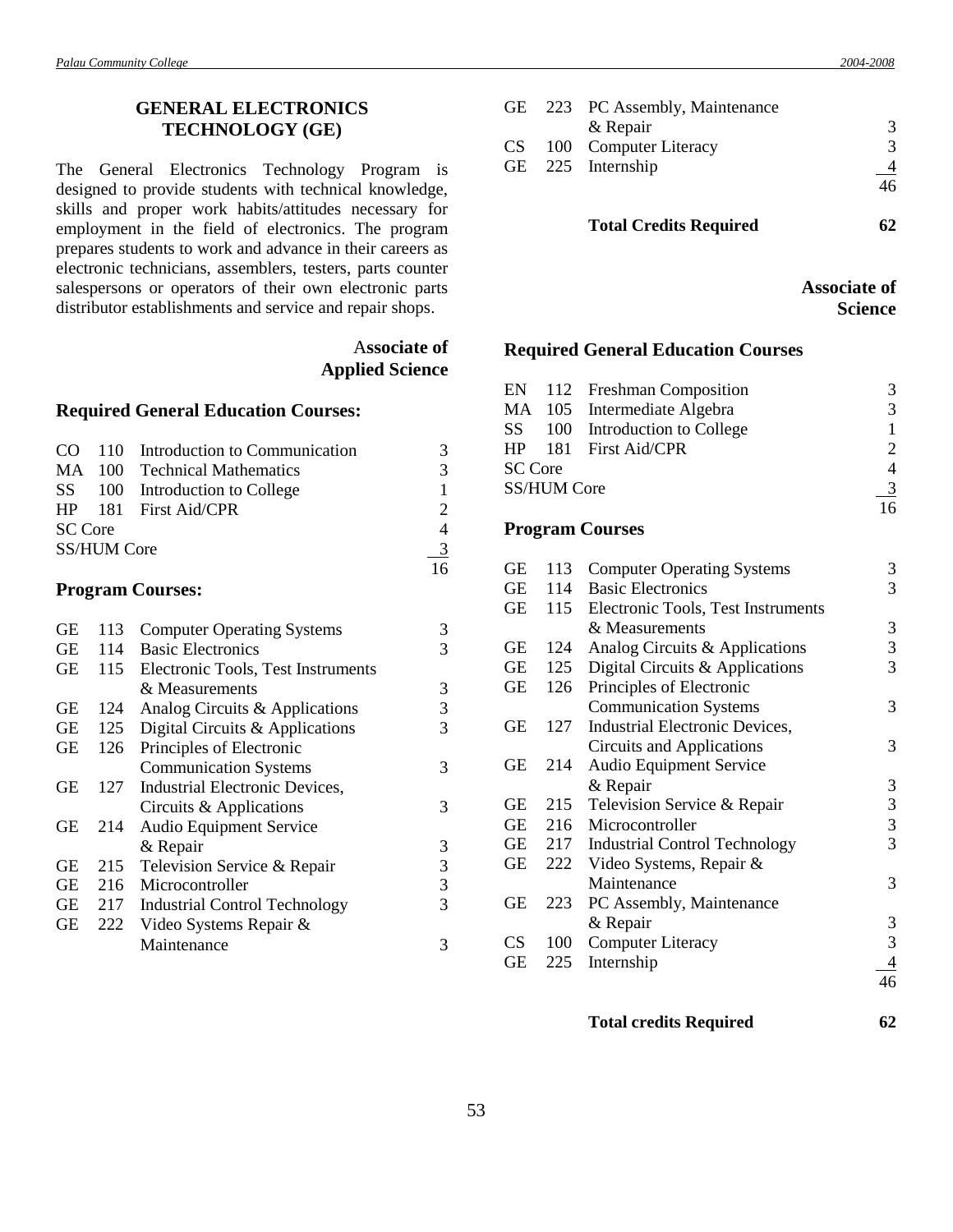## GENERAL ELECTRONICS TECHNOLOGY (GE)

The General Electronics Technology Program is designed to provide students with technical knowledge, skills and proper work habits/attitudes necessary for employment in the field of electronics. The program prepares students to work and advance in their careers as electronic technicians, assemblers, testers, parts counter salespersons or operators of their own electronic parts distributor establishments and service and repair shops.

### Associate of Applied Science

**Required General Education Courses:**

| | | | |
|---|---|---|---|
| CO | 110 | Introduction to Communication | 3 |
| MA | 100 | Technical Mathematics | 3 |
| SS | 100 | Introduction to College | 1 |
| HP | 181 | First Aid/CPR | 2 |
| SC Core | | | 4 |
| SS/HUM Core | | | 3 |
| | | | 16 |

**Program Courses:**

| | | | |
|---|---|---|---|
| GE | 113 | Computer Operating Systems | 3 |
| GE | 114 | Basic Electronics | 3 |
| GE | 115 | Electronic Tools, Test Instruments & Measurements | 3 |
| GE | 124 | Analog Circuits & Applications | 3 |
| GE | 125 | Digital Circuits & Applications | 3 |
| GE | 126 | Principles of Electronic Communication Systems | 3 |
| GE | 127 | Industrial Electronic Devices, Circuits & Applications | 3 |
| GE | 214 | Audio Equipment Service & Repair | 3 |
| GE | 215 | Television Service & Repair | 3 |
| GE | 216 | Microcontroller | 3 |
| GE | 217 | Industrial Control Technology | 3 |
| GE | 222 | Video Systems Repair & Maintenance | 3 |
| GE | 223 | PC Assembly, Maintenance & Repair | 3 |
| CS | 100 | Computer Literacy | 3 |
| GE | 225 | Internship | 4 |
| | | | 46 |

**Total Credits Required 62**

### Associate of Science

**Required General Education Courses**

| | | | |
|---|---|---|---|
| EN | 112 | Freshman Composition | 3 |
| MA | 105 | Intermediate Algebra | 3 |
| SS | 100 | Introduction to College | 1 |
| HP | 181 | First Aid/CPR | 2 |
| SC Core | | | 4 |
| SS/HUM Core | | | 3 |
| | | | 16 |

**Program Courses**

| | | | |
|---|---|---|---|
| GE | 113 | Computer Operating Systems | 3 |
| GE | 114 | Basic Electronics | 3 |
| GE | 115 | Electronic Tools, Test Instruments & Measurements | 3 |
| GE | 124 | Analog Circuits & Applications | 3 |
| GE | 125 | Digital Circuits & Applications | 3 |
| GE | 126 | Principles of Electronic Communication Systems | 3 |
| GE | 127 | Industrial Electronic Devices, Circuits and Applications | 3 |
| GE | 214 | Audio Equipment Service & Repair | 3 |
| GE | 215 | Television Service & Repair | 3 |
| GE | 216 | Microcontroller | 3 |
| GE | 217 | Industrial Control Technology | 3 |
| GE | 222 | Video Systems, Repair & Maintenance | 3 |
| GE | 223 | PC Assembly, Maintenance & Repair | 3 |
| CS | 100 | Computer Literacy | 3 |
| GE | 225 | Internship | 4 |
| | | | 46 |

**Total credits Required 62**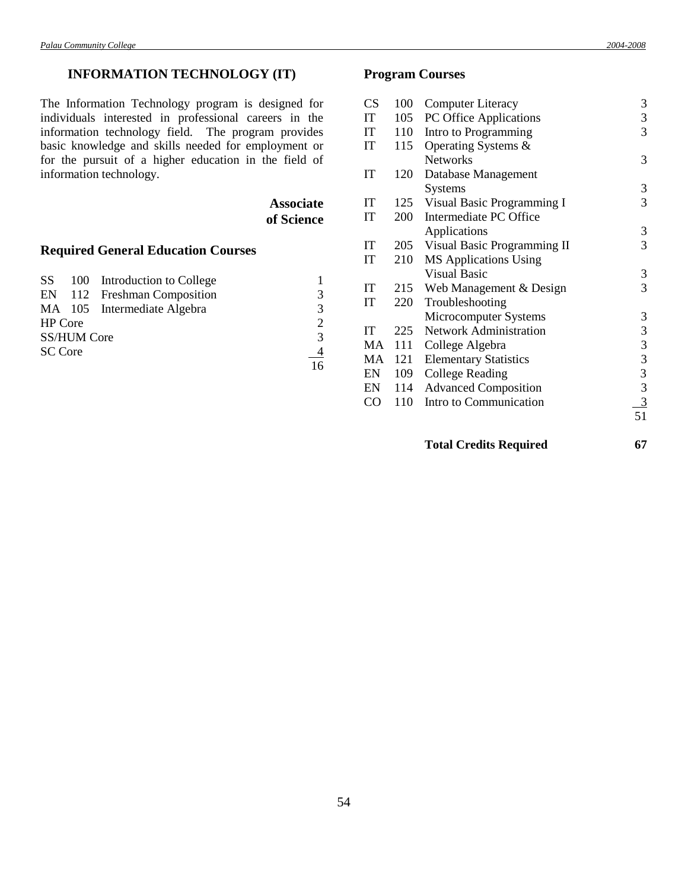## INFORMATION TECHNOLOGY (IT)

The Information Technology program is designed for individuals interested in professional careers in the information technology field. The program provides basic knowledge and skills needed for employment or for the pursuit of a higher education in the field of information technology.

**Associate of Science**

### Required General Education Courses

| | | | |
|---|---|---|---|
| SS | 100 | Introduction to College | 1 |
| EN | 112 | Freshman Composition | 3 |
| MA | 105 | Intermediate Algebra | 3 |
| HP Core | | | 2 |
| SS/HUM Core | | | 3 |
| SC Core | | | 4 |
| | | | 16 |

### Program Courses

| | | | |
|---|---|---|---|
| CS | 100 | Computer Literacy | 3 |
| IT | 105 | PC Office Applications | 3 |
| IT | 110 | Intro to Programming | 3 |
| IT | 115 | Operating Systems & Networks | 3 |
| IT | 120 | Database Management Systems | 3 |
| IT | 125 | Visual Basic Programming I | 3 |
| IT | 200 | Intermediate PC Office Applications | 3 |
| IT | 205 | Visual Basic Programming II | 3 |
| IT | 210 | MS Applications Using Visual Basic | 3 |
| IT | 215 | Web Management & Design | 3 |
| IT | 220 | Troubleshooting Microcomputer Systems | 3 |
| IT | 225 | Network Administration | 3 |
| MA | 111 | College Algebra | 3 |
| MA | 121 | Elementary Statistics | 3 |
| EN | 109 | College Reading | 3 |
| EN | 114 | Advanced Composition | 3 |
| CO | 110 | Intro to Communication | 3 |
| | | | 51 |

**Total Credits Required 67**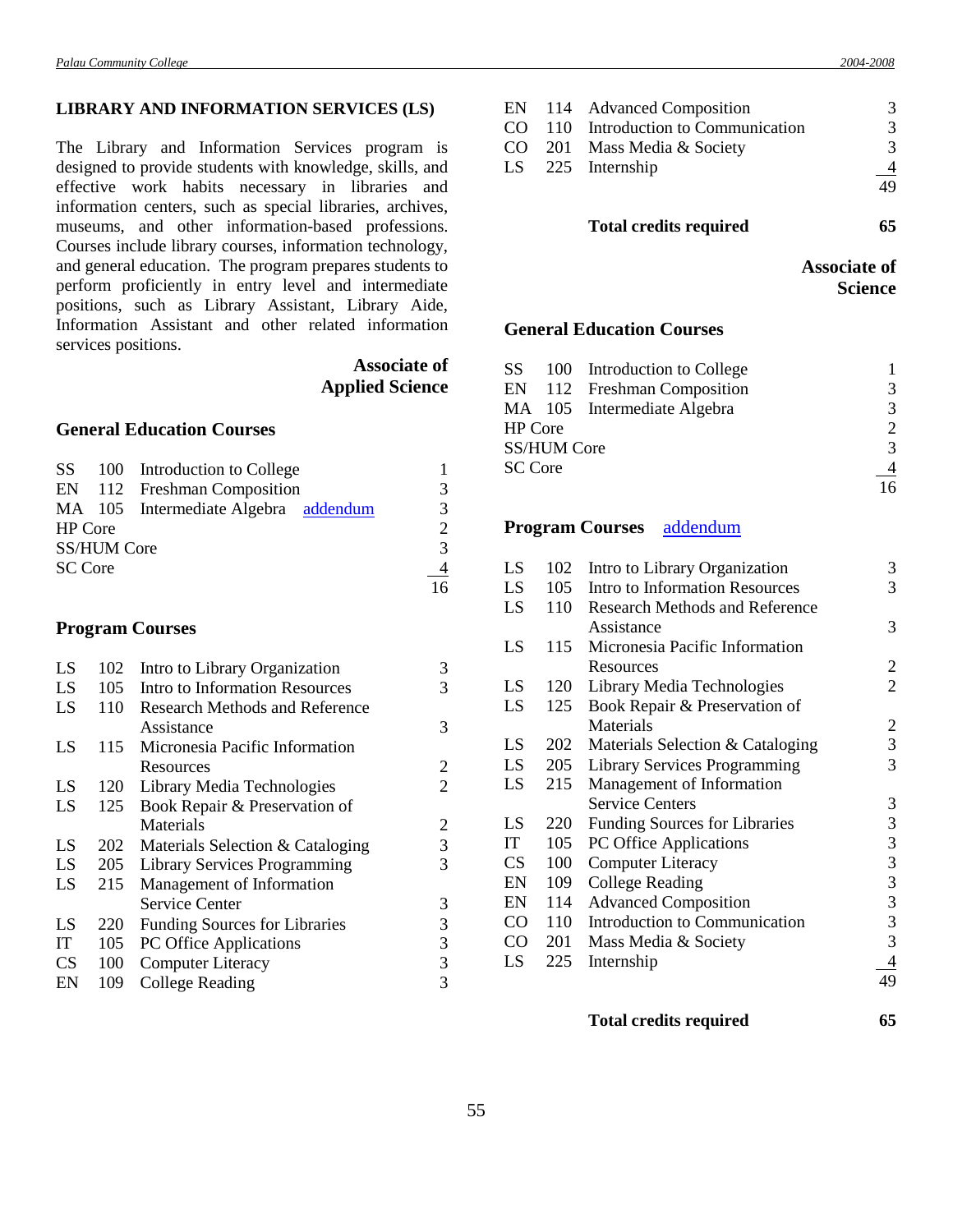## LIBRARY AND INFORMATION SERVICES (LS)

The Library and Information Services program is designed to provide students with knowledge, skills, and effective work habits necessary in libraries and information centers, such as special libraries, archives, museums, and other information-based professions. Courses include library courses, information technology, and general education. The program prepares students to perform proficiently in entry level and intermediate positions, such as Library Assistant, Library Aide, Information Assistant and other related information services positions.

### Associate of Applied Science

#### General Education Courses

| | | | |
|---|---|---|---|
| SS | 100 | Introduction to College | 1 |
| EN | 112 | Freshman Composition | 3 |
| MA | 105 | Intermediate Algebra addendum | 3 |
| HP Core | | | 2 |
| SS/HUM Core | | | 3 |
| SC Core | | | 4 |
| | | | 16 |

#### Program Courses

| | | | |
|---|---|---|---|
| LS | 102 | Intro to Library Organization | 3 |
| LS | 105 | Intro to Information Resources | 3 |
| LS | 110 | Research Methods and Reference Assistance | 3 |
| LS | 115 | Micronesia Pacific Information Resources | 2 |
| LS | 120 | Library Media Technologies | 2 |
| LS | 125 | Book Repair & Preservation of Materials | 2 |
| LS | 202 | Materials Selection & Cataloging | 3 |
| LS | 205 | Library Services Programming | 3 |
| LS | 215 | Management of Information Service Center | 3 |
| LS | 220 | Funding Sources for Libraries | 3 |
| IT | 105 | PC Office Applications | 3 |
| CS | 100 | Computer Literacy | 3 |
| EN | 109 | College Reading | 3 |
| EN | 114 | Advanced Composition | 3 |
| CO | 110 | Introduction to Communication | 3 |
| CO | 201 | Mass Media & Society | 3 |
| LS | 225 | Internship | 4 |
| | | | 49 |

**Total credits required 65**

### Associate of Science

#### General Education Courses

| | | | |
|---|---|---|---|
| SS | 100 | Introduction to College | 1 |
| EN | 112 | Freshman Composition | 3 |
| MA | 105 | Intermediate Algebra | 3 |
| HP Core | | | 2 |
| SS/HUM Core | | | 3 |
| SC Core | | | 4 |
| | | | 16 |

#### Program Courses addendum

| | | | |
|---|---|---|---|
| LS | 102 | Intro to Library Organization | 3 |
| LS | 105 | Intro to Information Resources | 3 |
| LS | 110 | Research Methods and Reference Assistance | 3 |
| LS | 115 | Micronesia Pacific Information Resources | 2 |
| LS | 120 | Library Media Technologies | 2 |
| LS | 125 | Book Repair & Preservation of Materials | 2 |
| LS | 202 | Materials Selection & Cataloging | 3 |
| LS | 205 | Library Services Programming | 3 |
| LS | 215 | Management of Information Service Centers | 3 |
| LS | 220 | Funding Sources for Libraries | 3 |
| IT | 105 | PC Office Applications | 3 |
| CS | 100 | Computer Literacy | 3 |
| EN | 109 | College Reading | 3 |
| EN | 114 | Advanced Composition | 3 |
| CO | 110 | Introduction to Communication | 3 |
| CO | 201 | Mass Media & Society | 3 |
| LS | 225 | Internship | 4 |
| | | | 49 |

**Total credits required 65**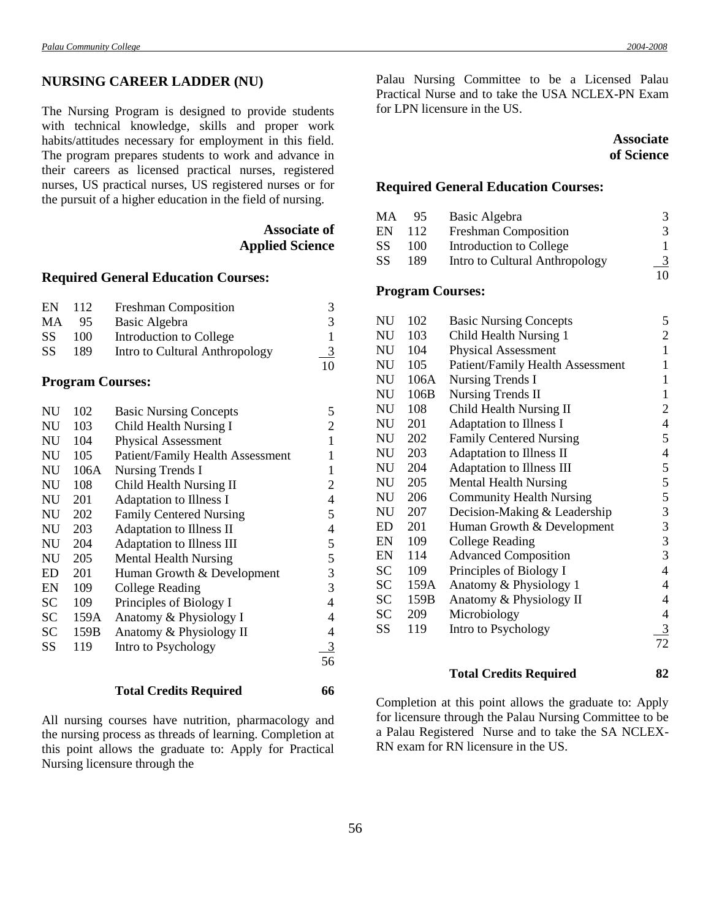## NURSING CAREER LADDER (NU)

The Nursing Program is designed to provide students with technical knowledge, skills and proper work habits/attitudes necessary for employment in this field. The program prepares students to work and advance in their careers as licensed practical nurses, registered nurses, US practical nurses, US registered nurses or for the pursuit of a higher education in the field of nursing.

### Associate of Applied Science

**Required General Education Courses:**

| | | | |
|---|---|---|---|
| EN | 112 | Freshman Composition | 3 |
| MA | 95 | Basic Algebra | 3 |
| SS | 100 | Introduction to College | 1 |
| SS | 189 | Intro to Cultural Anthropology | 3 |
| | | | 10 |

**Program Courses:**

| | | | |
|---|---|---|---|
| NU | 102 | Basic Nursing Concepts | 5 |
| NU | 103 | Child Health Nursing I | 2 |
| NU | 104 | Physical Assessment | 1 |
| NU | 105 | Patient/Family Health Assessment | 1 |
| NU | 106A | Nursing Trends I | 1 |
| NU | 108 | Child Health Nursing II | 2 |
| NU | 201 | Adaptation to Illness I | 4 |
| NU | 202 | Family Centered Nursing | 5 |
| NU | 203 | Adaptation to Illness II | 4 |
| NU | 204 | Adaptation to Illness III | 5 |
| NU | 205 | Mental Health Nursing | 5 |
| ED | 201 | Human Growth & Development | 3 |
| EN | 109 | College Reading | 3 |
| SC | 109 | Principles of Biology I | 4 |
| SC | 159A | Anatomy & Physiology I | 4 |
| SC | 159B | Anatomy & Physiology II | 4 |
| SS | 119 | Intro to Psychology | 3 |
| | | | 56 |

**Total Credits Required 66**

All nursing courses have nutrition, pharmacology and the nursing process as threads of learning. Completion at this point allows the graduate to: Apply for Practical Nursing licensure through the Palau Nursing Committee to be a Licensed Palau Practical Nurse and to take the USA NCLEX-PN Exam for LPN licensure in the US.

### Associate of Science

**Required General Education Courses:**

| | | | |
|---|---|---|---|
| MA | 95 | Basic Algebra | 3 |
| EN | 112 | Freshman Composition | 3 |
| SS | 100 | Introduction to College | 1 |
| SS | 189 | Intro to Cultural Anthropology | 3 |
| | | | 10 |

**Program Courses:**

| | | | |
|---|---|---|---|
| NU | 102 | Basic Nursing Concepts | 5 |
| NU | 103 | Child Health Nursing 1 | 2 |
| NU | 104 | Physical Assessment | 1 |
| NU | 105 | Patient/Family Health Assessment | 1 |
| NU | 106A | Nursing Trends I | 1 |
| NU | 106B | Nursing Trends II | 1 |
| NU | 108 | Child Health Nursing II | 2 |
| NU | 201 | Adaptation to Illness I | 4 |
| NU | 202 | Family Centered Nursing | 5 |
| NU | 203 | Adaptation to Illness II | 4 |
| NU | 204 | Adaptation to Illness III | 5 |
| NU | 205 | Mental Health Nursing | 5 |
| NU | 206 | Community Health Nursing | 5 |
| NU | 207 | Decision-Making & Leadership | 3 |
| ED | 201 | Human Growth & Development | 3 |
| EN | 109 | College Reading | 3 |
| EN | 114 | Advanced Composition | 3 |
| SC | 109 | Principles of Biology I | 4 |
| SC | 159A | Anatomy & Physiology 1 | 4 |
| SC | 159B | Anatomy & Physiology II | 4 |
| SC | 209 | Microbiology | 4 |
| SS | 119 | Intro to Psychology | 3 |
| | | | 72 |

**Total Credits Required 82**

Completion at this point allows the graduate to: Apply for licensure through the Palau Nursing Committee to be a Palau Registered Nurse and to take the SA NCLEX-RN exam for RN licensure in the US.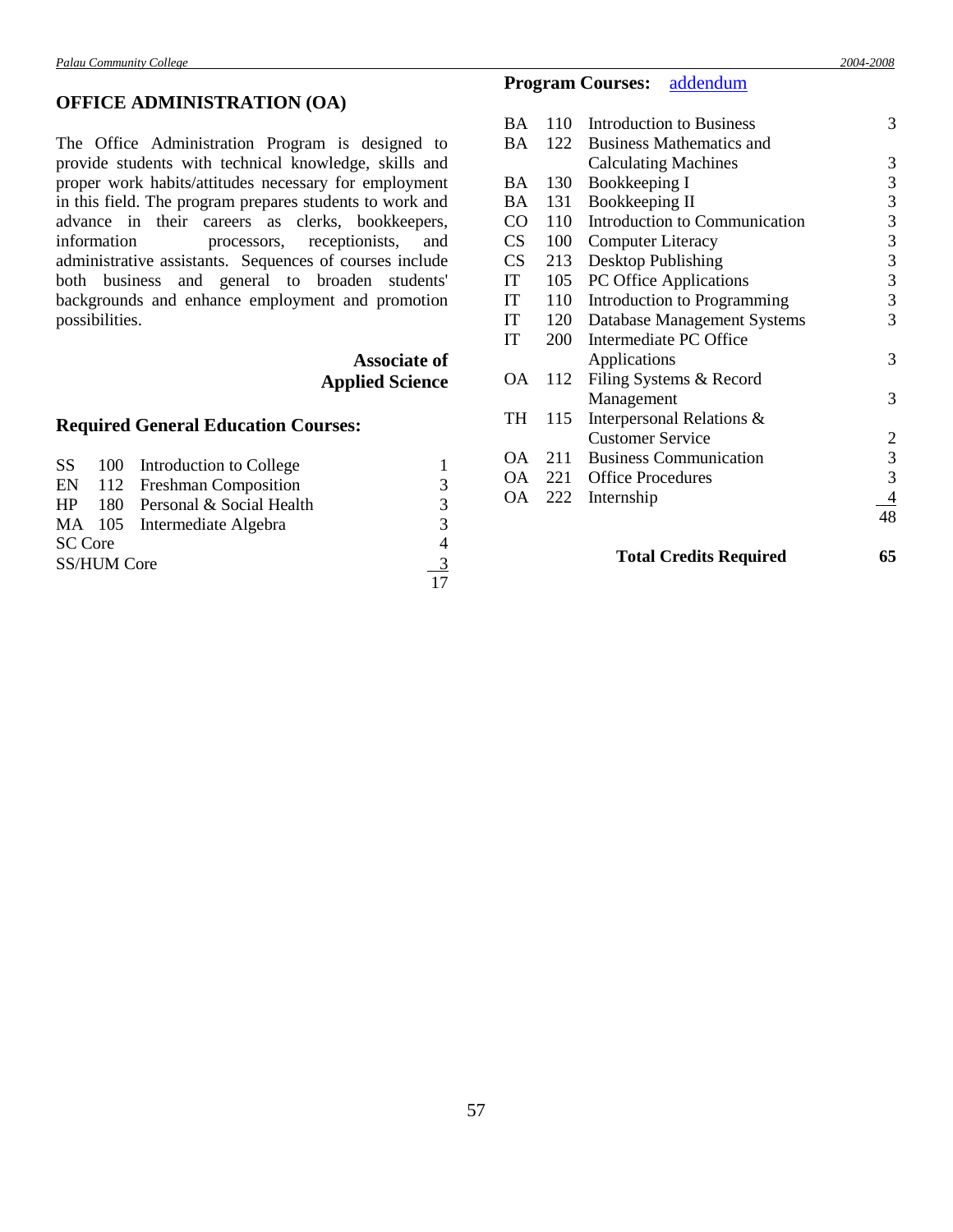## OFFICE ADMINISTRATION (OA)

The Office Administration Program is designed to provide students with technical knowledge, skills and proper work habits/attitudes necessary for employment in this field. The program prepares students to work and advance in their careers as clerks, bookkeepers, information processors, receptionists, and administrative assistants. Sequences of courses include both business and general to broaden students' backgrounds and enhance employment and promotion possibilities.

**Associate of Applied Science**

### Required General Education Courses:

| | | | |
|---|---|---|---|
| SS | 100 | Introduction to College | 1 |
| EN | 112 | Freshman Composition | 3 |
| HP | 180 | Personal & Social Health | 3 |
| MA | 105 | Intermediate Algebra | 3 |
| SC Core | | | 4 |
| SS/HUM Core | | | 3 |
| | | | 17 |

### Program Courses: addendum

| | | | |
|---|---|---|---|
| BA | 110 | Introduction to Business | 3 |
| BA | 122 | Business Mathematics and Calculating Machines | 3 |
| BA | 130 | Bookkeeping I | 3 |
| BA | 131 | Bookkeeping II | 3 |
| CO | 110 | Introduction to Communication | 3 |
| CS | 100 | Computer Literacy | 3 |
| CS | 213 | Desktop Publishing | 3 |
| IT | 105 | PC Office Applications | 3 |
| IT | 110 | Introduction to Programming | 3 |
| IT | 120 | Database Management Systems | 3 |
| IT | 200 | Intermediate PC Office Applications | 3 |
| OA | 112 | Filing Systems & Record Management | 3 |
| TH | 115 | Interpersonal Relations & Customer Service | 2 |
| OA | 211 | Business Communication | 3 |
| OA | 221 | Office Procedures | 3 |
| OA | 222 | Internship | 4 |
| | | | 48 |

**Total Credits Required** **65**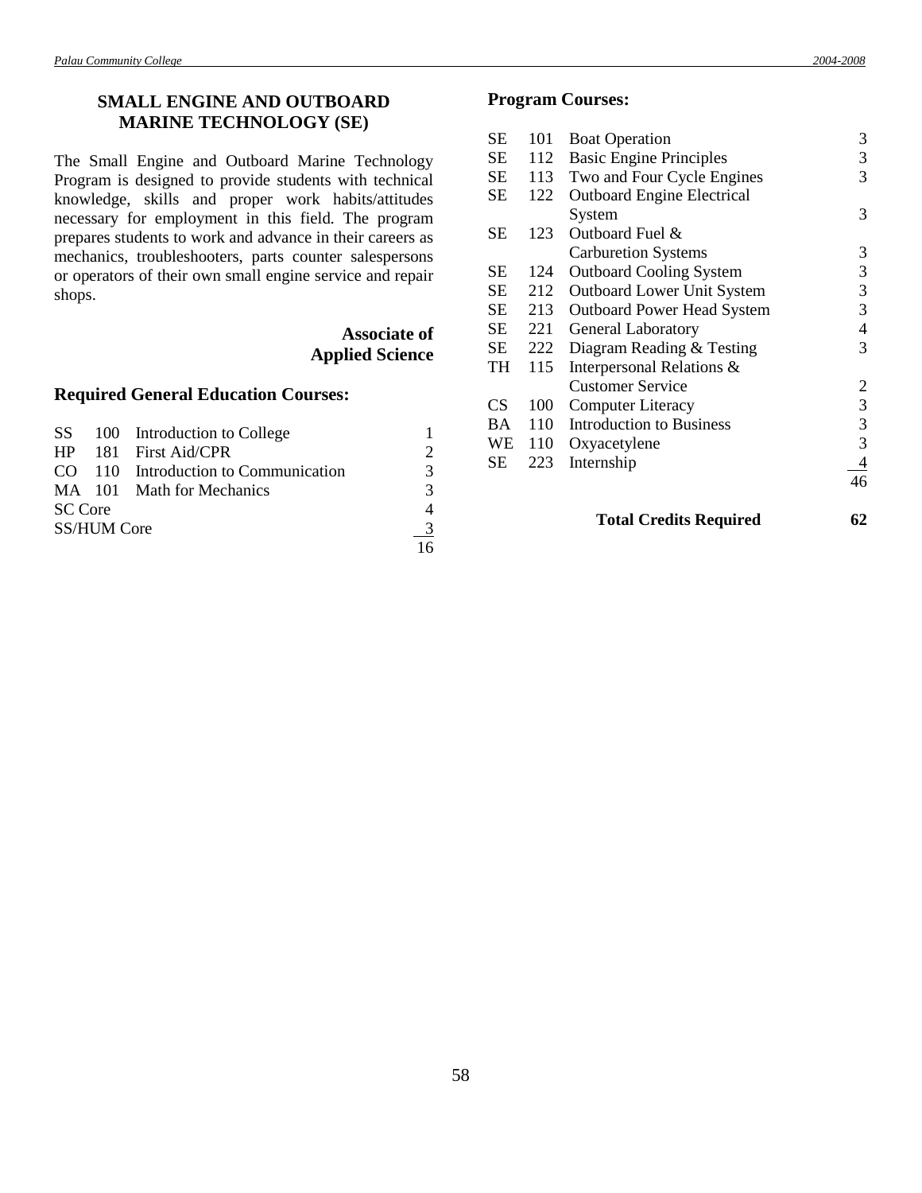## SMALL ENGINE AND OUTBOARD MARINE TECHNOLOGY (SE)

The Small Engine and Outboard Marine Technology Program is designed to provide students with technical knowledge, skills and proper work habits/attitudes necessary for employment in this field. The program prepares students to work and advance in their careers as mechanics, troubleshooters, parts counter salespersons or operators of their own small engine service and repair shops.

**Associate of Applied Science**

### Required General Education Courses:

| | | | |
|---|---|---|---|
| SS | 100 | Introduction to College | 1 |
| HP | 181 | First Aid/CPR | 2 |
| CO | 110 | Introduction to Communication | 3 |
| MA | 101 | Math for Mechanics | 3 |
| SC Core | | | 4 |
| SS/HUM Core | | | 3 |
| | | | 16 |

### Program Courses:

| | | | |
|---|---|---|---|
| SE | 101 | Boat Operation | 3 |
| SE | 112 | Basic Engine Principles | 3 |
| SE | 113 | Two and Four Cycle Engines | 3 |
| SE | 122 | Outboard Engine Electrical System | 3 |
| SE | 123 | Outboard Fuel & Carburetion Systems | 3 |
| SE | 124 | Outboard Cooling System | 3 |
| SE | 212 | Outboard Lower Unit System | 3 |
| SE | 213 | Outboard Power Head System | 3 |
| SE | 221 | General Laboratory | 4 |
| SE | 222 | Diagram Reading & Testing | 3 |
| TH | 115 | Interpersonal Relations & Customer Service | 2 |
| CS | 100 | Computer Literacy | 3 |
| BA | 110 | Introduction to Business | 3 |
| WE | 110 | Oxyacetylene | 3 |
| SE | 223 | Internship | 4 |
| | | | 46 |

**Total Credits Required** **62**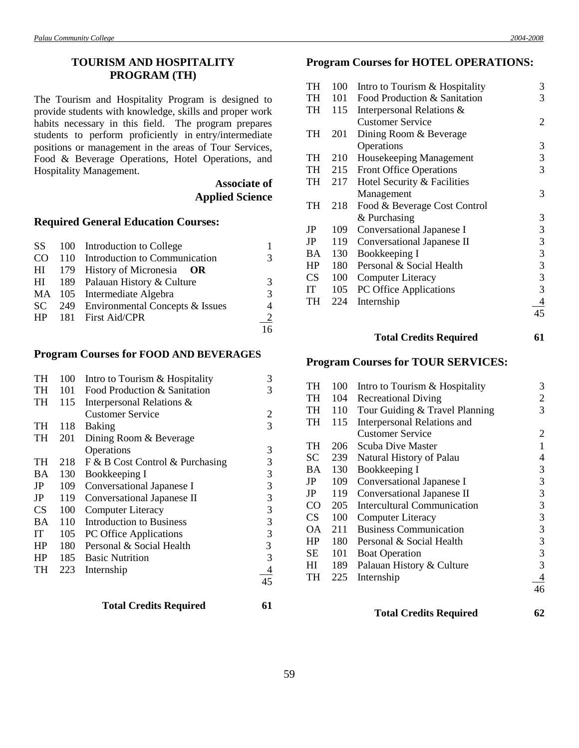## TOURISM AND HOSPITALITY PROGRAM (TH)

The Tourism and Hospitality Program is designed to provide students with knowledge, skills and proper work habits necessary in this field. The program prepares students to perform proficiently in entry/intermediate positions or management in the areas of Tour Services, Food & Beverage Operations, Hotel Operations, and Hospitality Management.

**Associate of Applied Science**

### Required General Education Courses:

| | | | |
|---|---|---|---|
| SS | 100 | Introduction to College | 1 |
| CO | 110 | Introduction to Communication | 3 |
| HI | 179 | History of Micronesia **OR** | |
| HI | 189 | Palauan History & Culture | 3 |
| MA | 105 | Intermediate Algebra | 3 |
| SC | 249 | Environmental Concepts & Issues | 4 |
| HP | 181 | First Aid/CPR | 2 |
| | | | 16 |

### Program Courses for FOOD AND BEVERAGES

| | | | |
|---|---|---|---|
| TH | 100 | Intro to Tourism & Hospitality | 3 |
| TH | 101 | Food Production & Sanitation | 3 |
| TH | 115 | Interpersonal Relations & Customer Service | 2 |
| TH | 118 | Baking | 3 |
| TH | 201 | Dining Room & Beverage Operations | 3 |
| TH | 218 | F & B Cost Control & Purchasing | 3 |
| BA | 130 | Bookkeeping I | 3 |
| JP | 109 | Conversational Japanese I | 3 |
| JP | 119 | Conversational Japanese II | 3 |
| CS | 100 | Computer Literacy | 3 |
| BA | 110 | Introduction to Business | 3 |
| IT | 105 | PC Office Applications | 3 |
| HP | 180 | Personal & Social Health | 3 |
| HP | 185 | Basic Nutrition | 3 |
| TH | 223 | Internship | 4 |
| | | | 45 |
| | | **Total Credits Required** | **61** |

### Program Courses for HOTEL OPERATIONS:

| | | | |
|---|---|---|---|
| TH | 100 | Intro to Tourism & Hospitality | 3 |
| TH | 101 | Food Production & Sanitation | 3 |
| TH | 115 | Interpersonal Relations & Customer Service | 2 |
| TH | 201 | Dining Room & Beverage Operations | 3 |
| TH | 210 | Housekeeping Management | 3 |
| TH | 215 | Front Office Operations | 3 |
| TH | 217 | Hotel Security & Facilities Management | 3 |
| TH | 218 | Food & Beverage Cost Control & Purchasing | 3 |
| JP | 109 | Conversational Japanese I | 3 |
| JP | 119 | Conversational Japanese II | 3 |
| BA | 130 | Bookkeeping I | 3 |
| HP | 180 | Personal & Social Health | 3 |
| CS | 100 | Computer Literacy | 3 |
| IT | 105 | PC Office Applications | 3 |
| TH | 224 | Internship | 4 |
| | | | 45 |
| | | **Total Credits Required** | **61** |

### Program Courses for TOUR SERVICES:

| | | | |
|---|---|---|---|
| TH | 100 | Intro to Tourism & Hospitality | 3 |
| TH | 104 | Recreational Diving | 2 |
| TH | 110 | Tour Guiding & Travel Planning | 3 |
| TH | 115 | Interpersonal Relations and Customer Service | 2 |
| TH | 206 | Scuba Dive Master | 1 |
| SC | 239 | Natural History of Palau | 4 |
| BA | 130 | Bookkeeping I | 3 |
| JP | 109 | Conversational Japanese I | 3 |
| JP | 119 | Conversational Japanese II | 3 |
| CO | 205 | Intercultural Communication | 3 |
| CS | 100 | Computer Literacy | 3 |
| OA | 211 | Business Communication | 3 |
| HP | 180 | Personal & Social Health | 3 |
| SE | 101 | Boat Operation | 3 |
| HI | 189 | Palauan History & Culture | 3 |
| TH | 225 | Internship | 4 |
| | | | 46 |
| | | **Total Credits Required** | **62** |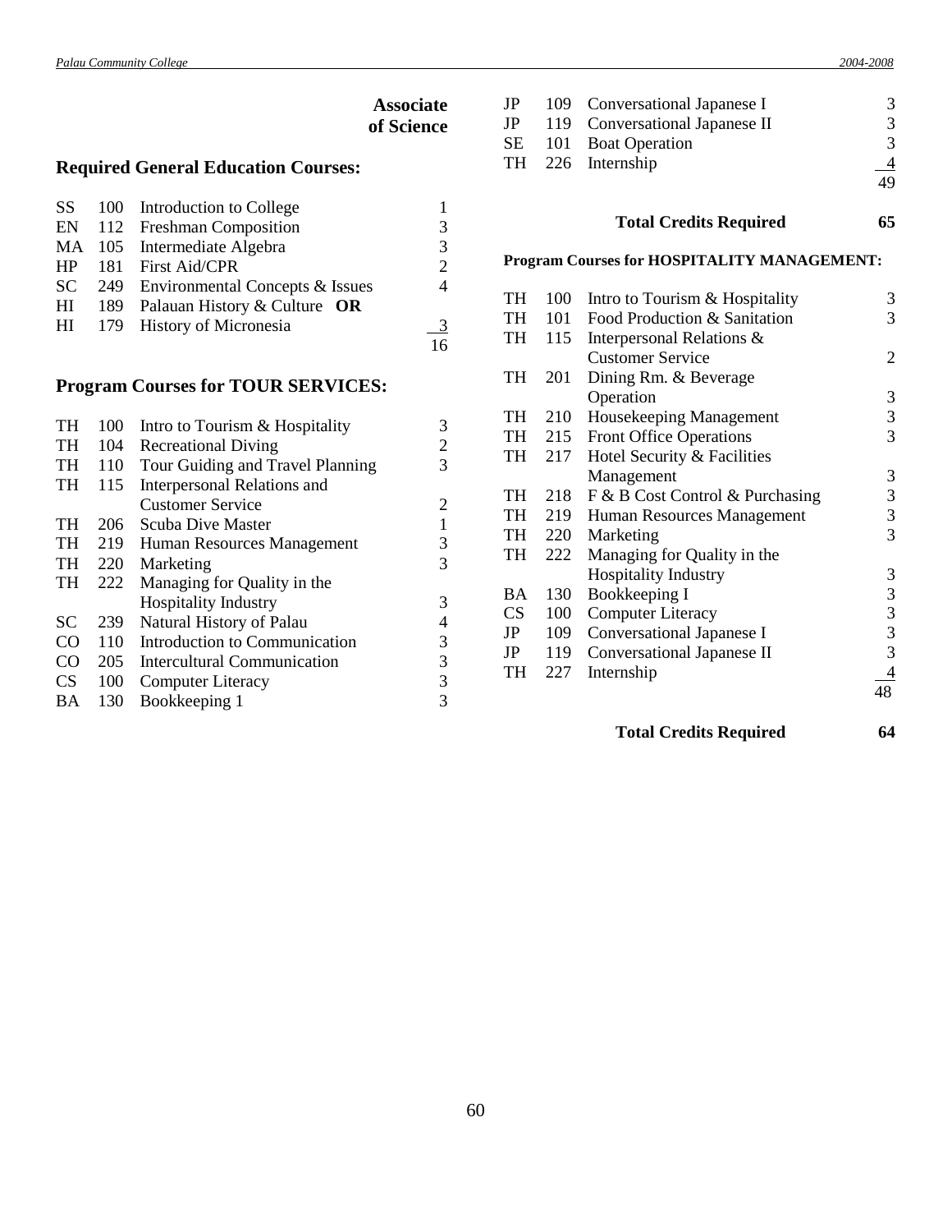## Associate of Science

### Required General Education Courses:

| | | | |
|---|---|---|---|
| SS | 100 | Introduction to College | 1 |
| EN | 112 | Freshman Composition | 3 |
| MA | 105 | Intermediate Algebra | 3 |
| HP | 181 | First Aid/CPR | 2 |
| SC | 249 | Environmental Concepts & Issues | 4 |
| HI | 189 | Palauan History & Culture **OR** | |
| HI | 179 | History of Micronesia | 3 |
| | | | 16 |

### Program Courses for TOUR SERVICES:

| | | | |
|---|---|---|---|
| TH | 100 | Intro to Tourism & Hospitality | 3 |
| TH | 104 | Recreational Diving | 2 |
| TH | 110 | Tour Guiding and Travel Planning | 3 |
| TH | 115 | Interpersonal Relations and Customer Service | 2 |
| TH | 206 | Scuba Dive Master | 1 |
| TH | 219 | Human Resources Management | 3 |
| TH | 220 | Marketing | 3 |
| TH | 222 | Managing for Quality in the Hospitality Industry | 3 |
| SC | 239 | Natural History of Palau | 4 |
| CO | 110 | Introduction to Communication | 3 |
| CO | 205 | Intercultural Communication | 3 |
| CS | 100 | Computer Literacy | 3 |
| BA | 130 | Bookkeeping 1 | 3 |
| JP | 109 | Conversational Japanese I | 3 |
| JP | 119 | Conversational Japanese II | 3 |
| SE | 101 | Boat Operation | 3 |
| TH | 226 | Internship | 4 |
| | | | 49 |

**Total Credits Required 65**

### Program Courses for HOSPITALITY MANAGEMENT:

| | | | |
|---|---|---|---|
| TH | 100 | Intro to Tourism & Hospitality | 3 |
| TH | 101 | Food Production & Sanitation | 3 |
| TH | 115 | Interpersonal Relations & Customer Service | 2 |
| TH | 201 | Dining Rm. & Beverage Operation | 3 |
| TH | 210 | Housekeeping Management | 3 |
| TH | 215 | Front Office Operations | 3 |
| TH | 217 | Hotel Security & Facilities Management | 3 |
| TH | 218 | F & B Cost Control & Purchasing | 3 |
| TH | 219 | Human Resources Management | 3 |
| TH | 220 | Marketing | 3 |
| TH | 222 | Managing for Quality in the Hospitality Industry | 3 |
| BA | 130 | Bookkeeping I | 3 |
| CS | 100 | Computer Literacy | 3 |
| JP | 109 | Conversational Japanese I | 3 |
| JP | 119 | Conversational Japanese II | 3 |
| TH | 227 | Internship | 4 |
| | | | 48 |

**Total Credits Required 64**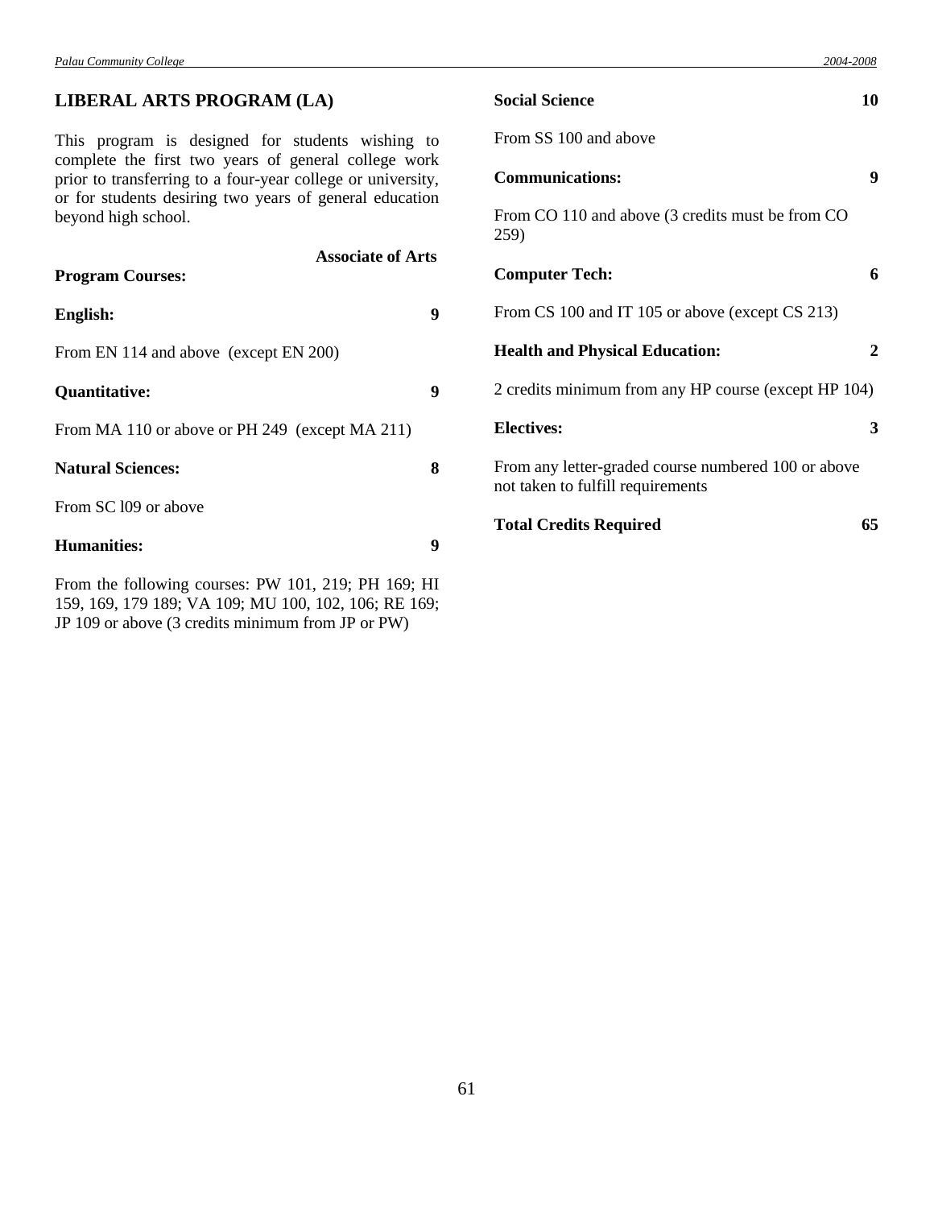## LIBERAL ARTS PROGRAM (LA)

This program is designed for students wishing to complete the first two years of general college work prior to transferring to a four-year college or university, or for students desiring two years of general education beyond high school.

**Associate of Arts**

**Program Courses:**

**English:** **9**

From EN 114 and above (except EN 200)

**Quantitative:** **9**

From MA 110 or above or PH 249 (except MA 211)

**Natural Sciences:** **8**

From SC l09 or above

**Humanities:** **9**

From the following courses: PW 101, 219; PH 169; HI 159, 169, 179 189; VA 109; MU 100, 102, 106; RE 169; JP 109 or above (3 credits minimum from JP or PW)

**Social Science** **10**

From SS 100 and above

**Communications:** **9**

From CO 110 and above (3 credits must be from CO 259)

**Computer Tech:** **6**

From CS 100 and IT 105 or above (except CS 213)

**Health and Physical Education:** **2**

2 credits minimum from any HP course (except HP 104)

**Electives:** **3**

From any letter-graded course numbered 100 or above not taken to fulfill requirements

**Total Credits Required** **65**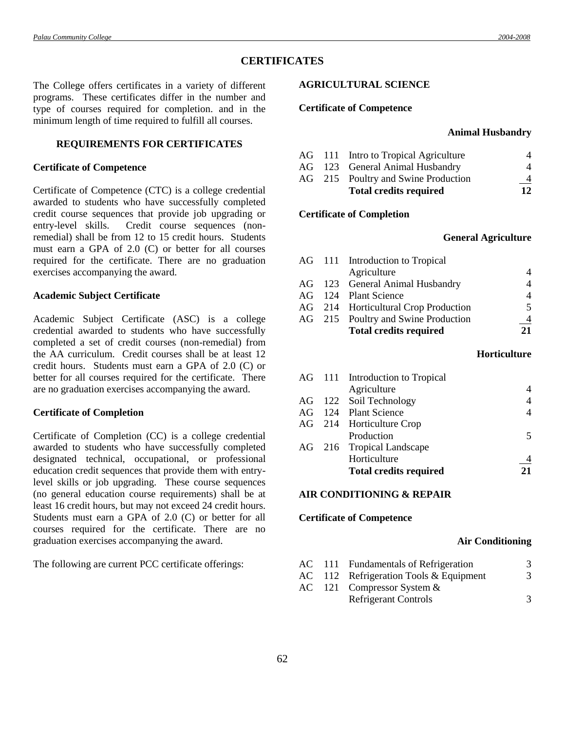## CERTIFICATES

The College offers certificates in a variety of different programs. These certificates differ in the number and type of courses required for completion. and in the minimum length of time required to fulfill all courses.

### REQUIREMENTS FOR CERTIFICATES

**Certificate of Competence**

Certificate of Competence (CTC) is a college credential awarded to students who have successfully completed credit course sequences that provide job upgrading or entry-level skills. Credit course sequences (non-remedial) shall be from 12 to 15 credit hours. Students must earn a GPA of 2.0 (C) or better for all courses required for the certificate. There are no graduation exercises accompanying the award.

**Academic Subject Certificate**

Academic Subject Certificate (ASC) is a college credential awarded to students who have successfully completed a set of credit courses (non-remedial) from the AA curriculum. Credit courses shall be at least 12 credit hours. Students must earn a GPA of 2.0 (C) or better for all courses required for the certificate. There are no graduation exercises accompanying the award.

**Certificate of Completion**

Certificate of Completion (CC) is a college credential awarded to students who have successfully completed designated technical, occupational, or professional education credit sequences that provide them with entry-level skills or job upgrading. These course sequences (no general education course requirements) shall be at least 16 credit hours, but may not exceed 24 credit hours. Students must earn a GPA of 2.0 (C) or better for all courses required for the certificate. There are no graduation exercises accompanying the award.

The following are current PCC certificate offerings:

### AGRICULTURAL SCIENCE

**Certificate of Competence**

**Animal Husbandry**

| | | | |
|---|---|---|---|
| AG | 111 | Intro to Tropical Agriculture | 4 |
| AG | 123 | General Animal Husbandry | 4 |
| AG | 215 | Poultry and Swine Production | 4 |
| | | **Total credits required** | **12** |

**Certificate of Completion**

**General Agriculture**

| | | | |
|---|---|---|---|
| AG | 111 | Introduction to Tropical Agriculture | 4 |
| AG | 123 | General Animal Husbandry | 4 |
| AG | 124 | Plant Science | 4 |
| AG | 214 | Horticultural Crop Production | 5 |
| AG | 215 | Poultry and Swine Production | 4 |
| | | **Total credits required** | **21** |

**Horticulture**

| | | | |
|---|---|---|---|
| AG | 111 | Introduction to Tropical Agriculture | 4 |
| AG | 122 | Soil Technology | 4 |
| AG | 124 | Plant Science | 4 |
| AG | 214 | Horticulture Crop Production | 5 |
| AG | 216 | Tropical Landscape Horticulture | 4 |
| | | **Total credits required** | **21** |

### AIR CONDITIONING & REPAIR

**Certificate of Competence**

**Air Conditioning**

| | | | |
|---|---|---|---|
| AC | 111 | Fundamentals of Refrigeration | 3 |
| AC | 112 | Refrigeration Tools & Equipment | 3 |
| AC | 121 | Compressor System & Refrigerant Controls | 3 |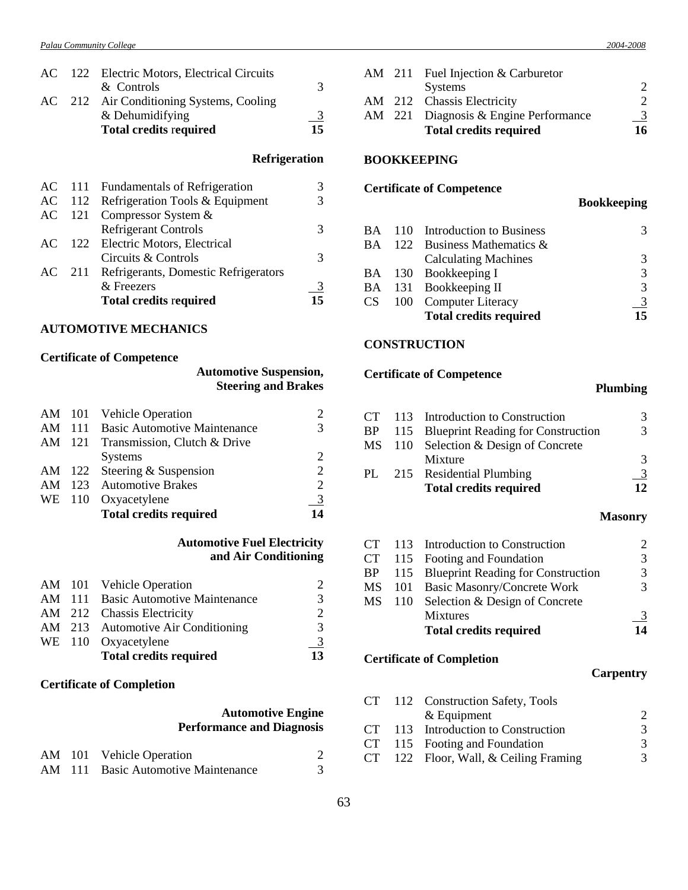| | | | |
|---|---|---|---|
| AC | 122 | Electric Motors, Electrical Circuits & Controls | 3 |
| AC | 212 | Air Conditioning Systems, Cooling & Dehumidifying | 3 |
| | | **Total credits required** | **15** |

**Refrigeration**

| | | | |
|---|---|---|---|
| AC | 111 | Fundamentals of Refrigeration | 3 |
| AC | 112 | Refrigeration Tools & Equipment | 3 |
| AC | 121 | Compressor System & Refrigerant Controls | 3 |
| AC | 122 | Electric Motors, Electrical Circuits & Controls | 3 |
| AC | 211 | Refrigerants, Domestic Refrigerators & Freezers | 3 |
| | | **Total credits required** | **15** |

## AUTOMOTIVE MECHANICS

### Certificate of Competence

**Automotive Suspension, Steering and Brakes**

| | | | |
|---|---|---|---|
| AM | 101 | Vehicle Operation | 2 |
| AM | 111 | Basic Automotive Maintenance | 3 |
| AM | 121 | Transmission, Clutch & Drive Systems | 2 |
| AM | 122 | Steering & Suspension | 2 |
| AM | 123 | Automotive Brakes | 2 |
| WE | 110 | Oxyacetylene | 3 |
| | | **Total credits required** | **14** |

**Automotive Fuel Electricity and Air Conditioning**

| | | | |
|---|---|---|---|
| AM | 101 | Vehicle Operation | 2 |
| AM | 111 | Basic Automotive Maintenance | 3 |
| AM | 212 | Chassis Electricity | 2 |
| AM | 213 | Automotive Air Conditioning | 3 |
| WE | 110 | Oxyacetylene | 3 |
| | | **Total credits required** | **13** |

### Certificate of Completion

**Automotive Engine Performance and Diagnosis**

| | | | |
|---|---|---|---|
| AM | 101 | Vehicle Operation | 2 |
| AM | 111 | Basic Automotive Maintenance | 3 |
| AM | 211 | Fuel Injection & Carburetor Systems | 2 |
| AM | 212 | Chassis Electricity | 2 |
| AM | 221 | Diagnosis & Engine Performance | 3 |
| | | **Total credits required** | **16** |

## BOOKKEEPING

### Certificate of Competence

**Bookkeeping**

| | | | |
|---|---|---|---|
| BA | 110 | Introduction to Business | 3 |
| BA | 122 | Business Mathematics & Calculating Machines | 3 |
| BA | 130 | Bookkeeping I | 3 |
| BA | 131 | Bookkeeping II | 3 |
| CS | 100 | Computer Literacy | 3 |
| | | **Total credits required** | **15** |

## CONSTRUCTION

### Certificate of Competence

**Plumbing**

| | | | |
|---|---|---|---|
| CT | 113 | Introduction to Construction | 3 |
| BP | 115 | Blueprint Reading for Construction | 3 |
| MS | 110 | Selection & Design of Concrete Mixture | 3 |
| PL | 215 | Residential Plumbing | 3 |
| | | **Total credits required** | **12** |

**Masonry**

| | | | |
|---|---|---|---|
| CT | 113 | Introduction to Construction | 2 |
| CT | 115 | Footing and Foundation | 3 |
| BP | 115 | Blueprint Reading for Construction | 3 |
| MS | 101 | Basic Masonry/Concrete Work | 3 |
| MS | 110 | Selection & Design of Concrete Mixtures | 3 |
| | | **Total credits required** | **14** |

### Certificate of Completion

**Carpentry**

| | | | |
|---|---|---|---|
| CT | 112 | Construction Safety, Tools & Equipment | 2 |
| CT | 113 | Introduction to Construction | 3 |
| CT | 115 | Footing and Foundation | 3 |
| CT | 122 | Floor, Wall, & Ceiling Framing | 3 |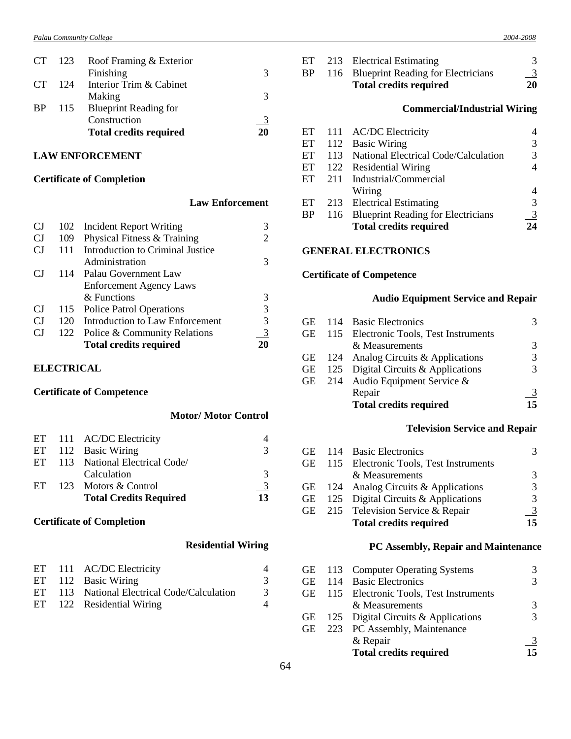| | | | |
|---|---|---|---|
| CT | 123 | Roof Framing & Exterior Finishing | 3 |
| CT | 124 | Interior Trim & Cabinet Making | 3 |
| BP | 115 | Blueprint Reading for Construction | 3 |
| | | **Total credits required** | **20** |

## LAW ENFORCEMENT

### Certificate of Completion

#### Law Enforcement

| | | | |
|---|---|---|---|
| CJ | 102 | Incident Report Writing | 3 |
| CJ | 109 | Physical Fitness & Training | 2 |
| CJ | 111 | Introduction to Criminal Justice Administration | 3 |
| CJ | 114 | Palau Government Law Enforcement Agency Laws & Functions | 3 |
| CJ | 115 | Police Patrol Operations | 3 |
| CJ | 120 | Introduction to Law Enforcement | 3 |
| CJ | 122 | Police & Community Relations | 3 |
| | | **Total credits required** | **20** |

## ELECTRICAL

### Certificate of Competence

#### Motor/ Motor Control

| | | | |
|---|---|---|---|
| ET | 111 | AC/DC Electricity | 4 |
| ET | 112 | Basic Wiring | 3 |
| ET | 113 | National Electrical Code/ Calculation | 3 |
| ET | 123 | Motors & Control | 3 |
| | | **Total Credits Required** | **13** |

### Certificate of Completion

#### Residential Wiring

| | | | |
|---|---|---|---|
| ET | 111 | AC/DC Electricity | 4 |
| ET | 112 | Basic Wiring | 3 |
| ET | 113 | National Electrical Code/Calculation | 3 |
| ET | 122 | Residential Wiring | 4 |
| ET | 213 | Electrical Estimating | 3 |
| BP | 116 | Blueprint Reading for Electricians | 3 |
| | | **Total credits required** | **20** |

#### Commercial/Industrial Wiring

| | | | |
|---|---|---|---|
| ET | 111 | AC/DC Electricity | 4 |
| ET | 112 | Basic Wiring | 3 |
| ET | 113 | National Electrical Code/Calculation | 3 |
| ET | 122 | Residential Wiring | 4 |
| ET | 211 | Industrial/Commercial Wiring | 4 |
| ET | 213 | Electrical Estimating | 3 |
| BP | 116 | Blueprint Reading for Electricians | 3 |
| | | **Total credits required** | **24** |

## GENERAL ELECTRONICS

### Certificate of Competence

#### Audio Equipment Service and Repair

| | | | |
|---|---|---|---|
| GE | 114 | Basic Electronics | 3 |
| GE | 115 | Electronic Tools, Test Instruments & Measurements | 3 |
| GE | 124 | Analog Circuits & Applications | 3 |
| GE | 125 | Digital Circuits & Applications | 3 |
| GE | 214 | Audio Equipment Service & Repair | 3 |
| | | **Total credits required** | **15** |

#### Television Service and Repair

| | | | |
|---|---|---|---|
| GE | 114 | Basic Electronics | 3 |
| GE | 115 | Electronic Tools, Test Instruments & Measurements | 3 |
| GE | 124 | Analog Circuits & Applications | 3 |
| GE | 125 | Digital Circuits & Applications | 3 |
| GE | 215 | Television Service & Repair | 3 |
| | | **Total credits required** | **15** |

#### PC Assembly, Repair and Maintenance

| | | | |
|---|---|---|---|
| GE | 113 | Computer Operating Systems | 3 |
| GE | 114 | Basic Electronics | 3 |
| GE | 115 | Electronic Tools, Test Instruments & Measurements | 3 |
| GE | 125 | Digital Circuits & Applications | 3 |
| GE | 223 | PC Assembly, Maintenance & Repair | 3 |
| | | **Total credits required** | **15** |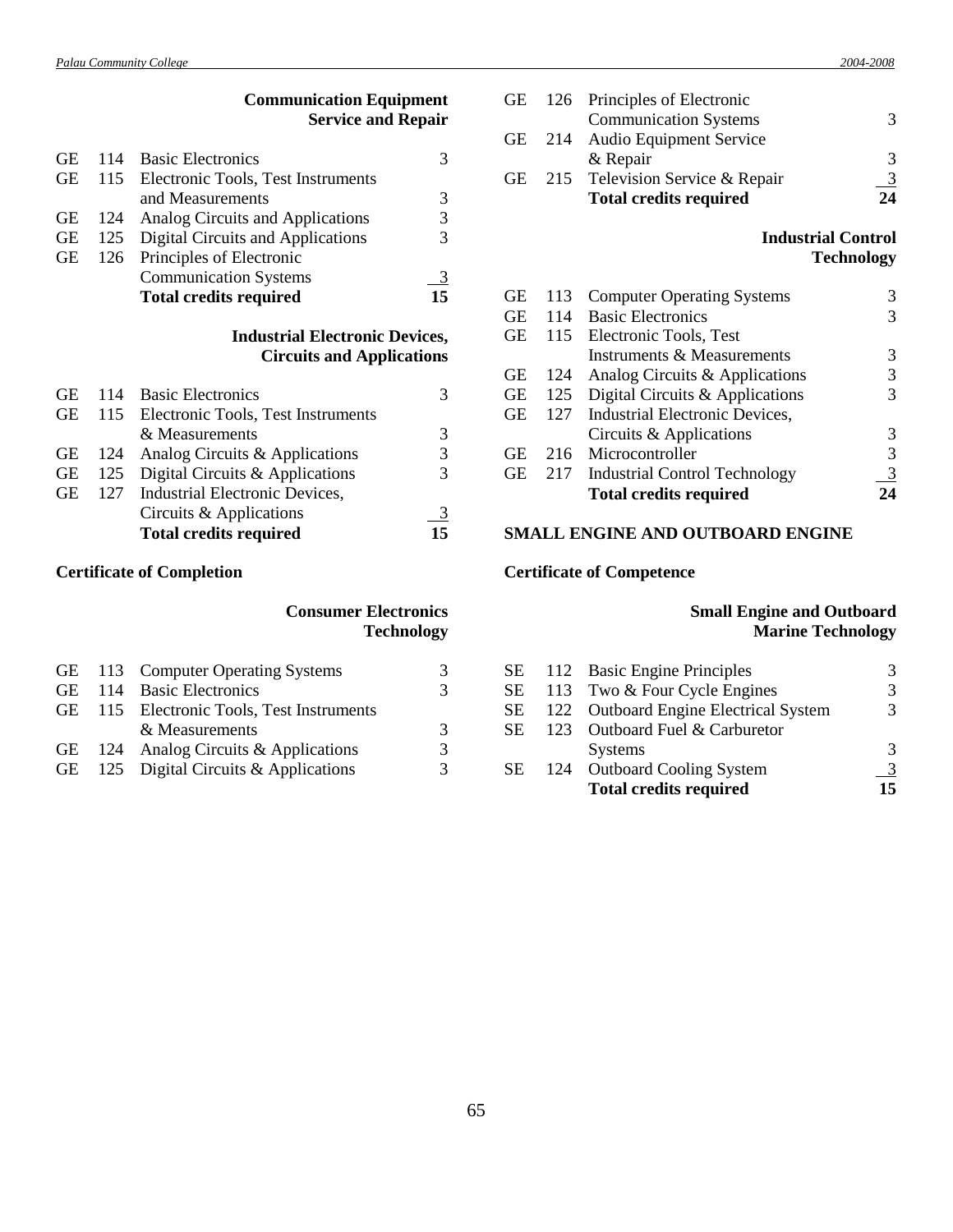#### Communication Equipment Service and Repair

| | | | |
|---|---|---|---|
| GE | 114 | Basic Electronics | 3 |
| GE | 115 | Electronic Tools, Test Instruments and Measurements | 3 |
| GE | 124 | Analog Circuits and Applications | 3 |
| GE | 125 | Digital Circuits and Applications | 3 |
| GE | 126 | Principles of Electronic Communication Systems | 3 |
| | | **Total credits required** | **15** |

#### Industrial Electronic Devices, Circuits and Applications

| | | | |
|---|---|---|---|
| GE | 114 | Basic Electronics | 3 |
| GE | 115 | Electronic Tools, Test Instruments & Measurements | 3 |
| GE | 124 | Analog Circuits & Applications | 3 |
| GE | 125 | Digital Circuits & Applications | 3 |
| GE | 127 | Industrial Electronic Devices, Circuits & Applications | 3 |
| | | **Total credits required** | **15** |

### Certificate of Completion

#### Consumer Electronics Technology

| | | | |
|---|---|---|---|
| GE | 113 | Computer Operating Systems | 3 |
| GE | 114 | Basic Electronics | 3 |
| GE | 115 | Electronic Tools, Test Instruments & Measurements | 3 |
| GE | 124 | Analog Circuits & Applications | 3 |
| GE | 125 | Digital Circuits & Applications | 3 |
| GE | 126 | Principles of Electronic Communication Systems | 3 |
| GE | 214 | Audio Equipment Service & Repair | 3 |
| GE | 215 | Television Service & Repair | 3 |
| | | **Total credits required** | **24** |

#### Industrial Control Technology

| | | | |
|---|---|---|---|
| GE | 113 | Computer Operating Systems | 3 |
| GE | 114 | Basic Electronics | 3 |
| GE | 115 | Electronic Tools, Test Instruments & Measurements | 3 |
| GE | 124 | Analog Circuits & Applications | 3 |
| GE | 125 | Digital Circuits & Applications | 3 |
| GE | 127 | Industrial Electronic Devices, Circuits & Applications | 3 |
| GE | 216 | Microcontroller | 3 |
| GE | 217 | Industrial Control Technology | 3 |
| | | **Total credits required** | **24** |

## SMALL ENGINE AND OUTBOARD ENGINE

### Certificate of Competence

#### Small Engine and Outboard Marine Technology

| | | | |
|---|---|---|---|
| SE | 112 | Basic Engine Principles | 3 |
| SE | 113 | Two & Four Cycle Engines | 3 |
| SE | 122 | Outboard Engine Electrical System | 3 |
| SE | 123 | Outboard Fuel & Carburetor Systems | 3 |
| SE | 124 | Outboard Cooling System | 3 |
| | | **Total credits required** | **15** |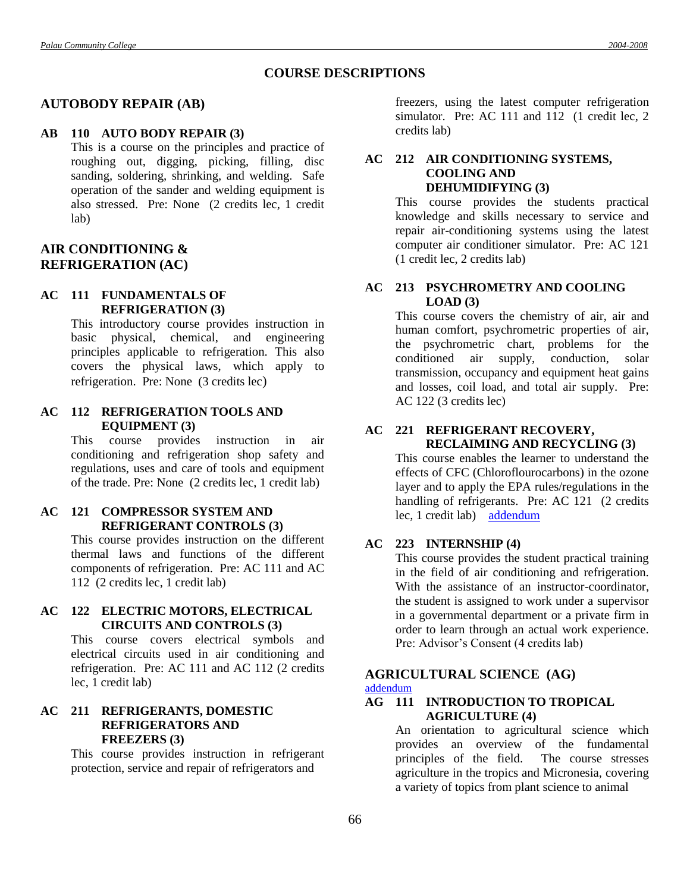# COURSE DESCRIPTIONS

## AUTOBODY REPAIR (AB)

**AB 110 AUTO BODY REPAIR (3)**

This is a course on the principles and practice of roughing out, digging, picking, filling, disc sanding, soldering, shrinking, and welding. Safe operation of the sander and welding equipment is also stressed. Pre: None (2 credits lec, 1 credit lab)

## AIR CONDITIONING & REFRIGERATION (AC)

**AC 111 FUNDAMENTALS OF REFRIGERATION (3)**

This introductory course provides instruction in basic physical, chemical, and engineering principles applicable to refrigeration. This also covers the physical laws, which apply to refrigeration. Pre: None (3 credits lec)

**AC 112 REFRIGERATION TOOLS AND EQUIPMENT (3)**

This course provides instruction in air conditioning and refrigeration shop safety and regulations, uses and care of tools and equipment of the trade. Pre: None (2 credits lec, 1 credit lab)

**AC 121 COMPRESSOR SYSTEM AND REFRIGERANT CONTROLS (3)**

This course provides instruction on the different thermal laws and functions of the different components of refrigeration. Pre: AC 111 and AC 112 (2 credits lec, 1 credit lab)

**AC 122 ELECTRIC MOTORS, ELECTRICAL CIRCUITS AND CONTROLS (3)**

This course covers electrical symbols and electrical circuits used in air conditioning and refrigeration. Pre: AC 111 and AC 112 (2 credits lec, 1 credit lab)

**AC 211 REFRIGERANTS, DOMESTIC REFRIGERATORS AND FREEZERS (3)**

This course provides instruction in refrigerant protection, service and repair of refrigerators and freezers, using the latest computer refrigeration simulator. Pre: AC 111 and 112 (1 credit lec, 2 credits lab)

**AC 212 AIR CONDITIONING SYSTEMS, COOLING AND DEHUMIDIFYING (3)**

This course provides the students practical knowledge and skills necessary to service and repair air-conditioning systems using the latest computer air conditioner simulator. Pre: AC 121 (1 credit lec, 2 credits lab)

**AC 213 PSYCHROMETRY AND COOLING LOAD (3)**

This course covers the chemistry of air, air and human comfort, psychrometric properties of air, the psychrometric chart, problems for the conditioned air supply, conduction, solar transmission, occupancy and equipment heat gains and losses, coil load, and total air supply. Pre: AC 122 (3 credits lec)

**AC 221 REFRIGERANT RECOVERY, RECLAIMING AND RECYCLING (3)**

This course enables the learner to understand the effects of CFC (Chloroflourocarbons) in the ozone layer and to apply the EPA rules/regulations in the handling of refrigerants. Pre: AC 121 (2 credits lec, 1 credit lab) addendum

**AC 223 INTERNSHIP (4)**

This course provides the student practical training in the field of air conditioning and refrigeration. With the assistance of an instructor-coordinator, the student is assigned to work under a supervisor in a governmental department or a private firm in order to learn through an actual work experience. Pre: Advisor's Consent (4 credits lab)

## AGRICULTURAL SCIENCE (AG)

addendum

**AG 111 INTRODUCTION TO TROPICAL AGRICULTURE (4)**

An orientation to agricultural science which provides an overview of the fundamental principles of the field. The course stresses agriculture in the tropics and Micronesia, covering a variety of topics from plant science to animal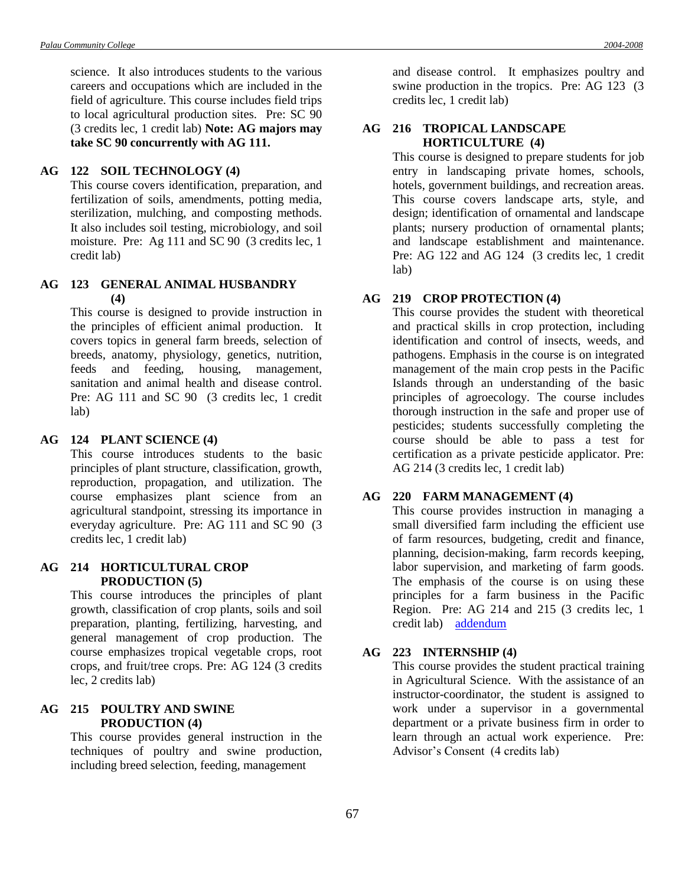science. It also introduces students to the various careers and occupations which are included in the field of agriculture. This course includes field trips to local agricultural production sites. Pre: SC 90 (3 credits lec, 1 credit lab) **Note: AG majors may take SC 90 concurrently with AG 111.**

### AG 122 SOIL TECHNOLOGY (4)

This course covers identification, preparation, and fertilization of soils, amendments, potting media, sterilization, mulching, and composting methods. It also includes soil testing, microbiology, and soil moisture. Pre: Ag 111 and SC 90 (3 credits lec, 1 credit lab)

### AG 123 GENERAL ANIMAL HUSBANDRY (4)

This course is designed to provide instruction in the principles of efficient animal production. It covers topics in general farm breeds, selection of breeds, anatomy, physiology, genetics, nutrition, feeds and feeding, housing, management, sanitation and animal health and disease control. Pre: AG 111 and SC 90 (3 credits lec, 1 credit lab)

### AG 124 PLANT SCIENCE (4)

This course introduces students to the basic principles of plant structure, classification, growth, reproduction, propagation, and utilization. The course emphasizes plant science from an agricultural standpoint, stressing its importance in everyday agriculture. Pre: AG 111 and SC 90 (3 credits lec, 1 credit lab)

### AG 214 HORTICULTURAL CROP PRODUCTION (5)

This course introduces the principles of plant growth, classification of crop plants, soils and soil preparation, planting, fertilizing, harvesting, and general management of crop production. The course emphasizes tropical vegetable crops, root crops, and fruit/tree crops. Pre: AG 124 (3 credits lec, 2 credits lab)

### AG 215 POULTRY AND SWINE PRODUCTION (4)

This course provides general instruction in the techniques of poultry and swine production, including breed selection, feeding, management and disease control. It emphasizes poultry and swine production in the tropics. Pre: AG 123 (3 credits lec, 1 credit lab)

### AG 216 TROPICAL LANDSCAPE HORTICULTURE (4)

This course is designed to prepare students for job entry in landscaping private homes, schools, hotels, government buildings, and recreation areas. This course covers landscape arts, style, and design; identification of ornamental and landscape plants; nursery production of ornamental plants; and landscape establishment and maintenance. Pre: AG 122 and AG 124 (3 credits lec, 1 credit lab)

### AG 219 CROP PROTECTION (4)

This course provides the student with theoretical and practical skills in crop protection, including identification and control of insects, weeds, and pathogens. Emphasis in the course is on integrated management of the main crop pests in the Pacific Islands through an understanding of the basic principles of agroecology. The course includes thorough instruction in the safe and proper use of pesticides; students successfully completing the course should be able to pass a test for certification as a private pesticide applicator. Pre: AG 214 (3 credits lec, 1 credit lab)

### AG 220 FARM MANAGEMENT (4)

This course provides instruction in managing a small diversified farm including the efficient use of farm resources, budgeting, credit and finance, planning, decision-making, farm records keeping, labor supervision, and marketing of farm goods. The emphasis of the course is on using these principles for a farm business in the Pacific Region. Pre: AG 214 and 215 (3 credits lec, 1 credit lab) addendum

### AG 223 INTERNSHIP (4)

This course provides the student practical training in Agricultural Science. With the assistance of an instructor-coordinator, the student is assigned to work under a supervisor in a governmental department or a private business firm in order to learn through an actual work experience. Pre: Advisor's Consent (4 credits lab)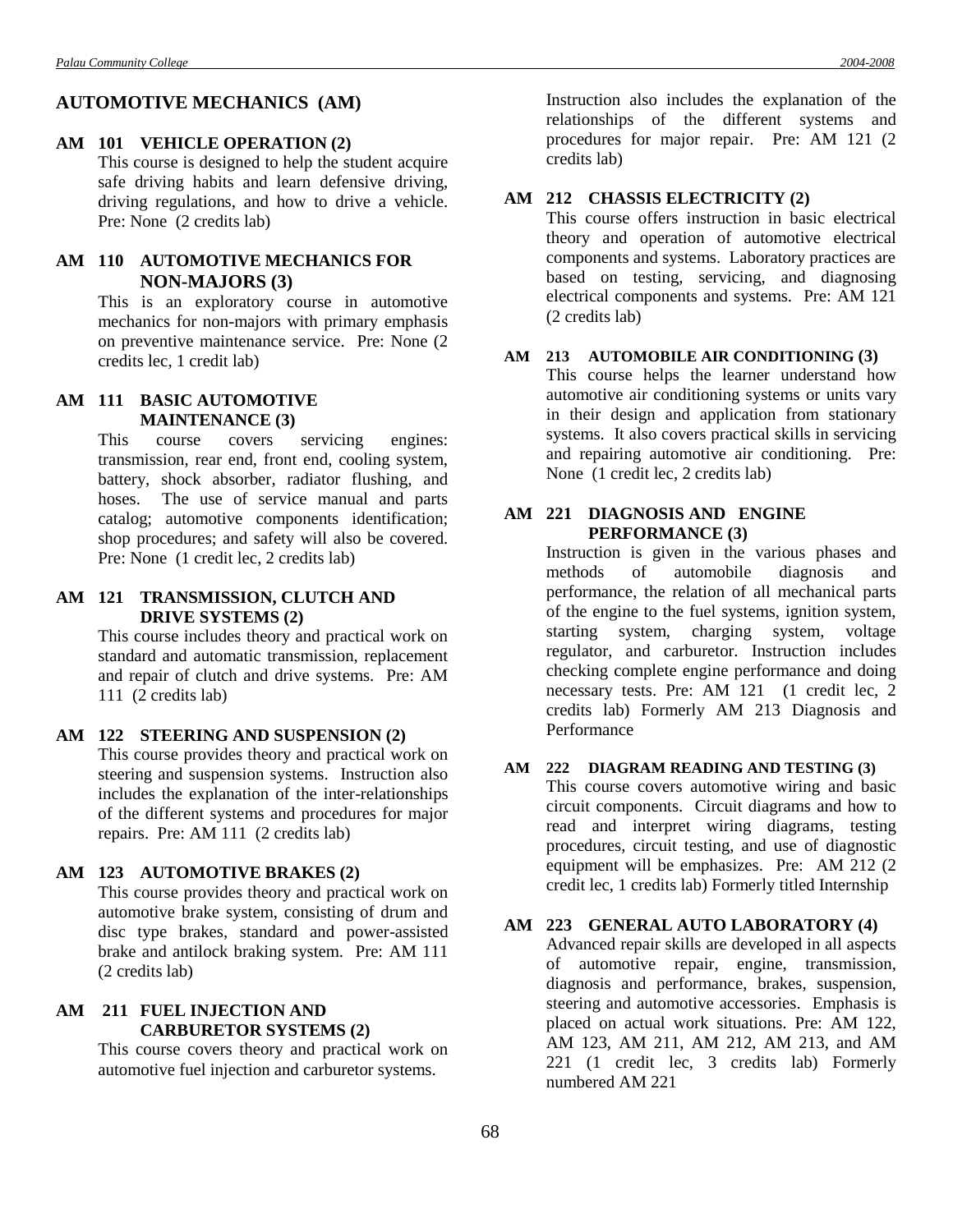## AUTOMOTIVE MECHANICS (AM)

### AM 101 VEHICLE OPERATION (2)

This course is designed to help the student acquire safe driving habits and learn defensive driving, driving regulations, and how to drive a vehicle. Pre: None (2 credits lab)

### AM 110 AUTOMOTIVE MECHANICS FOR NON-MAJORS (3)

This is an exploratory course in automotive mechanics for non-majors with primary emphasis on preventive maintenance service. Pre: None (2 credits lec, 1 credit lab)

### AM 111 BASIC AUTOMOTIVE MAINTENANCE (3)

This course covers servicing engines: transmission, rear end, front end, cooling system, battery, shock absorber, radiator flushing, and hoses. The use of service manual and parts catalog; automotive components identification; shop procedures; and safety will also be covered. Pre: None (1 credit lec, 2 credits lab)

### AM 121 TRANSMISSION, CLUTCH AND DRIVE SYSTEMS (2)

This course includes theory and practical work on standard and automatic transmission, replacement and repair of clutch and drive systems. Pre: AM 111 (2 credits lab)

### AM 122 STEERING AND SUSPENSION (2)

This course provides theory and practical work on steering and suspension systems. Instruction also includes the explanation of the inter-relationships of the different systems and procedures for major repairs. Pre: AM 111 (2 credits lab)

### AM 123 AUTOMOTIVE BRAKES (2)

This course provides theory and practical work on automotive brake system, consisting of drum and disc type brakes, standard and power-assisted brake and antilock braking system. Pre: AM 111 (2 credits lab)

### AM 211 FUEL INJECTION AND CARBURETOR SYSTEMS (2)

This course covers theory and practical work on automotive fuel injection and carburetor systems. Instruction also includes the explanation of the relationships of the different systems and procedures for major repair. Pre: AM 121 (2 credits lab)

### AM 212 CHASSIS ELECTRICITY (2)

This course offers instruction in basic electrical theory and operation of automotive electrical components and systems. Laboratory practices are based on testing, servicing, and diagnosing electrical components and systems. Pre: AM 121 (2 credits lab)

### AM 213 AUTOMOBILE AIR CONDITIONING (3)

This course helps the learner understand how automotive air conditioning systems or units vary in their design and application from stationary systems. It also covers practical skills in servicing and repairing automotive air conditioning. Pre: None (1 credit lec, 2 credits lab)

### AM 221 DIAGNOSIS AND ENGINE PERFORMANCE (3)

Instruction is given in the various phases and methods of automobile diagnosis and performance, the relation of all mechanical parts of the engine to the fuel systems, ignition system, starting system, charging system, voltage regulator, and carburetor. Instruction includes checking complete engine performance and doing necessary tests. Pre: AM 121 (1 credit lec, 2 credits lab) Formerly AM 213 Diagnosis and Performance

### AM 222 DIAGRAM READING AND TESTING (3)

This course covers automotive wiring and basic circuit components. Circuit diagrams and how to read and interpret wiring diagrams, testing procedures, circuit testing, and use of diagnostic equipment will be emphasizes. Pre: AM 212 (2 credit lec, 1 credits lab) Formerly titled Internship

### AM 223 GENERAL AUTO LABORATORY (4)

Advanced repair skills are developed in all aspects of automotive repair, engine, transmission, diagnosis and performance, brakes, suspension, steering and automotive accessories. Emphasis is placed on actual work situations. Pre: AM 122, AM 123, AM 211, AM 212, AM 213, and AM 221 (1 credit lec, 3 credits lab) Formerly numbered AM 221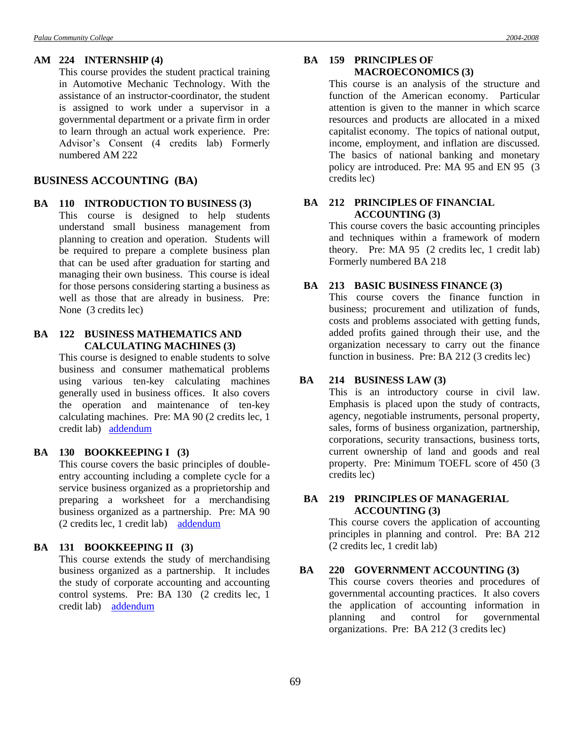**AM 224 INTERNSHIP (4)**

This course provides the student practical training in Automotive Mechanic Technology. With the assistance of an instructor-coordinator, the student is assigned to work under a supervisor in a governmental department or a private firm in order to learn through an actual work experience. Pre: Advisor's Consent (4 credits lab) Formerly numbered AM 222

## BUSINESS ACCOUNTING (BA)

**BA 110 INTRODUCTION TO BUSINESS (3)**

This course is designed to help students understand small business management from planning to creation and operation. Students will be required to prepare a complete business plan that can be used after graduation for starting and managing their own business. This course is ideal for those persons considering starting a business as well as those that are already in business. Pre: None (3 credits lec)

**BA 122 BUSINESS MATHEMATICS AND CALCULATING MACHINES (3)**

This course is designed to enable students to solve business and consumer mathematical problems using various ten-key calculating machines generally used in business offices. It also covers the operation and maintenance of ten-key calculating machines. Pre: MA 90 (2 credits lec, 1 credit lab) addendum

**BA 130 BOOKKEEPING I (3)**

This course covers the basic principles of double-entry accounting including a complete cycle for a service business organized as a proprietorship and preparing a worksheet for a merchandising business organized as a partnership. Pre: MA 90 (2 credits lec, 1 credit lab) addendum

**BA 131 BOOKKEEPING II (3)**

This course extends the study of merchandising business organized as a partnership. It includes the study of corporate accounting and accounting control systems. Pre: BA 130 (2 credits lec, 1 credit lab) addendum

**BA 159 PRINCIPLES OF MACROECONOMICS (3)**

This course is an analysis of the structure and function of the American economy. Particular attention is given to the manner in which scarce resources and products are allocated in a mixed capitalist economy. The topics of national output, income, employment, and inflation are discussed. The basics of national banking and monetary policy are introduced. Pre: MA 95 and EN 95 (3 credits lec)

**BA 212 PRINCIPLES OF FINANCIAL ACCOUNTING (3)**

This course covers the basic accounting principles and techniques within a framework of modern theory. Pre: MA 95 (2 credits lec, 1 credit lab) Formerly numbered BA 218

**BA 213 BASIC BUSINESS FINANCE (3)**

This course covers the finance function in business; procurement and utilization of funds, costs and problems associated with getting funds, added profits gained through their use, and the organization necessary to carry out the finance function in business. Pre: BA 212 (3 credits lec)

**BA 214 BUSINESS LAW (3)**

This is an introductory course in civil law. Emphasis is placed upon the study of contracts, agency, negotiable instruments, personal property, sales, forms of business organization, partnership, corporations, security transactions, business torts, current ownership of land and goods and real property. Pre: Minimum TOEFL score of 450 (3 credits lec)

**BA 219 PRINCIPLES OF MANAGERIAL ACCOUNTING (3)**

This course covers the application of accounting principles in planning and control. Pre: BA 212 (2 credits lec, 1 credit lab)

**BA 220 GOVERNMENT ACCOUNTING (3)**

This course covers theories and procedures of governmental accounting practices. It also covers the application of accounting information in planning and control for governmental organizations. Pre: BA 212 (3 credits lec)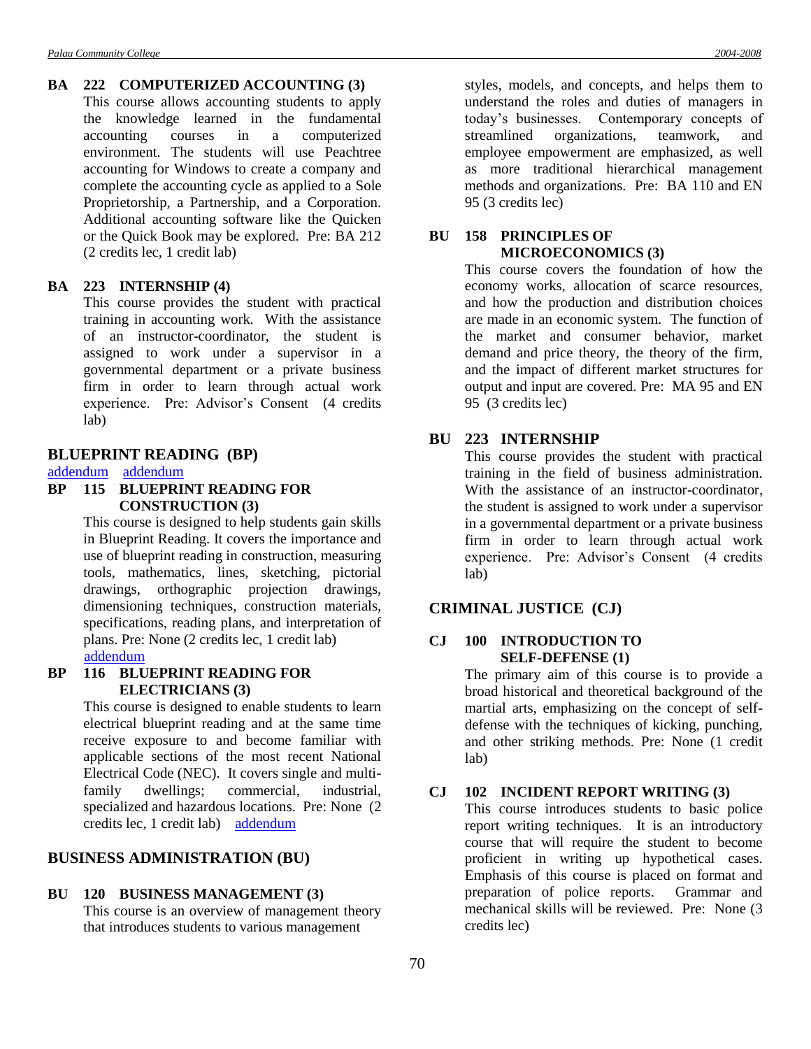**BA 222 COMPUTERIZED ACCOUNTING (3)**

This course allows accounting students to apply the knowledge learned in the fundamental accounting courses in a computerized environment. The students will use Peachtree accounting for Windows to create a company and complete the accounting cycle as applied to a Sole Proprietorship, a Partnership, and a Corporation. Additional accounting software like the Quicken or the Quick Book may be explored. Pre: BA 212 (2 credits lec, 1 credit lab)

**BA 223 INTERNSHIP (4)**

This course provides the student with practical training in accounting work. With the assistance of an instructor-coordinator, the student is assigned to work under a supervisor in a governmental department or a private business firm in order to learn through actual work experience. Pre: Advisor's Consent (4 credits lab)

## BLUEPRINT READING (BP)

addendum addendum

**BP 115 BLUEPRINT READING FOR CONSTRUCTION (3)**

This course is designed to help students gain skills in Blueprint Reading. It covers the importance and use of blueprint reading in construction, measuring tools, mathematics, lines, sketching, pictorial drawings, orthographic projection drawings, dimensioning techniques, construction materials, specifications, reading plans, and interpretation of plans. Pre: None (2 credits lec, 1 credit lab)

addendum

**BP 116 BLUEPRINT READING FOR ELECTRICIANS (3)**

This course is designed to enable students to learn electrical blueprint reading and at the same time receive exposure to and become familiar with applicable sections of the most recent National Electrical Code (NEC). It covers single and multi-family dwellings; commercial, industrial, specialized and hazardous locations. Pre: None (2 credits lec, 1 credit lab) addendum

## BUSINESS ADMINISTRATION (BU)

**BU 120 BUSINESS MANAGEMENT (3)**

This course is an overview of management theory that introduces students to various management styles, models, and concepts, and helps them to understand the roles and duties of managers in today's businesses. Contemporary concepts of streamlined organizations, teamwork, and employee empowerment are emphasized, as well as more traditional hierarchical management methods and organizations. Pre: BA 110 and EN 95 (3 credits lec)

**BU 158 PRINCIPLES OF MICROECONOMICS (3)**

This course covers the foundation of how the economy works, allocation of scarce resources, and how the production and distribution choices are made in an economic system. The function of the market and consumer behavior, market demand and price theory, the theory of the firm, and the impact of different market structures for output and input are covered. Pre: MA 95 and EN 95 (3 credits lec)

**BU 223 INTERNSHIP**

This course provides the student with practical training in the field of business administration. With the assistance of an instructor-coordinator, the student is assigned to work under a supervisor in a governmental department or a private business firm in order to learn through actual work experience. Pre: Advisor's Consent (4 credits lab)

## CRIMINAL JUSTICE (CJ)

**CJ 100 INTRODUCTION TO SELF-DEFENSE (1)**

The primary aim of this course is to provide a broad historical and theoretical background of the martial arts, emphasizing on the concept of self-defense with the techniques of kicking, punching, and other striking methods. Pre: None (1 credit lab)

**CJ 102 INCIDENT REPORT WRITING (3)**

This course introduces students to basic police report writing techniques. It is an introductory course that will require the student to become proficient in writing up hypothetical cases. Emphasis of this course is placed on format and preparation of police reports. Grammar and mechanical skills will be reviewed. Pre: None (3 credits lec)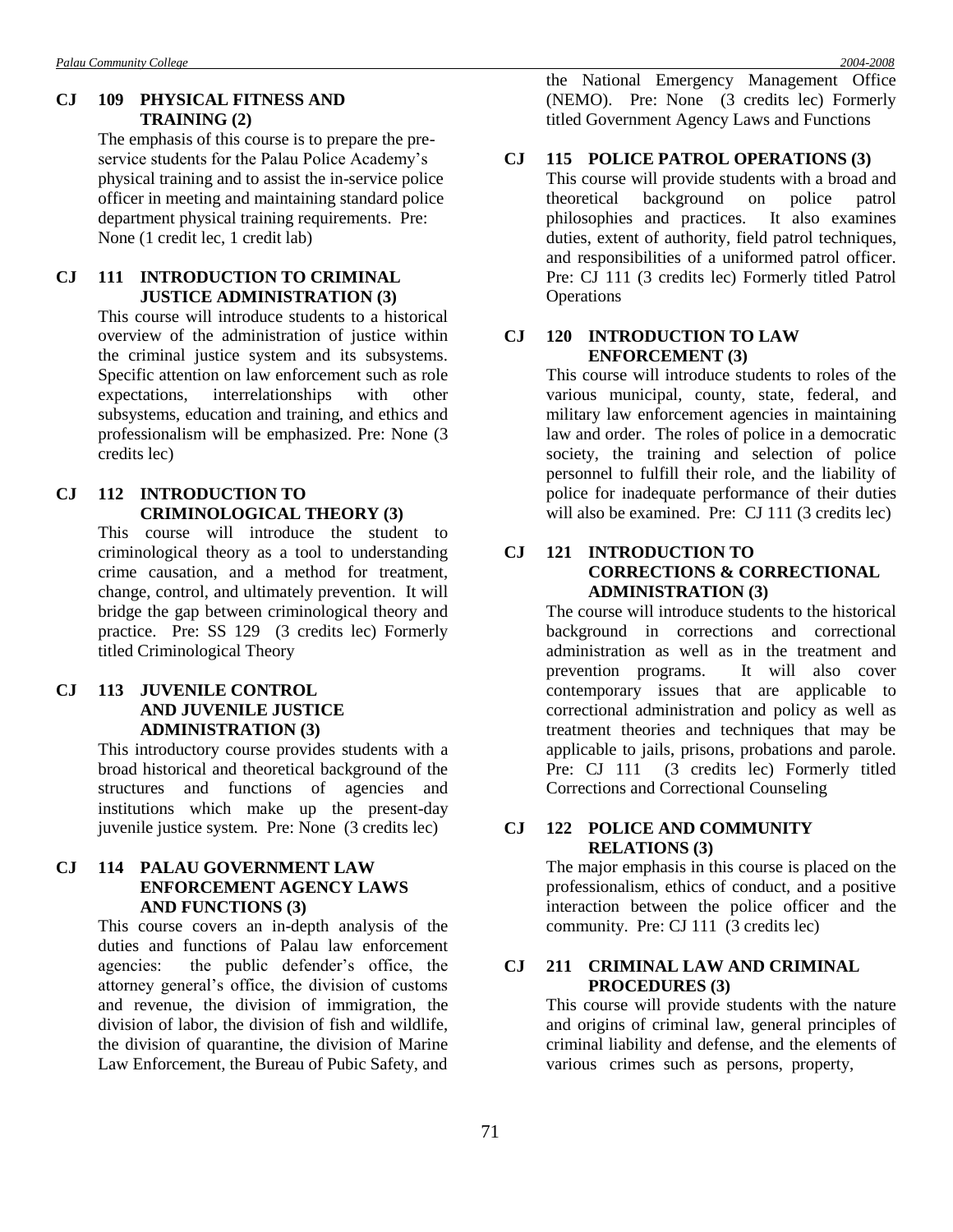**CJ 109 PHYSICAL FITNESS AND TRAINING (2)**

The emphasis of this course is to prepare the pre-service students for the Palau Police Academy's physical training and to assist the in-service police officer in meeting and maintaining standard police department physical training requirements. Pre: None (1 credit lec, 1 credit lab)

**CJ 111 INTRODUCTION TO CRIMINAL JUSTICE ADMINISTRATION (3)**

This course will introduce students to a historical overview of the administration of justice within the criminal justice system and its subsystems. Specific attention on law enforcement such as role expectations, interrelationships with other subsystems, education and training, and ethics and professionalism will be emphasized. Pre: None (3 credits lec)

**CJ 112 INTRODUCTION TO CRIMINOLOGICAL THEORY (3)**

This course will introduce the student to criminological theory as a tool to understanding crime causation, and a method for treatment, change, control, and ultimately prevention. It will bridge the gap between criminological theory and practice. Pre: SS 129 (3 credits lec) Formerly titled Criminological Theory

**CJ 113 JUVENILE CONTROL AND JUVENILE JUSTICE ADMINISTRATION (3)**

This introductory course provides students with a broad historical and theoretical background of the structures and functions of agencies and institutions which make up the present-day juvenile justice system. Pre: None (3 credits lec)

**CJ 114 PALAU GOVERNMENT LAW ENFORCEMENT AGENCY LAWS AND FUNCTIONS (3)**

This course covers an in-depth analysis of the duties and functions of Palau law enforcement agencies: the public defender's office, the attorney general's office, the division of customs and revenue, the division of immigration, the division of labor, the division of fish and wildlife, the division of quarantine, the division of Marine Law Enforcement, the Bureau of Pubic Safety, and the National Emergency Management Office (NEMO). Pre: None (3 credits lec) Formerly titled Government Agency Laws and Functions

**CJ 115 POLICE PATROL OPERATIONS (3)**

This course will provide students with a broad and theoretical background on police patrol philosophies and practices. It also examines duties, extent of authority, field patrol techniques, and responsibilities of a uniformed patrol officer. Pre: CJ 111 (3 credits lec) Formerly titled Patrol Operations

**CJ 120 INTRODUCTION TO LAW ENFORCEMENT (3)**

This course will introduce students to roles of the various municipal, county, state, federal, and military law enforcement agencies in maintaining law and order. The roles of police in a democratic society, the training and selection of police personnel to fulfill their role, and the liability of police for inadequate performance of their duties will also be examined. Pre: CJ 111 (3 credits lec)

**CJ 121 INTRODUCTION TO CORRECTIONS & CORRECTIONAL ADMINISTRATION (3)**

The course will introduce students to the historical background in corrections and correctional administration as well as in the treatment and prevention programs. It will also cover contemporary issues that are applicable to correctional administration and policy as well as treatment theories and techniques that may be applicable to jails, prisons, probations and parole. Pre: CJ 111 (3 credits lec) Formerly titled Corrections and Correctional Counseling

**CJ 122 POLICE AND COMMUNITY RELATIONS (3)**

The major emphasis in this course is placed on the professionalism, ethics of conduct, and a positive interaction between the police officer and the community. Pre: CJ 111 (3 credits lec)

**CJ 211 CRIMINAL LAW AND CRIMINAL PROCEDURES (3)**

This course will provide students with the nature and origins of criminal law, general principles of criminal liability and defense, and the elements of various crimes such as persons, property,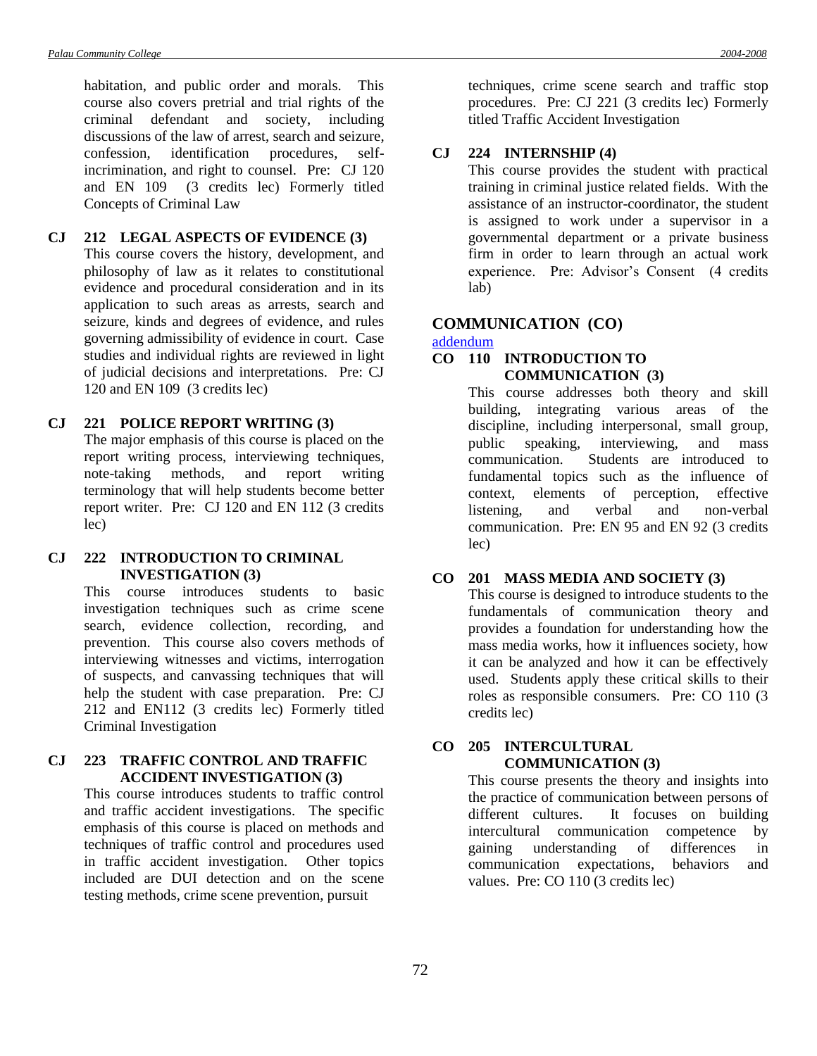habitation, and public order and morals. This course also covers pretrial and trial rights of the criminal defendant and society, including discussions of the law of arrest, search and seizure, confession, identification procedures, self-incrimination, and right to counsel. Pre: CJ 120 and EN 109 (3 credits lec) Formerly titled Concepts of Criminal Law

**CJ 212 LEGAL ASPECTS OF EVIDENCE (3)**
This course covers the history, development, and philosophy of law as it relates to constitutional evidence and procedural consideration and in its application to such areas as arrests, search and seizure, kinds and degrees of evidence, and rules governing admissibility of evidence in court. Case studies and individual rights are reviewed in light of judicial decisions and interpretations. Pre: CJ 120 and EN 109 (3 credits lec)

**CJ 221 POLICE REPORT WRITING (3)**
The major emphasis of this course is placed on the report writing process, interviewing techniques, note-taking methods, and report writing terminology that will help students become better report writer. Pre: CJ 120 and EN 112 (3 credits lec)

**CJ 222 INTRODUCTION TO CRIMINAL INVESTIGATION (3)**
This course introduces students to basic investigation techniques such as crime scene search, evidence collection, recording, and prevention. This course also covers methods of interviewing witnesses and victims, interrogation of suspects, and canvassing techniques that will help the student with case preparation. Pre: CJ 212 and EN112 (3 credits lec) Formerly titled Criminal Investigation

**CJ 223 TRAFFIC CONTROL AND TRAFFIC ACCIDENT INVESTIGATION (3)**
This course introduces students to traffic control and traffic accident investigations. The specific emphasis of this course is placed on methods and techniques of traffic control and procedures used in traffic accident investigation. Other topics included are DUI detection and on the scene testing methods, crime scene prevention, pursuit techniques, crime scene search and traffic stop procedures. Pre: CJ 221 (3 credits lec) Formerly titled Traffic Accident Investigation

**CJ 224 INTERNSHIP (4)**
This course provides the student with practical training in criminal justice related fields. With the assistance of an instructor-coordinator, the student is assigned to work under a supervisor in a governmental department or a private business firm in order to learn through an actual work experience. Pre: Advisor's Consent (4 credits lab)

## COMMUNICATION (CO)

addendum

**CO 110 INTRODUCTION TO COMMUNICATION (3)**
This course addresses both theory and skill building, integrating various areas of the discipline, including interpersonal, small group, public speaking, interviewing, and mass communication. Students are introduced to fundamental topics such as the influence of context, elements of perception, effective listening, and verbal and non-verbal communication. Pre: EN 95 and EN 92 (3 credits lec)

**CO 201 MASS MEDIA AND SOCIETY (3)**
This course is designed to introduce students to the fundamentals of communication theory and provides a foundation for understanding how the mass media works, how it influences society, how it can be analyzed and how it can be effectively used. Students apply these critical skills to their roles as responsible consumers. Pre: CO 110 (3 credits lec)

**CO 205 INTERCULTURAL COMMUNICATION (3)**
This course presents the theory and insights into the practice of communication between persons of different cultures. It focuses on building intercultural communication competence by gaining understanding of differences in communication expectations, behaviors and values. Pre: CO 110 (3 credits lec)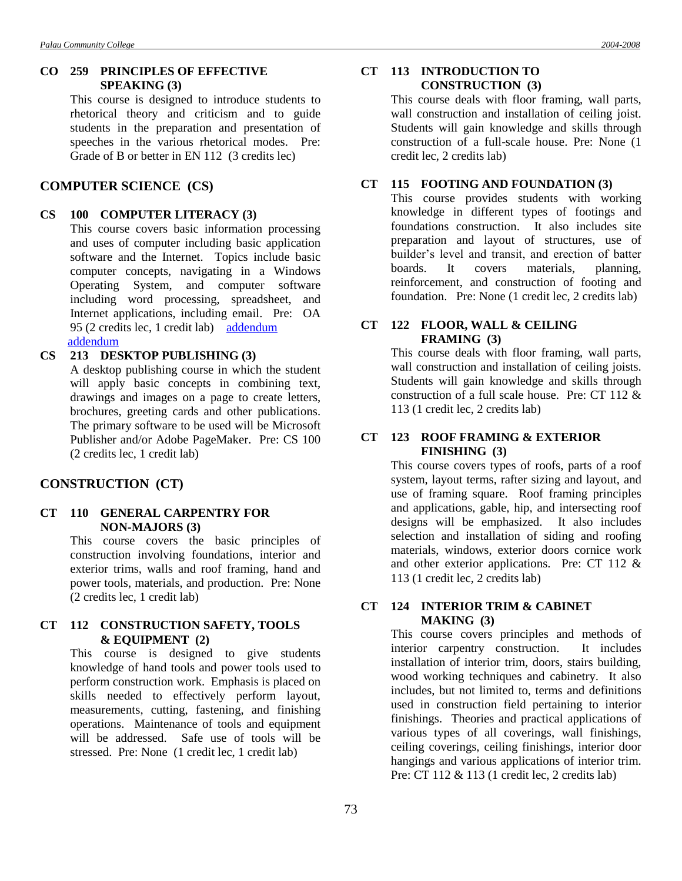### CO 259 PRINCIPLES OF EFFECTIVE SPEAKING (3)

This course is designed to introduce students to rhetorical theory and criticism and to guide students in the preparation and presentation of speeches in the various rhetorical modes. Pre: Grade of B or better in EN 112 (3 credits lec)

## COMPUTER SCIENCE (CS)

### CS 100 COMPUTER LITERACY (3)

This course covers basic information processing and uses of computer including basic application software and the Internet. Topics include basic computer concepts, navigating in a Windows Operating System, and computer software including word processing, spreadsheet, and Internet applications, including email. Pre: OA 95 (2 credits lec, 1 credit lab) addendum addendum

### CS 213 DESKTOP PUBLISHING (3)

A desktop publishing course in which the student will apply basic concepts in combining text, drawings and images on a page to create letters, brochures, greeting cards and other publications. The primary software to be used will be Microsoft Publisher and/or Adobe PageMaker. Pre: CS 100 (2 credits lec, 1 credit lab)

## CONSTRUCTION (CT)

### CT 110 GENERAL CARPENTRY FOR NON-MAJORS (3)

This course covers the basic principles of construction involving foundations, interior and exterior trims, walls and roof framing, hand and power tools, materials, and production. Pre: None (2 credits lec, 1 credit lab)

### CT 112 CONSTRUCTION SAFETY, TOOLS & EQUIPMENT (2)

This course is designed to give students knowledge of hand tools and power tools used to perform construction work. Emphasis is placed on skills needed to effectively perform layout, measurements, cutting, fastening, and finishing operations. Maintenance of tools and equipment will be addressed. Safe use of tools will be stressed. Pre: None (1 credit lec, 1 credit lab)

### CT 113 INTRODUCTION TO CONSTRUCTION (3)

This course deals with floor framing, wall parts, wall construction and installation of ceiling joist. Students will gain knowledge and skills through construction of a full-scale house. Pre: None (1 credit lec, 2 credits lab)

### CT 115 FOOTING AND FOUNDATION (3)

This course provides students with working knowledge in different types of footings and foundations construction. It also includes site preparation and layout of structures, use of builder's level and transit, and erection of batter boards. It covers materials, planning, reinforcement, and construction of footing and foundation. Pre: None (1 credit lec, 2 credits lab)

### CT 122 FLOOR, WALL & CEILING FRAMING (3)

This course deals with floor framing, wall parts, wall construction and installation of ceiling joists. Students will gain knowledge and skills through construction of a full scale house. Pre: CT 112 & 113 (1 credit lec, 2 credits lab)

### CT 123 ROOF FRAMING & EXTERIOR FINISHING (3)

This course covers types of roofs, parts of a roof system, layout terms, rafter sizing and layout, and use of framing square. Roof framing principles and applications, gable, hip, and intersecting roof designs will be emphasized. It also includes selection and installation of siding and roofing materials, windows, exterior doors cornice work and other exterior applications. Pre: CT 112 & 113 (1 credit lec, 2 credits lab)

### CT 124 INTERIOR TRIM & CABINET MAKING (3)

This course covers principles and methods of interior carpentry construction. It includes installation of interior trim, doors, stairs building, wood working techniques and cabinetry. It also includes, but not limited to, terms and definitions used in construction field pertaining to interior finishings. Theories and practical applications of various types of all coverings, wall finishings, ceiling coverings, ceiling finishings, interior door hangings and various applications of interior trim. Pre: CT 112 & 113 (1 credit lec, 2 credits lab)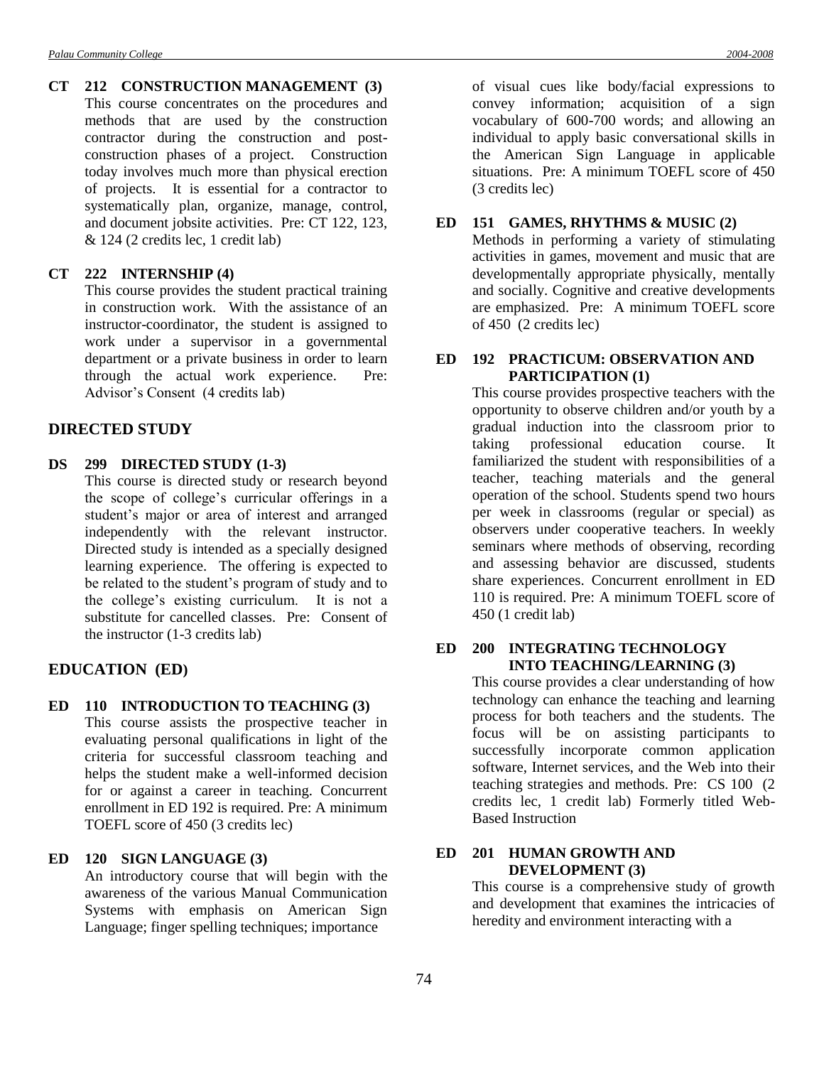**CT 212 CONSTRUCTION MANAGEMENT (3)**
This course concentrates on the procedures and methods that are used by the construction contractor during the construction and post-construction phases of a project. Construction today involves much more than physical erection of projects. It is essential for a contractor to systematically plan, organize, manage, control, and document jobsite activities. Pre: CT 122, 123, & 124 (2 credits lec, 1 credit lab)

**CT 222 INTERNSHIP (4)**
This course provides the student practical training in construction work. With the assistance of an instructor-coordinator, the student is assigned to work under a supervisor in a governmental department or a private business in order to learn through the actual work experience. Pre: Advisor's Consent (4 credits lab)

## DIRECTED STUDY

**DS 299 DIRECTED STUDY (1-3)**
This course is directed study or research beyond the scope of college's curricular offerings in a student's major or area of interest and arranged independently with the relevant instructor. Directed study is intended as a specially designed learning experience. The offering is expected to be related to the student's program of study and to the college's existing curriculum. It is not a substitute for cancelled classes. Pre: Consent of the instructor (1-3 credits lab)

## EDUCATION (ED)

**ED 110 INTRODUCTION TO TEACHING (3)**
This course assists the prospective teacher in evaluating personal qualifications in light of the criteria for successful classroom teaching and helps the student make a well-informed decision for or against a career in teaching. Concurrent enrollment in ED 192 is required. Pre: A minimum TOEFL score of 450 (3 credits lec)

**ED 120 SIGN LANGUAGE (3)**
An introductory course that will begin with the awareness of the various Manual Communication Systems with emphasis on American Sign Language; finger spelling techniques; importance of visual cues like body/facial expressions to convey information; acquisition of a sign vocabulary of 600-700 words; and allowing an individual to apply basic conversational skills in the American Sign Language in applicable situations. Pre: A minimum TOEFL score of 450 (3 credits lec)

**ED 151 GAMES, RHYTHMS & MUSIC (2)**
Methods in performing a variety of stimulating activities in games, movement and music that are developmentally appropriate physically, mentally and socially. Cognitive and creative developments are emphasized. Pre: A minimum TOEFL score of 450 (2 credits lec)

**ED 192 PRACTICUM: OBSERVATION AND PARTICIPATION (1)**
This course provides prospective teachers with the opportunity to observe children and/or youth by a gradual induction into the classroom prior to taking professional education course. It familiarized the student with responsibilities of a teacher, teaching materials and the general operation of the school. Students spend two hours per week in classrooms (regular or special) as observers under cooperative teachers. In weekly seminars where methods of observing, recording and assessing behavior are discussed, students share experiences. Concurrent enrollment in ED 110 is required. Pre: A minimum TOEFL score of 450 (1 credit lab)

**ED 200 INTEGRATING TECHNOLOGY INTO TEACHING/LEARNING (3)**
This course provides a clear understanding of how technology can enhance the teaching and learning process for both teachers and the students. The focus will be on assisting participants to successfully incorporate common application software, Internet services, and the Web into their teaching strategies and methods. Pre: CS 100 (2 credits lec, 1 credit lab) Formerly titled Web-Based Instruction

**ED 201 HUMAN GROWTH AND DEVELOPMENT (3)**
This course is a comprehensive study of growth and development that examines the intricacies of heredity and environment interacting with a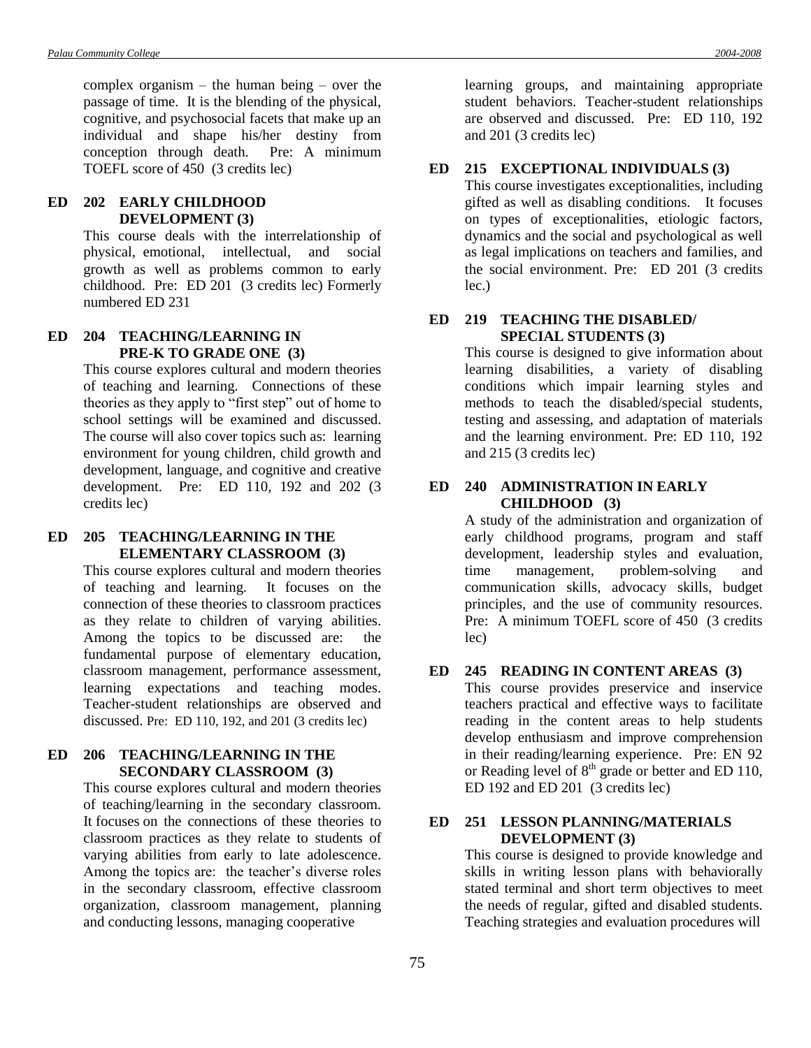complex organism – the human being – over the passage of time. It is the blending of the physical, cognitive, and psychosocial facets that make up an individual and shape his/her destiny from conception through death. Pre: A minimum TOEFL score of 450 (3 credits lec)

**ED 202 EARLY CHILDHOOD DEVELOPMENT (3)**

This course deals with the interrelationship of physical, emotional, intellectual, and social growth as well as problems common to early childhood. Pre: ED 201 (3 credits lec) Formerly numbered ED 231

**ED 204 TEACHING/LEARNING IN PRE-K TO GRADE ONE (3)**

This course explores cultural and modern theories of teaching and learning. Connections of these theories as they apply to "first step" out of home to school settings will be examined and discussed. The course will also cover topics such as: learning environment for young children, child growth and development, language, and cognitive and creative development. Pre: ED 110, 192 and 202 (3 credits lec)

**ED 205 TEACHING/LEARNING IN THE ELEMENTARY CLASSROOM (3)**

This course explores cultural and modern theories of teaching and learning. It focuses on the connection of these theories to classroom practices as they relate to children of varying abilities. Among the topics to be discussed are: the fundamental purpose of elementary education, classroom management, performance assessment, learning expectations and teaching modes. Teacher-student relationships are observed and discussed. Pre: ED 110, 192, and 201 (3 credits lec)

**ED 206 TEACHING/LEARNING IN THE SECONDARY CLASSROOM (3)**

This course explores cultural and modern theories of teaching/learning in the secondary classroom. It focuses on the connections of these theories to classroom practices as they relate to students of varying abilities from early to late adolescence. Among the topics are: the teacher's diverse roles in the secondary classroom, effective classroom organization, classroom management, planning and conducting lessons, managing cooperative learning groups, and maintaining appropriate student behaviors. Teacher-student relationships are observed and discussed. Pre: ED 110, 192 and 201 (3 credits lec)

**ED 215 EXCEPTIONAL INDIVIDUALS (3)**

This course investigates exceptionalities, including gifted as well as disabling conditions. It focuses on types of exceptionalities, etiologic factors, dynamics and the social and psychological as well as legal implications on teachers and families, and the social environment. Pre: ED 201 (3 credits lec.)

**ED 219 TEACHING THE DISABLED/ SPECIAL STUDENTS (3)**

This course is designed to give information about learning disabilities, a variety of disabling conditions which impair learning styles and methods to teach the disabled/special students, testing and assessing, and adaptation of materials and the learning environment. Pre: ED 110, 192 and 215 (3 credits lec)

**ED 240 ADMINISTRATION IN EARLY CHILDHOOD (3)**

A study of the administration and organization of early childhood programs, program and staff development, leadership styles and evaluation, time management, problem-solving and communication skills, advocacy skills, budget principles, and the use of community resources. Pre: A minimum TOEFL score of 450 (3 credits lec)

**ED 245 READING IN CONTENT AREAS (3)**

This course provides preservice and inservice teachers practical and effective ways to facilitate reading in the content areas to help students develop enthusiasm and improve comprehension in their reading/learning experience. Pre: EN 92 or Reading level of 8th grade or better and ED 110, ED 192 and ED 201 (3 credits lec)

**ED 251 LESSON PLANNING/MATERIALS DEVELOPMENT (3)**

This course is designed to provide knowledge and skills in writing lesson plans with behaviorally stated terminal and short term objectives to meet the needs of regular, gifted and disabled students. Teaching strategies and evaluation procedures will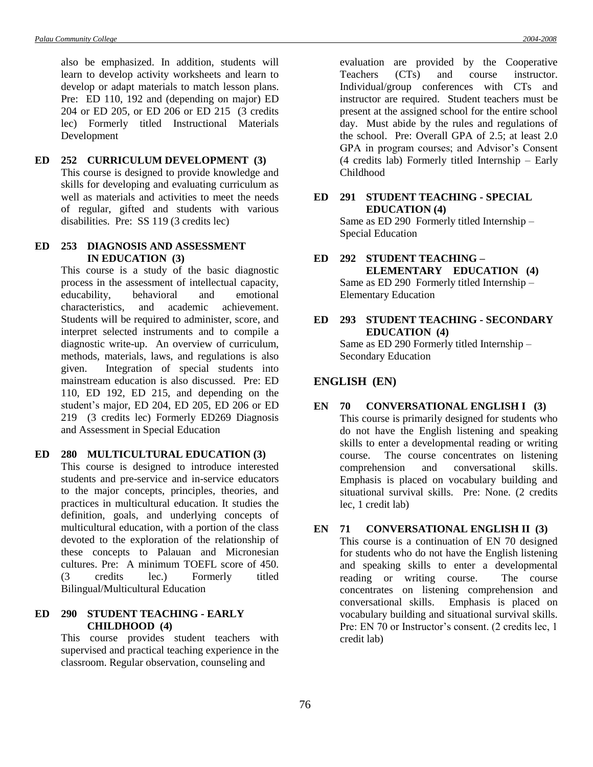also be emphasized. In addition, students will learn to develop activity worksheets and learn to develop or adapt materials to match lesson plans. Pre: ED 110, 192 and (depending on major) ED 204 or ED 205, or ED 206 or ED 215 (3 credits lec) Formerly titled Instructional Materials Development

**ED 252 CURRICULUM DEVELOPMENT (3)**
This course is designed to provide knowledge and skills for developing and evaluating curriculum as well as materials and activities to meet the needs of regular, gifted and students with various disabilities. Pre: SS 119 (3 credits lec)

**ED 253 DIAGNOSIS AND ASSESSMENT IN EDUCATION (3)**
This course is a study of the basic diagnostic process in the assessment of intellectual capacity, educability, behavioral and emotional characteristics, and academic achievement. Students will be required to administer, score, and interpret selected instruments and to compile a diagnostic write-up. An overview of curriculum, methods, materials, laws, and regulations is also given. Integration of special students into mainstream education is also discussed. Pre: ED 110, ED 192, ED 215, and depending on the student's major, ED 204, ED 205, ED 206 or ED 219 (3 credits lec) Formerly ED269 Diagnosis and Assessment in Special Education

**ED 280 MULTICULTURAL EDUCATION (3)**
This course is designed to introduce interested students and pre-service and in-service educators to the major concepts, principles, theories, and practices in multicultural education. It studies the definition, goals, and underlying concepts of multicultural education, with a portion of the class devoted to the exploration of the relationship of these concepts to Palauan and Micronesian cultures. Pre: A minimum TOEFL score of 450. (3 credits lec.) Formerly titled Bilingual/Multicultural Education

**ED 290 STUDENT TEACHING - EARLY CHILDHOOD (4)**
This course provides student teachers with supervised and practical teaching experience in the classroom. Regular observation, counseling and evaluation are provided by the Cooperative Teachers (CTs) and course instructor. Individual/group conferences with CTs and instructor are required. Student teachers must be present at the assigned school for the entire school day. Must abide by the rules and regulations of the school. Pre: Overall GPA of 2.5; at least 2.0 GPA in program courses; and Advisor's Consent (4 credits lab) Formerly titled Internship – Early Childhood

**ED 291 STUDENT TEACHING - SPECIAL EDUCATION (4)**
Same as ED 290 Formerly titled Internship – Special Education

**ED 292 STUDENT TEACHING – ELEMENTARY EDUCATION (4)**
Same as ED 290 Formerly titled Internship – Elementary Education

**ED 293 STUDENT TEACHING - SECONDARY EDUCATION (4)**
Same as ED 290 Formerly titled Internship – Secondary Education

## ENGLISH (EN)

**EN 70 CONVERSATIONAL ENGLISH I (3)**
This course is primarily designed for students who do not have the English listening and speaking skills to enter a developmental reading or writing course. The course concentrates on listening comprehension and conversational skills. Emphasis is placed on vocabulary building and situational survival skills. Pre: None. (2 credits lec, 1 credit lab)

**EN 71 CONVERSATIONAL ENGLISH II (3)**
This course is a continuation of EN 70 designed for students who do not have the English listening and speaking skills to enter a developmental reading or writing course. The course concentrates on listening comprehension and conversational skills. Emphasis is placed on vocabulary building and situational survival skills. Pre: EN 70 or Instructor's consent. (2 credits lec, 1 credit lab)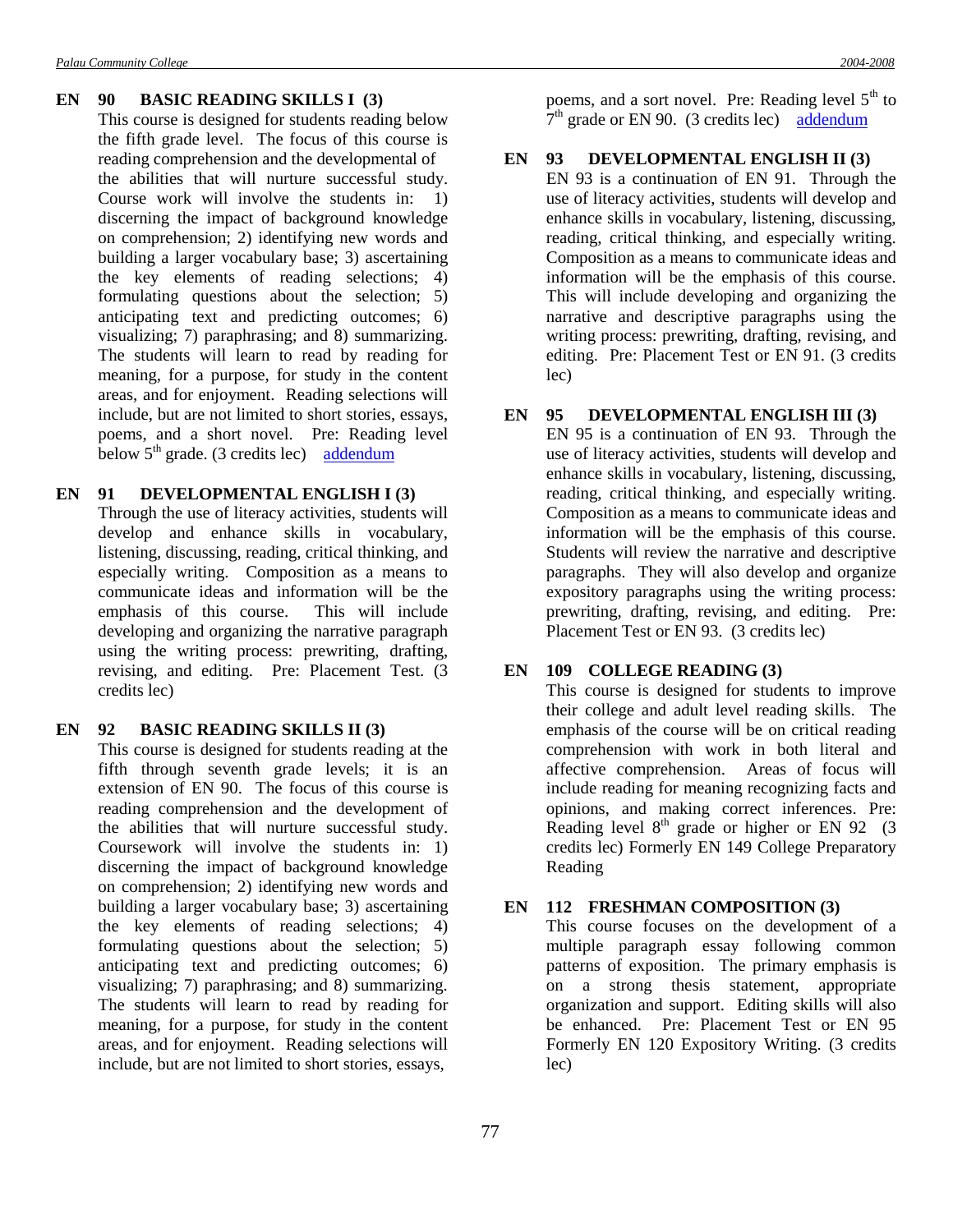**EN 90 BASIC READING SKILLS I (3)**

This course is designed for students reading below the fifth grade level. The focus of this course is reading comprehension and the developmental of the abilities that will nurture successful study. Course work will involve the students in: 1) discerning the impact of background knowledge on comprehension; 2) identifying new words and building a larger vocabulary base; 3) ascertaining the key elements of reading selections; 4) formulating questions about the selection; 5) anticipating text and predicting outcomes; 6) visualizing; 7) paraphrasing; and 8) summarizing. The students will learn to read by reading for meaning, for a purpose, for study in the content areas, and for enjoyment. Reading selections will include, but are not limited to short stories, essays, poems, and a short novel. Pre: Reading level below 5th grade. (3 credits lec) addendum

**EN 91 DEVELOPMENTAL ENGLISH I (3)**

Through the use of literacy activities, students will develop and enhance skills in vocabulary, listening, discussing, reading, critical thinking, and especially writing. Composition as a means to communicate ideas and information will be the emphasis of this course. This will include developing and organizing the narrative paragraph using the writing process: prewriting, drafting, revising, and editing. Pre: Placement Test. (3 credits lec)

**EN 92 BASIC READING SKILLS II (3)**

This course is designed for students reading at the fifth through seventh grade levels; it is an extension of EN 90. The focus of this course is reading comprehension and the development of the abilities that will nurture successful study. Coursework will involve the students in: 1) discerning the impact of background knowledge on comprehension; 2) identifying new words and building a larger vocabulary base; 3) ascertaining the key elements of reading selections; 4) formulating questions about the selection; 5) anticipating text and predicting outcomes; 6) visualizing; 7) paraphrasing; and 8) summarizing. The students will learn to read by reading for meaning, for a purpose, for study in the content areas, and for enjoyment. Reading selections will include, but are not limited to short stories, essays, poems, and a sort novel. Pre: Reading level 5th to 7th grade or EN 90. (3 credits lec) addendum

**EN 93 DEVELOPMENTAL ENGLISH II (3)**

EN 93 is a continuation of EN 91. Through the use of literacy activities, students will develop and enhance skills in vocabulary, listening, discussing, reading, critical thinking, and especially writing. Composition as a means to communicate ideas and information will be the emphasis of this course. This will include developing and organizing the narrative and descriptive paragraphs using the writing process: prewriting, drafting, revising, and editing. Pre: Placement Test or EN 91. (3 credits lec)

**EN 95 DEVELOPMENTAL ENGLISH III (3)**

EN 95 is a continuation of EN 93. Through the use of literacy activities, students will develop and enhance skills in vocabulary, listening, discussing, reading, critical thinking, and especially writing. Composition as a means to communicate ideas and information will be the emphasis of this course. Students will review the narrative and descriptive paragraphs. They will also develop and organize expository paragraphs using the writing process: prewriting, drafting, revising, and editing. Pre: Placement Test or EN 93. (3 credits lec)

**EN 109 COLLEGE READING (3)**

This course is designed for students to improve their college and adult level reading skills. The emphasis of the course will be on critical reading comprehension with work in both literal and affective comprehension. Areas of focus will include reading for meaning recognizing facts and opinions, and making correct inferences. Pre: Reading level 8th grade or higher or EN 92 (3 credits lec) Formerly EN 149 College Preparatory Reading

**EN 112 FRESHMAN COMPOSITION (3)**

This course focuses on the development of a multiple paragraph essay following common patterns of exposition. The primary emphasis is on a strong thesis statement, appropriate organization and support. Editing skills will also be enhanced. Pre: Placement Test or EN 95 Formerly EN 120 Expository Writing. (3 credits lec)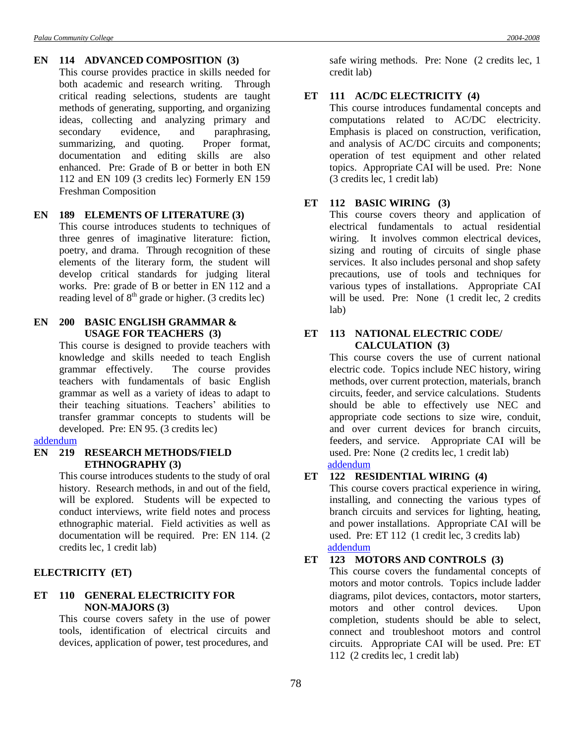**EN 114 ADVANCED COMPOSITION (3)**

This course provides practice in skills needed for both academic and research writing. Through critical reading selections, students are taught methods of generating, supporting, and organizing ideas, collecting and analyzing primary and secondary evidence, and paraphrasing, summarizing, and quoting. Proper format, documentation and editing skills are also enhanced. Pre: Grade of B or better in both EN 112 and EN 109 (3 credits lec) Formerly EN 159 Freshman Composition

**EN 189 ELEMENTS OF LITERATURE (3)**

This course introduces students to techniques of three genres of imaginative literature: fiction, poetry, and drama. Through recognition of these elements of the literary form, the student will develop critical standards for judging literal works. Pre: grade of B or better in EN 112 and a reading level of 8th grade or higher. (3 credits lec)

**EN 200 BASIC ENGLISH GRAMMAR & USAGE FOR TEACHERS (3)**

This course is designed to provide teachers with knowledge and skills needed to teach English grammar effectively. The course provides teachers with fundamentals of basic English grammar as well as a variety of ideas to adapt to their teaching situations. Teachers' abilities to transfer grammar concepts to students will be developed. Pre: EN 95. (3 credits lec)

addendum

**EN 219 RESEARCH METHODS/FIELD ETHNOGRAPHY (3)**

This course introduces students to the study of oral history. Research methods, in and out of the field, will be explored. Students will be expected to conduct interviews, write field notes and process ethnographic material. Field activities as well as documentation will be required. Pre: EN 114. (2 credits lec, 1 credit lab)

## ELECTRICITY (ET)

**ET 110 GENERAL ELECTRICITY FOR NON-MAJORS (3)**

This course covers safety in the use of power tools, identification of electrical circuits and devices, application of power, test procedures, and safe wiring methods. Pre: None (2 credits lec, 1 credit lab)

**ET 111 AC/DC ELECTRICITY (4)**

This course introduces fundamental concepts and computations related to AC/DC electricity. Emphasis is placed on construction, verification, and analysis of AC/DC circuits and components; operation of test equipment and other related topics. Appropriate CAI will be used. Pre: None (3 credits lec, 1 credit lab)

**ET 112 BASIC WIRING (3)**

This course covers theory and application of electrical fundamentals to actual residential wiring. It involves common electrical devices, sizing and routing of circuits of single phase services. It also includes personal and shop safety precautions, use of tools and techniques for various types of installations. Appropriate CAI will be used. Pre: None (1 credit lec, 2 credits lab)

**ET 113 NATIONAL ELECTRIC CODE/ CALCULATION (3)**

This course covers the use of current national electric code. Topics include NEC history, wiring methods, over current protection, materials, branch circuits, feeder, and service calculations. Students should be able to effectively use NEC and appropriate code sections to size wire, conduit, and over current devices for branch circuits, feeders, and service. Appropriate CAI will be used. Pre: None (2 credits lec, 1 credit lab)

addendum

**ET 122 RESIDENTIAL WIRING (4)**

This course covers practical experience in wiring, installing, and connecting the various types of branch circuits and services for lighting, heating, and power installations. Appropriate CAI will be used. Pre: ET 112 (1 credit lec, 3 credits lab)

addendum

**ET 123 MOTORS AND CONTROLS (3)**

This course covers the fundamental concepts of motors and motor controls. Topics include ladder diagrams, pilot devices, contactors, motor starters, motors and other control devices. Upon completion, students should be able to select, connect and troubleshoot motors and control circuits. Appropriate CAI will be used. Pre: ET 112 (2 credits lec, 1 credit lab)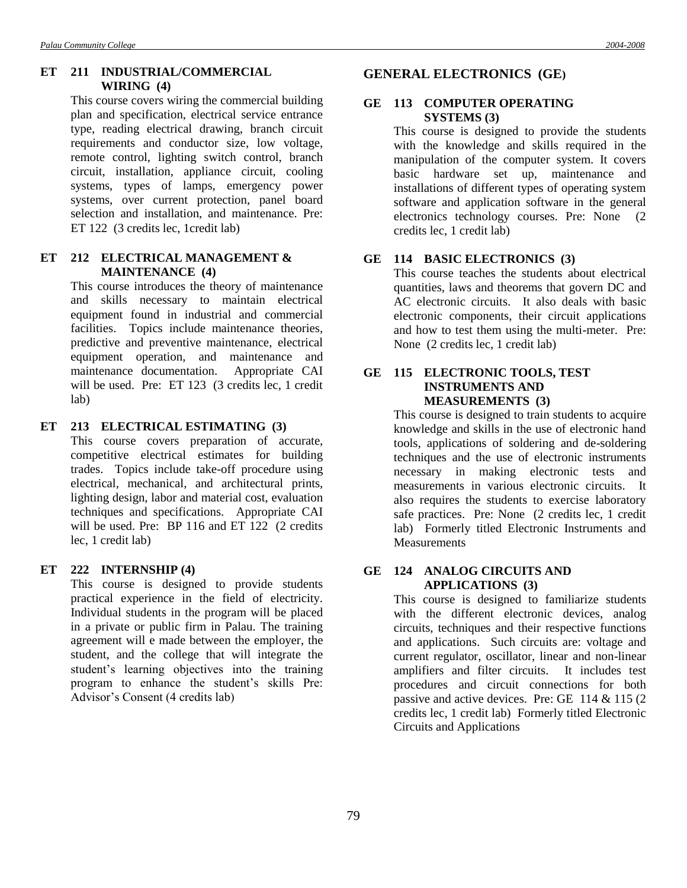**ET 211 INDUSTRIAL/COMMERCIAL WIRING (4)**

This course covers wiring the commercial building plan and specification, electrical service entrance type, reading electrical drawing, branch circuit requirements and conductor size, low voltage, remote control, lighting switch control, branch circuit, installation, appliance circuit, cooling systems, types of lamps, emergency power systems, over current protection, panel board selection and installation, and maintenance. Pre: ET 122 (3 credits lec, 1credit lab)

**ET 212 ELECTRICAL MANAGEMENT & MAINTENANCE (4)**

This course introduces the theory of maintenance and skills necessary to maintain electrical equipment found in industrial and commercial facilities. Topics include maintenance theories, predictive and preventive maintenance, electrical equipment operation, and maintenance and maintenance documentation. Appropriate CAI will be used. Pre: ET 123 (3 credits lec, 1 credit lab)

**ET 213 ELECTRICAL ESTIMATING (3)**

This course covers preparation of accurate, competitive electrical estimates for building trades. Topics include take-off procedure using electrical, mechanical, and architectural prints, lighting design, labor and material cost, evaluation techniques and specifications. Appropriate CAI will be used. Pre: BP 116 and ET 122 (2 credits lec, 1 credit lab)

**ET 222 INTERNSHIP (4)**

This course is designed to provide students practical experience in the field of electricity. Individual students in the program will be placed in a private or public firm in Palau. The training agreement will e made between the employer, the student, and the college that will integrate the student's learning objectives into the training program to enhance the student's skills Pre: Advisor's Consent (4 credits lab)

## GENERAL ELECTRONICS (GE)

**GE 113 COMPUTER OPERATING SYSTEMS (3)**

This course is designed to provide the students with the knowledge and skills required in the manipulation of the computer system. It covers basic hardware set up, maintenance and installations of different types of operating system software and application software in the general electronics technology courses. Pre: None (2 credits lec, 1 credit lab)

**GE 114 BASIC ELECTRONICS (3)**

This course teaches the students about electrical quantities, laws and theorems that govern DC and AC electronic circuits. It also deals with basic electronic components, their circuit applications and how to test them using the multi-meter. Pre: None (2 credits lec, 1 credit lab)

**GE 115 ELECTRONIC TOOLS, TEST INSTRUMENTS AND MEASUREMENTS (3)**

This course is designed to train students to acquire knowledge and skills in the use of electronic hand tools, applications of soldering and de-soldering techniques and the use of electronic instruments necessary in making electronic tests and measurements in various electronic circuits. It also requires the students to exercise laboratory safe practices. Pre: None (2 credits lec, 1 credit lab) Formerly titled Electronic Instruments and Measurements

**GE 124 ANALOG CIRCUITS AND APPLICATIONS (3)**

This course is designed to familiarize students with the different electronic devices, analog circuits, techniques and their respective functions and applications. Such circuits are: voltage and current regulator, oscillator, linear and non-linear amplifiers and filter circuits. It includes test procedures and circuit connections for both passive and active devices. Pre: GE 114 & 115 (2 credits lec, 1 credit lab) Formerly titled Electronic Circuits and Applications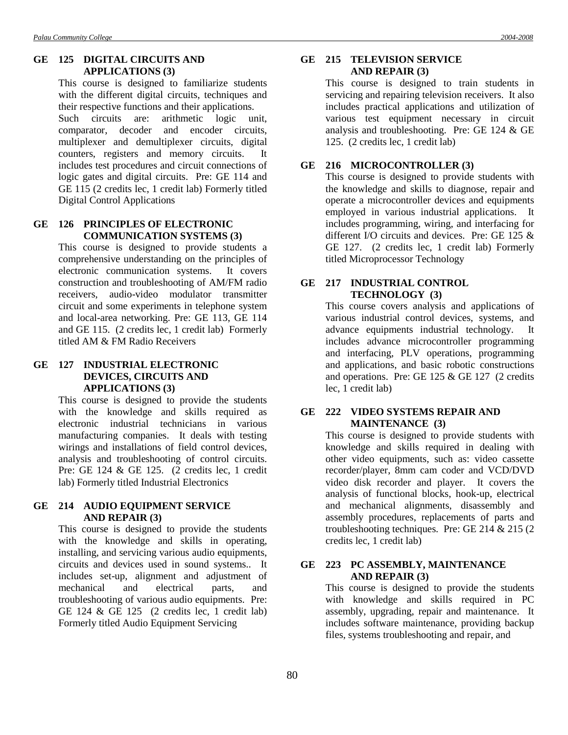**GE 125 DIGITAL CIRCUITS AND APPLICATIONS (3)**

This course is designed to familiarize students with the different digital circuits, techniques and their respective functions and their applications. Such circuits are: arithmetic logic unit, comparator, decoder and encoder circuits, multiplexer and demultiplexer circuits, digital counters, registers and memory circuits. It includes test procedures and circuit connections of logic gates and digital circuits. Pre: GE 114 and GE 115 (2 credits lec, 1 credit lab) Formerly titled Digital Control Applications

**GE 126 PRINCIPLES OF ELECTRONIC COMMUNICATION SYSTEMS (3)**

This course is designed to provide students a comprehensive understanding on the principles of electronic communication systems. It covers construction and troubleshooting of AM/FM radio receivers, audio-video modulator transmitter circuit and some experiments in telephone system and local-area networking. Pre: GE 113, GE 114 and GE 115. (2 credits lec, 1 credit lab) Formerly titled AM & FM Radio Receivers

**GE 127 INDUSTRIAL ELECTRONIC DEVICES, CIRCUITS AND APPLICATIONS (3)**

This course is designed to provide the students with the knowledge and skills required as electronic industrial technicians in various manufacturing companies. It deals with testing wirings and installations of field control devices, analysis and troubleshooting of control circuits. Pre: GE 124 & GE 125. (2 credits lec, 1 credit lab) Formerly titled Industrial Electronics

**GE 214 AUDIO EQUIPMENT SERVICE AND REPAIR (3)**

This course is designed to provide the students with the knowledge and skills in operating, installing, and servicing various audio equipments, circuits and devices used in sound systems.. It includes set-up, alignment and adjustment of mechanical and electrical parts, and troubleshooting of various audio equipments. Pre: GE 124 & GE 125 (2 credits lec, 1 credit lab) Formerly titled Audio Equipment Servicing

**GE 215 TELEVISION SERVICE AND REPAIR (3)**

This course is designed to train students in servicing and repairing television receivers. It also includes practical applications and utilization of various test equipment necessary in circuit analysis and troubleshooting. Pre: GE 124 & GE 125. (2 credits lec, 1 credit lab)

**GE 216 MICROCONTROLLER (3)**

This course is designed to provide students with the knowledge and skills to diagnose, repair and operate a microcontroller devices and equipments employed in various industrial applications. It includes programming, wiring, and interfacing for different I/O circuits and devices. Pre: GE 125 & GE 127. (2 credits lec, 1 credit lab) Formerly titled Microprocessor Technology

**GE 217 INDUSTRIAL CONTROL TECHNOLOGY (3)**

This course covers analysis and applications of various industrial control devices, systems, and advance equipments industrial technology. It includes advance microcontroller programming and interfacing, PLV operations, programming and applications, and basic robotic constructions and operations. Pre: GE 125 & GE 127 (2 credits lec, 1 credit lab)

**GE 222 VIDEO SYSTEMS REPAIR AND MAINTENANCE (3)**

This course is designed to provide students with knowledge and skills required in dealing with other video equipments, such as: video cassette recorder/player, 8mm cam coder and VCD/DVD video disk recorder and player. It covers the analysis of functional blocks, hook-up, electrical and mechanical alignments, disassembly and assembly procedures, replacements of parts and troubleshooting techniques. Pre: GE 214 & 215 (2 credits lec, 1 credit lab)

**GE 223 PC ASSEMBLY, MAINTENANCE AND REPAIR (3)**

This course is designed to provide the students with knowledge and skills required in PC assembly, upgrading, repair and maintenance. It includes software maintenance, providing backup files, systems troubleshooting and repair, and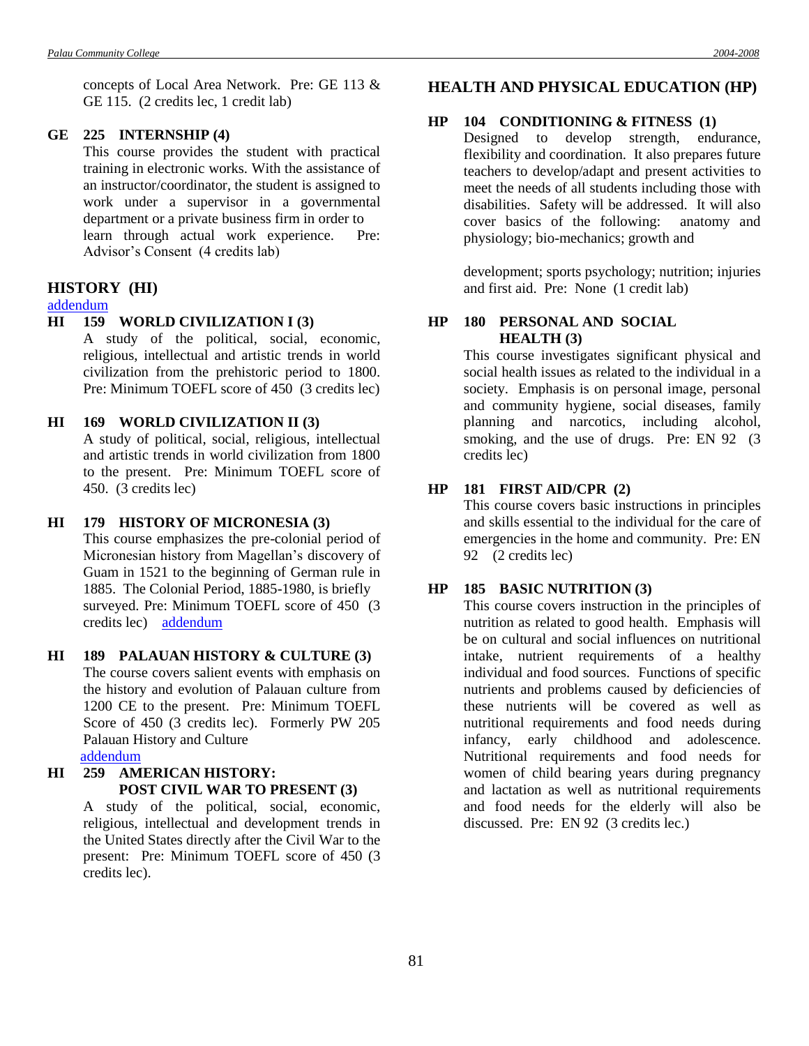concepts of Local Area Network. Pre: GE 113 & GE 115. (2 credits lec, 1 credit lab)

**GE 225 INTERNSHIP (4)**
This course provides the student with practical training in electronic works. With the assistance of an instructor/coordinator, the student is assigned to work under a supervisor in a governmental department or a private business firm in order to learn through actual work experience. Pre: Advisor's Consent (4 credits lab)

## HISTORY (HI)

addendum

**HI 159 WORLD CIVILIZATION I (3)**
A study of the political, social, economic, religious, intellectual and artistic trends in world civilization from the prehistoric period to 1800. Pre: Minimum TOEFL score of 450 (3 credits lec)

**HI 169 WORLD CIVILIZATION II (3)**
A study of political, social, religious, intellectual and artistic trends in world civilization from 1800 to the present. Pre: Minimum TOEFL score of 450. (3 credits lec)

**HI 179 HISTORY OF MICRONESIA (3)**
This course emphasizes the pre-colonial period of Micronesian history from Magellan's discovery of Guam in 1521 to the beginning of German rule in 1885. The Colonial Period, 1885-1980, is briefly surveyed. Pre: Minimum TOEFL score of 450 (3 credits lec) addendum

**HI 189 PALAUAN HISTORY & CULTURE (3)**
The course covers salient events with emphasis on the history and evolution of Palauan culture from 1200 CE to the present. Pre: Minimum TOEFL Score of 450 (3 credits lec). Formerly PW 205 Palauan History and Culture
addendum

**HI 259 AMERICAN HISTORY: POST CIVIL WAR TO PRESENT (3)**
A study of the political, social, economic, religious, intellectual and development trends in the United States directly after the Civil War to the present: Pre: Minimum TOEFL score of 450 (3 credits lec).

## HEALTH AND PHYSICAL EDUCATION (HP)

**HP 104 CONDITIONING & FITNESS (1)**
Designed to develop strength, endurance, flexibility and coordination. It also prepares future teachers to develop/adapt and present activities to meet the needs of all students including those with disabilities. Safety will be addressed. It will also cover basics of the following: anatomy and physiology; bio-mechanics; growth and development; sports psychology; nutrition; injuries and first aid. Pre: None (1 credit lab)

**HP 180 PERSONAL AND SOCIAL HEALTH (3)**
This course investigates significant physical and social health issues as related to the individual in a society. Emphasis is on personal image, personal and community hygiene, social diseases, family planning and narcotics, including alcohol, smoking, and the use of drugs. Pre: EN 92 (3 credits lec)

**HP 181 FIRST AID/CPR (2)**
This course covers basic instructions in principles and skills essential to the individual for the care of emergencies in the home and community. Pre: EN 92 (2 credits lec)

**HP 185 BASIC NUTRITION (3)**
This course covers instruction in the principles of nutrition as related to good health. Emphasis will be on cultural and social influences on nutritional intake, nutrient requirements of a healthy individual and food sources. Functions of specific nutrients and problems caused by deficiencies of these nutrients will be covered as well as nutritional requirements and food needs during infancy, early childhood and adolescence. Nutritional requirements and food needs for women of child bearing years during pregnancy and lactation as well as nutritional requirements and food needs for the elderly will also be discussed. Pre: EN 92 (3 credits lec.)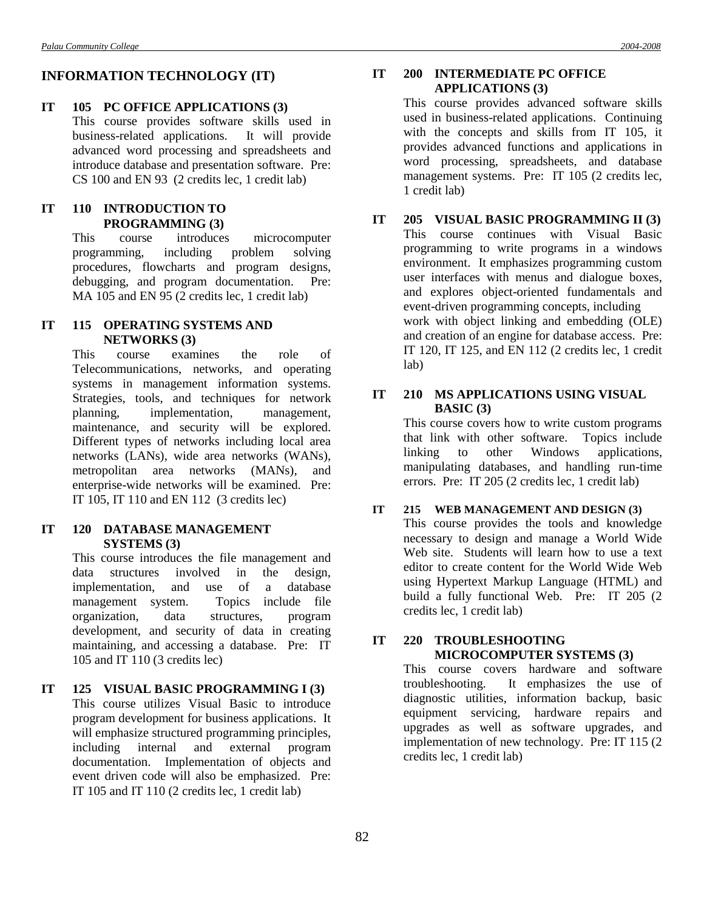## INFORMATION TECHNOLOGY (IT)

### IT 105 PC OFFICE APPLICATIONS (3)

This course provides software skills used in business-related applications. It will provide advanced word processing and spreadsheets and introduce database and presentation software. Pre: CS 100 and EN 93 (2 credits lec, 1 credit lab)

### IT 110 INTRODUCTION TO PROGRAMMING (3)

This course introduces microcomputer programming, including problem solving procedures, flowcharts and program designs, debugging, and program documentation. Pre: MA 105 and EN 95 (2 credits lec, 1 credit lab)

### IT 115 OPERATING SYSTEMS AND NETWORKS (3)

This course examines the role of Telecommunications, networks, and operating systems in management information systems. Strategies, tools, and techniques for network planning, implementation, management, maintenance, and security will be explored. Different types of networks including local area networks (LANs), wide area networks (WANs), metropolitan area networks (MANs), and enterprise-wide networks will be examined. Pre: IT 105, IT 110 and EN 112 (3 credits lec)

### IT 120 DATABASE MANAGEMENT SYSTEMS (3)

This course introduces the file management and data structures involved in the design, implementation, and use of a database management system. Topics include file organization, data structures, program development, and security of data in creating maintaining, and accessing a database. Pre: IT 105 and IT 110 (3 credits lec)

### IT 125 VISUAL BASIC PROGRAMMING I (3)

This course utilizes Visual Basic to introduce program development for business applications. It will emphasize structured programming principles, including internal and external program documentation. Implementation of objects and event driven code will also be emphasized. Pre: IT 105 and IT 110 (2 credits lec, 1 credit lab)

### IT 200 INTERMEDIATE PC OFFICE APPLICATIONS (3)

This course provides advanced software skills used in business-related applications. Continuing with the concepts and skills from IT 105, it provides advanced functions and applications in word processing, spreadsheets, and database management systems. Pre: IT 105 (2 credits lec, 1 credit lab)

### IT 205 VISUAL BASIC PROGRAMMING II (3)

This course continues with Visual Basic programming to write programs in a windows environment. It emphasizes programming custom user interfaces with menus and dialogue boxes, and explores object-oriented fundamentals and event-driven programming concepts, including work with object linking and embedding (OLE) and creation of an engine for database access. Pre: IT 120, IT 125, and EN 112 (2 credits lec, 1 credit lab)

### IT 210 MS APPLICATIONS USING VISUAL BASIC (3)

This course covers how to write custom programs that link with other software. Topics include linking to other Windows applications, manipulating databases, and handling run-time errors. Pre: IT 205 (2 credits lec, 1 credit lab)

### IT 215 WEB MANAGEMENT AND DESIGN (3)

This course provides the tools and knowledge necessary to design and manage a World Wide Web site. Students will learn how to use a text editor to create content for the World Wide Web using Hypertext Markup Language (HTML) and build a fully functional Web. Pre: IT 205 (2 credits lec, 1 credit lab)

### IT 220 TROUBLESHOOTING MICROCOMPUTER SYSTEMS (3)

This course covers hardware and software troubleshooting. It emphasizes the use of diagnostic utilities, information backup, basic equipment servicing, hardware repairs and upgrades as well as software upgrades, and implementation of new technology. Pre: IT 115 (2 credits lec, 1 credit lab)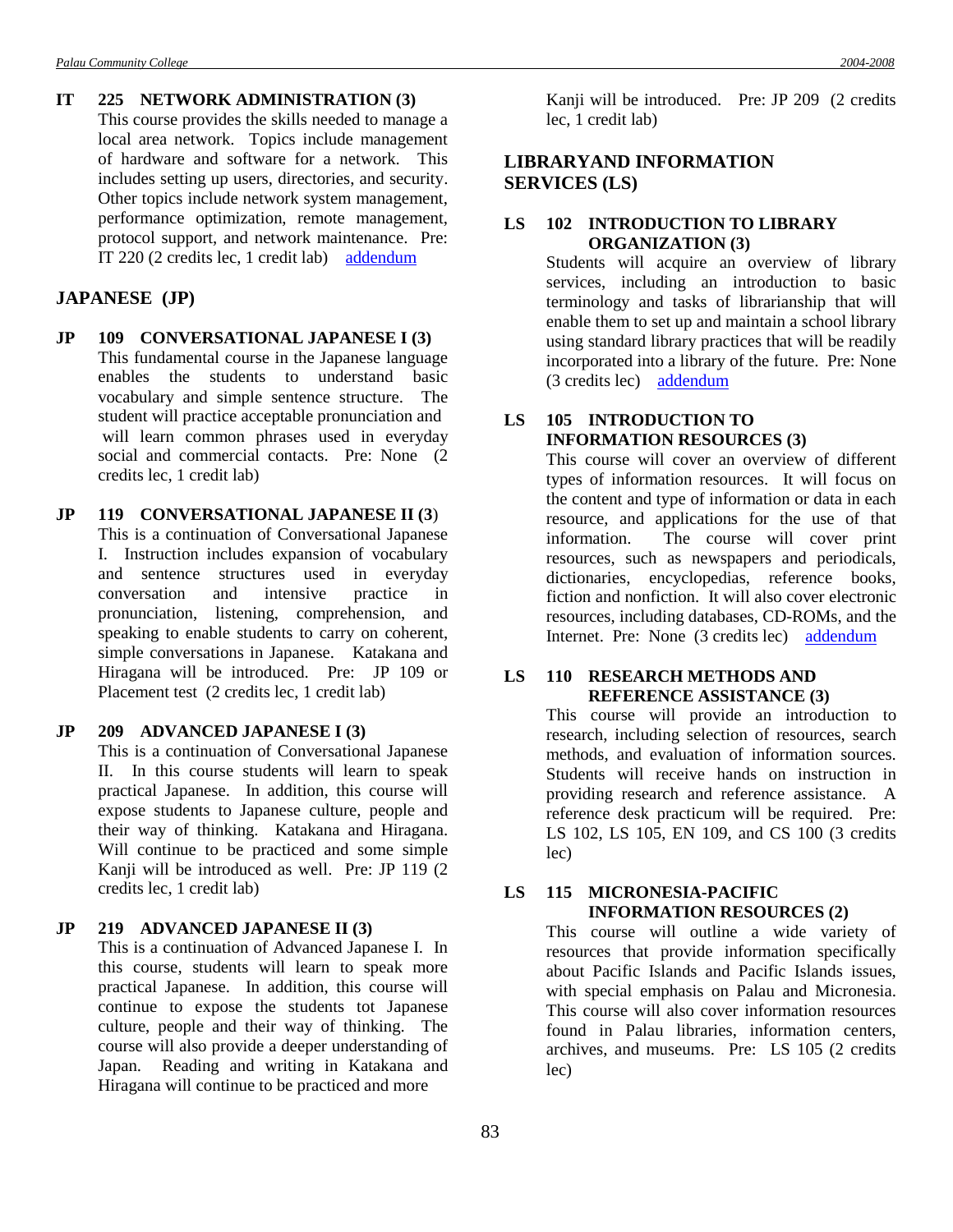**IT 225 NETWORK ADMINISTRATION (3)**
This course provides the skills needed to manage a local area network. Topics include management of hardware and software for a network. This includes setting up users, directories, and security. Other topics include network system management, performance optimization, remote management, protocol support, and network maintenance. Pre: IT 220 (2 credits lec, 1 credit lab) addendum

## JAPANESE (JP)

**JP 109 CONVERSATIONAL JAPANESE I (3)**
This fundamental course in the Japanese language enables the students to understand basic vocabulary and simple sentence structure. The student will practice acceptable pronunciation and will learn common phrases used in everyday social and commercial contacts. Pre: None (2 credits lec, 1 credit lab)

**JP 119 CONVERSATIONAL JAPANESE II (3)**
This is a continuation of Conversational Japanese I. Instruction includes expansion of vocabulary and sentence structures used in everyday conversation and intensive practice in pronunciation, listening, comprehension, and speaking to enable students to carry on coherent, simple conversations in Japanese. Katakana and Hiragana will be introduced. Pre: JP 109 or Placement test (2 credits lec, 1 credit lab)

**JP 209 ADVANCED JAPANESE I (3)**
This is a continuation of Conversational Japanese II. In this course students will learn to speak practical Japanese. In addition, this course will expose students to Japanese culture, people and their way of thinking. Katakana and Hiragana. Will continue to be practiced and some simple Kanji will be introduced as well. Pre: JP 119 (2 credits lec, 1 credit lab)

**JP 219 ADVANCED JAPANESE II (3)**
This is a continuation of Advanced Japanese I. In this course, students will learn to speak more practical Japanese. In addition, this course will continue to expose the students tot Japanese culture, people and their way of thinking. The course will also provide a deeper understanding of Japan. Reading and writing in Katakana and Hiragana will continue to be practiced and more Kanji will be introduced. Pre: JP 209 (2 credits lec, 1 credit lab)

## LIBRARYAND INFORMATION SERVICES (LS)

**LS 102 INTRODUCTION TO LIBRARY ORGANIZATION (3)**
Students will acquire an overview of library services, including an introduction to basic terminology and tasks of librarianship that will enable them to set up and maintain a school library using standard library practices that will be readily incorporated into a library of the future. Pre: None (3 credits lec) addendum

**LS 105 INTRODUCTION TO INFORMATION RESOURCES (3)**
This course will cover an overview of different types of information resources. It will focus on the content and type of information or data in each resource, and applications for the use of that information. The course will cover print resources, such as newspapers and periodicals, dictionaries, encyclopedias, reference books, fiction and nonfiction. It will also cover electronic resources, including databases, CD-ROMs, and the Internet. Pre: None (3 credits lec) addendum

**LS 110 RESEARCH METHODS AND REFERENCE ASSISTANCE (3)**
This course will provide an introduction to research, including selection of resources, search methods, and evaluation of information sources. Students will receive hands on instruction in providing research and reference assistance. A reference desk practicum will be required. Pre: LS 102, LS 105, EN 109, and CS 100 (3 credits lec)

**LS 115 MICRONESIA-PACIFIC INFORMATION RESOURCES (2)**
This course will outline a wide variety of resources that provide information specifically about Pacific Islands and Pacific Islands issues, with special emphasis on Palau and Micronesia. This course will also cover information resources found in Palau libraries, information centers, archives, and museums. Pre: LS 105 (2 credits lec)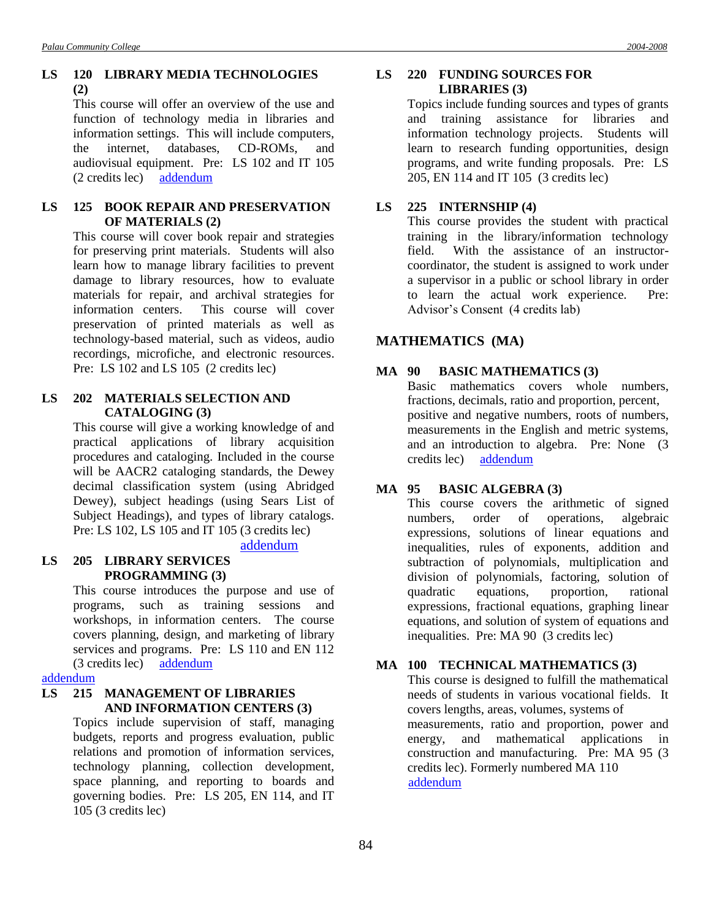**LS 120 LIBRARY MEDIA TECHNOLOGIES (2)**

This course will offer an overview of the use and function of technology media in libraries and information settings. This will include computers, the internet, databases, CD-ROMs, and audiovisual equipment. Pre: LS 102 and IT 105 (2 credits lec) addendum

**LS 125 BOOK REPAIR AND PRESERVATION OF MATERIALS (2)**

This course will cover book repair and strategies for preserving print materials. Students will also learn how to manage library facilities to prevent damage to library resources, how to evaluate materials for repair, and archival strategies for information centers. This course will cover preservation of printed materials as well as technology-based material, such as videos, audio recordings, microfiche, and electronic resources. Pre: LS 102 and LS 105 (2 credits lec)

**LS 202 MATERIALS SELECTION AND CATALOGING (3)**

This course will give a working knowledge of and practical applications of library acquisition procedures and cataloging. Included in the course will be AACR2 cataloging standards, the Dewey decimal classification system (using Abridged Dewey), subject headings (using Sears List of Subject Headings), and types of library catalogs. Pre: LS 102, LS 105 and IT 105 (3 credits lec)

addendum

**LS 205 LIBRARY SERVICES PROGRAMMING (3)**

This course introduces the purpose and use of programs, such as training sessions and workshops, in information centers. The course covers planning, design, and marketing of library services and programs. Pre: LS 110 and EN 112 (3 credits lec) addendum

addendum

**LS 215 MANAGEMENT OF LIBRARIES AND INFORMATION CENTERS (3)**

Topics include supervision of staff, managing budgets, reports and progress evaluation, public relations and promotion of information services, technology planning, collection development, space planning, and reporting to boards and governing bodies. Pre: LS 205, EN 114, and IT 105 (3 credits lec)

**LS 220 FUNDING SOURCES FOR LIBRARIES (3)**

Topics include funding sources and types of grants and training assistance for libraries and information technology projects. Students will learn to research funding opportunities, design programs, and write funding proposals. Pre: LS 205, EN 114 and IT 105 (3 credits lec)

**LS 225 INTERNSHIP (4)**

This course provides the student with practical training in the library/information technology field. With the assistance of an instructor-coordinator, the student is assigned to work under a supervisor in a public or school library in order to learn the actual work experience. Pre: Advisor's Consent (4 credits lab)

## MATHEMATICS (MA)

**MA 90 BASIC MATHEMATICS (3)**

Basic mathematics covers whole numbers, fractions, decimals, ratio and proportion, percent, positive and negative numbers, roots of numbers, measurements in the English and metric systems, and an introduction to algebra. Pre: None (3 credits lec) addendum

**MA 95 BASIC ALGEBRA (3)**

This course covers the arithmetic of signed numbers, order of operations, algebraic expressions, solutions of linear equations and inequalities, rules of exponents, addition and subtraction of polynomials, multiplication and division of polynomials, factoring, solution of quadratic equations, proportion, rational expressions, fractional equations, graphing linear equations, and solution of system of equations and inequalities. Pre: MA 90 (3 credits lec)

**MA 100 TECHNICAL MATHEMATICS (3)**

This course is designed to fulfill the mathematical needs of students in various vocational fields. It covers lengths, areas, volumes, systems of measurements, ratio and proportion, power and energy, and mathematical applications in construction and manufacturing. Pre: MA 95 (3 credits lec). Formerly numbered MA 110 addendum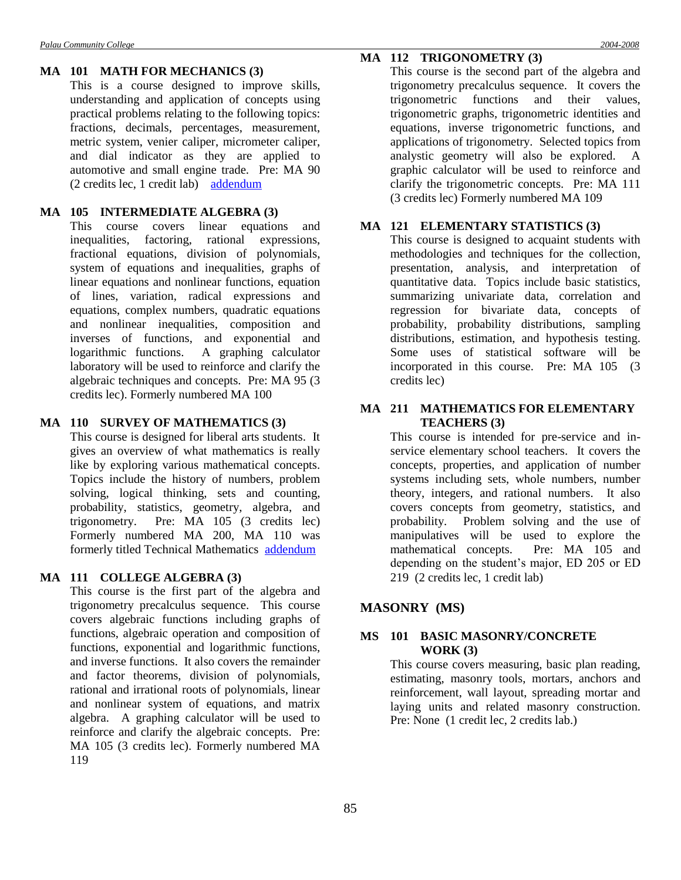**MA 101 MATH FOR MECHANICS (3)**

This is a course designed to improve skills, understanding and application of concepts using practical problems relating to the following topics: fractions, decimals, percentages, measurement, metric system, venier caliper, micrometer caliper, and dial indicator as they are applied to automotive and small engine trade. Pre: MA 90 (2 credits lec, 1 credit lab) addendum

**MA 105 INTERMEDIATE ALGEBRA (3)**

This course covers linear equations and inequalities, factoring, rational expressions, fractional equations, division of polynomials, system of equations and inequalities, graphs of linear equations and nonlinear functions, equation of lines, variation, radical expressions and equations, complex numbers, quadratic equations and nonlinear inequalities, composition and inverses of functions, and exponential and logarithmic functions. A graphing calculator laboratory will be used to reinforce and clarify the algebraic techniques and concepts. Pre: MA 95 (3 credits lec). Formerly numbered MA 100

**MA 110 SURVEY OF MATHEMATICS (3)**

This course is designed for liberal arts students. It gives an overview of what mathematics is really like by exploring various mathematical concepts. Topics include the history of numbers, problem solving, logical thinking, sets and counting, probability, statistics, geometry, algebra, and trigonometry. Pre: MA 105 (3 credits lec) Formerly numbered MA 200, MA 110 was formerly titled Technical Mathematics addendum

**MA 111 COLLEGE ALGEBRA (3)**

This course is the first part of the algebra and trigonometry precalculus sequence. This course covers algebraic functions including graphs of functions, algebraic operation and composition of functions, exponential and logarithmic functions, and inverse functions. It also covers the remainder and factor theorems, division of polynomials, rational and irrational roots of polynomials, linear and nonlinear system of equations, and matrix algebra. A graphing calculator will be used to reinforce and clarify the algebraic concepts. Pre: MA 105 (3 credits lec). Formerly numbered MA 119

**MA 112 TRIGONOMETRY (3)**

This course is the second part of the algebra and trigonometry precalculus sequence. It covers the trigonometric functions and their values, trigonometric graphs, trigonometric identities and equations, inverse trigonometric functions, and applications of trigonometry. Selected topics from analystic geometry will also be explored. A graphic calculator will be used to reinforce and clarify the trigonometric concepts. Pre: MA 111 (3 credits lec) Formerly numbered MA 109

**MA 121 ELEMENTARY STATISTICS (3)**

This course is designed to acquaint students with methodologies and techniques for the collection, presentation, analysis, and interpretation of quantitative data. Topics include basic statistics, summarizing univariate data, correlation and regression for bivariate data, concepts of probability, probability distributions, sampling distributions, estimation, and hypothesis testing. Some uses of statistical software will be incorporated in this course. Pre: MA 105 (3 credits lec)

**MA 211 MATHEMATICS FOR ELEMENTARY TEACHERS (3)**

This course is intended for pre-service and in-service elementary school teachers. It covers the concepts, properties, and application of number systems including sets, whole numbers, number theory, integers, and rational numbers. It also covers concepts from geometry, statistics, and probability. Problem solving and the use of manipulatives will be used to explore the mathematical concepts. Pre: MA 105 and depending on the student's major, ED 205 or ED 219 (2 credits lec, 1 credit lab)

## MASONRY (MS)

**MS 101 BASIC MASONRY/CONCRETE WORK (3)**

This course covers measuring, basic plan reading, estimating, masonry tools, mortars, anchors and reinforcement, wall layout, spreading mortar and laying units and related masonry construction. Pre: None (1 credit lec, 2 credits lab.)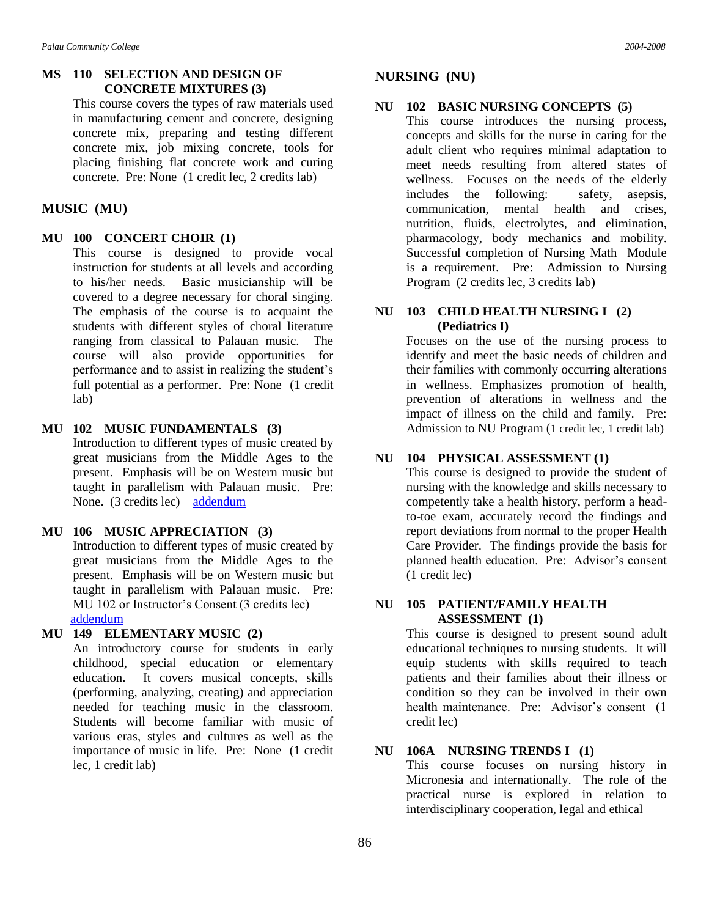**MS 110 SELECTION AND DESIGN OF CONCRETE MIXTURES (3)**

This course covers the types of raw materials used in manufacturing cement and concrete, designing concrete mix, preparing and testing different concrete mix, job mixing concrete, tools for placing finishing flat concrete work and curing concrete. Pre: None (1 credit lec, 2 credits lab)

## MUSIC (MU)

**MU 100 CONCERT CHOIR (1)**

This course is designed to provide vocal instruction for students at all levels and according to his/her needs. Basic musicianship will be covered to a degree necessary for choral singing. The emphasis of the course is to acquaint the students with different styles of choral literature ranging from classical to Palauan music. The course will also provide opportunities for performance and to assist in realizing the student's full potential as a performer. Pre: None (1 credit lab)

**MU 102 MUSIC FUNDAMENTALS (3)**

Introduction to different types of music created by great musicians from the Middle Ages to the present. Emphasis will be on Western music but taught in parallelism with Palauan music. Pre: None. (3 credits lec) addendum

**MU 106 MUSIC APPRECIATION (3)**

Introduction to different types of music created by great musicians from the Middle Ages to the present. Emphasis will be on Western music but taught in parallelism with Palauan music. Pre: MU 102 or Instructor's Consent (3 credits lec) addendum

**MU 149 ELEMENTARY MUSIC (2)**

An introductory course for students in early childhood, special education or elementary education. It covers musical concepts, skills (performing, analyzing, creating) and appreciation needed for teaching music in the classroom. Students will become familiar with music of various eras, styles and cultures as well as the importance of music in life. Pre: None (1 credit lec, 1 credit lab)

## NURSING (NU)

**NU 102 BASIC NURSING CONCEPTS (5)**

This course introduces the nursing process, concepts and skills for the nurse in caring for the adult client who requires minimal adaptation to meet needs resulting from altered states of wellness. Focuses on the needs of the elderly includes the following: safety, asepsis, communication, mental health and crises, nutrition, fluids, electrolytes, and elimination, pharmacology, body mechanics and mobility. Successful completion of Nursing Math Module is a requirement. Pre: Admission to Nursing Program (2 credits lec, 3 credits lab)

**NU 103 CHILD HEALTH NURSING I (2) (Pediatrics I)**

Focuses on the use of the nursing process to identify and meet the basic needs of children and their families with commonly occurring alterations in wellness. Emphasizes promotion of health, prevention of alterations in wellness and the impact of illness on the child and family. Pre: Admission to NU Program (1 credit lec, 1 credit lab)

**NU 104 PHYSICAL ASSESSMENT (1)**

This course is designed to provide the student of nursing with the knowledge and skills necessary to competently take a health history, perform a head-to-toe exam, accurately record the findings and report deviations from normal to the proper Health Care Provider. The findings provide the basis for planned health education. Pre: Advisor's consent (1 credit lec)

**NU 105 PATIENT/FAMILY HEALTH ASSESSMENT (1)**

This course is designed to present sound adult educational techniques to nursing students. It will equip students with skills required to teach patients and their families about their illness or condition so they can be involved in their own health maintenance. Pre: Advisor's consent (1 credit lec)

**NU 106A NURSING TRENDS I (1)**

This course focuses on nursing history in Micronesia and internationally. The role of the practical nurse is explored in relation to interdisciplinary cooperation, legal and ethical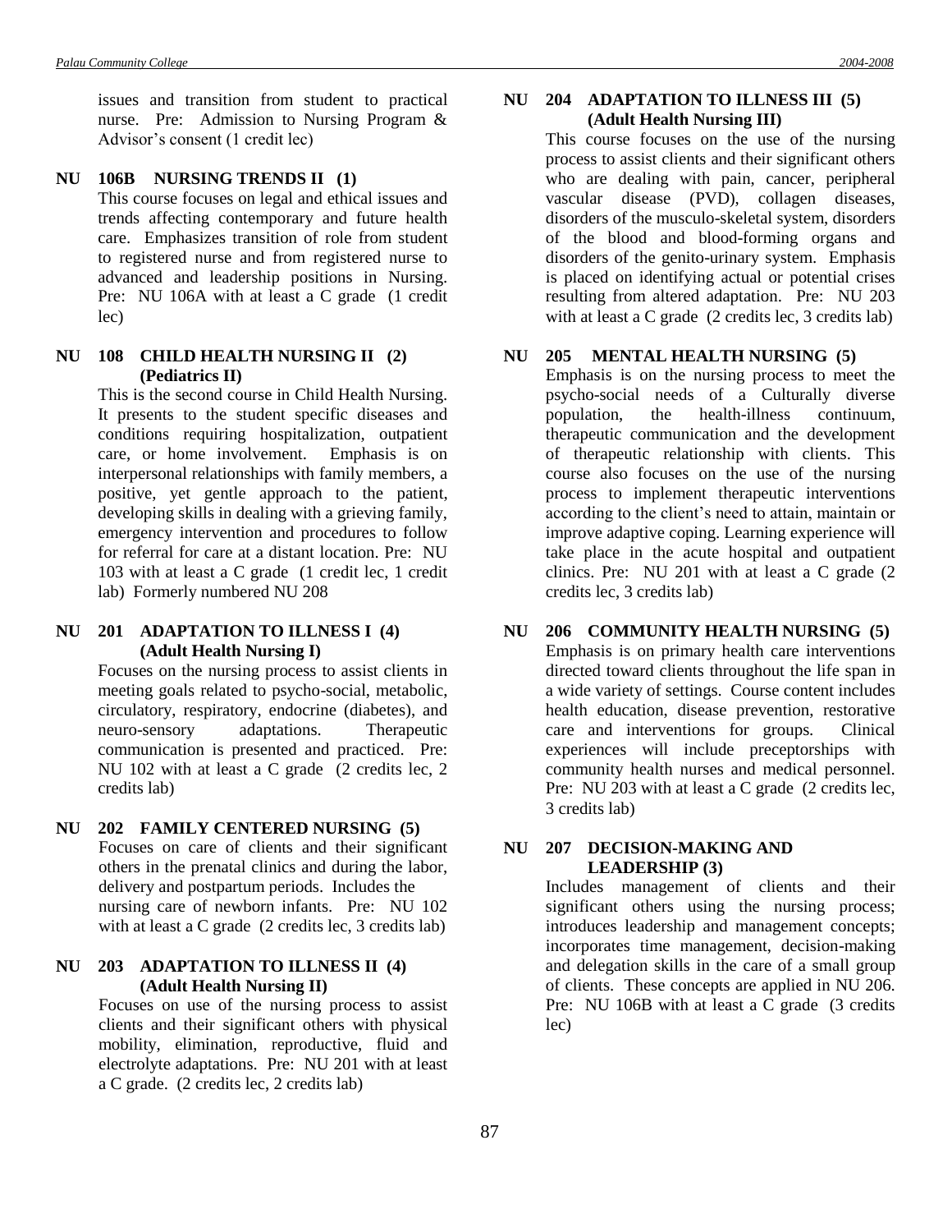issues and transition from student to practical nurse. Pre: Admission to Nursing Program & Advisor's consent (1 credit lec)

**NU 106B NURSING TRENDS II (1)**

This course focuses on legal and ethical issues and trends affecting contemporary and future health care. Emphasizes transition of role from student to registered nurse and from registered nurse to advanced and leadership positions in Nursing. Pre: NU 106A with at least a C grade (1 credit lec)

**NU 108 CHILD HEALTH NURSING II (2) (Pediatrics II)**

This is the second course in Child Health Nursing. It presents to the student specific diseases and conditions requiring hospitalization, outpatient care, or home involvement. Emphasis is on interpersonal relationships with family members, a positive, yet gentle approach to the patient, developing skills in dealing with a grieving family, emergency intervention and procedures to follow for referral for care at a distant location. Pre: NU 103 with at least a C grade (1 credit lec, 1 credit lab) Formerly numbered NU 208

**NU 201 ADAPTATION TO ILLNESS I (4) (Adult Health Nursing I)**

Focuses on the nursing process to assist clients in meeting goals related to psycho-social, metabolic, circulatory, respiratory, endocrine (diabetes), and neuro-sensory adaptations. Therapeutic communication is presented and practiced. Pre: NU 102 with at least a C grade (2 credits lec, 2 credits lab)

**NU 202 FAMILY CENTERED NURSING (5)**

Focuses on care of clients and their significant others in the prenatal clinics and during the labor, delivery and postpartum periods. Includes the nursing care of newborn infants. Pre: NU 102 with at least a C grade (2 credits lec, 3 credits lab)

**NU 203 ADAPTATION TO ILLNESS II (4) (Adult Health Nursing II)**

Focuses on use of the nursing process to assist clients and their significant others with physical mobility, elimination, reproductive, fluid and electrolyte adaptations. Pre: NU 201 with at least a C grade. (2 credits lec, 2 credits lab)

**NU 204 ADAPTATION TO ILLNESS III (5) (Adult Health Nursing III)**

This course focuses on the use of the nursing process to assist clients and their significant others who are dealing with pain, cancer, peripheral vascular disease (PVD), collagen diseases, disorders of the musculo-skeletal system, disorders of the blood and blood-forming organs and disorders of the genito-urinary system. Emphasis is placed on identifying actual or potential crises resulting from altered adaptation. Pre: NU 203 with at least a C grade (2 credits lec, 3 credits lab)

**NU 205 MENTAL HEALTH NURSING (5)**

Emphasis is on the nursing process to meet the psycho-social needs of a Culturally diverse population, the health-illness continuum, therapeutic communication and the development of therapeutic relationship with clients. This course also focuses on the use of the nursing process to implement therapeutic interventions according to the client's need to attain, maintain or improve adaptive coping. Learning experience will take place in the acute hospital and outpatient clinics. Pre: NU 201 with at least a C grade (2 credits lec, 3 credits lab)

**NU 206 COMMUNITY HEALTH NURSING (5)**

Emphasis is on primary health care interventions directed toward clients throughout the life span in a wide variety of settings. Course content includes health education, disease prevention, restorative care and interventions for groups. Clinical experiences will include preceptorships with community health nurses and medical personnel. Pre: NU 203 with at least a C grade (2 credits lec, 3 credits lab)

**NU 207 DECISION-MAKING AND LEADERSHIP (3)**

Includes management of clients and their significant others using the nursing process; introduces leadership and management concepts; incorporates time management, decision-making and delegation skills in the care of a small group of clients. These concepts are applied in NU 206. Pre: NU 106B with at least a C grade (3 credits lec)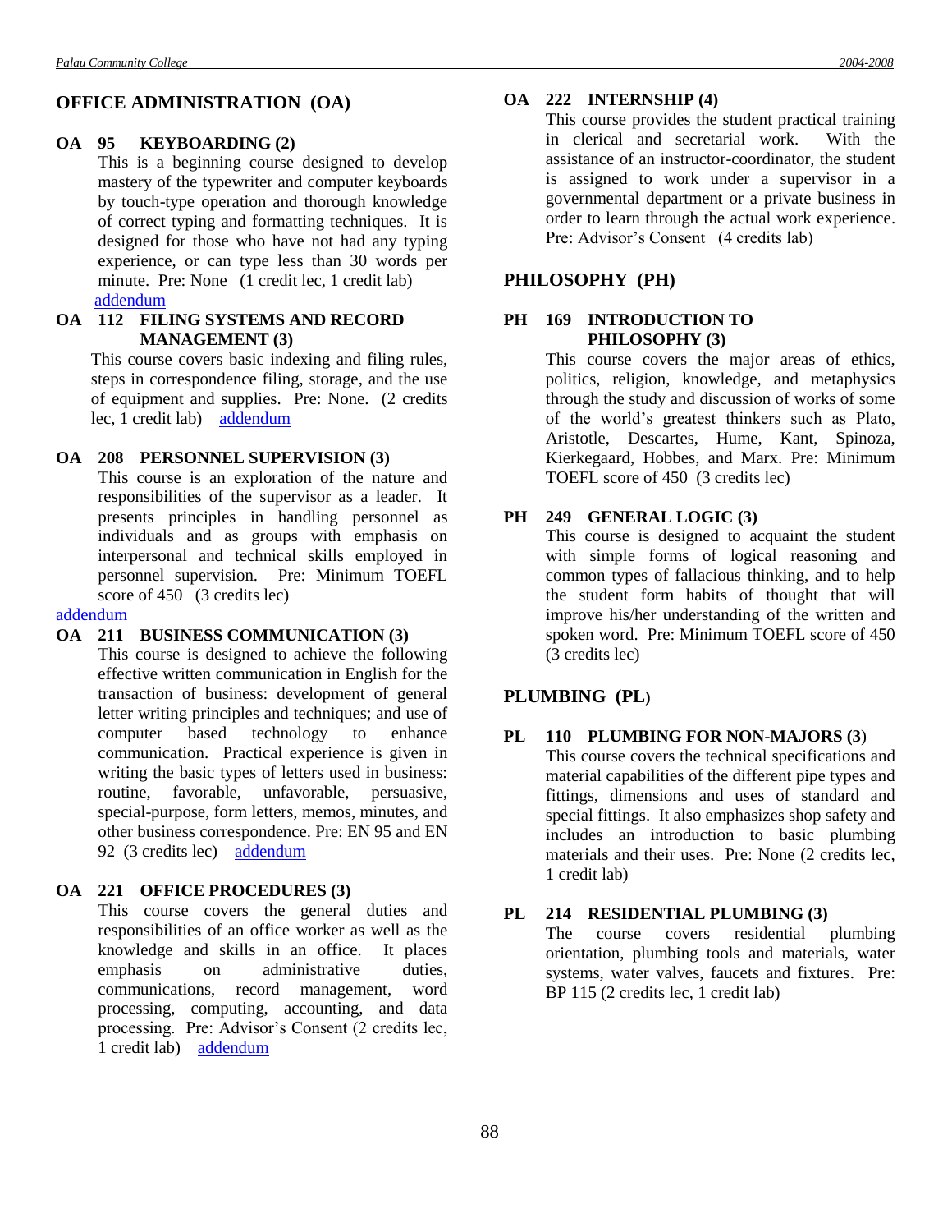## OFFICE ADMINISTRATION (OA)

**OA 95 KEYBOARDING (2)**

This is a beginning course designed to develop mastery of the typewriter and computer keyboards by touch-type operation and thorough knowledge of correct typing and formatting techniques. It is designed for those who have not had any typing experience, or can type less than 30 words per minute. Pre: None (1 credit lec, 1 credit lab) addendum

**OA 112 FILING SYSTEMS AND RECORD MANAGEMENT (3)**

This course covers basic indexing and filing rules, steps in correspondence filing, storage, and the use of equipment and supplies. Pre: None. (2 credits lec, 1 credit lab) addendum

**OA 208 PERSONNEL SUPERVISION (3)**

This course is an exploration of the nature and responsibilities of the supervisor as a leader. It presents principles in handling personnel as individuals and as groups with emphasis on interpersonal and technical skills employed in personnel supervision. Pre: Minimum TOEFL score of 450 (3 credits lec)

addendum

**OA 211 BUSINESS COMMUNICATION (3)**

This course is designed to achieve the following effective written communication in English for the transaction of business: development of general letter writing principles and techniques; and use of computer based technology to enhance communication. Practical experience is given in writing the basic types of letters used in business: routine, favorable, unfavorable, persuasive, special-purpose, form letters, memos, minutes, and other business correspondence. Pre: EN 95 and EN 92 (3 credits lec) addendum

**OA 221 OFFICE PROCEDURES (3)**

This course covers the general duties and responsibilities of an office worker as well as the knowledge and skills in an office. It places emphasis on administrative duties, communications, record management, word processing, computing, accounting, and data processing. Pre: Advisor's Consent (2 credits lec, 1 credit lab) addendum

**OA 222 INTERNSHIP (4)**

This course provides the student practical training in clerical and secretarial work. With the assistance of an instructor-coordinator, the student is assigned to work under a supervisor in a governmental department or a private business in order to learn through the actual work experience. Pre: Advisor's Consent (4 credits lab)

## PHILOSOPHY (PH)

**PH 169 INTRODUCTION TO PHILOSOPHY (3)**

This course covers the major areas of ethics, politics, religion, knowledge, and metaphysics through the study and discussion of works of some of the world's greatest thinkers such as Plato, Aristotle, Descartes, Hume, Kant, Spinoza, Kierkegaard, Hobbes, and Marx. Pre: Minimum TOEFL score of 450 (3 credits lec)

**PH 249 GENERAL LOGIC (3)**

This course is designed to acquaint the student with simple forms of logical reasoning and common types of fallacious thinking, and to help the student form habits of thought that will improve his/her understanding of the written and spoken word. Pre: Minimum TOEFL score of 450 (3 credits lec)

## PLUMBING (PL)

**PL 110 PLUMBING FOR NON-MAJORS (3)**

This course covers the technical specifications and material capabilities of the different pipe types and fittings, dimensions and uses of standard and special fittings. It also emphasizes shop safety and includes an introduction to basic plumbing materials and their uses. Pre: None (2 credits lec, 1 credit lab)

**PL 214 RESIDENTIAL PLUMBING (3)**

The course covers residential plumbing orientation, plumbing tools and materials, water systems, water valves, faucets and fixtures. Pre: BP 115 (2 credits lec, 1 credit lab)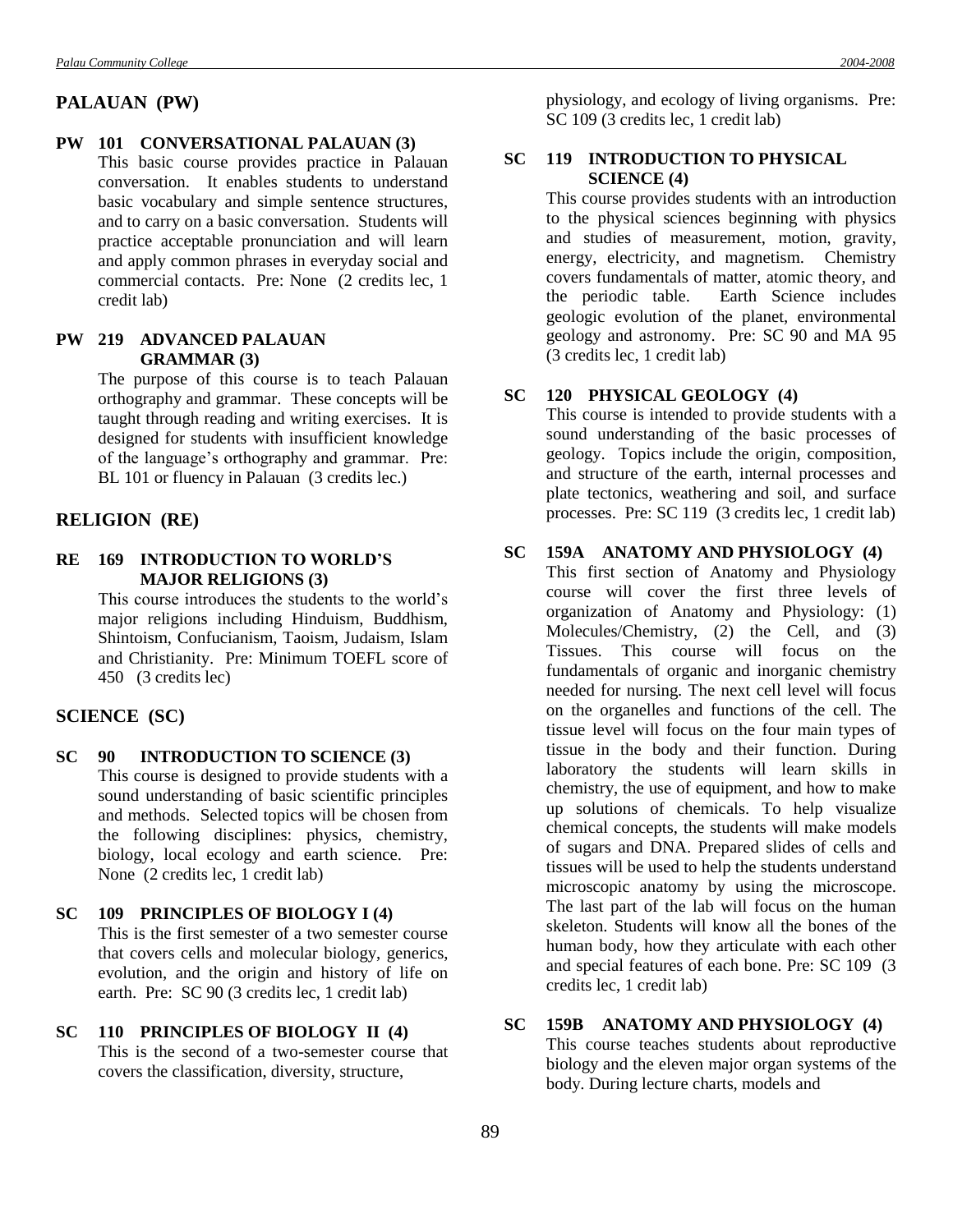## PALAUAN (PW)

### PW 101 CONVERSATIONAL PALAUAN (3)

This basic course provides practice in Palauan conversation. It enables students to understand basic vocabulary and simple sentence structures, and to carry on a basic conversation. Students will practice acceptable pronunciation and will learn and apply common phrases in everyday social and commercial contacts. Pre: None (2 credits lec, 1 credit lab)

### PW 219 ADVANCED PALAUAN GRAMMAR (3)

The purpose of this course is to teach Palauan orthography and grammar. These concepts will be taught through reading and writing exercises. It is designed for students with insufficient knowledge of the language's orthography and grammar. Pre: BL 101 or fluency in Palauan (3 credits lec.)

## RELIGION (RE)

### RE 169 INTRODUCTION TO WORLD'S MAJOR RELIGIONS (3)

This course introduces the students to the world's major religions including Hinduism, Buddhism, Shintoism, Confucianism, Taoism, Judaism, Islam and Christianity. Pre: Minimum TOEFL score of 450 (3 credits lec)

## SCIENCE (SC)

### SC 90 INTRODUCTION TO SCIENCE (3)

This course is designed to provide students with a sound understanding of basic scientific principles and methods. Selected topics will be chosen from the following disciplines: physics, chemistry, biology, local ecology and earth science. Pre: None (2 credits lec, 1 credit lab)

### SC 109 PRINCIPLES OF BIOLOGY I (4)

This is the first semester of a two semester course that covers cells and molecular biology, generics, evolution, and the origin and history of life on earth. Pre: SC 90 (3 credits lec, 1 credit lab)

### SC 110 PRINCIPLES OF BIOLOGY II (4)

This is the second of a two-semester course that covers the classification, diversity, structure, physiology, and ecology of living organisms. Pre: SC 109 (3 credits lec, 1 credit lab)

### SC 119 INTRODUCTION TO PHYSICAL SCIENCE (4)

This course provides students with an introduction to the physical sciences beginning with physics and studies of measurement, motion, gravity, energy, electricity, and magnetism. Chemistry covers fundamentals of matter, atomic theory, and the periodic table. Earth Science includes geologic evolution of the planet, environmental geology and astronomy. Pre: SC 90 and MA 95 (3 credits lec, 1 credit lab)

### SC 120 PHYSICAL GEOLOGY (4)

This course is intended to provide students with a sound understanding of the basic processes of geology. Topics include the origin, composition, and structure of the earth, internal processes and plate tectonics, weathering and soil, and surface processes. Pre: SC 119 (3 credits lec, 1 credit lab)

### SC 159A ANATOMY AND PHYSIOLOGY (4)

This first section of Anatomy and Physiology course will cover the first three levels of organization of Anatomy and Physiology: (1) Molecules/Chemistry, (2) the Cell, and (3) Tissues. This course will focus on the fundamentals of organic and inorganic chemistry needed for nursing. The next cell level will focus on the organelles and functions of the cell. The tissue level will focus on the four main types of tissue in the body and their function. During laboratory the students will learn skills in chemistry, the use of equipment, and how to make up solutions of chemicals. To help visualize chemical concepts, the students will make models of sugars and DNA. Prepared slides of cells and tissues will be used to help the students understand microscopic anatomy by using the microscope. The last part of the lab will focus on the human skeleton. Students will know all the bones of the human body, how they articulate with each other and special features of each bone. Pre: SC 109 (3 credits lec, 1 credit lab)

### SC 159B ANATOMY AND PHYSIOLOGY (4)

This course teaches students about reproductive biology and the eleven major organ systems of the body. During lecture charts, models and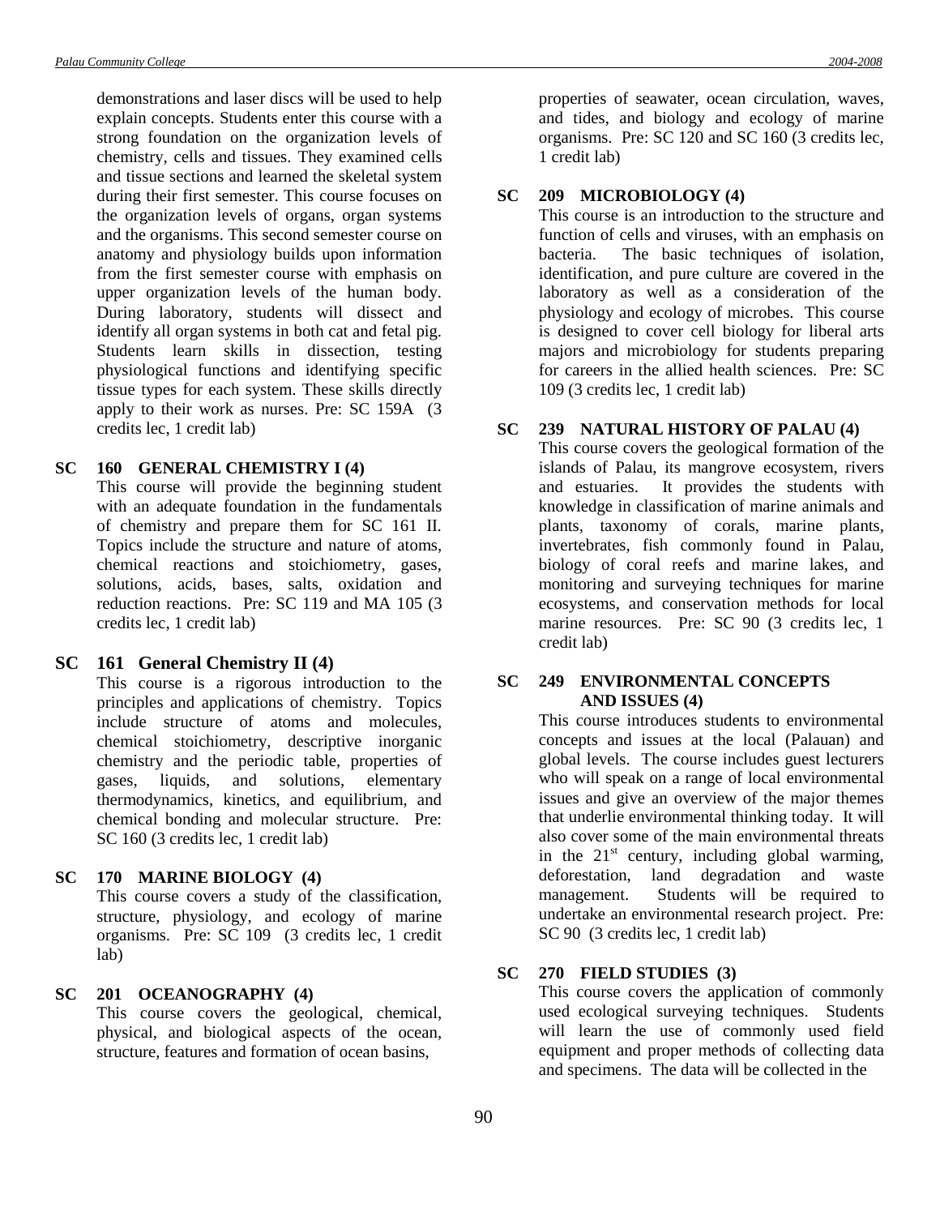demonstrations and laser discs will be used to help explain concepts. Students enter this course with a strong foundation on the organization levels of chemistry, cells and tissues. They examined cells and tissue sections and learned the skeletal system during their first semester. This course focuses on the organization levels of organs, organ systems and the organisms. This second semester course on anatomy and physiology builds upon information from the first semester course with emphasis on upper organization levels of the human body. During laboratory, students will dissect and identify all organ systems in both cat and fetal pig. Students learn skills in dissection, testing physiological functions and identifying specific tissue types for each system. These skills directly apply to their work as nurses. Pre: SC 159A (3 credits lec, 1 credit lab)

**SC 160 GENERAL CHEMISTRY I (4)**

This course will provide the beginning student with an adequate foundation in the fundamentals of chemistry and prepare them for SC 161 II. Topics include the structure and nature of atoms, chemical reactions and stoichiometry, gases, solutions, acids, bases, salts, oxidation and reduction reactions. Pre: SC 119 and MA 105 (3 credits lec, 1 credit lab)

**SC 161 General Chemistry II (4)**

This course is a rigorous introduction to the principles and applications of chemistry. Topics include structure of atoms and molecules, chemical stoichiometry, descriptive inorganic chemistry and the periodic table, properties of gases, liquids, and solutions, elementary thermodynamics, kinetics, and equilibrium, and chemical bonding and molecular structure. Pre: SC 160 (3 credits lec, 1 credit lab)

**SC 170 MARINE BIOLOGY (4)**

This course covers a study of the classification, structure, physiology, and ecology of marine organisms. Pre: SC 109 (3 credits lec, 1 credit lab)

**SC 201 OCEANOGRAPHY (4)**

This course covers the geological, chemical, physical, and biological aspects of the ocean, structure, features and formation of ocean basins, properties of seawater, ocean circulation, waves, and tides, and biology and ecology of marine organisms. Pre: SC 120 and SC 160 (3 credits lec, 1 credit lab)

**SC 209 MICROBIOLOGY (4)**

This course is an introduction to the structure and function of cells and viruses, with an emphasis on bacteria. The basic techniques of isolation, identification, and pure culture are covered in the laboratory as well as a consideration of the physiology and ecology of microbes. This course is designed to cover cell biology for liberal arts majors and microbiology for students preparing for careers in the allied health sciences. Pre: SC 109 (3 credits lec, 1 credit lab)

**SC 239 NATURAL HISTORY OF PALAU (4)**

This course covers the geological formation of the islands of Palau, its mangrove ecosystem, rivers and estuaries. It provides the students with knowledge in classification of marine animals and plants, taxonomy of corals, marine plants, invertebrates, fish commonly found in Palau, biology of coral reefs and marine lakes, and monitoring and surveying techniques for marine ecosystems, and conservation methods for local marine resources. Pre: SC 90 (3 credits lec, 1 credit lab)

**SC 249 ENVIRONMENTAL CONCEPTS AND ISSUES (4)**

This course introduces students to environmental concepts and issues at the local (Palauan) and global levels. The course includes guest lecturers who will speak on a range of local environmental issues and give an overview of the major themes that underlie environmental thinking today. It will also cover some of the main environmental threats in the 21st century, including global warming, deforestation, land degradation and waste management. Students will be required to undertake an environmental research project. Pre: SC 90 (3 credits lec, 1 credit lab)

**SC 270 FIELD STUDIES (3)**

This course covers the application of commonly used ecological surveying techniques. Students will learn the use of commonly used field equipment and proper methods of collecting data and specimens. The data will be collected in the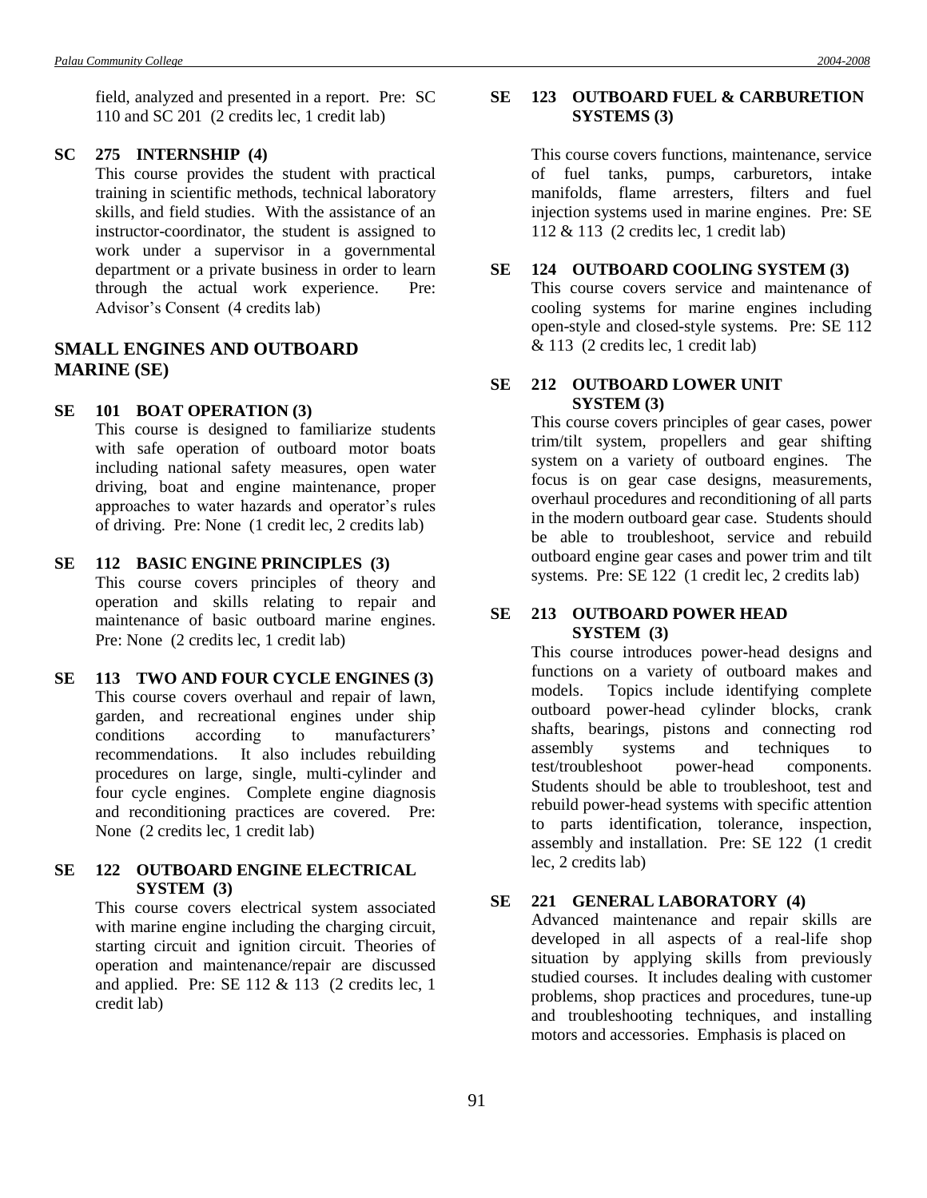field, analyzed and presented in a report. Pre: SC 110 and SC 201 (2 credits lec, 1 credit lab)

**SC 275 INTERNSHIP (4)**
This course provides the student with practical training in scientific methods, technical laboratory skills, and field studies. With the assistance of an instructor-coordinator, the student is assigned to work under a supervisor in a governmental department or a private business in order to learn through the actual work experience. Pre: Advisor's Consent (4 credits lab)

## SMALL ENGINES AND OUTBOARD MARINE (SE)

**SE 101 BOAT OPERATION (3)**
This course is designed to familiarize students with safe operation of outboard motor boats including national safety measures, open water driving, boat and engine maintenance, proper approaches to water hazards and operator's rules of driving. Pre: None (1 credit lec, 2 credits lab)

**SE 112 BASIC ENGINE PRINCIPLES (3)**
This course covers principles of theory and operation and skills relating to repair and maintenance of basic outboard marine engines. Pre: None (2 credits lec, 1 credit lab)

**SE 113 TWO AND FOUR CYCLE ENGINES (3)**
This course covers overhaul and repair of lawn, garden, and recreational engines under ship conditions according to manufacturers' recommendations. It also includes rebuilding procedures on large, single, multi-cylinder and four cycle engines. Complete engine diagnosis and reconditioning practices are covered. Pre: None (2 credits lec, 1 credit lab)

**SE 122 OUTBOARD ENGINE ELECTRICAL SYSTEM (3)**
This course covers electrical system associated with marine engine including the charging circuit, starting circuit and ignition circuit. Theories of operation and maintenance/repair are discussed and applied. Pre: SE 112 & 113 (2 credits lec, 1 credit lab)

**SE 123 OUTBOARD FUEL & CARBURETION SYSTEMS (3)**
This course covers functions, maintenance, service of fuel tanks, pumps, carburetors, intake manifolds, flame arresters, filters and fuel injection systems used in marine engines. Pre: SE 112 & 113 (2 credits lec, 1 credit lab)

**SE 124 OUTBOARD COOLING SYSTEM (3)**
This course covers service and maintenance of cooling systems for marine engines including open-style and closed-style systems. Pre: SE 112 & 113 (2 credits lec, 1 credit lab)

**SE 212 OUTBOARD LOWER UNIT SYSTEM (3)**
This course covers principles of gear cases, power trim/tilt system, propellers and gear shifting system on a variety of outboard engines. The focus is on gear case designs, measurements, overhaul procedures and reconditioning of all parts in the modern outboard gear case. Students should be able to troubleshoot, service and rebuild outboard engine gear cases and power trim and tilt systems. Pre: SE 122 (1 credit lec, 2 credits lab)

**SE 213 OUTBOARD POWER HEAD SYSTEM (3)**
This course introduces power-head designs and functions on a variety of outboard makes and models. Topics include identifying complete outboard power-head cylinder blocks, crank shafts, bearings, pistons and connecting rod assembly systems and techniques to test/troubleshoot power-head components. Students should be able to troubleshoot, test and rebuild power-head systems with specific attention to parts identification, tolerance, inspection, assembly and installation. Pre: SE 122 (1 credit lec, 2 credits lab)

**SE 221 GENERAL LABORATORY (4)**
Advanced maintenance and repair skills are developed in all aspects of a real-life shop situation by applying skills from previously studied courses. It includes dealing with customer problems, shop practices and procedures, tune-up and troubleshooting techniques, and installing motors and accessories. Emphasis is placed on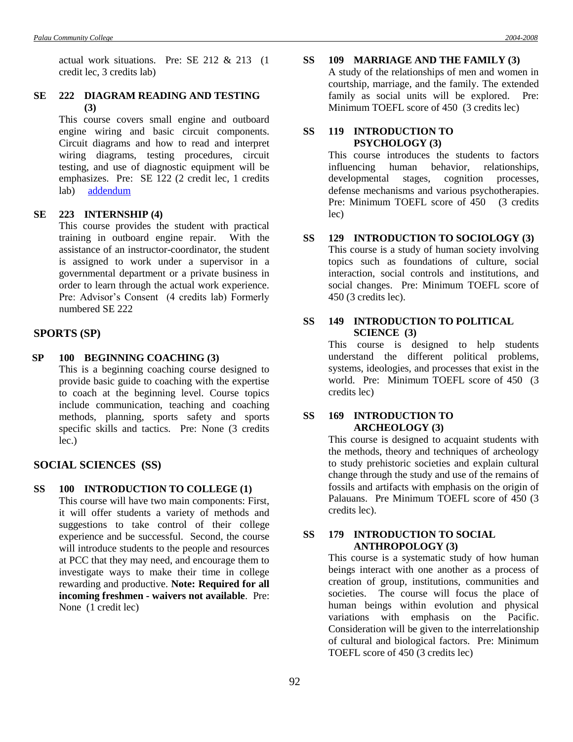actual work situations. Pre: SE 212 & 213 (1 credit lec, 3 credits lab)

**SE 222 DIAGRAM READING AND TESTING (3)**

This course covers small engine and outboard engine wiring and basic circuit components. Circuit diagrams and how to read and interpret wiring diagrams, testing procedures, circuit testing, and use of diagnostic equipment will be emphasizes. Pre: SE 122 (2 credit lec, 1 credits lab) addendum

**SE 223 INTERNSHIP (4)**

This course provides the student with practical training in outboard engine repair. With the assistance of an instructor-coordinator, the student is assigned to work under a supervisor in a governmental department or a private business in order to learn through the actual work experience. Pre: Advisor's Consent (4 credits lab) Formerly numbered SE 222

## SPORTS (SP)

**SP 100 BEGINNING COACHING (3)**

This is a beginning coaching course designed to provide basic guide to coaching with the expertise to coach at the beginning level. Course topics include communication, teaching and coaching methods, planning, sports safety and sports specific skills and tactics. Pre: None (3 credits lec.)

## SOCIAL SCIENCES (SS)

**SS 100 INTRODUCTION TO COLLEGE (1)**

This course will have two main components: First, it will offer students a variety of methods and suggestions to take control of their college experience and be successful. Second, the course will introduce students to the people and resources at PCC that they may need, and encourage them to investigate ways to make their time in college rewarding and productive. **Note: Required for all incoming freshmen - waivers not available**. Pre: None (1 credit lec)

**SS 109 MARRIAGE AND THE FAMILY (3)**

A study of the relationships of men and women in courtship, marriage, and the family. The extended family as social units will be explored. Pre: Minimum TOEFL score of 450 (3 credits lec)

**SS 119 INTRODUCTION TO PSYCHOLOGY (3)**

This course introduces the students to factors influencing human behavior, relationships, developmental stages, cognition processes, defense mechanisms and various psychotherapies. Pre: Minimum TOEFL score of 450 (3 credits lec)

**SS 129 INTRODUCTION TO SOCIOLOGY (3)**

This course is a study of human society involving topics such as foundations of culture, social interaction, social controls and institutions, and social changes. Pre: Minimum TOEFL score of 450 (3 credits lec).

**SS 149 INTRODUCTION TO POLITICAL SCIENCE (3)**

This course is designed to help students understand the different political problems, systems, ideologies, and processes that exist in the world. Pre: Minimum TOEFL score of 450 (3 credits lec)

**SS 169 INTRODUCTION TO ARCHEOLOGY (3)**

This course is designed to acquaint students with the methods, theory and techniques of archeology to study prehistoric societies and explain cultural change through the study and use of the remains of fossils and artifacts with emphasis on the origin of Palauans. Pre Minimum TOEFL score of 450 (3 credits lec).

**SS 179 INTRODUCTION TO SOCIAL ANTHROPOLOGY (3)**

This course is a systematic study of how human beings interact with one another as a process of creation of group, institutions, communities and societies. The course will focus the place of human beings within evolution and physical variations with emphasis on the Pacific. Consideration will be given to the interrelationship of cultural and biological factors. Pre: Minimum TOEFL score of 450 (3 credits lec)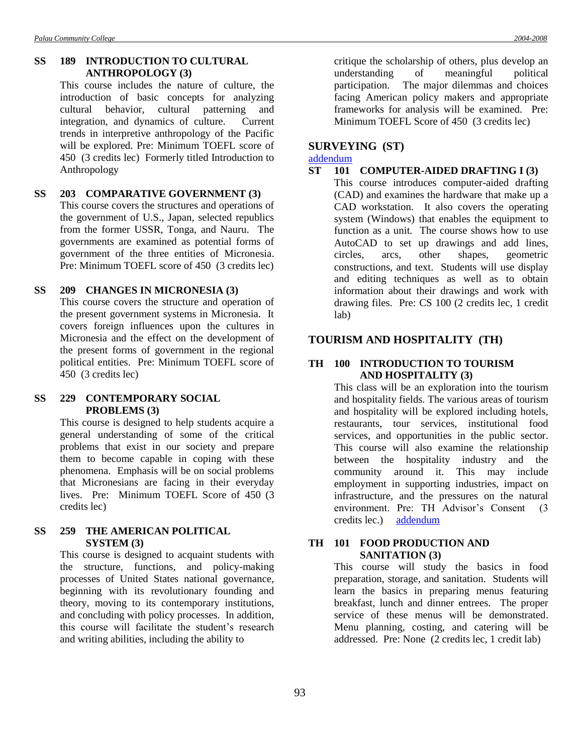**SS 189 INTRODUCTION TO CULTURAL ANTHROPOLOGY (3)**

This course includes the nature of culture, the introduction of basic concepts for analyzing cultural behavior, cultural patterning and integration, and dynamics of culture. Current trends in interpretive anthropology of the Pacific will be explored. Pre: Minimum TOEFL score of 450 (3 credits lec) Formerly titled Introduction to Anthropology

**SS 203 COMPARATIVE GOVERNMENT (3)**

This course covers the structures and operations of the government of U.S., Japan, selected republics from the former USSR, Tonga, and Nauru. The governments are examined as potential forms of government of the three entities of Micronesia. Pre: Minimum TOEFL score of 450 (3 credits lec)

**SS 209 CHANGES IN MICRONESIA (3)**

This course covers the structure and operation of the present government systems in Micronesia. It covers foreign influences upon the cultures in Micronesia and the effect on the development of the present forms of government in the regional political entities. Pre: Minimum TOEFL score of 450 (3 credits lec)

**SS 229 CONTEMPORARY SOCIAL PROBLEMS (3)**

This course is designed to help students acquire a general understanding of some of the critical problems that exist in our society and prepare them to become capable in coping with these phenomena. Emphasis will be on social problems that Micronesians are facing in their everyday lives. Pre: Minimum TOEFL Score of 450 (3 credits lec)

**SS 259 THE AMERICAN POLITICAL SYSTEM (3)**

This course is designed to acquaint students with the structure, functions, and policy-making processes of United States national governance, beginning with its revolutionary founding and theory, moving to its contemporary institutions, and concluding with policy processes. In addition, this course will facilitate the student's research and writing abilities, including the ability to critique the scholarship of others, plus develop an understanding of meaningful political participation. The major dilemmas and choices facing American policy makers and appropriate frameworks for analysis will be examined. Pre: Minimum TOEFL Score of 450 (3 credits lec)

## SURVEYING (ST)

addendum

**ST 101 COMPUTER-AIDED DRAFTING I (3)**

This course introduces computer-aided drafting (CAD) and examines the hardware that make up a CAD workstation. It also covers the operating system (Windows) that enables the equipment to function as a unit. The course shows how to use AutoCAD to set up drawings and add lines, circles, arcs, other shapes, geometric constructions, and text. Students will use display and editing techniques as well as to obtain information about their drawings and work with drawing files. Pre: CS 100 (2 credits lec, 1 credit lab)

## TOURISM AND HOSPITALITY (TH)

**TH 100 INTRODUCTION TO TOURISM AND HOSPITALITY (3)**

This class will be an exploration into the tourism and hospitality fields. The various areas of tourism and hospitality will be explored including hotels, restaurants, tour services, institutional food services, and opportunities in the public sector. This course will also examine the relationship between the hospitality industry and the community around it. This may include employment in supporting industries, impact on infrastructure, and the pressures on the natural environment. Pre: TH Advisor's Consent (3 credits lec.) addendum

**TH 101 FOOD PRODUCTION AND SANITATION (3)**

This course will study the basics in food preparation, storage, and sanitation. Students will learn the basics in preparing menus featuring breakfast, lunch and dinner entrees. The proper service of these menus will be demonstrated. Menu planning, costing, and catering will be addressed. Pre: None (2 credits lec, 1 credit lab)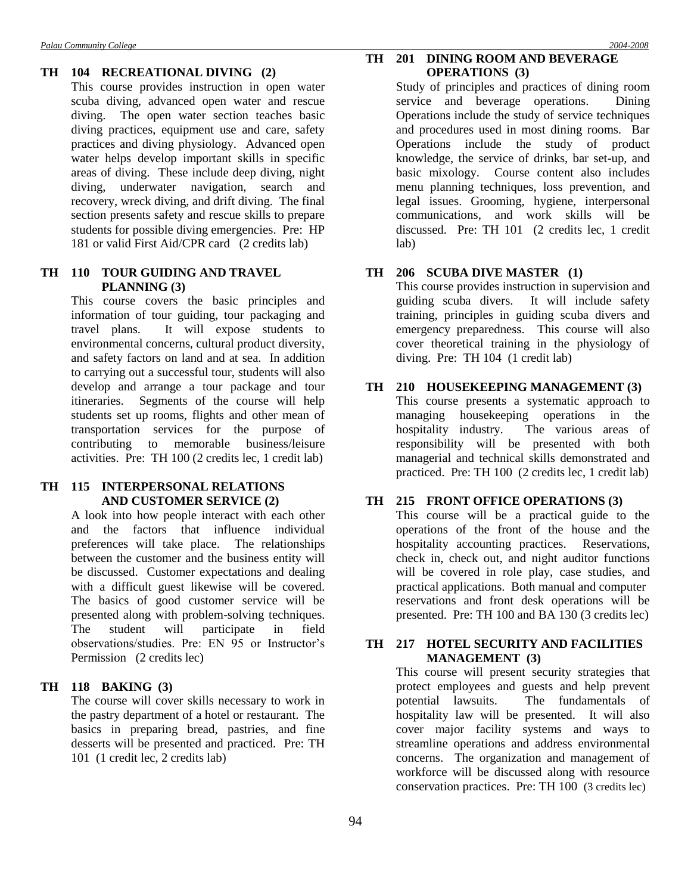### TH 104 RECREATIONAL DIVING (2)

This course provides instruction in open water scuba diving, advanced open water and rescue diving. The open water section teaches basic diving practices, equipment use and care, safety practices and diving physiology. Advanced open water helps develop important skills in specific areas of diving. These include deep diving, night diving, underwater navigation, search and recovery, wreck diving, and drift diving. The final section presents safety and rescue skills to prepare students for possible diving emergencies. Pre: HP 181 or valid First Aid/CPR card (2 credits lab)

### TH 110 TOUR GUIDING AND TRAVEL PLANNING (3)

This course covers the basic principles and information of tour guiding, tour packaging and travel plans. It will expose students to environmental concerns, cultural product diversity, and safety factors on land and at sea. In addition to carrying out a successful tour, students will also develop and arrange a tour package and tour itineraries. Segments of the course will help students set up rooms, flights and other mean of transportation services for the purpose of contributing to memorable business/leisure activities. Pre: TH 100 (2 credits lec, 1 credit lab)

### TH 115 INTERPERSONAL RELATIONS AND CUSTOMER SERVICE (2)

A look into how people interact with each other and the factors that influence individual preferences will take place. The relationships between the customer and the business entity will be discussed. Customer expectations and dealing with a difficult guest likewise will be covered. The basics of good customer service will be presented along with problem-solving techniques. The student will participate in field observations/studies. Pre: EN 95 or Instructor's Permission (2 credits lec)

### TH 118 BAKING (3)

The course will cover skills necessary to work in the pastry department of a hotel or restaurant. The basics in preparing bread, pastries, and fine desserts will be presented and practiced. Pre: TH 101 (1 credit lec, 2 credits lab)

### TH 201 DINING ROOM AND BEVERAGE OPERATIONS (3)

Study of principles and practices of dining room service and beverage operations. Dining Operations include the study of service techniques and procedures used in most dining rooms. Bar Operations include the study of product knowledge, the service of drinks, bar set-up, and basic mixology. Course content also includes menu planning techniques, loss prevention, and legal issues. Grooming, hygiene, interpersonal communications, and work skills will be discussed. Pre: TH 101 (2 credits lec, 1 credit lab)

### TH 206 SCUBA DIVE MASTER (1)

This course provides instruction in supervision and guiding scuba divers. It will include safety training, principles in guiding scuba divers and emergency preparedness. This course will also cover theoretical training in the physiology of diving. Pre: TH 104 (1 credit lab)

### TH 210 HOUSEKEEPING MANAGEMENT (3)

This course presents a systematic approach to managing housekeeping operations in the hospitality industry. The various areas of responsibility will be presented with both managerial and technical skills demonstrated and practiced. Pre: TH 100 (2 credits lec, 1 credit lab)

### TH 215 FRONT OFFICE OPERATIONS (3)

This course will be a practical guide to the operations of the front of the house and the hospitality accounting practices. Reservations, check in, check out, and night auditor functions will be covered in role play, case studies, and practical applications. Both manual and computer reservations and front desk operations will be presented. Pre: TH 100 and BA 130 (3 credits lec)

### TH 217 HOTEL SECURITY AND FACILITIES MANAGEMENT (3)

This course will present security strategies that protect employees and guests and help prevent potential lawsuits. The fundamentals of hospitality law will be presented. It will also cover major facility systems and ways to streamline operations and address environmental concerns. The organization and management of workforce will be discussed along with resource conservation practices. Pre: TH 100 (3 credits lec)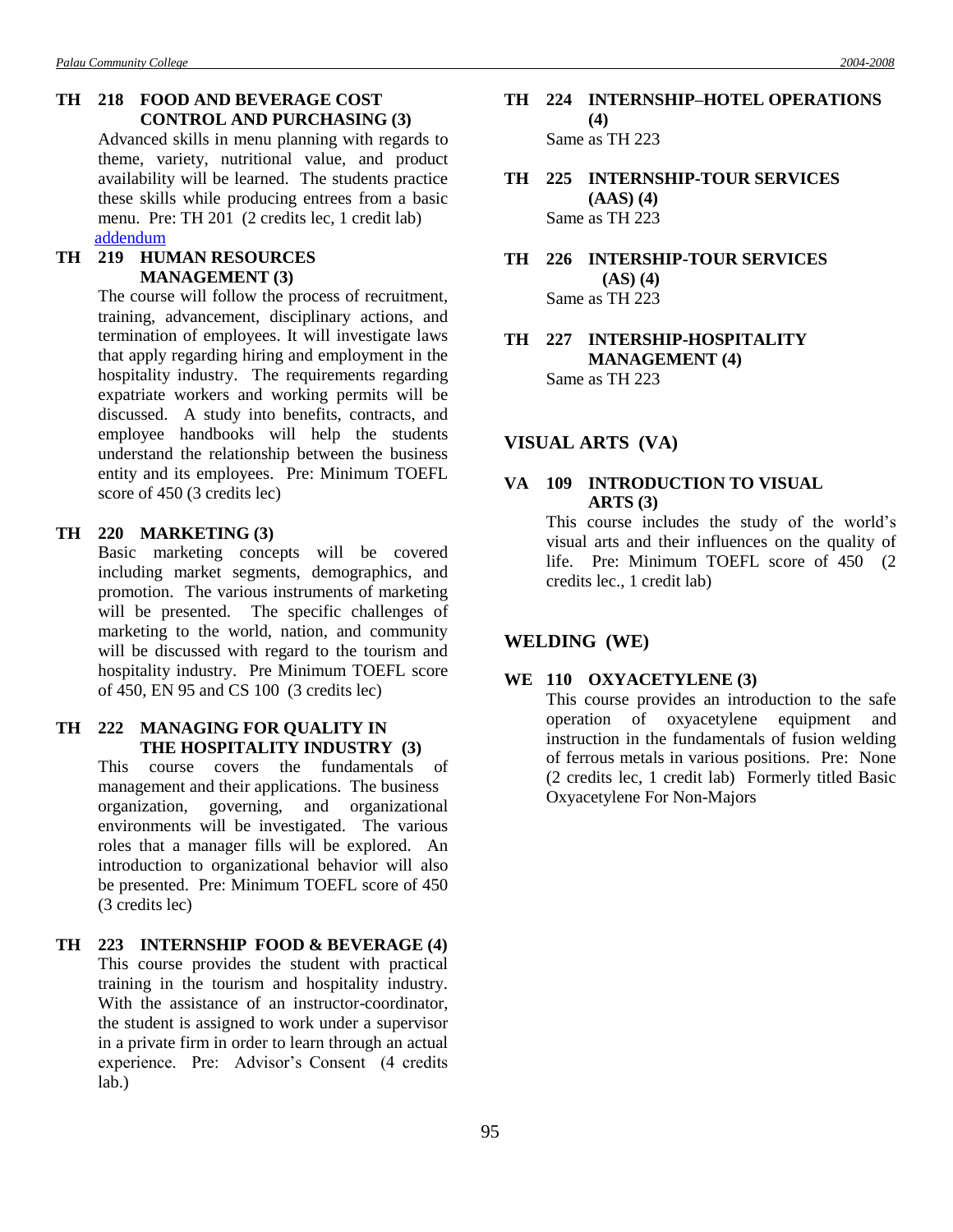**TH 218 FOOD AND BEVERAGE COST CONTROL AND PURCHASING (3)**

Advanced skills in menu planning with regards to theme, variety, nutritional value, and product availability will be learned. The students practice these skills while producing entrees from a basic menu. Pre: TH 201 (2 credits lec, 1 credit lab)

addendum

**TH 219 HUMAN RESOURCES MANAGEMENT (3)**

The course will follow the process of recruitment, training, advancement, disciplinary actions, and termination of employees. It will investigate laws that apply regarding hiring and employment in the hospitality industry. The requirements regarding expatriate workers and working permits will be discussed. A study into benefits, contracts, and employee handbooks will help the students understand the relationship between the business entity and its employees. Pre: Minimum TOEFL score of 450 (3 credits lec)

**TH 220 MARKETING (3)**

Basic marketing concepts will be covered including market segments, demographics, and promotion. The various instruments of marketing will be presented. The specific challenges of marketing to the world, nation, and community will be discussed with regard to the tourism and hospitality industry. Pre Minimum TOEFL score of 450, EN 95 and CS 100 (3 credits lec)

**TH 222 MANAGING FOR QUALITY IN THE HOSPITALITY INDUSTRY (3)**

This course covers the fundamentals of management and their applications. The business organization, governing, and organizational environments will be investigated. The various roles that a manager fills will be explored. An introduction to organizational behavior will also be presented. Pre: Minimum TOEFL score of 450 (3 credits lec)

**TH 223 INTERNSHIP FOOD & BEVERAGE (4)**

This course provides the student with practical training in the tourism and hospitality industry. With the assistance of an instructor-coordinator, the student is assigned to work under a supervisor in a private firm in order to learn through an actual experience. Pre: Advisor's Consent (4 credits lab.)

**TH 224 INTERNSHIP–HOTEL OPERATIONS (4)**

Same as TH 223

**TH 225 INTERNSHIP-TOUR SERVICES (AAS) (4)**

Same as TH 223

**TH 226 INTERSHIP-TOUR SERVICES (AS) (4)**

Same as TH 223

**TH 227 INTERSHIP-HOSPITALITY MANAGEMENT (4)**

Same as TH 223

## VISUAL ARTS (VA)

**VA 109 INTRODUCTION TO VISUAL ARTS (3)**

This course includes the study of the world's visual arts and their influences on the quality of life. Pre: Minimum TOEFL score of 450 (2 credits lec., 1 credit lab)

## WELDING (WE)

**WE 110 OXYACETYLENE (3)**

This course provides an introduction to the safe operation of oxyacetylene equipment and instruction in the fundamentals of fusion welding of ferrous metals in various positions. Pre: None (2 credits lec, 1 credit lab) Formerly titled Basic Oxyacetylene For Non-Majors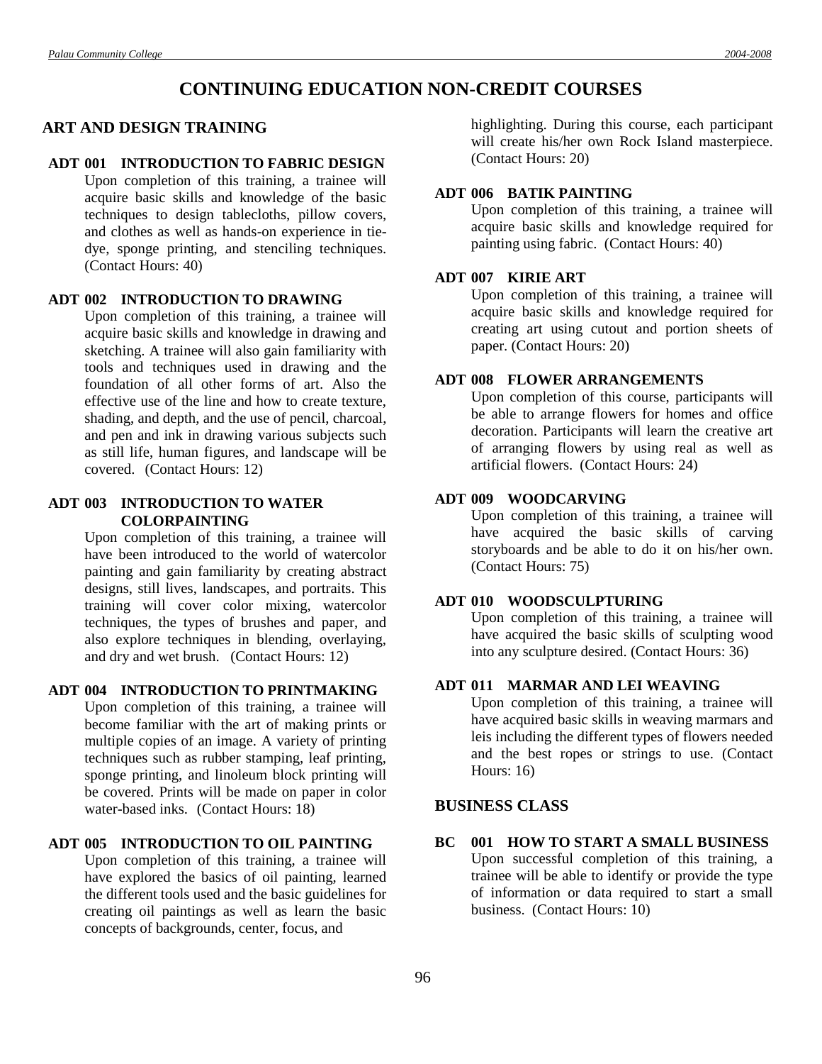# CONTINUING EDUCATION NON-CREDIT COURSES

## ART AND DESIGN TRAINING

### ADT 001 INTRODUCTION TO FABRIC DESIGN

Upon completion of this training, a trainee will acquire basic skills and knowledge of the basic techniques to design tablecloths, pillow covers, and clothes as well as hands-on experience in tie-dye, sponge printing, and stenciling techniques. (Contact Hours: 40)

### ADT 002 INTRODUCTION TO DRAWING

Upon completion of this training, a trainee will acquire basic skills and knowledge in drawing and sketching. A trainee will also gain familiarity with tools and techniques used in drawing and the foundation of all other forms of art. Also the effective use of the line and how to create texture, shading, and depth, and the use of pencil, charcoal, and pen and ink in drawing various subjects such as still life, human figures, and landscape will be covered. (Contact Hours: 12)

### ADT 003 INTRODUCTION TO WATER COLORPAINTING

Upon completion of this training, a trainee will have been introduced to the world of watercolor painting and gain familiarity by creating abstract designs, still lives, landscapes, and portraits. This training will cover color mixing, watercolor techniques, the types of brushes and paper, and also explore techniques in blending, overlaying, and dry and wet brush. (Contact Hours: 12)

### ADT 004 INTRODUCTION TO PRINTMAKING

Upon completion of this training, a trainee will become familiar with the art of making prints or multiple copies of an image. A variety of printing techniques such as rubber stamping, leaf printing, sponge printing, and linoleum block printing will be covered. Prints will be made on paper in color water-based inks. (Contact Hours: 18)

### ADT 005 INTRODUCTION TO OIL PAINTING

Upon completion of this training, a trainee will have explored the basics of oil painting, learned the different tools used and the basic guidelines for creating oil paintings as well as learn the basic concepts of backgrounds, center, focus, and highlighting. During this course, each participant will create his/her own Rock Island masterpiece. (Contact Hours: 20)

### ADT 006 BATIK PAINTING

Upon completion of this training, a trainee will acquire basic skills and knowledge required for painting using fabric. (Contact Hours: 40)

### ADT 007 KIRIE ART

Upon completion of this training, a trainee will acquire basic skills and knowledge required for creating art using cutout and portion sheets of paper. (Contact Hours: 20)

### ADT 008 FLOWER ARRANGEMENTS

Upon completion of this course, participants will be able to arrange flowers for homes and office decoration. Participants will learn the creative art of arranging flowers by using real as well as artificial flowers. (Contact Hours: 24)

### ADT 009 WOODCARVING

Upon completion of this training, a trainee will have acquired the basic skills of carving storyboards and be able to do it on his/her own. (Contact Hours: 75)

### ADT 010 WOODSCULPTURING

Upon completion of this training, a trainee will have acquired the basic skills of sculpting wood into any sculpture desired. (Contact Hours: 36)

### ADT 011 MARMAR AND LEI WEAVING

Upon completion of this training, a trainee will have acquired basic skills in weaving marmars and leis including the different types of flowers needed and the best ropes or strings to use. (Contact Hours: 16)

## BUSINESS CLASS

### BC 001 HOW TO START A SMALL BUSINESS

Upon successful completion of this training, a trainee will be able to identify or provide the type of information or data required to start a small business. (Contact Hours: 10)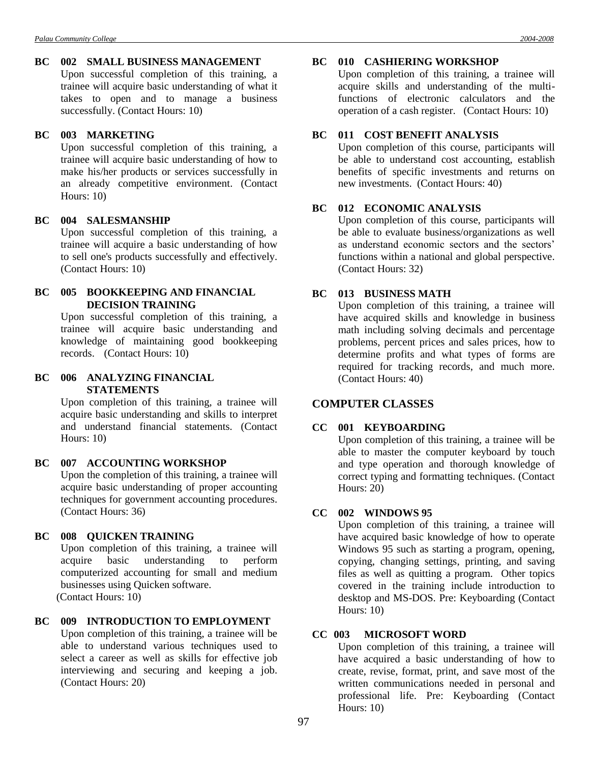### BC 002 SMALL BUSINESS MANAGEMENT

Upon successful completion of this training, a trainee will acquire basic understanding of what it takes to open and to manage a business successfully. (Contact Hours: 10)

### BC 003 MARKETING

Upon successful completion of this training, a trainee will acquire basic understanding of how to make his/her products or services successfully in an already competitive environment. (Contact Hours: 10)

### BC 004 SALESMANSHIP

Upon successful completion of this training, a trainee will acquire a basic understanding of how to sell one's products successfully and effectively. (Contact Hours: 10)

### BC 005 BOOKKEEPING AND FINANCIAL DECISION TRAINING

Upon successful completion of this training, a trainee will acquire basic understanding and knowledge of maintaining good bookkeeping records. (Contact Hours: 10)

### BC 006 ANALYZING FINANCIAL STATEMENTS

Upon completion of this training, a trainee will acquire basic understanding and skills to interpret and understand financial statements. (Contact Hours: 10)

### BC 007 ACCOUNTING WORKSHOP

Upon the completion of this training, a trainee will acquire basic understanding of proper accounting techniques for government accounting procedures. (Contact Hours: 36)

### BC 008 QUICKEN TRAINING

Upon completion of this training, a trainee will acquire basic understanding to perform computerized accounting for small and medium businesses using Quicken software.
(Contact Hours: 10)

### BC 009 INTRODUCTION TO EMPLOYMENT

Upon completion of this training, a trainee will be able to understand various techniques used to select a career as well as skills for effective job interviewing and securing and keeping a job. (Contact Hours: 20)

### BC 010 CASHIERING WORKSHOP

Upon completion of this training, a trainee will acquire skills and understanding of the multi-functions of electronic calculators and the operation of a cash register. (Contact Hours: 10)

### BC 011 COST BENEFIT ANALYSIS

Upon completion of this course, participants will be able to understand cost accounting, establish benefits of specific investments and returns on new investments. (Contact Hours: 40)

### BC 012 ECONOMIC ANALYSIS

Upon completion of this course, participants will be able to evaluate business/organizations as well as understand economic sectors and the sectors' functions within a national and global perspective. (Contact Hours: 32)

### BC 013 BUSINESS MATH

Upon completion of this training, a trainee will have acquired skills and knowledge in business math including solving decimals and percentage problems, percent prices and sales prices, how to determine profits and what types of forms are required for tracking records, and much more. (Contact Hours: 40)

## COMPUTER CLASSES

### CC 001 KEYBOARDING

Upon completion of this training, a trainee will be able to master the computer keyboard by touch and type operation and thorough knowledge of correct typing and formatting techniques. (Contact Hours: 20)

### CC 002 WINDOWS 95

Upon completion of this training, a trainee will have acquired basic knowledge of how to operate Windows 95 such as starting a program, opening, copying, changing settings, printing, and saving files as well as quitting a program. Other topics covered in the training include introduction to desktop and MS-DOS. Pre: Keyboarding (Contact Hours: 10)

### CC 003 MICROSOFT WORD

Upon completion of this training, a trainee will have acquired a basic understanding of how to create, revise, format, print, and save most of the written communications needed in personal and professional life. Pre: Keyboarding (Contact Hours: 10)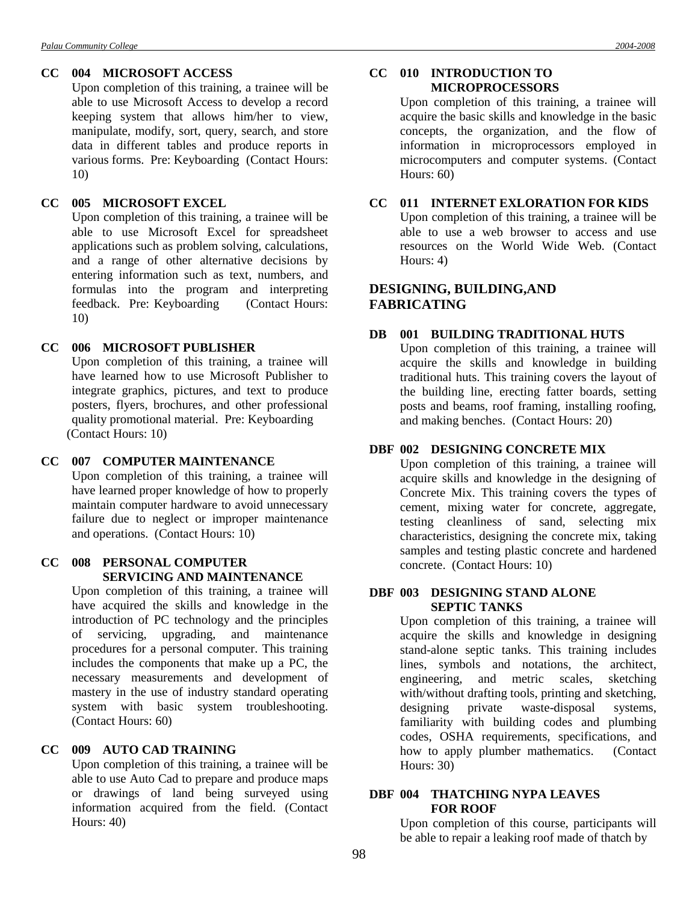**CC 004 MICROSOFT ACCESS**

Upon completion of this training, a trainee will be able to use Microsoft Access to develop a record keeping system that allows him/her to view, manipulate, modify, sort, query, search, and store data in different tables and produce reports in various forms. Pre: Keyboarding (Contact Hours: 10)

**CC 005 MICROSOFT EXCEL**

Upon completion of this training, a trainee will be able to use Microsoft Excel for spreadsheet applications such as problem solving, calculations, and a range of other alternative decisions by entering information such as text, numbers, and formulas into the program and interpreting feedback. Pre: Keyboarding (Contact Hours: 10)

**CC 006 MICROSOFT PUBLISHER**

Upon completion of this training, a trainee will have learned how to use Microsoft Publisher to integrate graphics, pictures, and text to produce posters, flyers, brochures, and other professional quality promotional material. Pre: Keyboarding (Contact Hours: 10)

**CC 007 COMPUTER MAINTENANCE**

Upon completion of this training, a trainee will have learned proper knowledge of how to properly maintain computer hardware to avoid unnecessary failure due to neglect or improper maintenance and operations. (Contact Hours: 10)

**CC 008 PERSONAL COMPUTER SERVICING AND MAINTENANCE**

Upon completion of this training, a trainee will have acquired the skills and knowledge in the introduction of PC technology and the principles of servicing, upgrading, and maintenance procedures for a personal computer. This training includes the components that make up a PC, the necessary measurements and development of mastery in the use of industry standard operating system with basic system troubleshooting. (Contact Hours: 60)

**CC 009 AUTO CAD TRAINING**

Upon completion of this training, a trainee will be able to use Auto Cad to prepare and produce maps or drawings of land being surveyed using information acquired from the field. (Contact Hours: 40)

**CC 010 INTRODUCTION TO MICROPROCESSORS**

Upon completion of this training, a trainee will acquire the basic skills and knowledge in the basic concepts, the organization, and the flow of information in microprocessors employed in microcomputers and computer systems. (Contact Hours: 60)

**CC 011 INTERNET EXLORATION FOR KIDS**

Upon completion of this training, a trainee will be able to use a web browser to access and use resources on the World Wide Web. (Contact Hours: 4)

## DESIGNING, BUILDING,AND FABRICATING

**DB 001 BUILDING TRADITIONAL HUTS**

Upon completion of this training, a trainee will acquire the skills and knowledge in building traditional huts. This training covers the layout of the building line, erecting fatter boards, setting posts and beams, roof framing, installing roofing, and making benches. (Contact Hours: 20)

**DBF 002 DESIGNING CONCRETE MIX**

Upon completion of this training, a trainee will acquire skills and knowledge in the designing of Concrete Mix. This training covers the types of cement, mixing water for concrete, aggregate, testing cleanliness of sand, selecting mix characteristics, designing the concrete mix, taking samples and testing plastic concrete and hardened concrete. (Contact Hours: 10)

**DBF 003 DESIGNING STAND ALONE SEPTIC TANKS**

Upon completion of this training, a trainee will acquire the skills and knowledge in designing stand-alone septic tanks. This training includes lines, symbols and notations, the architect, engineering, and metric scales, sketching with/without drafting tools, printing and sketching, designing private waste-disposal systems, familiarity with building codes and plumbing codes, OSHA requirements, specifications, and how to apply plumber mathematics. (Contact Hours: 30)

**DBF 004 THATCHING NYPA LEAVES FOR ROOF**

Upon completion of this course, participants will be able to repair a leaking roof made of thatch by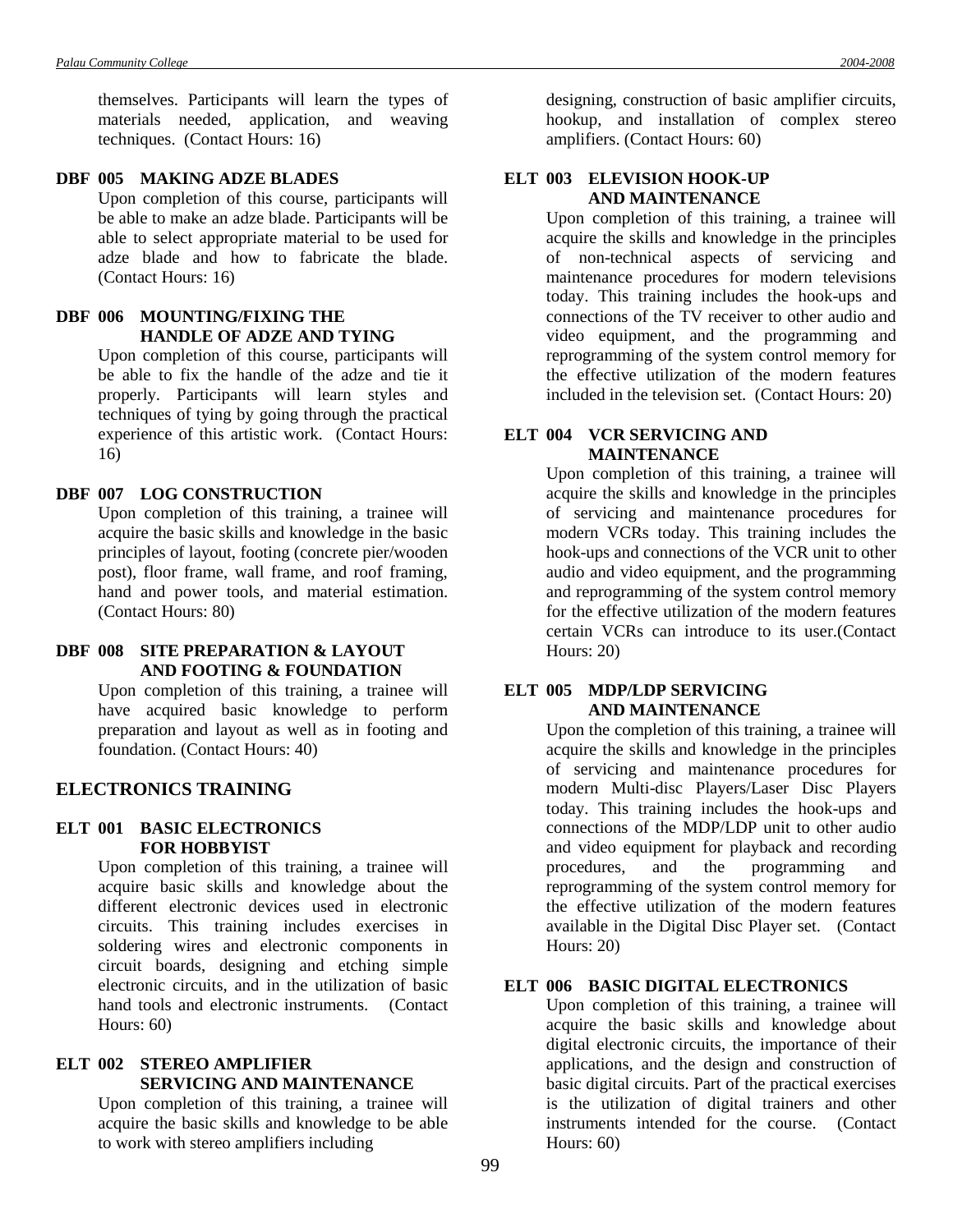themselves. Participants will learn the types of materials needed, application, and weaving techniques. (Contact Hours: 16)

**DBF 005 MAKING ADZE BLADES**

Upon completion of this course, participants will be able to make an adze blade. Participants will be able to select appropriate material to be used for adze blade and how to fabricate the blade. (Contact Hours: 16)

**DBF 006 MOUNTING/FIXING THE HANDLE OF ADZE AND TYING**

Upon completion of this course, participants will be able to fix the handle of the adze and tie it properly. Participants will learn styles and techniques of tying by going through the practical experience of this artistic work. (Contact Hours: 16)

**DBF 007 LOG CONSTRUCTION**

Upon completion of this training, a trainee will acquire the basic skills and knowledge in the basic principles of layout, footing (concrete pier/wooden post), floor frame, wall frame, and roof framing, hand and power tools, and material estimation. (Contact Hours: 80)

**DBF 008 SITE PREPARATION & LAYOUT AND FOOTING & FOUNDATION**

Upon completion of this training, a trainee will have acquired basic knowledge to perform preparation and layout as well as in footing and foundation. (Contact Hours: 40)

## ELECTRONICS TRAINING

**ELT 001 BASIC ELECTRONICS FOR HOBBYIST**

Upon completion of this training, a trainee will acquire basic skills and knowledge about the different electronic devices used in electronic circuits. This training includes exercises in soldering wires and electronic components in circuit boards, designing and etching simple electronic circuits, and in the utilization of basic hand tools and electronic instruments. (Contact Hours: 60)

**ELT 002 STEREO AMPLIFIER SERVICING AND MAINTENANCE**

Upon completion of this training, a trainee will acquire the basic skills and knowledge to be able to work with stereo amplifiers including designing, construction of basic amplifier circuits, hookup, and installation of complex stereo amplifiers. (Contact Hours: 60)

**ELT 003 ELEVISION HOOK-UP AND MAINTENANCE**

Upon completion of this training, a trainee will acquire the skills and knowledge in the principles of non-technical aspects of servicing and maintenance procedures for modern televisions today. This training includes the hook-ups and connections of the TV receiver to other audio and video equipment, and the programming and reprogramming of the system control memory for the effective utilization of the modern features included in the television set. (Contact Hours: 20)

**ELT 004 VCR SERVICING AND MAINTENANCE**

Upon completion of this training, a trainee will acquire the skills and knowledge in the principles of servicing and maintenance procedures for modern VCRs today. This training includes the hook-ups and connections of the VCR unit to other audio and video equipment, and the programming and reprogramming of the system control memory for the effective utilization of the modern features certain VCRs can introduce to its user.(Contact Hours: 20)

**ELT 005 MDP/LDP SERVICING AND MAINTENANCE**

Upon the completion of this training, a trainee will acquire the skills and knowledge in the principles of servicing and maintenance procedures for modern Multi-disc Players/Laser Disc Players today. This training includes the hook-ups and connections of the MDP/LDP unit to other audio and video equipment for playback and recording procedures, and the programming and reprogramming of the system control memory for the effective utilization of the modern features available in the Digital Disc Player set. (Contact Hours: 20)

**ELT 006 BASIC DIGITAL ELECTRONICS**

Upon completion of this training, a trainee will acquire the basic skills and knowledge about digital electronic circuits, the importance of their applications, and the design and construction of basic digital circuits. Part of the practical exercises is the utilization of digital trainers and other instruments intended for the course. (Contact Hours: 60)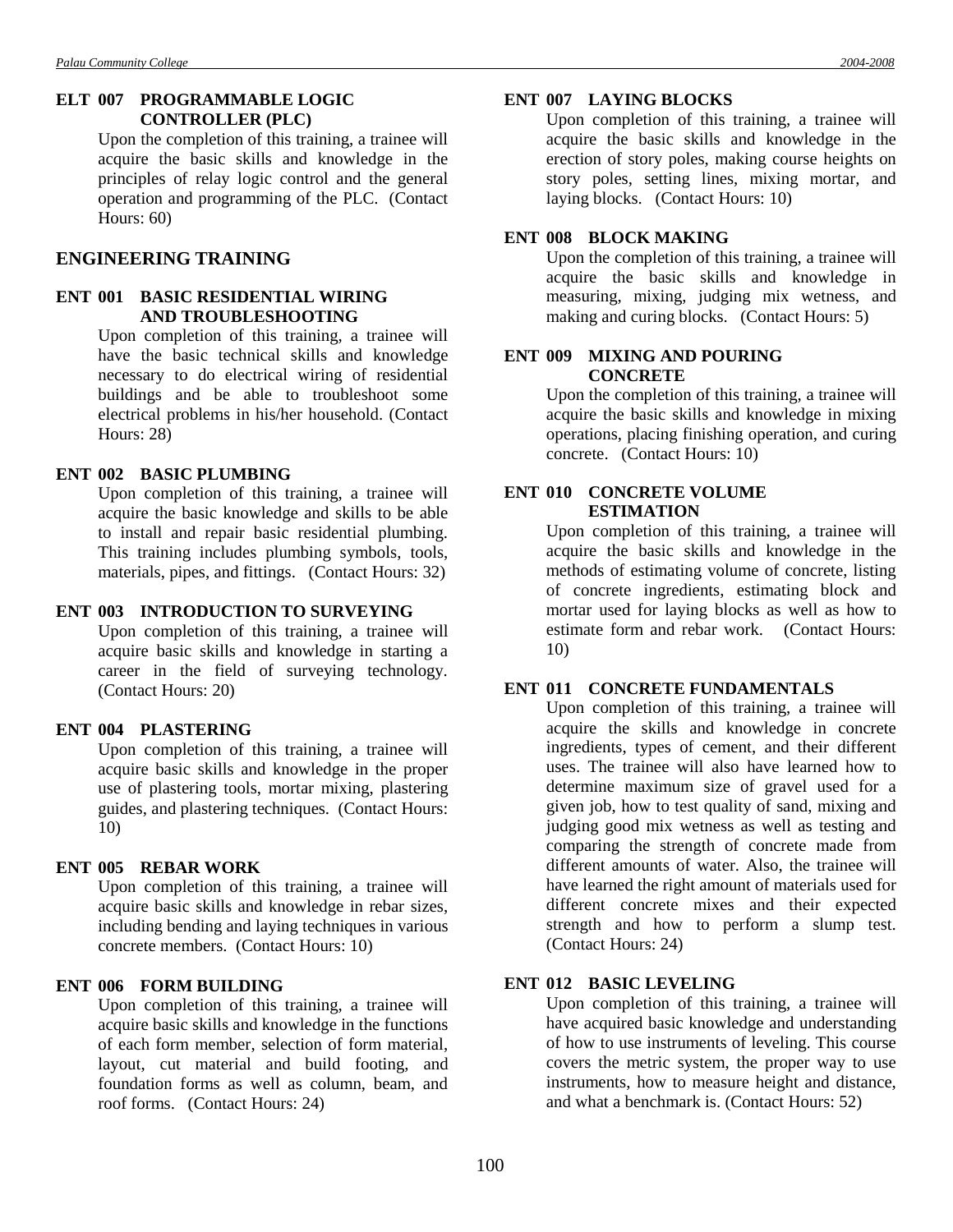#### ELT 007 PROGRAMMABLE LOGIC CONTROLLER (PLC)

Upon the completion of this training, a trainee will acquire the basic skills and knowledge in the principles of relay logic control and the general operation and programming of the PLC. (Contact Hours: 60)

## ENGINEERING TRAINING

#### ENT 001 BASIC RESIDENTIAL WIRING AND TROUBLESHOOTING

Upon completion of this training, a trainee will have the basic technical skills and knowledge necessary to do electrical wiring of residential buildings and be able to troubleshoot some electrical problems in his/her household. (Contact Hours: 28)

#### ENT 002 BASIC PLUMBING

Upon completion of this training, a trainee will acquire the basic knowledge and skills to be able to install and repair basic residential plumbing. This training includes plumbing symbols, tools, materials, pipes, and fittings. (Contact Hours: 32)

#### ENT 003 INTRODUCTION TO SURVEYING

Upon completion of this training, a trainee will acquire basic skills and knowledge in starting a career in the field of surveying technology. (Contact Hours: 20)

#### ENT 004 PLASTERING

Upon completion of this training, a trainee will acquire basic skills and knowledge in the proper use of plastering tools, mortar mixing, plastering guides, and plastering techniques. (Contact Hours: 10)

#### ENT 005 REBAR WORK

Upon completion of this training, a trainee will acquire basic skills and knowledge in rebar sizes, including bending and laying techniques in various concrete members. (Contact Hours: 10)

#### ENT 006 FORM BUILDING

Upon completion of this training, a trainee will acquire basic skills and knowledge in the functions of each form member, selection of form material, layout, cut material and build footing, and foundation forms as well as column, beam, and roof forms. (Contact Hours: 24)

#### ENT 007 LAYING BLOCKS

Upon completion of this training, a trainee will acquire the basic skills and knowledge in the erection of story poles, making course heights on story poles, setting lines, mixing mortar, and laying blocks. (Contact Hours: 10)

#### ENT 008 BLOCK MAKING

Upon the completion of this training, a trainee will acquire the basic skills and knowledge in measuring, mixing, judging mix wetness, and making and curing blocks. (Contact Hours: 5)

#### ENT 009 MIXING AND POURING CONCRETE

Upon the completion of this training, a trainee will acquire the basic skills and knowledge in mixing operations, placing finishing operation, and curing concrete. (Contact Hours: 10)

#### ENT 010 CONCRETE VOLUME ESTIMATION

Upon completion of this training, a trainee will acquire the basic skills and knowledge in the methods of estimating volume of concrete, listing of concrete ingredients, estimating block and mortar used for laying blocks as well as how to estimate form and rebar work. (Contact Hours: 10)

#### ENT 011 CONCRETE FUNDAMENTALS

Upon completion of this training, a trainee will acquire the skills and knowledge in concrete ingredients, types of cement, and their different uses. The trainee will also have learned how to determine maximum size of gravel used for a given job, how to test quality of sand, mixing and judging good mix wetness as well as testing and comparing the strength of concrete made from different amounts of water. Also, the trainee will have learned the right amount of materials used for different concrete mixes and their expected strength and how to perform a slump test. (Contact Hours: 24)

#### ENT 012 BASIC LEVELING

Upon completion of this training, a trainee will have acquired basic knowledge and understanding of how to use instruments of leveling. This course covers the metric system, the proper way to use instruments, how to measure height and distance, and what a benchmark is. (Contact Hours: 52)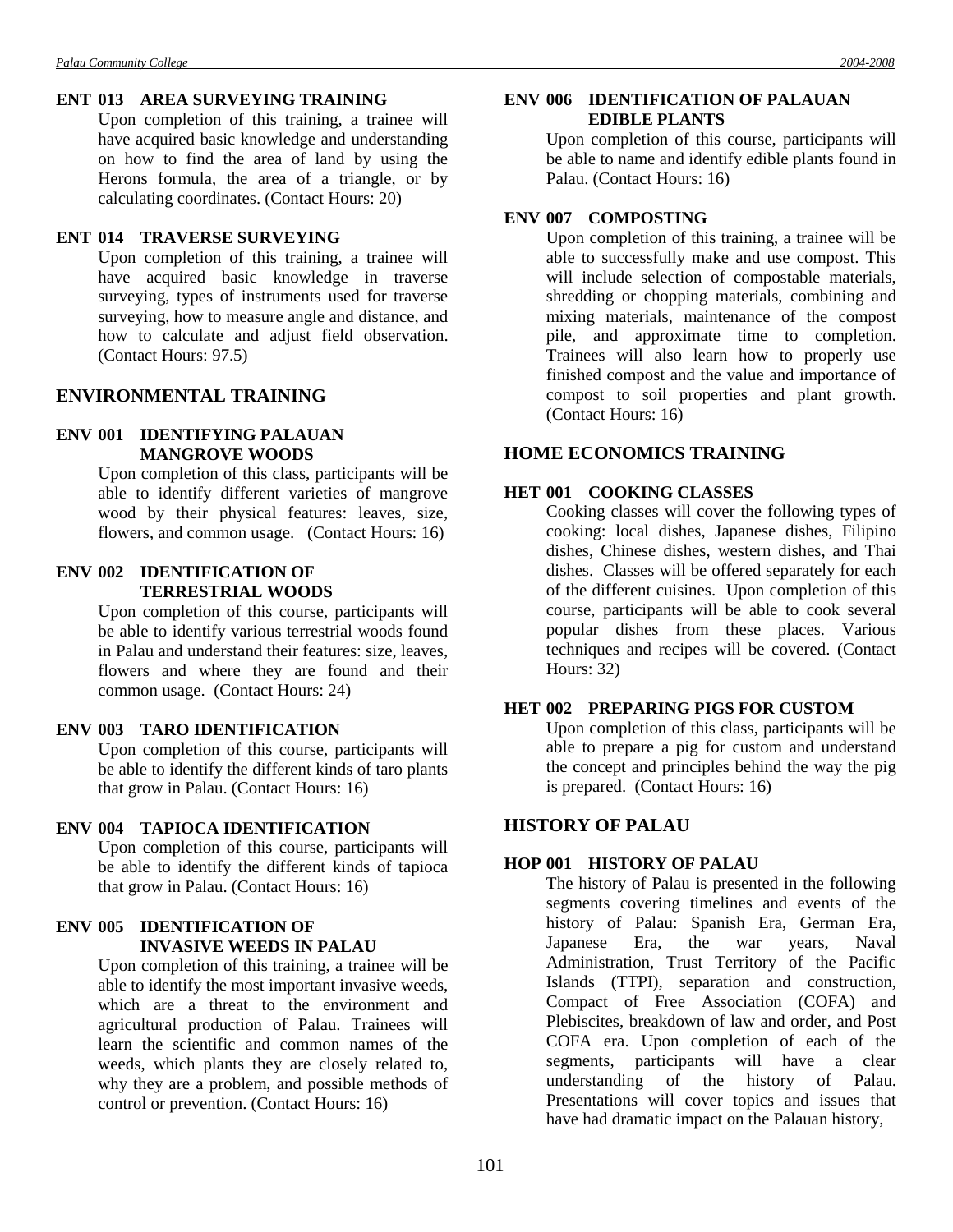**ENT 013 AREA SURVEYING TRAINING**

Upon completion of this training, a trainee will have acquired basic knowledge and understanding on how to find the area of land by using the Herons formula, the area of a triangle, or by calculating coordinates. (Contact Hours: 20)

**ENT 014 TRAVERSE SURVEYING**

Upon completion of this training, a trainee will have acquired basic knowledge in traverse surveying, types of instruments used for traverse surveying, how to measure angle and distance, and how to calculate and adjust field observation. (Contact Hours: 97.5)

## ENVIRONMENTAL TRAINING

**ENV 001 IDENTIFYING PALAUAN MANGROVE WOODS**

Upon completion of this class, participants will be able to identify different varieties of mangrove wood by their physical features: leaves, size, flowers, and common usage. (Contact Hours: 16)

**ENV 002 IDENTIFICATION OF TERRESTRIAL WOODS**

Upon completion of this course, participants will be able to identify various terrestrial woods found in Palau and understand their features: size, leaves, flowers and where they are found and their common usage. (Contact Hours: 24)

**ENV 003 TARO IDENTIFICATION**

Upon completion of this course, participants will be able to identify the different kinds of taro plants that grow in Palau. (Contact Hours: 16)

**ENV 004 TAPIOCA IDENTIFICATION**

Upon completion of this course, participants will be able to identify the different kinds of tapioca that grow in Palau. (Contact Hours: 16)

**ENV 005 IDENTIFICATION OF INVASIVE WEEDS IN PALAU**

Upon completion of this training, a trainee will be able to identify the most important invasive weeds, which are a threat to the environment and agricultural production of Palau. Trainees will learn the scientific and common names of the weeds, which plants they are closely related to, why they are a problem, and possible methods of control or prevention. (Contact Hours: 16)

**ENV 006 IDENTIFICATION OF PALAUAN EDIBLE PLANTS**

Upon completion of this course, participants will be able to name and identify edible plants found in Palau. (Contact Hours: 16)

**ENV 007 COMPOSTING**

Upon completion of this training, a trainee will be able to successfully make and use compost. This will include selection of compostable materials, shredding or chopping materials, combining and mixing materials, maintenance of the compost pile, and approximate time to completion. Trainees will also learn how to properly use finished compost and the value and importance of compost to soil properties and plant growth. (Contact Hours: 16)

## HOME ECONOMICS TRAINING

**HET 001 COOKING CLASSES**

Cooking classes will cover the following types of cooking: local dishes, Japanese dishes, Filipino dishes, Chinese dishes, western dishes, and Thai dishes. Classes will be offered separately for each of the different cuisines. Upon completion of this course, participants will be able to cook several popular dishes from these places. Various techniques and recipes will be covered. (Contact Hours: 32)

**HET 002 PREPARING PIGS FOR CUSTOM**

Upon completion of this class, participants will be able to prepare a pig for custom and understand the concept and principles behind the way the pig is prepared. (Contact Hours: 16)

## HISTORY OF PALAU

**HOP 001 HISTORY OF PALAU**

The history of Palau is presented in the following segments covering timelines and events of the history of Palau: Spanish Era, German Era, Japanese Era, the war years, Naval Administration, Trust Territory of the Pacific Islands (TTPI), separation and construction, Compact of Free Association (COFA) and Plebiscites, breakdown of law and order, and Post COFA era. Upon completion of each of the segments, participants will have a clear understanding of the history of Palau. Presentations will cover topics and issues that have had dramatic impact on the Palauan history,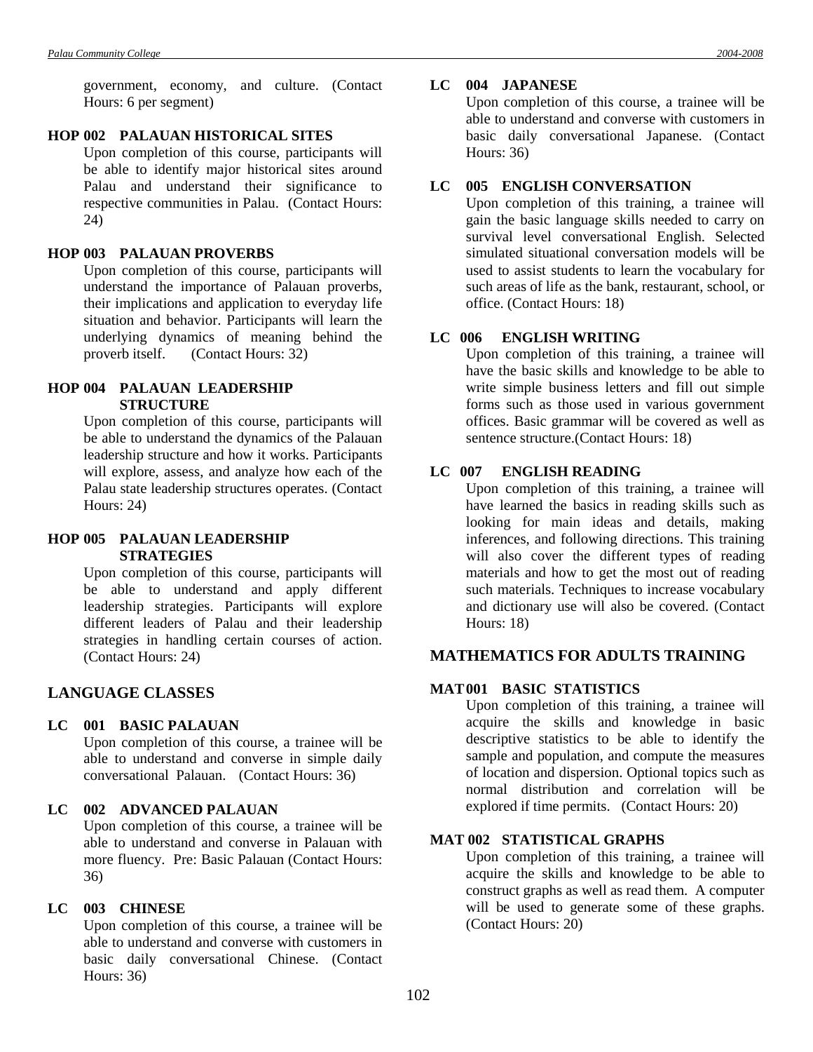government, economy, and culture. (Contact Hours: 6 per segment)

### HOP 002 PALAUAN HISTORICAL SITES

Upon completion of this course, participants will be able to identify major historical sites around Palau and understand their significance to respective communities in Palau. (Contact Hours: 24)

### HOP 003 PALAUAN PROVERBS

Upon completion of this course, participants will understand the importance of Palauan proverbs, their implications and application to everyday life situation and behavior. Participants will learn the underlying dynamics of meaning behind the proverb itself. (Contact Hours: 32)

### HOP 004 PALAUAN LEADERSHIP STRUCTURE

Upon completion of this course, participants will be able to understand the dynamics of the Palauan leadership structure and how it works. Participants will explore, assess, and analyze how each of the Palau state leadership structures operates. (Contact Hours: 24)

### HOP 005 PALAUAN LEADERSHIP STRATEGIES

Upon completion of this course, participants will be able to understand and apply different leadership strategies. Participants will explore different leaders of Palau and their leadership strategies in handling certain courses of action. (Contact Hours: 24)

## LANGUAGE CLASSES

### LC 001 BASIC PALAUAN

Upon completion of this course, a trainee will be able to understand and converse in simple daily conversational Palauan. (Contact Hours: 36)

### LC 002 ADVANCED PALAUAN

Upon completion of this course, a trainee will be able to understand and converse in Palauan with more fluency. Pre: Basic Palauan (Contact Hours: 36)

### LC 003 CHINESE

Upon completion of this course, a trainee will be able to understand and converse with customers in basic daily conversational Chinese. (Contact Hours: 36)

### LC 004 JAPANESE

Upon completion of this course, a trainee will be able to understand and converse with customers in basic daily conversational Japanese. (Contact Hours: 36)

### LC 005 ENGLISH CONVERSATION

Upon completion of this training, a trainee will gain the basic language skills needed to carry on survival level conversational English. Selected simulated situational conversation models will be used to assist students to learn the vocabulary for such areas of life as the bank, restaurant, school, or office. (Contact Hours: 18)

### LC 006 ENGLISH WRITING

Upon completion of this training, a trainee will have the basic skills and knowledge to be able to write simple business letters and fill out simple forms such as those used in various government offices. Basic grammar will be covered as well as sentence structure.(Contact Hours: 18)

### LC 007 ENGLISH READING

Upon completion of this training, a trainee will have learned the basics in reading skills such as looking for main ideas and details, making inferences, and following directions. This training will also cover the different types of reading materials and how to get the most out of reading such materials. Techniques to increase vocabulary and dictionary use will also be covered. (Contact Hours: 18)

## MATHEMATICS FOR ADULTS TRAINING

### MAT 001 BASIC STATISTICS

Upon completion of this training, a trainee will acquire the skills and knowledge in basic descriptive statistics to be able to identify the sample and population, and compute the measures of location and dispersion. Optional topics such as normal distribution and correlation will be explored if time permits. (Contact Hours: 20)

### MAT 002 STATISTICAL GRAPHS

Upon completion of this training, a trainee will acquire the skills and knowledge to be able to construct graphs as well as read them. A computer will be used to generate some of these graphs. (Contact Hours: 20)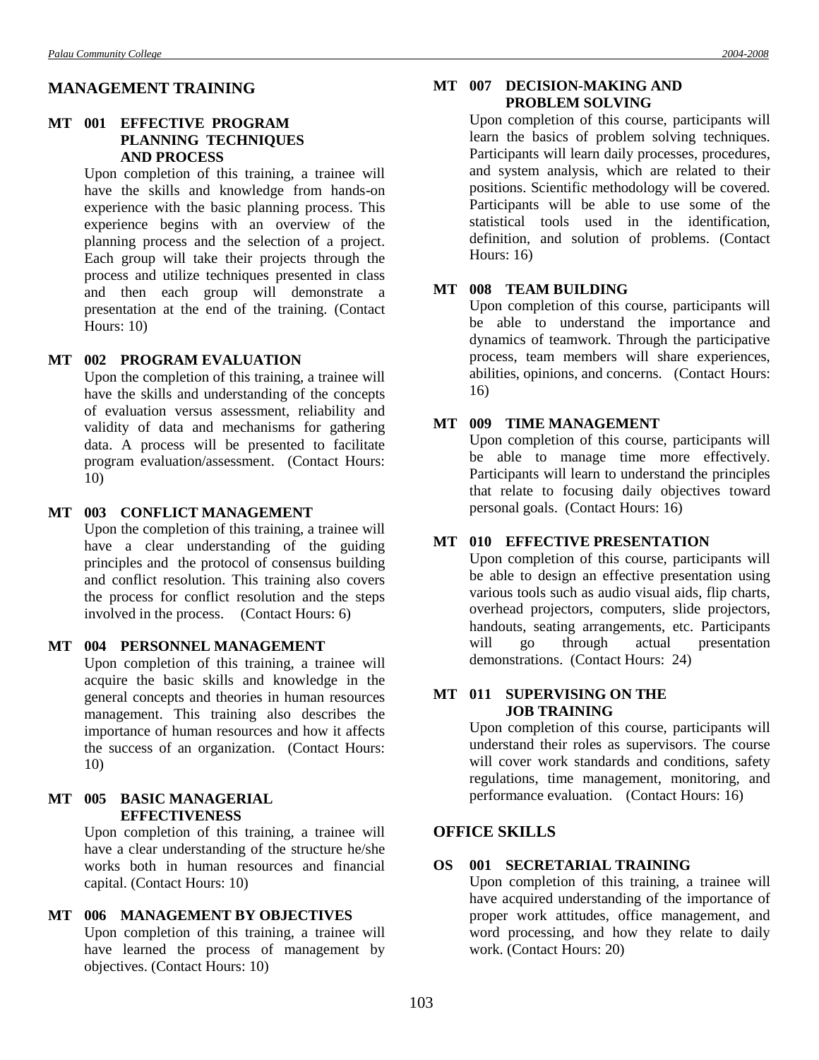## MANAGEMENT TRAINING

### MT 001 EFFECTIVE PROGRAM PLANNING TECHNIQUES AND PROCESS

Upon completion of this training, a trainee will have the skills and knowledge from hands-on experience with the basic planning process. This experience begins with an overview of the planning process and the selection of a project. Each group will take their projects through the process and utilize techniques presented in class and then each group will demonstrate a presentation at the end of the training. (Contact Hours: 10)

### MT 002 PROGRAM EVALUATION

Upon the completion of this training, a trainee will have the skills and understanding of the concepts of evaluation versus assessment, reliability and validity of data and mechanisms for gathering data. A process will be presented to facilitate program evaluation/assessment. (Contact Hours: 10)

### MT 003 CONFLICT MANAGEMENT

Upon the completion of this training, a trainee will have a clear understanding of the guiding principles and the protocol of consensus building and conflict resolution. This training also covers the process for conflict resolution and the steps involved in the process. (Contact Hours: 6)

### MT 004 PERSONNEL MANAGEMENT

Upon completion of this training, a trainee will acquire the basic skills and knowledge in the general concepts and theories in human resources management. This training also describes the importance of human resources and how it affects the success of an organization. (Contact Hours: 10)

### MT 005 BASIC MANAGERIAL EFFECTIVENESS

Upon completion of this training, a trainee will have a clear understanding of the structure he/she works both in human resources and financial capital. (Contact Hours: 10)

### MT 006 MANAGEMENT BY OBJECTIVES

Upon completion of this training, a trainee will have learned the process of management by objectives. (Contact Hours: 10)

### MT 007 DECISION-MAKING AND PROBLEM SOLVING

Upon completion of this course, participants will learn the basics of problem solving techniques. Participants will learn daily processes, procedures, and system analysis, which are related to their positions. Scientific methodology will be covered. Participants will be able to use some of the statistical tools used in the identification, definition, and solution of problems. (Contact Hours: 16)

### MT 008 TEAM BUILDING

Upon completion of this course, participants will be able to understand the importance and dynamics of teamwork. Through the participative process, team members will share experiences, abilities, opinions, and concerns. (Contact Hours: 16)

### MT 009 TIME MANAGEMENT

Upon completion of this course, participants will be able to manage time more effectively. Participants will learn to understand the principles that relate to focusing daily objectives toward personal goals. (Contact Hours: 16)

### MT 010 EFFECTIVE PRESENTATION

Upon completion of this course, participants will be able to design an effective presentation using various tools such as audio visual aids, flip charts, overhead projectors, computers, slide projectors, handouts, seating arrangements, etc. Participants will go through actual presentation demonstrations. (Contact Hours: 24)

### MT 011 SUPERVISING ON THE JOB TRAINING

Upon completion of this course, participants will understand their roles as supervisors. The course will cover work standards and conditions, safety regulations, time management, monitoring, and performance evaluation. (Contact Hours: 16)

## OFFICE SKILLS

### OS 001 SECRETARIAL TRAINING

Upon completion of this training, a trainee will have acquired understanding of the importance of proper work attitudes, office management, and word processing, and how they relate to daily work. (Contact Hours: 20)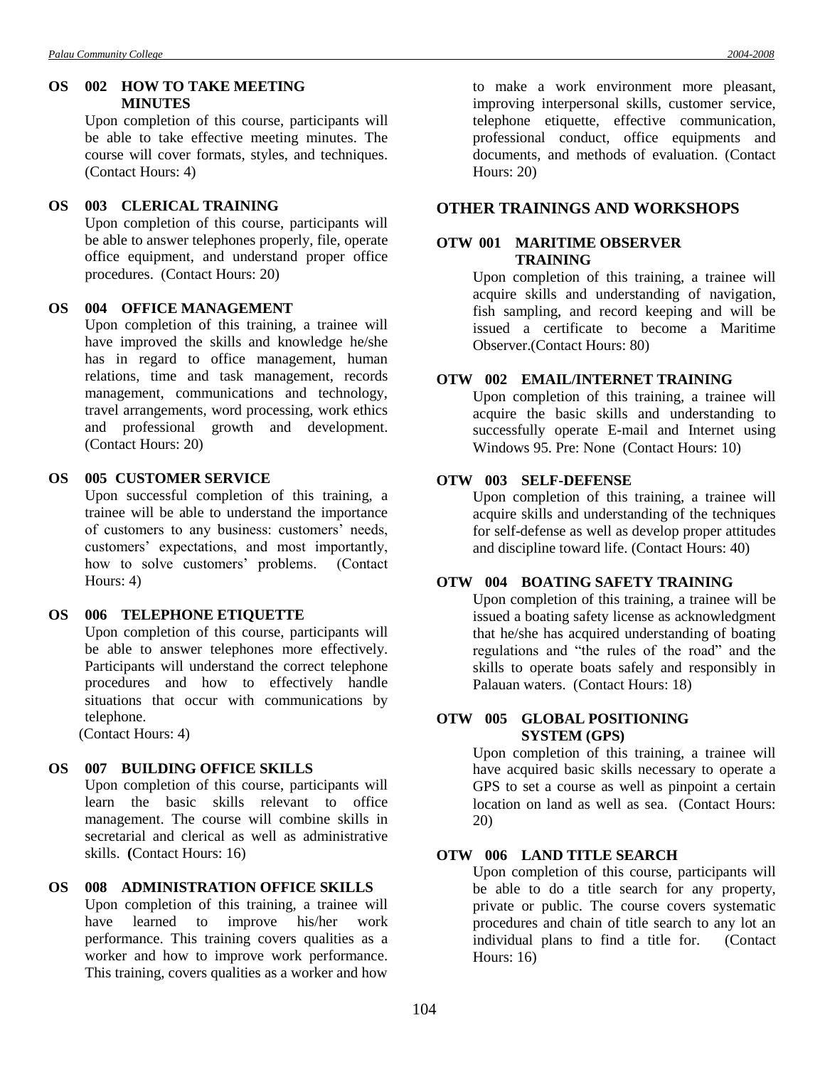**OS 002 HOW TO TAKE MEETING MINUTES**

Upon completion of this course, participants will be able to take effective meeting minutes. The course will cover formats, styles, and techniques. (Contact Hours: 4)

**OS 003 CLERICAL TRAINING**

Upon completion of this course, participants will be able to answer telephones properly, file, operate office equipment, and understand proper office procedures. (Contact Hours: 20)

**OS 004 OFFICE MANAGEMENT**

Upon completion of this training, a trainee will have improved the skills and knowledge he/she has in regard to office management, human relations, time and task management, records management, communications and technology, travel arrangements, word processing, work ethics and professional growth and development. (Contact Hours: 20)

**OS 005 CUSTOMER SERVICE**

Upon successful completion of this training, a trainee will be able to understand the importance of customers to any business: customers' needs, customers' expectations, and most importantly, how to solve customers' problems. (Contact Hours: 4)

**OS 006 TELEPHONE ETIQUETTE**

Upon completion of this course, participants will be able to answer telephones more effectively. Participants will understand the correct telephone procedures and how to effectively handle situations that occur with communications by telephone.
(Contact Hours: 4)

**OS 007 BUILDING OFFICE SKILLS**

Upon completion of this course, participants will learn the basic skills relevant to office management. The course will combine skills in secretarial and clerical as well as administrative skills. **(**Contact Hours: 16)

**OS 008 ADMINISTRATION OFFICE SKILLS**

Upon completion of this training, a trainee will have learned to improve his/her work performance. This training covers qualities as a worker and how to improve work performance. This training, covers qualities as a worker and how to make a work environment more pleasant, improving interpersonal skills, customer service, telephone etiquette, effective communication, professional conduct, office equipments and documents, and methods of evaluation. (Contact Hours: 20)

## OTHER TRAININGS AND WORKSHOPS

**OTW 001 MARITIME OBSERVER TRAINING**

Upon completion of this training, a trainee will acquire skills and understanding of navigation, fish sampling, and record keeping and will be issued a certificate to become a Maritime Observer.(Contact Hours: 80)

**OTW 002 EMAIL/INTERNET TRAINING**

Upon completion of this training, a trainee will acquire the basic skills and understanding to successfully operate E-mail and Internet using Windows 95. Pre: None (Contact Hours: 10)

**OTW 003 SELF-DEFENSE**

Upon completion of this training, a trainee will acquire skills and understanding of the techniques for self-defense as well as develop proper attitudes and discipline toward life. (Contact Hours: 40)

**OTW 004 BOATING SAFETY TRAINING**

Upon completion of this training, a trainee will be issued a boating safety license as acknowledgment that he/she has acquired understanding of boating regulations and "the rules of the road" and the skills to operate boats safely and responsibly in Palauan waters. (Contact Hours: 18)

**OTW 005 GLOBAL POSITIONING SYSTEM (GPS)**

Upon completion of this training, a trainee will have acquired basic skills necessary to operate a GPS to set a course as well as pinpoint a certain location on land as well as sea. (Contact Hours: 20)

**OTW 006 LAND TITLE SEARCH**

Upon completion of this course, participants will be able to do a title search for any property, private or public. The course covers systematic procedures and chain of title search to any lot an individual plans to find a title for. (Contact Hours: 16)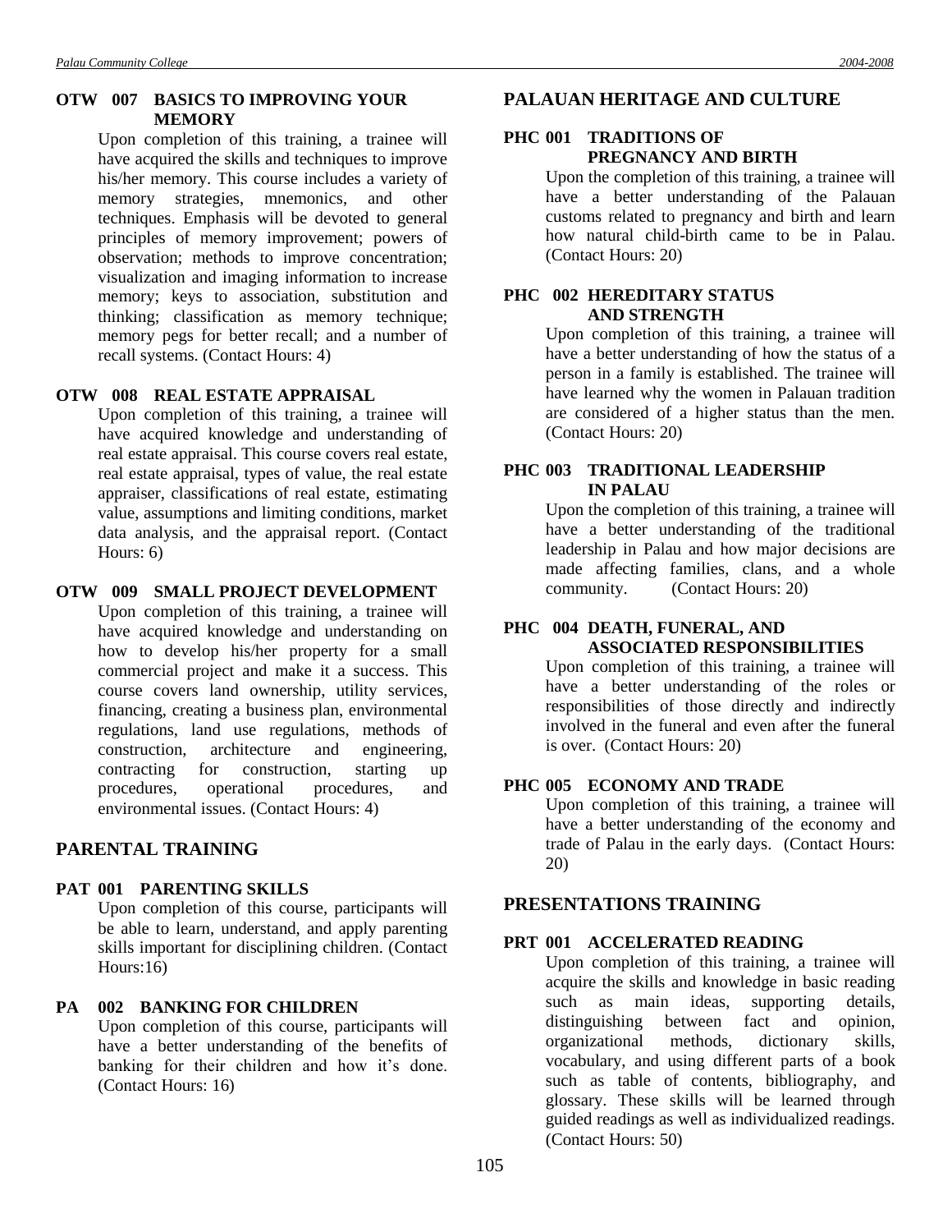#### OTW 007 BASICS TO IMPROVING YOUR MEMORY

Upon completion of this training, a trainee will have acquired the skills and techniques to improve his/her memory. This course includes a variety of memory strategies, mnemonics, and other techniques. Emphasis will be devoted to general principles of memory improvement; powers of observation; methods to improve concentration; visualization and imaging information to increase memory; keys to association, substitution and thinking; classification as memory technique; memory pegs for better recall; and a number of recall systems. (Contact Hours: 4)

#### OTW 008 REAL ESTATE APPRAISAL

Upon completion of this training, a trainee will have acquired knowledge and understanding of real estate appraisal. This course covers real estate, real estate appraisal, types of value, the real estate appraiser, classifications of real estate, estimating value, assumptions and limiting conditions, market data analysis, and the appraisal report. (Contact Hours: 6)

#### OTW 009 SMALL PROJECT DEVELOPMENT

Upon completion of this training, a trainee will have acquired knowledge and understanding on how to develop his/her property for a small commercial project and make it a success. This course covers land ownership, utility services, financing, creating a business plan, environmental regulations, land use regulations, methods of construction, architecture and engineering, contracting for construction, starting up procedures, operational procedures, and environmental issues. (Contact Hours: 4)

## PARENTAL TRAINING

#### PAT 001 PARENTING SKILLS

Upon completion of this course, participants will be able to learn, understand, and apply parenting skills important for disciplining children. (Contact Hours:16)

#### PA 002 BANKING FOR CHILDREN

Upon completion of this course, participants will have a better understanding of the benefits of banking for their children and how it's done. (Contact Hours: 16)

## PALAUAN HERITAGE AND CULTURE

#### PHC 001 TRADITIONS OF PREGNANCY AND BIRTH

Upon the completion of this training, a trainee will have a better understanding of the Palauan customs related to pregnancy and birth and learn how natural child-birth came to be in Palau. (Contact Hours: 20)

#### PHC 002 HEREDITARY STATUS AND STRENGTH

Upon completion of this training, a trainee will have a better understanding of how the status of a person in a family is established. The trainee will have learned why the women in Palauan tradition are considered of a higher status than the men. (Contact Hours: 20)

#### PHC 003 TRADITIONAL LEADERSHIP IN PALAU

Upon the completion of this training, a trainee will have a better understanding of the traditional leadership in Palau and how major decisions are made affecting families, clans, and a whole community. (Contact Hours: 20)

#### PHC 004 DEATH, FUNERAL, AND ASSOCIATED RESPONSIBILITIES

Upon completion of this training, a trainee will have a better understanding of the roles or responsibilities of those directly and indirectly involved in the funeral and even after the funeral is over. (Contact Hours: 20)

#### PHC 005 ECONOMY AND TRADE

Upon completion of this training, a trainee will have a better understanding of the economy and trade of Palau in the early days. (Contact Hours: 20)

## PRESENTATIONS TRAINING

#### PRT 001 ACCELERATED READING

Upon completion of this training, a trainee will acquire the skills and knowledge in basic reading such as main ideas, supporting details, distinguishing between fact and opinion, organizational methods, dictionary skills, vocabulary, and using different parts of a book such as table of contents, bibliography, and glossary. These skills will be learned through guided readings as well as individualized readings. (Contact Hours: 50)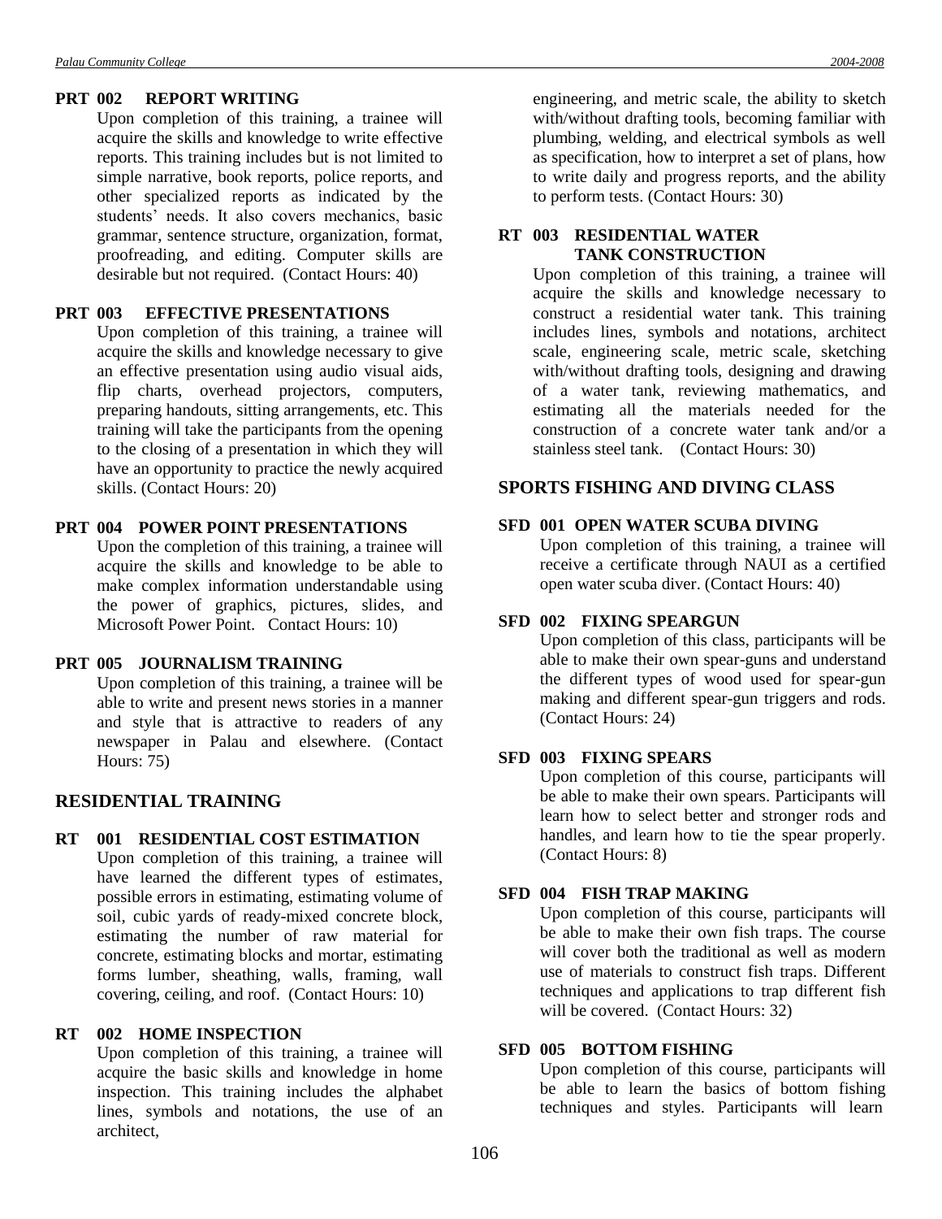**PRT 002 REPORT WRITING**

Upon completion of this training, a trainee will acquire the skills and knowledge to write effective reports. This training includes but is not limited to simple narrative, book reports, police reports, and other specialized reports as indicated by the students' needs. It also covers mechanics, basic grammar, sentence structure, organization, format, proofreading, and editing. Computer skills are desirable but not required. (Contact Hours: 40)

**PRT 003 EFFECTIVE PRESENTATIONS**

Upon completion of this training, a trainee will acquire the skills and knowledge necessary to give an effective presentation using audio visual aids, flip charts, overhead projectors, computers, preparing handouts, sitting arrangements, etc. This training will take the participants from the opening to the closing of a presentation in which they will have an opportunity to practice the newly acquired skills. (Contact Hours: 20)

**PRT 004 POWER POINT PRESENTATIONS**

Upon the completion of this training, a trainee will acquire the skills and knowledge to be able to make complex information understandable using the power of graphics, pictures, slides, and Microsoft Power Point. Contact Hours: 10)

**PRT 005 JOURNALISM TRAINING**

Upon completion of this training, a trainee will be able to write and present news stories in a manner and style that is attractive to readers of any newspaper in Palau and elsewhere. (Contact Hours: 75)

## RESIDENTIAL TRAINING

**RT 001 RESIDENTIAL COST ESTIMATION**

Upon completion of this training, a trainee will have learned the different types of estimates, possible errors in estimating, estimating volume of soil, cubic yards of ready-mixed concrete block, estimating the number of raw material for concrete, estimating blocks and mortar, estimating forms lumber, sheathing, walls, framing, wall covering, ceiling, and roof. (Contact Hours: 10)

**RT 002 HOME INSPECTION**

Upon completion of this training, a trainee will acquire the basic skills and knowledge in home inspection. This training includes the alphabet lines, symbols and notations, the use of an architect, engineering, and metric scale, the ability to sketch with/without drafting tools, becoming familiar with plumbing, welding, and electrical symbols as well as specification, how to interpret a set of plans, how to write daily and progress reports, and the ability to perform tests. (Contact Hours: 30)

**RT 003 RESIDENTIAL WATER TANK CONSTRUCTION**

Upon completion of this training, a trainee will acquire the skills and knowledge necessary to construct a residential water tank. This training includes lines, symbols and notations, architect scale, engineering scale, metric scale, sketching with/without drafting tools, designing and drawing of a water tank, reviewing mathematics, and estimating all the materials needed for the construction of a concrete water tank and/or a stainless steel tank. (Contact Hours: 30)

## SPORTS FISHING AND DIVING CLASS

**SFD 001 OPEN WATER SCUBA DIVING**

Upon completion of this training, a trainee will receive a certificate through NAUI as a certified open water scuba diver. (Contact Hours: 40)

**SFD 002 FIXING SPEARGUN**

Upon completion of this class, participants will be able to make their own spear-guns and understand the different types of wood used for spear-gun making and different spear-gun triggers and rods. (Contact Hours: 24)

**SFD 003 FIXING SPEARS**

Upon completion of this course, participants will be able to make their own spears. Participants will learn how to select better and stronger rods and handles, and learn how to tie the spear properly. (Contact Hours: 8)

**SFD 004 FISH TRAP MAKING**

Upon completion of this course, participants will be able to make their own fish traps. The course will cover both the traditional as well as modern use of materials to construct fish traps. Different techniques and applications to trap different fish will be covered. (Contact Hours: 32)

**SFD 005 BOTTOM FISHING**

Upon completion of this course, participants will be able to learn the basics of bottom fishing techniques and styles. Participants will learn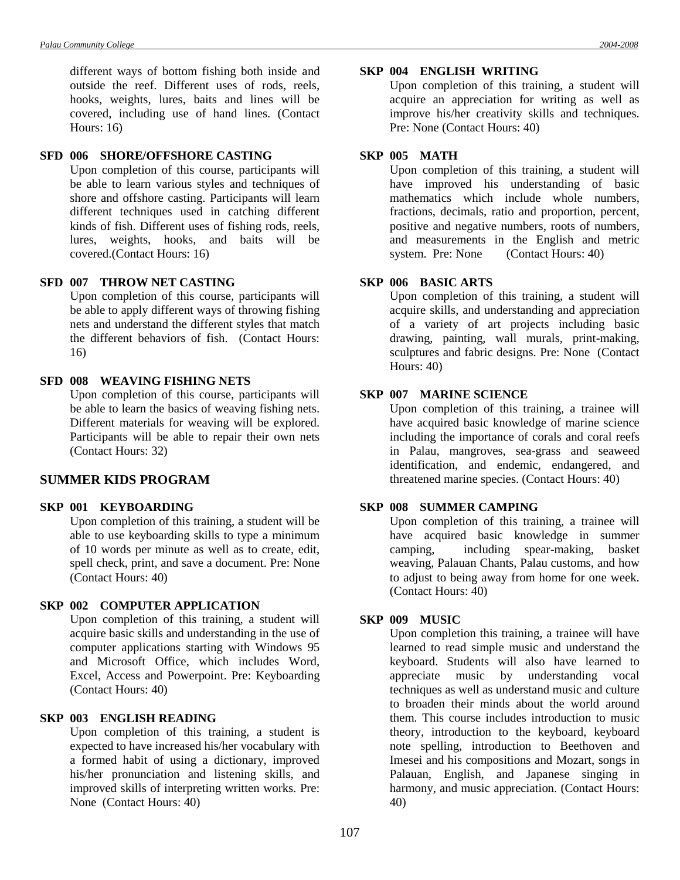different ways of bottom fishing both inside and outside the reef. Different uses of rods, reels, hooks, weights, lures, baits and lines will be covered, including use of hand lines. (Contact Hours: 16)

**SFD 006 SHORE/OFFSHORE CASTING**

Upon completion of this course, participants will be able to learn various styles and techniques of shore and offshore casting. Participants will learn different techniques used in catching different kinds of fish. Different uses of fishing rods, reels, lures, weights, hooks, and baits will be covered.(Contact Hours: 16)

**SFD 007 THROW NET CASTING**

Upon completion of this course, participants will be able to apply different ways of throwing fishing nets and understand the different styles that match the different behaviors of fish. (Contact Hours: 16)

**SFD 008 WEAVING FISHING NETS**

Upon completion of this course, participants will be able to learn the basics of weaving fishing nets. Different materials for weaving will be explored. Participants will be able to repair their own nets (Contact Hours: 32)

## SUMMER KIDS PROGRAM

**SKP 001 KEYBOARDING**

Upon completion of this training, a student will be able to use keyboarding skills to type a minimum of 10 words per minute as well as to create, edit, spell check, print, and save a document. Pre: None (Contact Hours: 40)

**SKP 002 COMPUTER APPLICATION**

Upon completion of this training, a student will acquire basic skills and understanding in the use of computer applications starting with Windows 95 and Microsoft Office, which includes Word, Excel, Access and Powerpoint. Pre: Keyboarding (Contact Hours: 40)

**SKP 003 ENGLISH READING**

Upon completion of this training, a student is expected to have increased his/her vocabulary with a formed habit of using a dictionary, improved his/her pronunciation and listening skills, and improved skills of interpreting written works. Pre: None (Contact Hours: 40)

**SKP 004 ENGLISH WRITING**

Upon completion of this training, a student will acquire an appreciation for writing as well as improve his/her creativity skills and techniques. Pre: None (Contact Hours: 40)

**SKP 005 MATH**

Upon completion of this training, a student will have improved his understanding of basic mathematics which include whole numbers, fractions, decimals, ratio and proportion, percent, positive and negative numbers, roots of numbers, and measurements in the English and metric system. Pre: None (Contact Hours: 40)

**SKP 006 BASIC ARTS**

Upon completion of this training, a student will acquire skills, and understanding and appreciation of a variety of art projects including basic drawing, painting, wall murals, print-making, sculptures and fabric designs. Pre: None (Contact Hours: 40)

**SKP 007 MARINE SCIENCE**

Upon completion of this training, a trainee will have acquired basic knowledge of marine science including the importance of corals and coral reefs in Palau, mangroves, sea-grass and seaweed identification, and endemic, endangered, and threatened marine species. (Contact Hours: 40)

**SKP 008 SUMMER CAMPING**

Upon completion of this training, a trainee will have acquired basic knowledge in summer camping, including spear-making, basket weaving, Palauan Chants, Palau customs, and how to adjust to being away from home for one week. (Contact Hours: 40)

**SKP 009 MUSIC**

Upon completion this training, a trainee will have learned to read simple music and understand the keyboard. Students will also have learned to appreciate music by understanding vocal techniques as well as understand music and culture to broaden their minds about the world around them. This course includes introduction to music theory, introduction to the keyboard, keyboard note spelling, introduction to Beethoven and Imesei and his compositions and Mozart, songs in Palauan, English, and Japanese singing in harmony, and music appreciation. (Contact Hours: 40)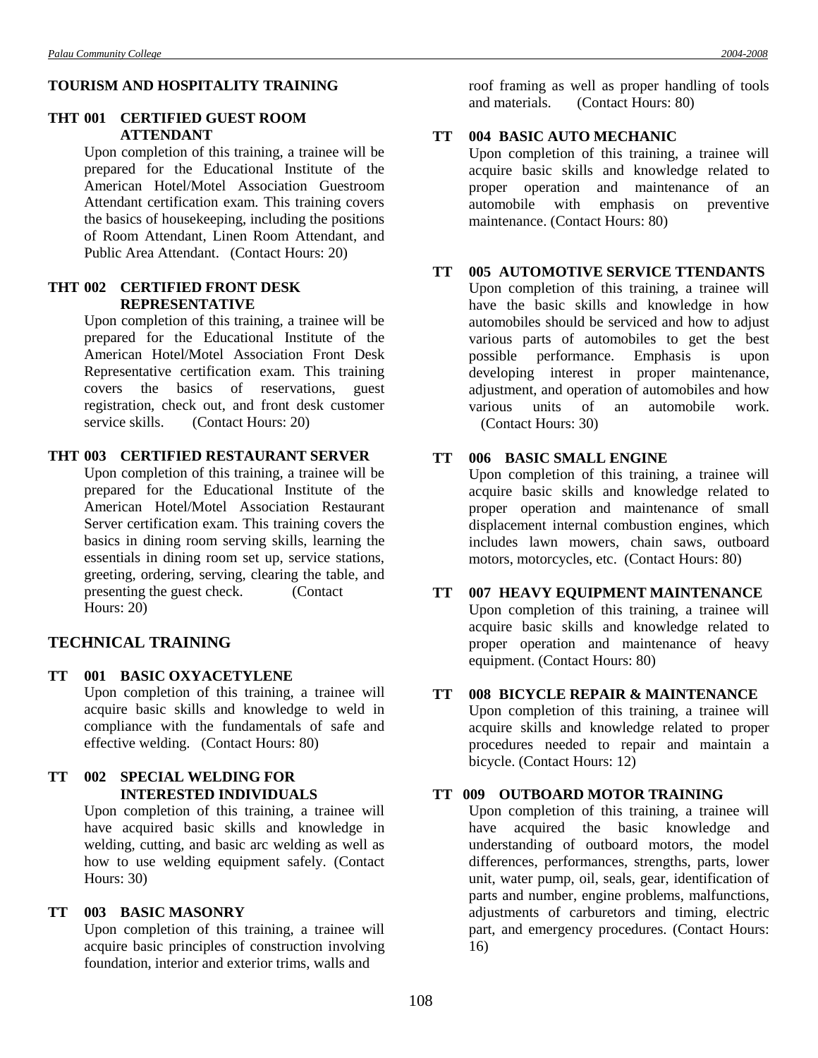## TOURISM AND HOSPITALITY TRAINING

### THT 001 CERTIFIED GUEST ROOM ATTENDANT

Upon completion of this training, a trainee will be prepared for the Educational Institute of the American Hotel/Motel Association Guestroom Attendant certification exam. This training covers the basics of housekeeping, including the positions of Room Attendant, Linen Room Attendant, and Public Area Attendant. (Contact Hours: 20)

### THT 002 CERTIFIED FRONT DESK REPRESENTATIVE

Upon completion of this training, a trainee will be prepared for the Educational Institute of the American Hotel/Motel Association Front Desk Representative certification exam. This training covers the basics of reservations, guest registration, check out, and front desk customer service skills. (Contact Hours: 20)

### THT 003 CERTIFIED RESTAURANT SERVER

Upon completion of this training, a trainee will be prepared for the Educational Institute of the American Hotel/Motel Association Restaurant Server certification exam. This training covers the basics in dining room serving skills, learning the essentials in dining room set up, service stations, greeting, ordering, serving, clearing the table, and presenting the guest check. (Contact Hours: 20)

## TECHNICAL TRAINING

### TT 001 BASIC OXYACETYLENE

Upon completion of this training, a trainee will acquire basic skills and knowledge to weld in compliance with the fundamentals of safe and effective welding. (Contact Hours: 80)

### TT 002 SPECIAL WELDING FOR INTERESTED INDIVIDUALS

Upon completion of this training, a trainee will have acquired basic skills and knowledge in welding, cutting, and basic arc welding as well as how to use welding equipment safely. (Contact Hours: 30)

### TT 003 BASIC MASONRY

Upon completion of this training, a trainee will acquire basic principles of construction involving foundation, interior and exterior trims, walls and roof framing as well as proper handling of tools and materials. (Contact Hours: 80)

### TT 004 BASIC AUTO MECHANIC

Upon completion of this training, a trainee will acquire basic skills and knowledge related to proper operation and maintenance of an automobile with emphasis on preventive maintenance. (Contact Hours: 80)

### TT 005 AUTOMOTIVE SERVICE TTENDANTS

Upon completion of this training, a trainee will have the basic skills and knowledge in how automobiles should be serviced and how to adjust various parts of automobiles to get the best possible performance. Emphasis is upon developing interest in proper maintenance, adjustment, and operation of automobiles and how various units of an automobile work. (Contact Hours: 30)

### TT 006 BASIC SMALL ENGINE

Upon completion of this training, a trainee will acquire basic skills and knowledge related to proper operation and maintenance of small displacement internal combustion engines, which includes lawn mowers, chain saws, outboard motors, motorcycles, etc. (Contact Hours: 80)

### TT 007 HEAVY EQUIPMENT MAINTENANCE

Upon completion of this training, a trainee will acquire basic skills and knowledge related to proper operation and maintenance of heavy equipment. (Contact Hours: 80)

### TT 008 BICYCLE REPAIR & MAINTENANCE

Upon completion of this training, a trainee will acquire skills and knowledge related to proper procedures needed to repair and maintain a bicycle. (Contact Hours: 12)

### TT 009 OUTBOARD MOTOR TRAINING

Upon completion of this training, a trainee will have acquired the basic knowledge and understanding of outboard motors, the model differences, performances, strengths, parts, lower unit, water pump, oil, seals, gear, identification of parts and number, engine problems, malfunctions, adjustments of carburetors and timing, electric part, and emergency procedures. (Contact Hours: 16)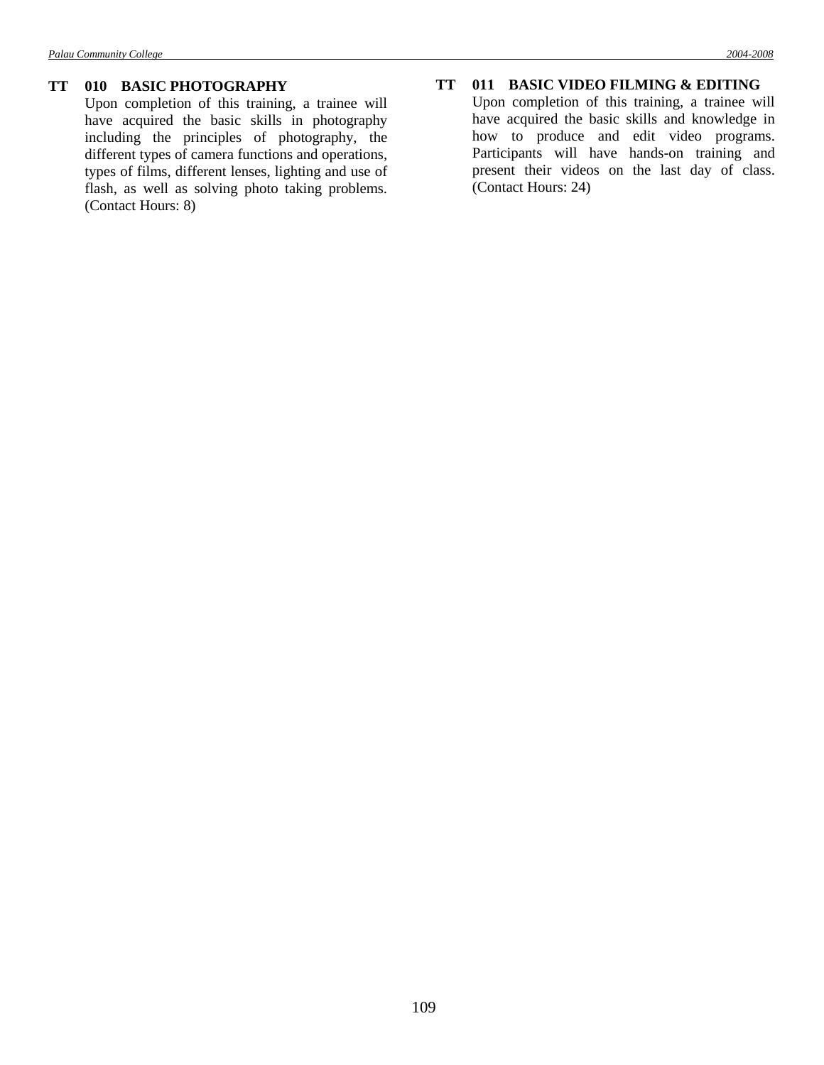**TT 010 BASIC PHOTOGRAPHY**

Upon completion of this training, a trainee will have acquired the basic skills in photography including the principles of photography, the different types of camera functions and operations, types of films, different lenses, lighting and use of flash, as well as solving photo taking problems. (Contact Hours: 8)

**TT 011 BASIC VIDEO FILMING & EDITING**

Upon completion of this training, a trainee will have acquired the basic skills and knowledge in how to produce and edit video programs. Participants will have hands-on training and present their videos on the last day of class. (Contact Hours: 24)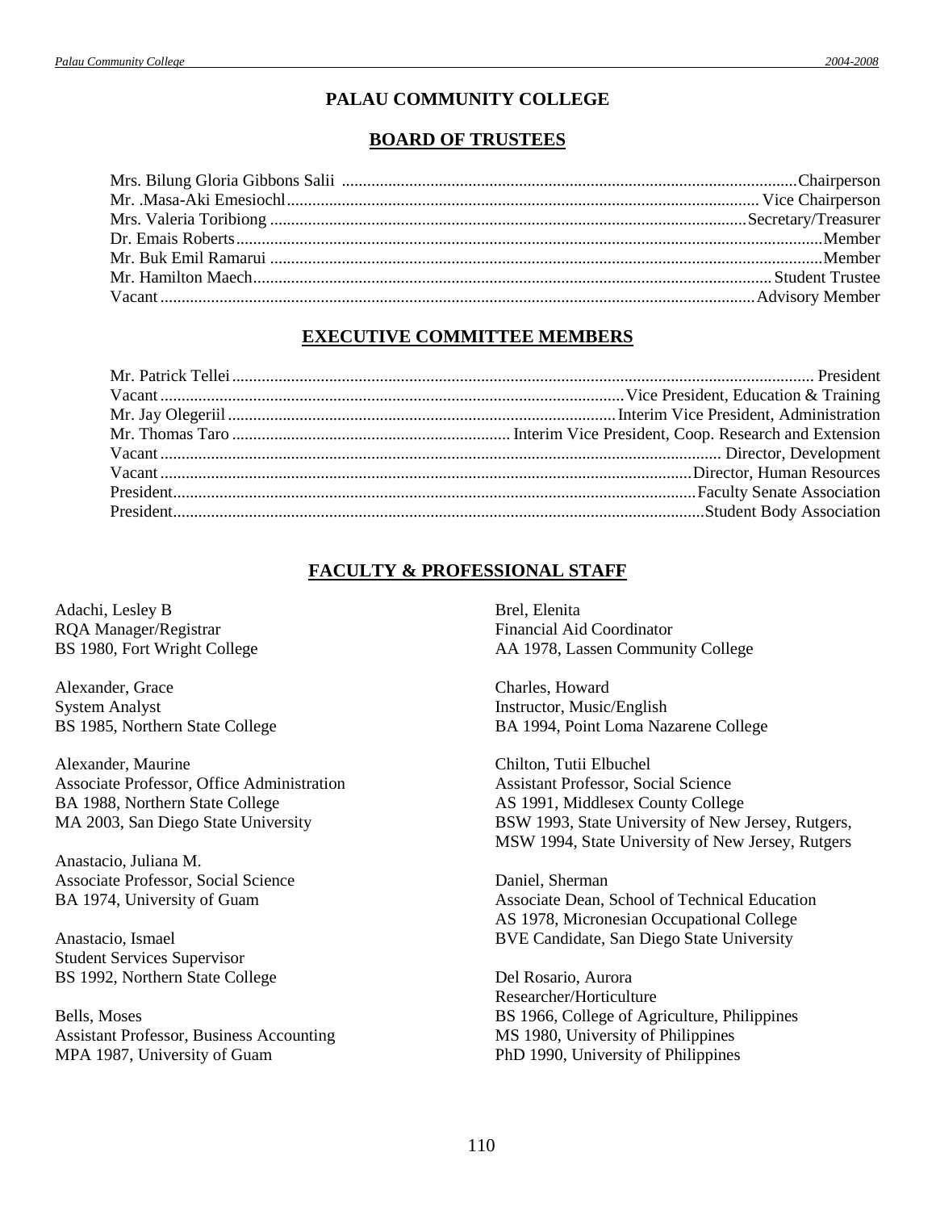# PALAU COMMUNITY COLLEGE

## BOARD OF TRUSTEES

| | |
|---|---|
| Mrs. Bilung Gloria Gibbons Salii | Chairperson |
| Mr. .Masa-Aki Emesiochl | Vice Chairperson |
| Mrs. Valeria Toribiong | Secretary/Treasurer |
| Dr. Emais Roberts | Member |
| Mr. Buk Emil Ramarui | Member |
| Mr. Hamilton Maech | Student Trustee |
| Vacant | Advisory Member |

## EXECUTIVE COMMITTEE MEMBERS

| | |
|---|---|
| Mr. Patrick Tellei | President |
| Vacant | Vice President, Education & Training |
| Mr. Jay Olegeriil | Interim Vice President, Administration |
| Mr. Thomas Taro | Interim Vice President, Coop. Research and Extension |
| Vacant | Director, Development |
| Vacant | Director, Human Resources |
| President | Faculty Senate Association |
| President | Student Body Association |

## FACULTY & PROFESSIONAL STAFF

Adachi, Lesley B
RQA Manager/Registrar
BS 1980, Fort Wright College

Alexander, Grace
System Analyst
BS 1985, Northern State College

Alexander, Maurine
Associate Professor, Office Administration
BA 1988, Northern State College
MA 2003, San Diego State University

Anastacio, Juliana M.
Associate Professor, Social Science
BA 1974, University of Guam

Anastacio, Ismael
Student Services Supervisor
BS 1992, Northern State College

Bells, Moses
Assistant Professor, Business Accounting
MPA 1987, University of Guam

Brel, Elenita
Financial Aid Coordinator
AA 1978, Lassen Community College

Charles, Howard
Instructor, Music/English
BA 1994, Point Loma Nazarene College

Chilton, Tutii Elbuchel
Assistant Professor, Social Science
AS 1991, Middlesex County College
BSW 1993, State University of New Jersey, Rutgers,
MSW 1994, State University of New Jersey, Rutgers

Daniel, Sherman
Associate Dean, School of Technical Education
AS 1978, Micronesian Occupational College
BVE Candidate, San Diego State University

Del Rosario, Aurora
Researcher/Horticulture
BS 1966, College of Agriculture, Philippines
MS 1980, University of Philippines
PhD 1990, University of Philippines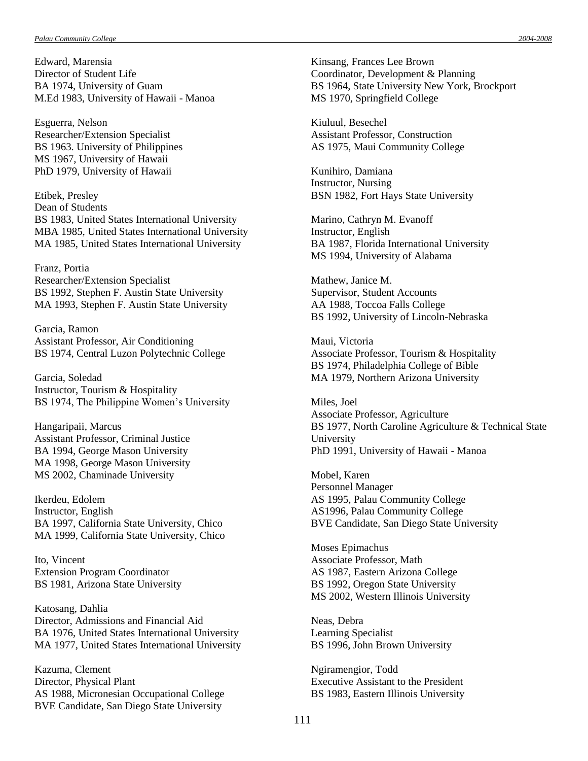Edward, Marensia
Director of Student Life
BA 1974, University of Guam
M.Ed 1983, University of Hawaii - Manoa

Esguerra, Nelson
Researcher/Extension Specialist
BS 1963. University of Philippines
MS 1967, University of Hawaii
PhD 1979, University of Hawaii

Etibek, Presley
Dean of Students
BS 1983, United States International University
MBA 1985, United States International University
MA 1985, United States International University

Franz, Portia
Researcher/Extension Specialist
BS 1992, Stephen F. Austin State University
MA 1993, Stephen F. Austin State University

Garcia, Ramon
Assistant Professor, Air Conditioning
BS 1974, Central Luzon Polytechnic College

Garcia, Soledad
Instructor, Tourism & Hospitality
BS 1974, The Philippine Women's University

Hangaripaii, Marcus
Assistant Professor, Criminal Justice
BA 1994, George Mason University
MA 1998, George Mason University
MS 2002, Chaminade University

Ikerdeu, Edolem
Instructor, English
BA 1997, California State University, Chico
MA 1999, California State University, Chico

Ito, Vincent
Extension Program Coordinator
BS 1981, Arizona State University

Katosang, Dahlia
Director, Admissions and Financial Aid
BA 1976, United States International University
MA 1977, United States International University

Kazuma, Clement
Director, Physical Plant
AS 1988, Micronesian Occupational College
BVE Candidate, San Diego State University

Kinsang, Frances Lee Brown
Coordinator, Development & Planning
BS 1964, State University New York, Brockport
MS 1970, Springfield College

Kiuluul, Besechel
Assistant Professor, Construction
AS 1975, Maui Community College

Kunihiro, Damiana
Instructor, Nursing
BSN 1982, Fort Hays State University

Marino, Cathryn M. Evanoff
Instructor, English
BA 1987, Florida International University
MS 1994, University of Alabama

Mathew, Janice M.
Supervisor, Student Accounts
AA 1988, Toccoa Falls College
BS 1992, University of Lincoln-Nebraska

Maui, Victoria
Associate Professor, Tourism & Hospitality
BS 1974, Philadelphia College of Bible
MA 1979, Northern Arizona University

Miles, Joel
Associate Professor, Agriculture
BS 1977, North Caroline Agriculture & Technical State University
PhD 1991, University of Hawaii - Manoa

Mobel, Karen
Personnel Manager
AS 1995, Palau Community College
AS1996, Palau Community College
BVE Candidate, San Diego State University

Moses Epimachus
Associate Professor, Math
AS 1987, Eastern Arizona College
BS 1992, Oregon State University
MS 2002, Western Illinois University

Neas, Debra
Learning Specialist
BS 1996, John Brown University

Ngiramengior, Todd
Executive Assistant to the President
BS 1983, Eastern Illinois University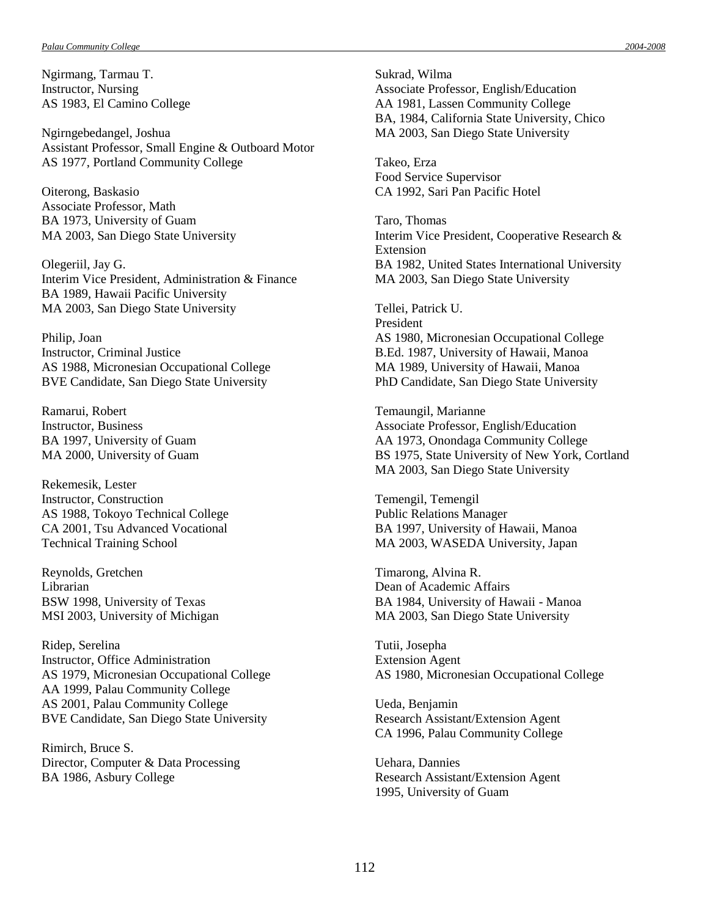Ngirmang, Tarmau T.
Instructor, Nursing
AS 1983, El Camino College

Ngirngebedangel, Joshua
Assistant Professor, Small Engine & Outboard Motor
AS 1977, Portland Community College

Oiterong, Baskasio
Associate Professor, Math
BA 1973, University of Guam
MA 2003, San Diego State University

Olegeriil, Jay G.
Interim Vice President, Administration & Finance
BA 1989, Hawaii Pacific University
MA 2003, San Diego State University

Philip, Joan
Instructor, Criminal Justice
AS 1988, Micronesian Occupational College
BVE Candidate, San Diego State University

Ramarui, Robert
Instructor, Business
BA 1997, University of Guam
MA 2000, University of Guam

Rekemesik, Lester
Instructor, Construction
AS 1988, Tokoyo Technical College
CA 2001, Tsu Advanced Vocational Technical Training School

Reynolds, Gretchen
Librarian
BSW 1998, University of Texas
MSI 2003, University of Michigan

Ridep, Serelina
Instructor, Office Administration
AS 1979, Micronesian Occupational College
AA 1999, Palau Community College
AS 2001, Palau Community College
BVE Candidate, San Diego State University

Rimirch, Bruce S.
Director, Computer & Data Processing
BA 1986, Asbury College

Sukrad, Wilma
Associate Professor, English/Education
AA 1981, Lassen Community College
BA, 1984, California State University, Chico
MA 2003, San Diego State University

Takeo, Erza
Food Service Supervisor
CA 1992, Sari Pan Pacific Hotel

Taro, Thomas
Interim Vice President, Cooperative Research & Extension
BA 1982, United States International University
MA 2003, San Diego State University

Tellei, Patrick U.
President
AS 1980, Micronesian Occupational College
B.Ed. 1987, University of Hawaii, Manoa
MA 1989, University of Hawaii, Manoa
PhD Candidate, San Diego State University

Temaungil, Marianne
Associate Professor, English/Education
AA 1973, Onondaga Community College
BS 1975, State University of New York, Cortland
MA 2003, San Diego State University

Temengil, Temengil
Public Relations Manager
BA 1997, University of Hawaii, Manoa
MA 2003, WASEDA University, Japan

Timarong, Alvina R.
Dean of Academic Affairs
BA 1984, University of Hawaii - Manoa
MA 2003, San Diego State University

Tutii, Josepha
Extension Agent
AS 1980, Micronesian Occupational College

Ueda, Benjamin
Research Assistant/Extension Agent
CA 1996, Palau Community College

Uehara, Dannies
Research Assistant/Extension Agent
1995, University of Guam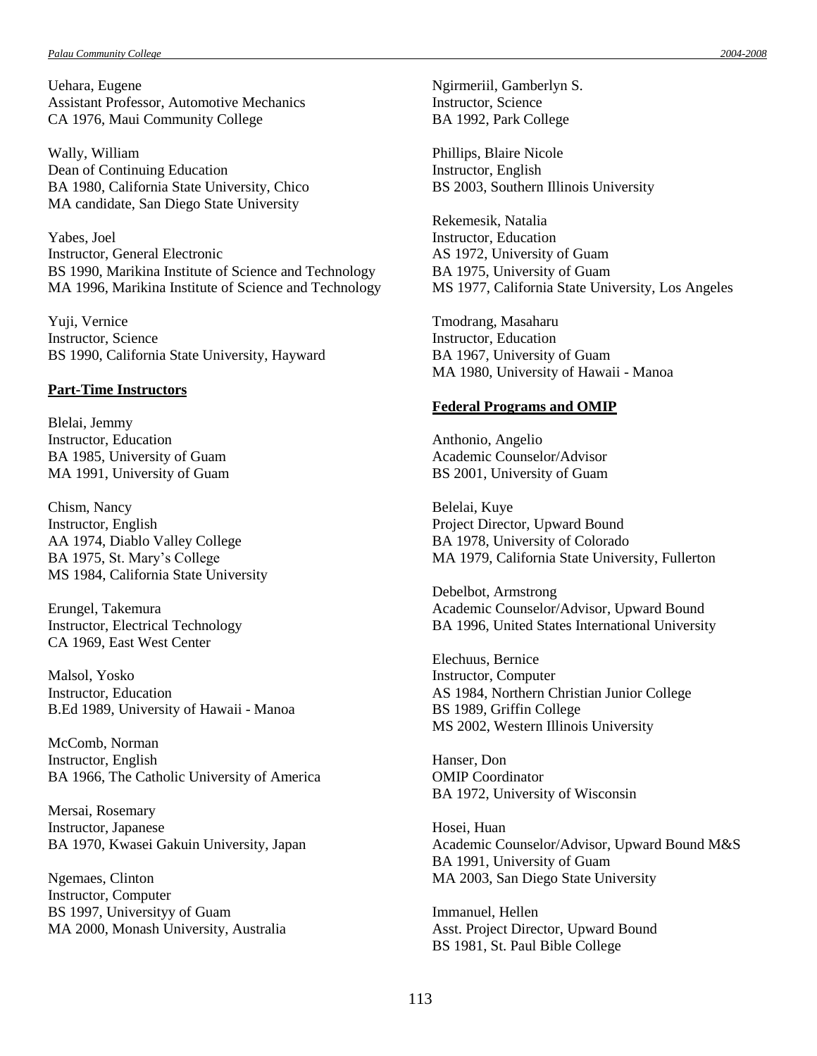Uehara, Eugene
Assistant Professor, Automotive Mechanics
CA 1976, Maui Community College

Wally, William
Dean of Continuing Education
BA 1980, California State University, Chico
MA candidate, San Diego State University

Yabes, Joel
Instructor, General Electronic
BS 1990, Marikina Institute of Science and Technology
MA 1996, Marikina Institute of Science and Technology

Yuji, Vernice
Instructor, Science
BS 1990, California State University, Hayward

**Part-Time Instructors**

Blelai, Jemmy
Instructor, Education
BA 1985, University of Guam
MA 1991, University of Guam

Chism, Nancy
Instructor, English
AA 1974, Diablo Valley College
BA 1975, St. Mary's College
MS 1984, California State University

Erungel, Takemura
Instructor, Electrical Technology
CA 1969, East West Center

Malsol, Yosko
Instructor, Education
B.Ed 1989, University of Hawaii - Manoa

McComb, Norman
Instructor, English
BA 1966, The Catholic University of America

Mersai, Rosemary
Instructor, Japanese
BA 1970, Kwasei Gakuin University, Japan

Ngemaes, Clinton
Instructor, Computer
BS 1997, Universityy of Guam
MA 2000, Monash University, Australia

Ngirmeriil, Gamberlyn S.
Instructor, Science
BA 1992, Park College

Phillips, Blaire Nicole
Instructor, English
BS 2003, Southern Illinois University

Rekemesik, Natalia
Instructor, Education
AS 1972, University of Guam
BA 1975, University of Guam
MS 1977, California State University, Los Angeles

Tmodrang, Masaharu
Instructor, Education
BA 1967, University of Guam
MA 1980, University of Hawaii - Manoa

**Federal Programs and OMIP**

Anthonio, Angelio
Academic Counselor/Advisor
BS 2001, University of Guam

Belelai, Kuye
Project Director, Upward Bound
BA 1978, University of Colorado
MA 1979, California State University, Fullerton

Debelbot, Armstrong
Academic Counselor/Advisor, Upward Bound
BA 1996, United States International University

Elechuus, Bernice
Instructor, Computer
AS 1984, Northern Christian Junior College
BS 1989, Griffin College
MS 2002, Western Illinois University

Hanser, Don
OMIP Coordinator
BA 1972, University of Wisconsin

Hosei, Huan
Academic Counselor/Advisor, Upward Bound M&S
BA 1991, University of Guam
MA 2003, San Diego State University

Immanuel, Hellen
Asst. Project Director, Upward Bound
BS 1981, St. Paul Bible College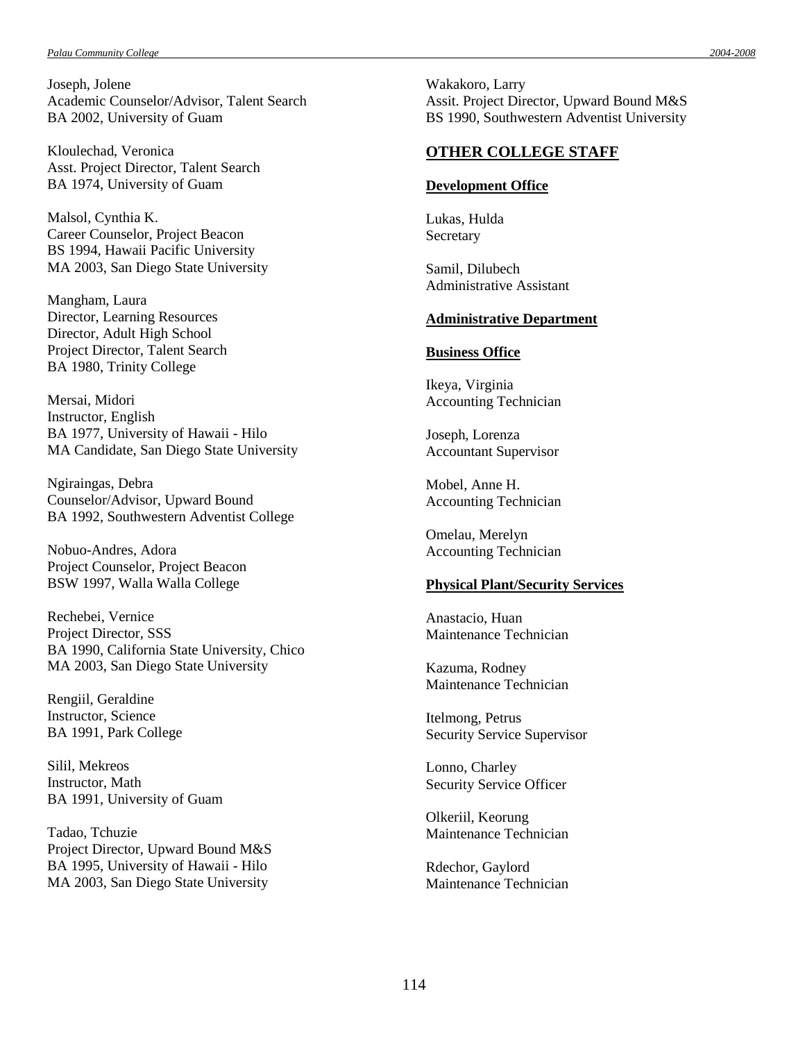Joseph, Jolene
Academic Counselor/Advisor, Talent Search
BA 2002, University of Guam

Kloulechad, Veronica
Asst. Project Director, Talent Search
BA 1974, University of Guam

Malsol, Cynthia K.
Career Counselor, Project Beacon
BS 1994, Hawaii Pacific University
MA 2003, San Diego State University

Mangham, Laura
Director, Learning Resources
Director, Adult High School
Project Director, Talent Search
BA 1980, Trinity College

Mersai, Midori
Instructor, English
BA 1977, University of Hawaii - Hilo
MA Candidate, San Diego State University

Ngiraingas, Debra
Counselor/Advisor, Upward Bound
BA 1992, Southwestern Adventist College

Nobuo-Andres, Adora
Project Counselor, Project Beacon
BSW 1997, Walla Walla College

Rechebei, Vernice
Project Director, SSS
BA 1990, California State University, Chico
MA 2003, San Diego State University

Rengiil, Geraldine
Instructor, Science
BA 1991, Park College

Silil, Mekreos
Instructor, Math
BA 1991, University of Guam

Tadao, Tchuzie
Project Director, Upward Bound M&S
BA 1995, University of Hawaii - Hilo
MA 2003, San Diego State University

Wakakoro, Larry
Assit. Project Director, Upward Bound M&S
BS 1990, Southwestern Adventist University

## OTHER COLLEGE STAFF

### Development Office

Lukas, Hulda
Secretary

Samil, Dilubech
Administrative Assistant

### Administrative Department

### Business Office

Ikeya, Virginia
Accounting Technician

Joseph, Lorenza
Accountant Supervisor

Mobel, Anne H.
Accounting Technician

Omelau, Merelyn
Accounting Technician

### Physical Plant/Security Services

Anastacio, Huan
Maintenance Technician

Kazuma, Rodney
Maintenance Technician

Itelmong, Petrus
Security Service Supervisor

Lonno, Charley
Security Service Officer

Olkeriil, Keorung
Maintenance Technician

Rdechor, Gaylord
Maintenance Technician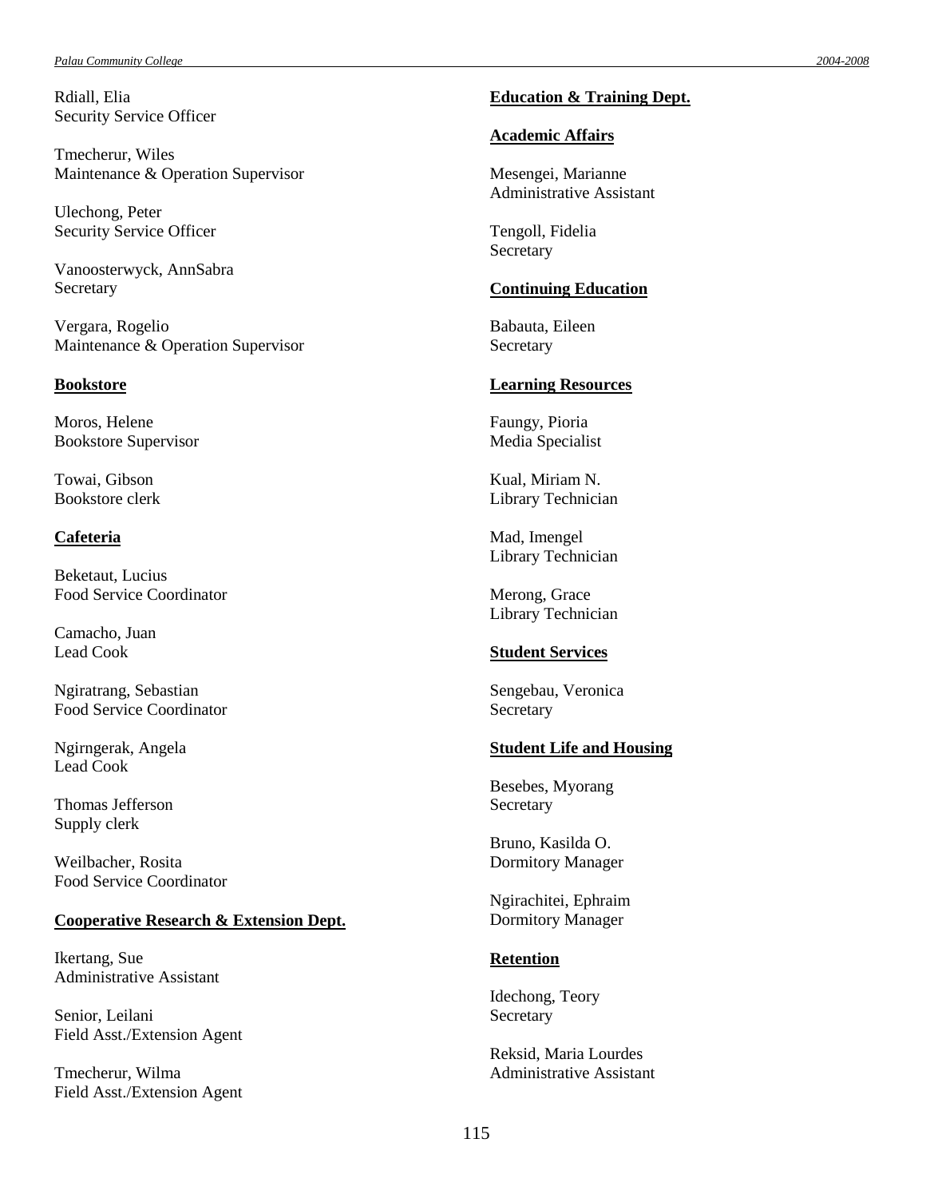Rdiall, Elia
Security Service Officer

Tmecherur, Wiles
Maintenance & Operation Supervisor

Ulechong, Peter
Security Service Officer

Vanoosterwyck, AnnSabra
Secretary

Vergara, Rogelio
Maintenance & Operation Supervisor

**Bookstore**

Moros, Helene
Bookstore Supervisor

Towai, Gibson
Bookstore clerk

**Cafeteria**

Beketaut, Lucius
Food Service Coordinator

Camacho, Juan
Lead Cook

Ngiratrang, Sebastian
Food Service Coordinator

Ngirngerak, Angela
Lead Cook

Thomas Jefferson
Supply clerk

Weilbacher, Rosita
Food Service Coordinator

**Cooperative Research & Extension Dept.**

Ikertang, Sue
Administrative Assistant

Senior, Leilani
Field Asst./Extension Agent

Tmecherur, Wilma
Field Asst./Extension Agent

**Education & Training Dept.**

**Academic Affairs**

Mesengei, Marianne
Administrative Assistant

Tengoll, Fidelia
Secretary

**Continuing Education**

Babauta, Eileen
Secretary

**Learning Resources**

Faungy, Pioria
Media Specialist

Kual, Miriam N.
Library Technician

Mad, Imengel
Library Technician

Merong, Grace
Library Technician

**Student Services**

Sengebau, Veronica
Secretary

**Student Life and Housing**

Besebes, Myorang
Secretary

Bruno, Kasilda O.
Dormitory Manager

Ngirachitei, Ephraim
Dormitory Manager

**Retention**

Idechong, Teory
Secretary

Reksid, Maria Lourdes
Administrative Assistant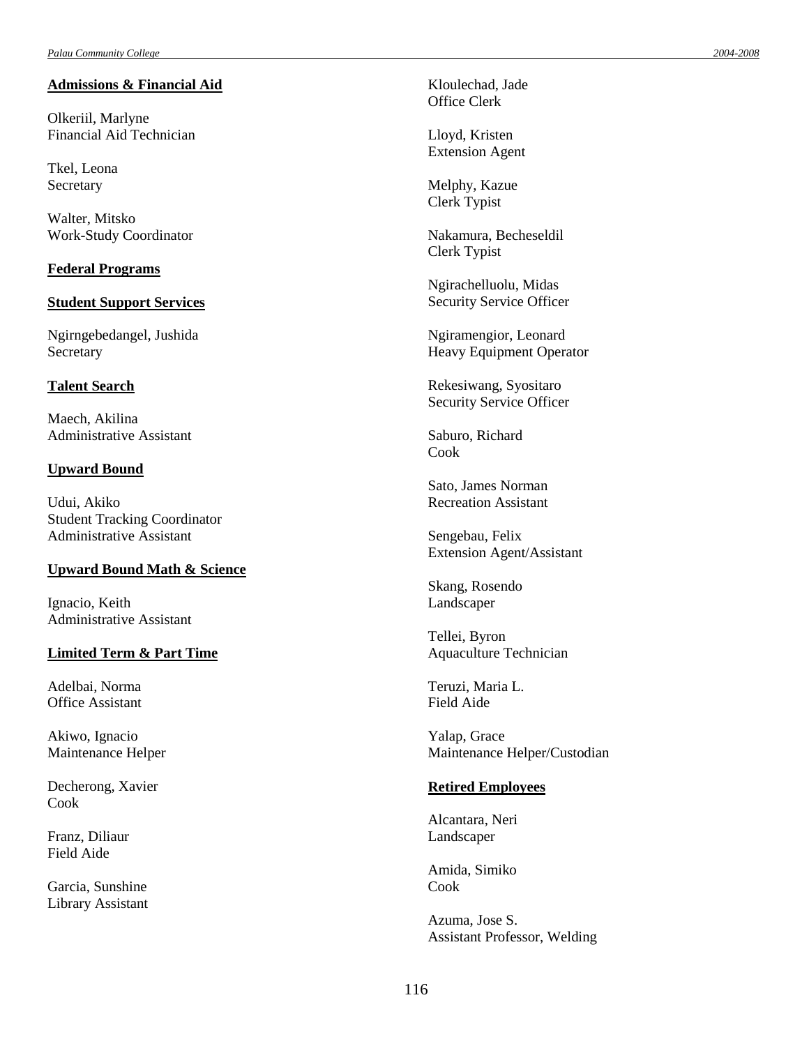**Admissions & Financial Aid**

Olkeriil, Marlyne
Financial Aid Technician

Tkel, Leona
Secretary

Walter, Mitsko
Work-Study Coordinator

**Federal Programs**

**Student Support Services**

Ngirngebedangel, Jushida
Secretary

**Talent Search**

Maech, Akilina
Administrative Assistant

**Upward Bound**

Udui, Akiko
Student Tracking Coordinator
Administrative Assistant

**Upward Bound Math & Science**

Ignacio, Keith
Administrative Assistant

**Limited Term & Part Time**

Adelbai, Norma
Office Assistant

Akiwo, Ignacio
Maintenance Helper

Decherong, Xavier
Cook

Franz, Diliaur
Field Aide

Garcia, Sunshine
Library Assistant

Kloulechad, Jade
Office Clerk

Lloyd, Kristen
Extension Agent

Melphy, Kazue
Clerk Typist

Nakamura, Becheseldil
Clerk Typist

Ngirachelluolu, Midas
Security Service Officer

Ngiramengior, Leonard
Heavy Equipment Operator

Rekesiwang, Syositaro
Security Service Officer

Saburo, Richard
Cook

Sato, James Norman
Recreation Assistant

Sengebau, Felix
Extension Agent/Assistant

Skang, Rosendo
Landscaper

Tellei, Byron
Aquaculture Technician

Teruzi, Maria L.
Field Aide

Yalap, Grace
Maintenance Helper/Custodian

**Retired Employees**

Alcantara, Neri
Landscaper

Amida, Simiko
Cook

Azuma, Jose S.
Assistant Professor, Welding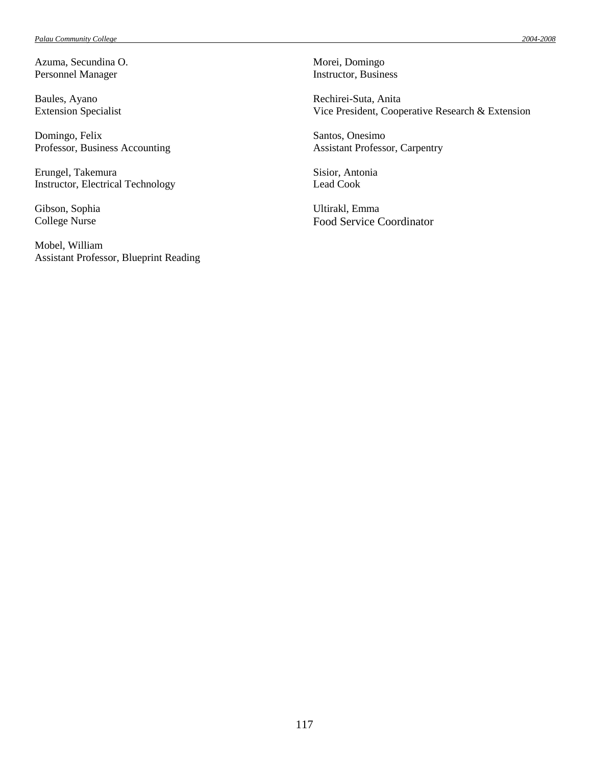Azuma, Secundina O.
Personnel Manager

Baules, Ayano
Extension Specialist

Domingo, Felix
Professor, Business Accounting

Erungel, Takemura
Instructor, Electrical Technology

Gibson, Sophia
College Nurse

Mobel, William
Assistant Professor, Blueprint Reading

Morei, Domingo
Instructor, Business

Rechirei-Suta, Anita
Vice President, Cooperative Research & Extension

Santos, Onesimo
Assistant Professor, Carpentry

Sisior, Antonia
Lead Cook

Ultirakl, Emma
Food Service Coordinator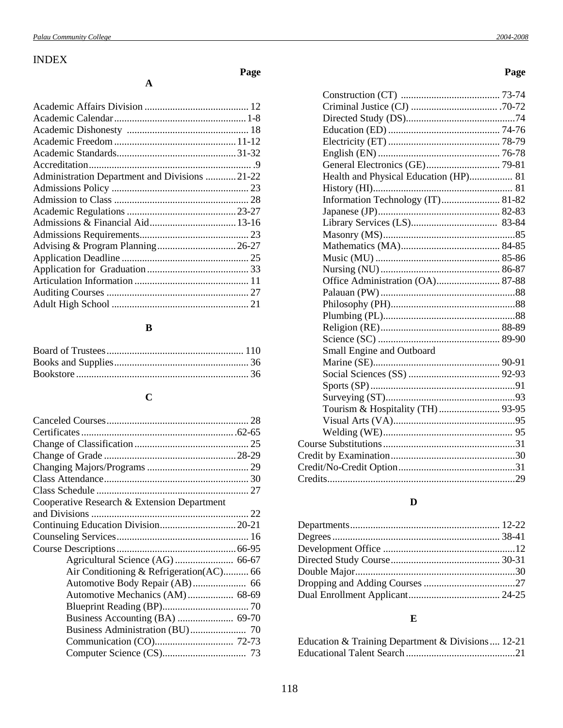# INDEX

**Page**

## A

Academic Affairs Division ......................................... 12
Academic Calendar .................................................... 1-8
Academic Dishonesty ............................................... 18
Academic Freedom ................................................ 11-12
Academic Standards............................................... 31-32
Accreditation................................................................ .9
Administration Department and Divisions ............ 21-22
Admissions Policy ...................................................... 23
Admission to Class ..................................................... 28
Academic Regulations ........................................... 23-27
Admissions & Financial Aid.................................. 13-16
Admissions Requirements........................................... 23
Advising & Program Planning............................... 26-27
Application Deadline .................................................. 25
Application for Graduation ........................................ 33
Articulation Information ............................................. 11
Auditing Courses ........................................................ 27
Adult High School ...................................................... 21

## B

Board of Trustees...................................................... 110
Books and Supplies..................................................... 36
Bookstore ................................................................... 36

## C

Canceled Courses........................................................ 28
Certificates ............................................................. .62-65
Change of Classification ............................................. 25
Change of Grade .................................................... 28-29
Changing Majors/Programs ........................................ 29
Class Attendance......................................................... 30
Class Schedule ............................................................ 27
Cooperative Research & Extension Department and Divisions .............................................................. 22
Continuing Education Division.............................. 20-21
Counseling Services.................................................... 16
Course Descriptions............................................... 66-95
- Agricultural Science (AG) ....................... 66-67
- Air Conditioning & Refrigeration(AC).......... 66
- Automotive Body Repair (AB) ..................... 66
- Automotive Mechanics (AM) .................. 68-69
- Blueprint Reading (BP).................................. 70
- Business Accounting (BA) ...................... 69-70
- Business Administration (BU)...................... 70
- Communication (CO)............................... 72-73
- Computer Science (CS)................................. 73
- Construction (CT) ....................................... 73-74
- Criminal Justice (CJ) .................................. .70-72
- Directed Study (DS)...........................................74
- Education (ED) ............................................ 74-76
- Electricity (ET) ............................................ 78-79
- English (EN) ................................................ 76-78
- General Electronics (GE)............................. 79-81
- Health and Physical Education (HP)................. 81
- History (HI)....................................................... 81
- Information Technology (IT)....................... 81-82
- Japanese (JP)................................................ 82-83
- Library Services (LS).................................. 83-84
- Masonry (MS)....................................................85
- Mathematics (MA)....................................... 84-85
- Music (MU) ................................................. 85-86
- Nursing (NU)............................................... 86-87
- Office Administration (OA)......................... 87-88
- Palauan (PW).....................................................88
- Philosophy (PH)................................................88
- Plumbing (PL)....................................................88
- Religion (RE)............................................... 88-89
- Science (SC) ................................................ 89-90
- Small Engine and Outboard Marine (SE)................................................. 90-91
- Social Sciences (SS) .................................... 92-93
- Sports (SP).........................................................91
- Surveying (ST)...................................................93
- Tourism & Hospitality (TH) ........................ 93-95
- Visual Arts (VA)................................................95
- Welding (WE)................................................... 95

Course Substitutions....................................................31
Credit by Examination.................................................30
Credit/No-Credit Option..............................................31
Credits.........................................................................29

## D

Departments.......................................................... 12-22
Degrees ................................................................. 38-41
Development Office ....................................................12
Directed Study Course........................................... 30-31
Double Major...............................................................30
Dropping and Adding Courses ....................................27
Dual Enrollment Applicant.................................... 24-25

## E

Education & Training Department & Divisions.... 12-21
Educational Talent Search...........................................21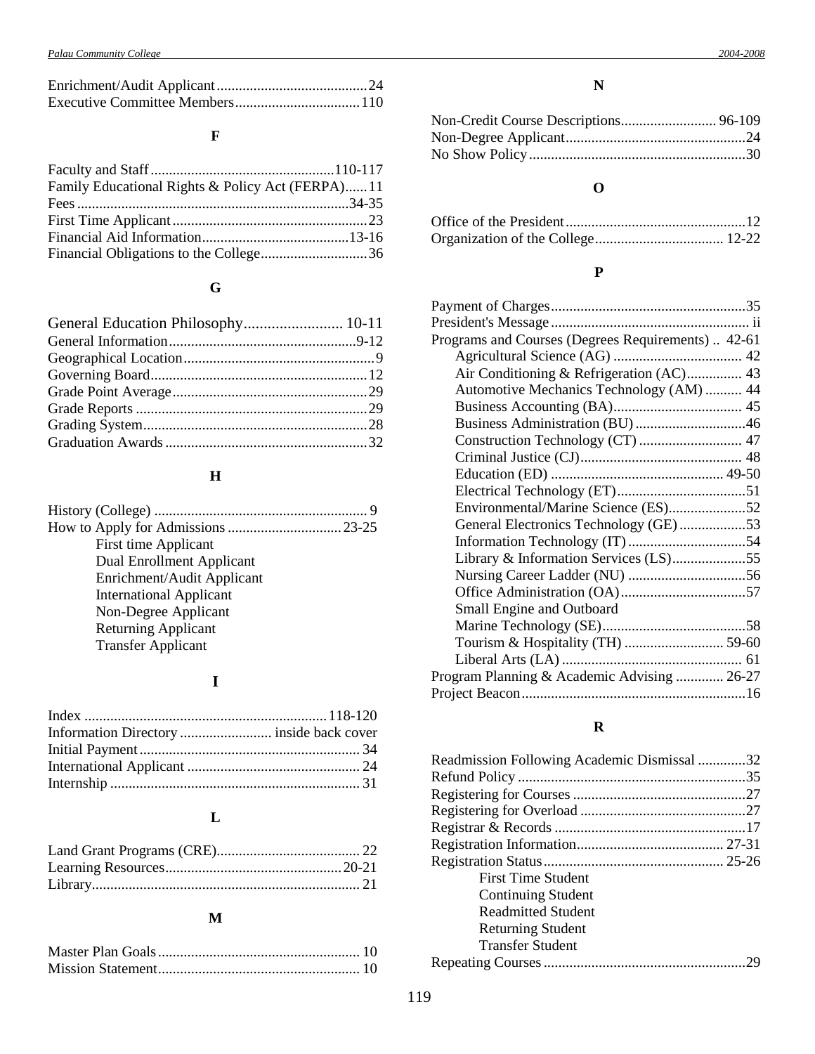Enrichment/Audit Applicant .......................................... 24
Executive Committee Members .................................. 110

### F

Faculty and Staff .................................................. 110-117
Family Educational Rights & Policy Act (FERPA) ...... 11
Fees .......................................................................... 34-35
First Time Applicant .................................................. 23
Financial Aid Information ......................................... 13-16
Financial Obligations to the College ............................ 36

### G

General Education Philosophy ......................... 10-11
General Information .................................................. 9-12
Geographical Location ................................................... 9
Governing Board .......................................................... 12
Grade Point Average .................................................... 29
Grade Reports .............................................................. 29
Grading System ............................................................ 28
Graduation Awards ...................................................... 32

### H

History (College) .......................................................... 9
How to Apply for Admissions .............................. 23-25
- First time Applicant
- Dual Enrollment Applicant
- Enrichment/Audit Applicant
- International Applicant
- Non-Degree Applicant
- Returning Applicant
- Transfer Applicant

### I

Index .................................................................. 118-120
Information Directory ......................... inside back cover
Initial Payment ............................................................ 34
International Applicant ............................................... 24
Internship .................................................................... 31

### L

Land Grant Programs (CRE) ....................................... 22
Learning Resources ................................................ 20-21
Library ......................................................................... 21

### M

Master Plan Goals ....................................................... 10
Mission Statement ....................................................... 10

### N

Non-Credit Course Descriptions .......................... 96-109
Non-Degree Applicant ................................................. 24
No Show Policy ........................................................... 30

### O

Office of the President ................................................. 12
Organization of the College ................................... 12-22

### P

Payment of Charges ..................................................... 35
President's Message ...................................................... ii
Programs and Courses (Degrees Requirements) .. 42-61
- Agricultural Science (AG) ................................... 42
- Air Conditioning & Refrigeration (AC) ............... 43
- Automotive Mechanics Technology (AM) .......... 44
- Business Accounting (BA) ................................... 45
- Business Administration (BU) .............................. 46
- Construction Technology (CT) ............................ 47
- Criminal Justice (CJ) ............................................ 48
- Education (ED) ............................................... 49-50
- Electrical Technology (ET) ................................... 51
- Environmental/Marine Science (ES) ..................... 52
- General Electronics Technology (GE) .................. 53
- Information Technology (IT) ................................ 54
- Library & Information Services (LS) .................... 55
- Nursing Career Ladder (NU) ................................ 56
- Office Administration (OA) .................................. 57
- Small Engine and Outboard Marine Technology (SE) ....................................... 58
- Tourism & Hospitality (TH) ........................... 59-60
- Liberal Arts (LA) ................................................. 61

Program Planning & Academic Advising ............. 26-27
Project Beacon ............................................................. 16

### R

Readmission Following Academic Dismissal ............. 32
Refund Policy .............................................................. 35
Registering for Courses ............................................... 27
Registering for Overload ............................................. 27
Registrar & Records .................................................... 17
Registration Information ........................................ 27-31
Registration Status ................................................. 25-26
- First Time Student
- Continuing Student
- Readmitted Student
- Returning Student
- Transfer Student

Repeating Courses ....................................................... 29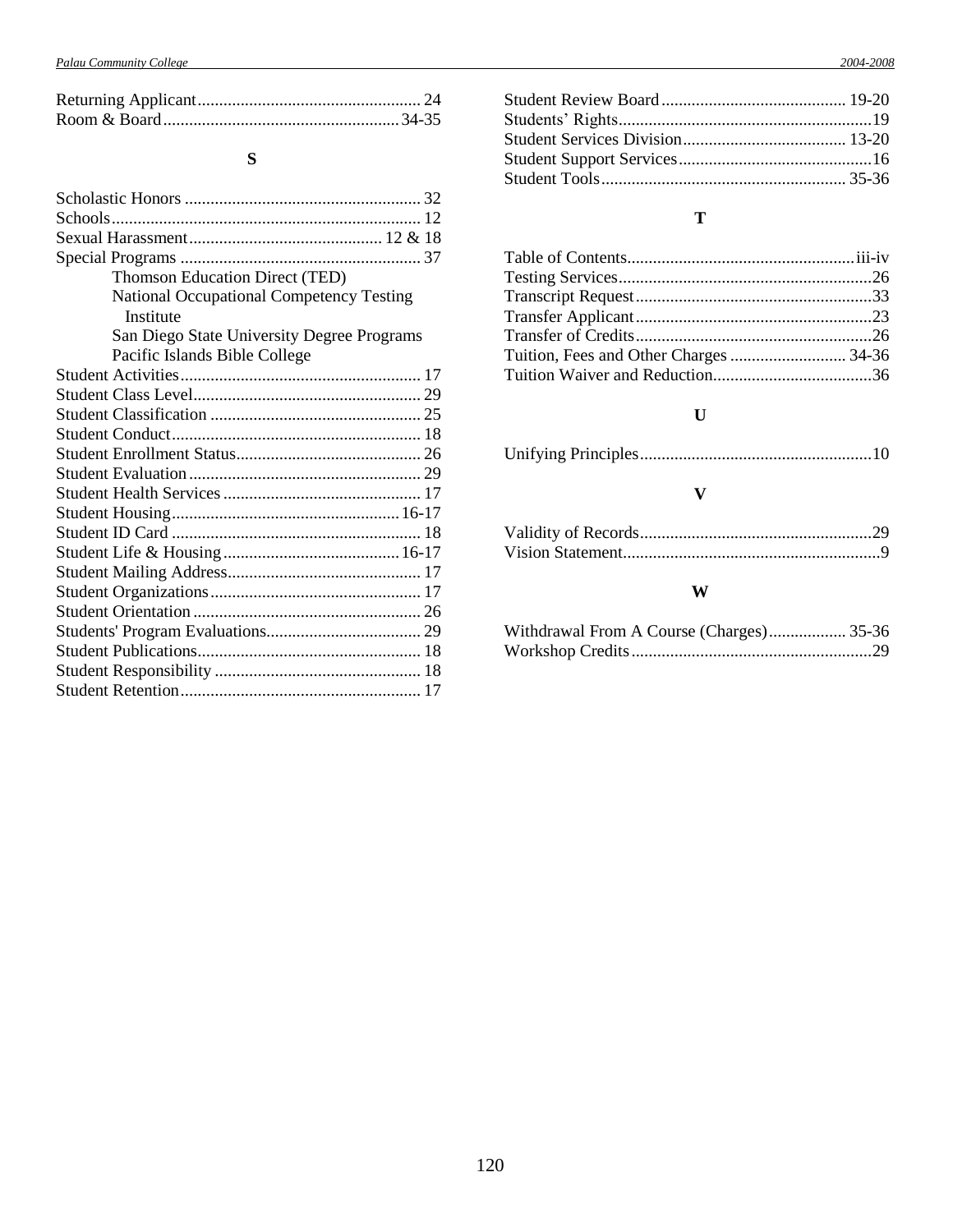Returning Applicant.................................................... 24
Room & Board....................................................... 34-35

### S

Scholastic Honors ....................................................... 32
Schools........................................................................ 12
Sexual Harassment............................................. 12 & 18
Special Programs ........................................................ 37
- Thomson Education Direct (TED)
- National Occupational Competency Testing Institute
- San Diego State University Degree Programs
- Pacific Islands Bible College

Student Activities........................................................ 17
Student Class Level..................................................... 29
Student Classification ................................................. 25
Student Conduct.......................................................... 18
Student Enrollment Status........................................... 26
Student Evaluation...................................................... 29
Student Health Services .............................................. 17
Student Housing..................................................... 16-17
Student ID Card .......................................................... 18
Student Life & Housing......................................... 16-17
Student Mailing Address............................................. 17
Student Organizations................................................. 17
Student Orientation ..................................................... 26
Students' Program Evaluations.................................... 29
Student Publications.................................................... 18
Student Responsibility ................................................ 18
Student Retention........................................................ 17
Student Review Board ........................................... 19-20
Students' Rights........................................................... 19
Student Services Division...................................... 13-20
Student Support Services............................................. 16
Student Tools......................................................... 35-36

### T

Table of Contents..................................................... iii-iv
Testing Services........................................................... 26
Transcript Request....................................................... 33
Transfer Applicant....................................................... 23
Transfer of Credits....................................................... 26
Tuition, Fees and Other Charges ........................... 34-36
Tuition Waiver and Reduction..................................... 36

### U

Unifying Principles...................................................... 10

### V

Validity of Records...................................................... 29
Vision Statement............................................................ 9

### W

Withdrawal From A Course (Charges).................. 35-36
Workshop Credits........................................................ 29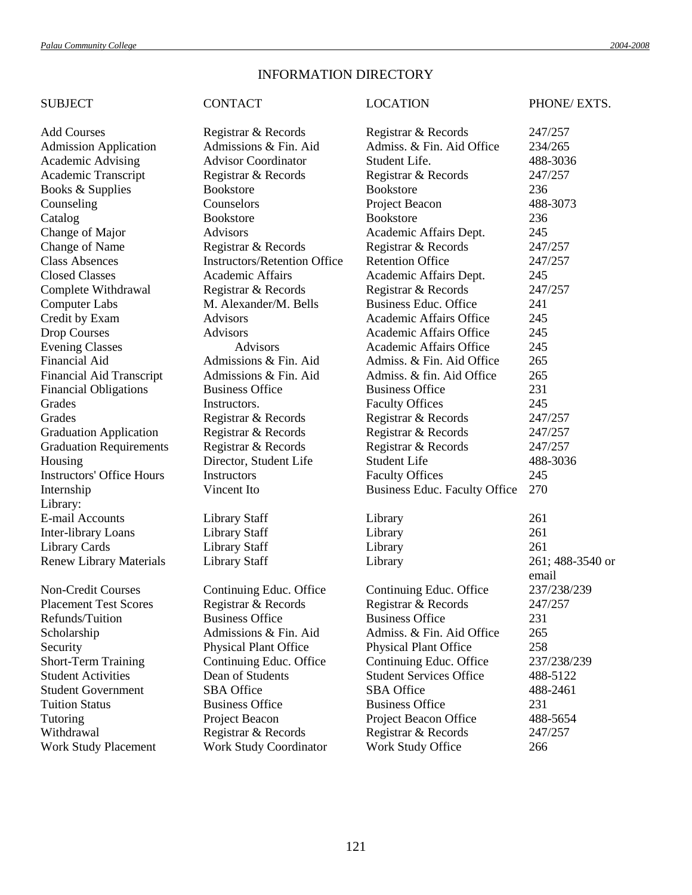# INFORMATION DIRECTORY

| SUBJECT | CONTACT | LOCATION | PHONE/ EXTS. |
|---|---|---|---|
| Add Courses | Registrar & Records | Registrar & Records | 247/257 |
| Admission Application | Admissions & Fin. Aid | Admiss. & Fin. Aid Office | 234/265 |
| Academic Advising | Advisor Coordinator | Student Life. | 488-3036 |
| Academic Transcript | Registrar & Records | Registrar & Records | 247/257 |
| Books & Supplies | Bookstore | Bookstore | 236 |
| Counseling | Counselors | Project Beacon | 488-3073 |
| Catalog | Bookstore | Bookstore | 236 |
| Change of Major | Advisors | Academic Affairs Dept. | 245 |
| Change of Name | Registrar & Records | Registrar & Records | 247/257 |
| Class Absences | Instructors/Retention Office | Retention Office | 247/257 |
| Closed Classes | Academic Affairs | Academic Affairs Dept. | 245 |
| Complete Withdrawal | Registrar & Records | Registrar & Records | 247/257 |
| Computer Labs | M. Alexander/M. Bells | Business Educ. Office | 241 |
| Credit by Exam | Advisors | Academic Affairs Office | 245 |
| Drop Courses | Advisors | Academic Affairs Office | 245 |
| Evening Classes | Advisors | Academic Affairs Office | 245 |
| Financial Aid | Admissions & Fin. Aid | Admiss. & Fin. Aid Office | 265 |
| Financial Aid Transcript | Admissions & Fin. Aid | Admiss. & fin. Aid Office | 265 |
| Financial Obligations | Business Office | Business Office | 231 |
| Grades | Instructors. | Faculty Offices | 245 |
| Grades | Registrar & Records | Registrar & Records | 247/257 |
| Graduation Application | Registrar & Records | Registrar & Records | 247/257 |
| Graduation Requirements | Registrar & Records | Registrar & Records | 247/257 |
| Housing | Director, Student Life | Student Life | 488-3036 |
| Instructors' Office Hours | Instructors | Faculty Offices | 245 |
| Internship | Vincent Ito | Business Educ. Faculty Office | 270 |
| Library: | | | |
| E-mail Accounts | Library Staff | Library | 261 |
| Inter-library Loans | Library Staff | Library | 261 |
| Library Cards | Library Staff | Library | 261 |
| Renew Library Materials | Library Staff | Library | 261; 488-3540 or email |
| Non-Credit Courses | Continuing Educ. Office | Continuing Educ. Office | 237/238/239 |
| Placement Test Scores | Registrar & Records | Registrar & Records | 247/257 |
| Refunds/Tuition | Business Office | Business Office | 231 |
| Scholarship | Admissions & Fin. Aid | Admiss. & Fin. Aid Office | 265 |
| Security | Physical Plant Office | Physical Plant Office | 258 |
| Short-Term Training | Continuing Educ. Office | Continuing Educ. Office | 237/238/239 |
| Student Activities | Dean of Students | Student Services Office | 488-5122 |
| Student Government | SBA Office | SBA Office | 488-2461 |
| Tuition Status | Business Office | Business Office | 231 |
| Tutoring | Project Beacon | Project Beacon Office | 488-5654 |
| Withdrawal | Registrar & Records | Registrar & Records | 247/257 |
| Work Study Placement | Work Study Coordinator | Work Study Office | 266 |